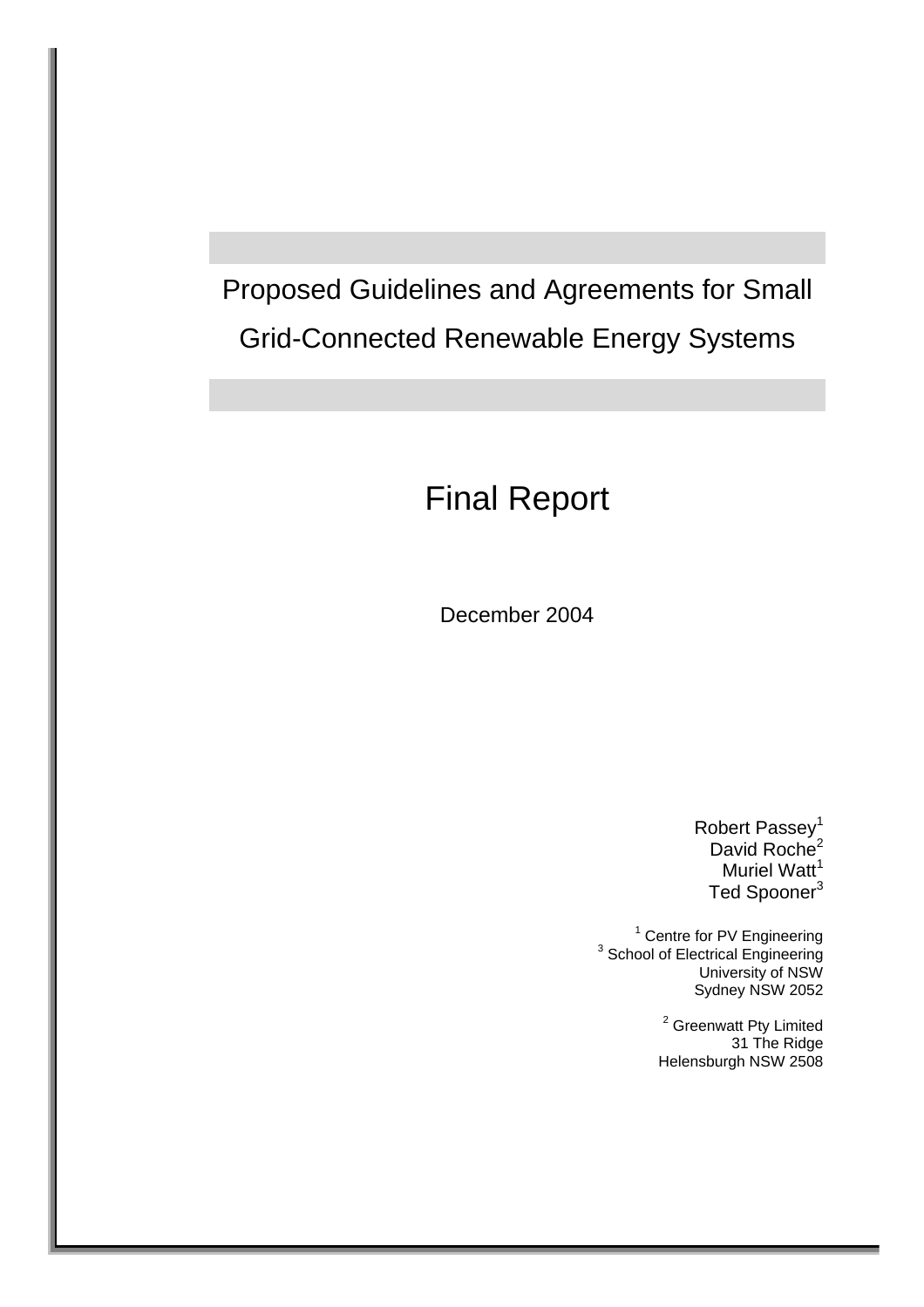# Proposed Guidelines and Agreements for Small Grid-Connected Renewable Energy Systems

## Final Report

December 2004

Robert Passey[1]
David Roche[2]
Muriel Watt[1]
Ted Spooner[3]

[1] Centre for PV Engineering
[3] School of Electrical Engineering
University of NSW
Sydney NSW 2052

[2] Greenwatt Pty Limited
31 The Ridge
Helensburgh NSW 2508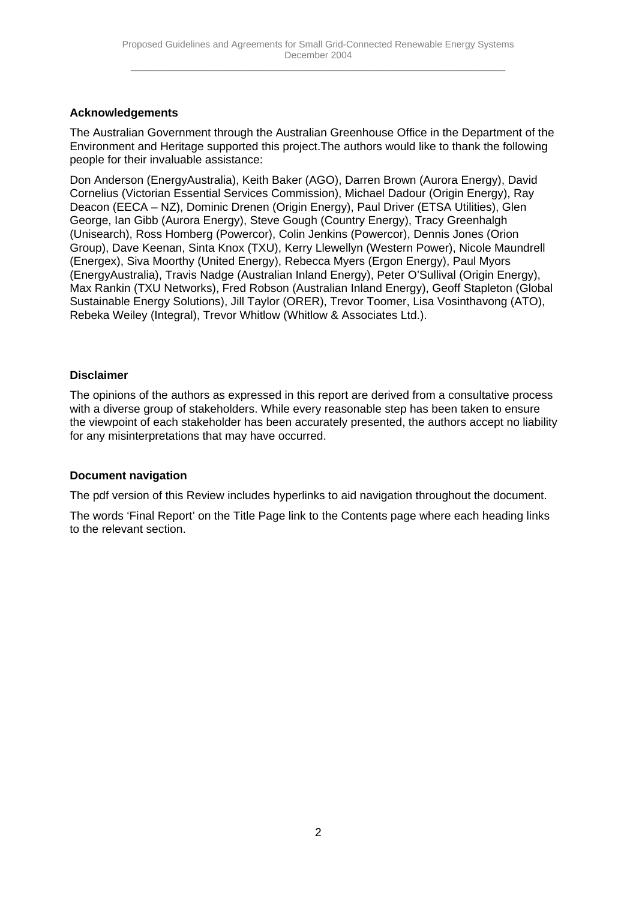### Acknowledgements

The Australian Government through the Australian Greenhouse Office in the Department of the Environment and Heritage supported this project.The authors would like to thank the following people for their invaluable assistance:

Don Anderson (EnergyAustralia), Keith Baker (AGO), Darren Brown (Aurora Energy), David Cornelius (Victorian Essential Services Commission), Michael Dadour (Origin Energy), Ray Deacon (EECA – NZ), Dominic Drenen (Origin Energy), Paul Driver (ETSA Utilities), Glen George, Ian Gibb (Aurora Energy), Steve Gough (Country Energy), Tracy Greenhalgh (Unisearch), Ross Homberg (Powercor), Colin Jenkins (Powercor), Dennis Jones (Orion Group), Dave Keenan, Sinta Knox (TXU), Kerry Llewellyn (Western Power), Nicole Maundrell (Energex), Siva Moorthy (United Energy), Rebecca Myers (Ergon Energy), Paul Myors (EnergyAustralia), Travis Nadge (Australian Inland Energy), Peter O'Sullival (Origin Energy), Max Rankin (TXU Networks), Fred Robson (Australian Inland Energy), Geoff Stapleton (Global Sustainable Energy Solutions), Jill Taylor (ORER), Trevor Toomer, Lisa Vosinthavong (ATO), Rebeka Weiley (Integral), Trevor Whitlow (Whitlow & Associates Ltd.).

### Disclaimer

The opinions of the authors as expressed in this report are derived from a consultative process with a diverse group of stakeholders. While every reasonable step has been taken to ensure the viewpoint of each stakeholder has been accurately presented, the authors accept no liability for any misinterpretations that may have occurred.

### Document navigation

The pdf version of this Review includes hyperlinks to aid navigation throughout the document.

The words 'Final Report' on the Title Page link to the Contents page where each heading links to the relevant section.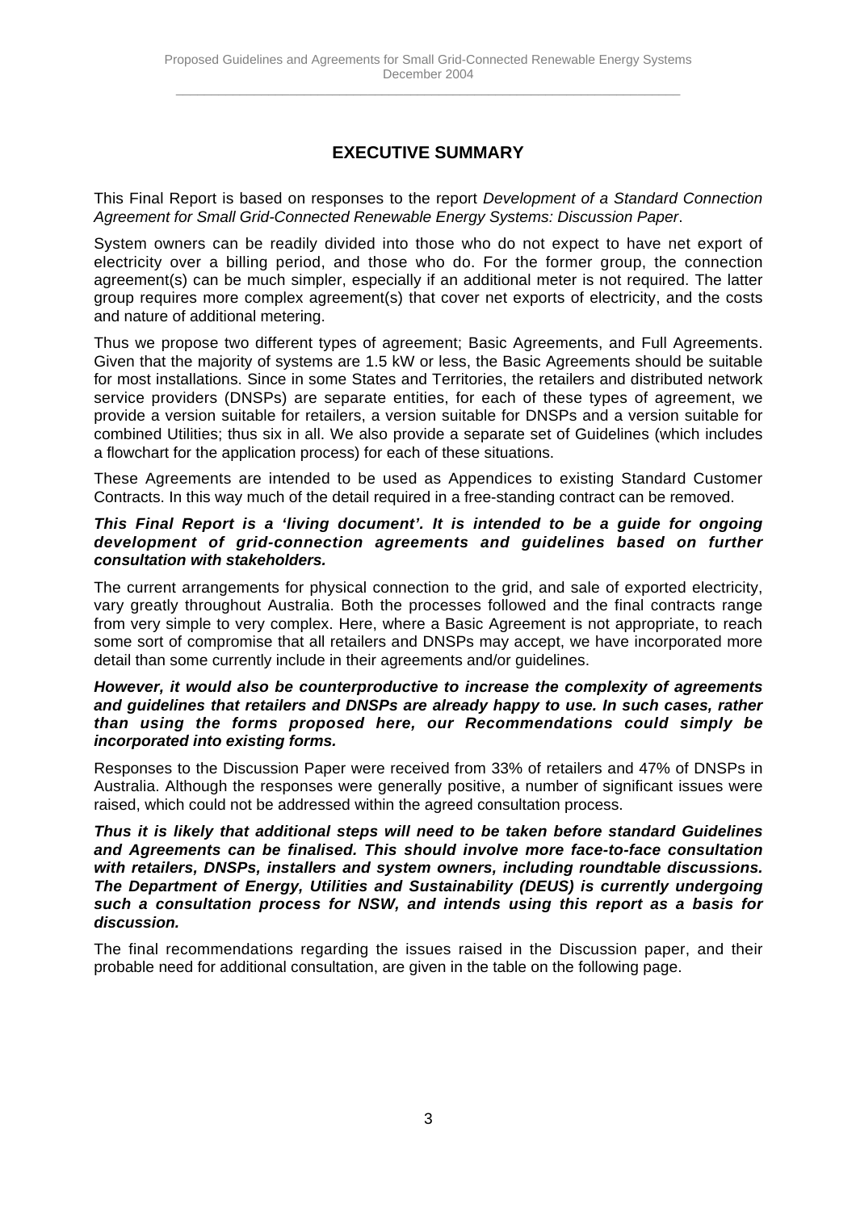# EXECUTIVE SUMMARY

This Final Report is based on responses to the report *Development of a Standard Connection Agreement for Small Grid-Connected Renewable Energy Systems: Discussion Paper*.

System owners can be readily divided into those who do not expect to have net export of electricity over a billing period, and those who do. For the former group, the connection agreement(s) can be much simpler, especially if an additional meter is not required. The latter group requires more complex agreement(s) that cover net exports of electricity, and the costs and nature of additional metering.

Thus we propose two different types of agreement; Basic Agreements, and Full Agreements. Given that the majority of systems are 1.5 kW or less, the Basic Agreements should be suitable for most installations. Since in some States and Territories, the retailers and distributed network service providers (DNSPs) are separate entities, for each of these types of agreement, we provide a version suitable for retailers, a version suitable for DNSPs and a version suitable for combined Utilities; thus six in all. We also provide a separate set of Guidelines (which includes a flowchart for the application process) for each of these situations.

These Agreements are intended to be used as Appendices to existing Standard Customer Contracts. In this way much of the detail required in a free-standing contract can be removed.

***This Final Report is a 'living document'. It is intended to be a guide for ongoing development of grid-connection agreements and guidelines based on further consultation with stakeholders.***

The current arrangements for physical connection to the grid, and sale of exported electricity, vary greatly throughout Australia. Both the processes followed and the final contracts range from very simple to very complex. Here, where a Basic Agreement is not appropriate, to reach some sort of compromise that all retailers and DNSPs may accept, we have incorporated more detail than some currently include in their agreements and/or guidelines.

***However, it would also be counterproductive to increase the complexity of agreements and guidelines that retailers and DNSPs are already happy to use. In such cases, rather than using the forms proposed here, our Recommendations could simply be incorporated into existing forms.***

Responses to the Discussion Paper were received from 33% of retailers and 47% of DNSPs in Australia. Although the responses were generally positive, a number of significant issues were raised, which could not be addressed within the agreed consultation process.

***Thus it is likely that additional steps will need to be taken before standard Guidelines and Agreements can be finalised. This should involve more face-to-face consultation with retailers, DNSPs, installers and system owners, including roundtable discussions. The Department of Energy, Utilities and Sustainability (DEUS) is currently undergoing such a consultation process for NSW, and intends using this report as a basis for discussion.***

The final recommendations regarding the issues raised in the Discussion paper, and their probable need for additional consultation, are given in the table on the following page.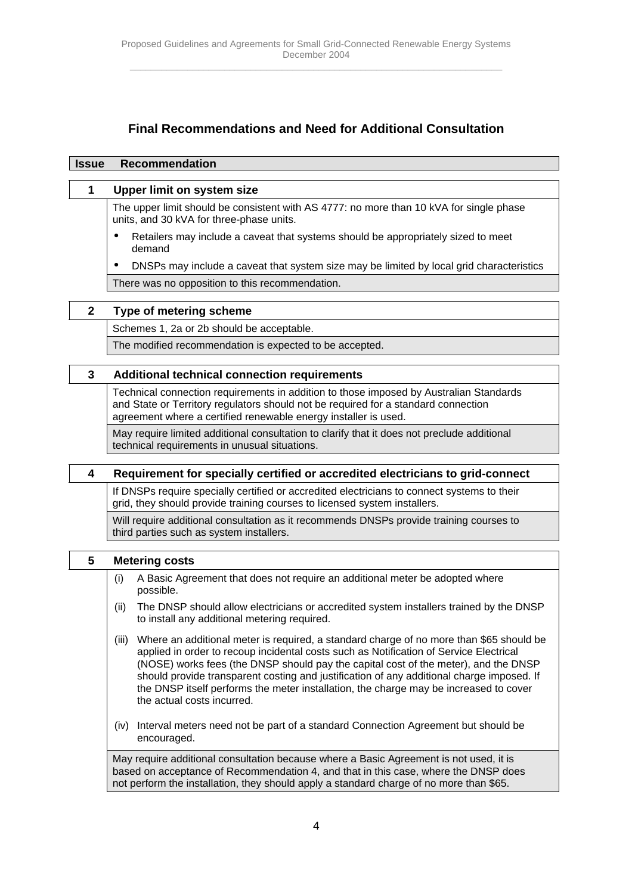## Final Recommendations and Need for Additional Consultation

| Issue | Recommendation |
|---|---|
| **1** | **Upper limit on system size** |
| | The upper limit should be consistent with AS 4777: no more than 10 kVA for single phase units, and 30 kVA for three-phase units.<br>• Retailers may include a caveat that systems should be appropriately sized to meet demand<br>• DNSPs may include a caveat that system size may be limited by local grid characteristics |
| | There was no opposition to this recommendation. |
| **2** | **Type of metering scheme** |
| | Schemes 1, 2a or 2b should be acceptable. |
| | The modified recommendation is expected to be accepted. |
| **3** | **Additional technical connection requirements** |
| | Technical connection requirements in addition to those imposed by Australian Standards and State or Territory regulators should not be required for a standard connection agreement where a certified renewable energy installer is used. |
| | May require limited additional consultation to clarify that it does not preclude additional technical requirements in unusual situations. |
| **4** | **Requirement for specially certified or accredited electricians to grid-connect** |
| | If DNSPs require specially certified or accredited electricians to connect systems to their grid, they should provide training courses to licensed system installers. |
| | Will require additional consultation as it recommends DNSPs provide training courses to third parties such as system installers. |
| **5** | **Metering costs** |
| | (i) A Basic Agreement that does not require an additional meter be adopted where possible.<br>(ii) The DNSP should allow electricians or accredited system installers trained by the DNSP to install any additional metering required.<br>(iii) Where an additional meter is required, a standard charge of no more than $65 should be applied in order to recoup incidental costs such as Notification of Service Electrical (NOSE) works fees (the DNSP should pay the capital cost of the meter), and the DNSP should provide transparent costing and justification of any additional charge imposed. If the DNSP itself performs the meter installation, the charge may be increased to cover the actual costs incurred.<br>(iv) Interval meters need not be part of a standard Connection Agreement but should be encouraged. |
| | May require additional consultation because where a Basic Agreement is not used, it is based on acceptance of Recommendation 4, and that in this case, where the DNSP does not perform the installation, they should apply a standard charge of no more than $65. |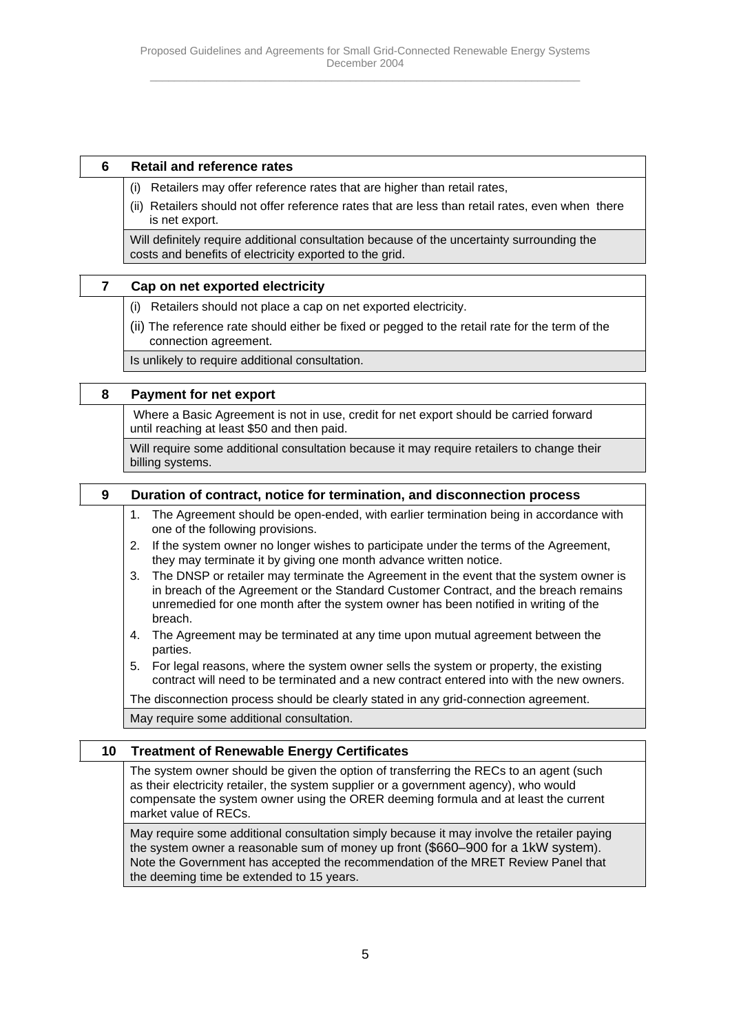## 6 Retail and reference rates

(i) Retailers may offer reference rates that are higher than retail rates,

(ii) Retailers should not offer reference rates that are less than retail rates, even when there is net export.

Will definitely require additional consultation because of the uncertainty surrounding the costs and benefits of electricity exported to the grid.

## 7 Cap on net exported electricity

(i) Retailers should not place a cap on net exported electricity.

(ii) The reference rate should either be fixed or pegged to the retail rate for the term of the connection agreement.

Is unlikely to require additional consultation.

## 8 Payment for net export

Where a Basic Agreement is not in use, credit for net export should be carried forward until reaching at least $50 and then paid.

Will require some additional consultation because it may require retailers to change their billing systems.

## 9 Duration of contract, notice for termination, and disconnection process

1. The Agreement should be open-ended, with earlier termination being in accordance with one of the following provisions.
2. If the system owner no longer wishes to participate under the terms of the Agreement, they may terminate it by giving one month advance written notice.
3. The DNSP or retailer may terminate the Agreement in the event that the system owner is in breach of the Agreement or the Standard Customer Contract, and the breach remains unremedied for one month after the system owner has been notified in writing of the breach.
4. The Agreement may be terminated at any time upon mutual agreement between the parties.
5. For legal reasons, where the system owner sells the system or property, the existing contract will need to be terminated and a new contract entered into with the new owners.

The disconnection process should be clearly stated in any grid-connection agreement.

May require some additional consultation.

## 10 Treatment of Renewable Energy Certificates

The system owner should be given the option of transferring the RECs to an agent (such as their electricity retailer, the system supplier or a government agency), who would compensate the system owner using the ORER deeming formula and at least the current market value of RECs.

May require some additional consultation simply because it may involve the retailer paying the system owner a reasonable sum of money up front ($660–900 for a 1kW system). Note the Government has accepted the recommendation of the MRET Review Panel that the deeming time be extended to 15 years.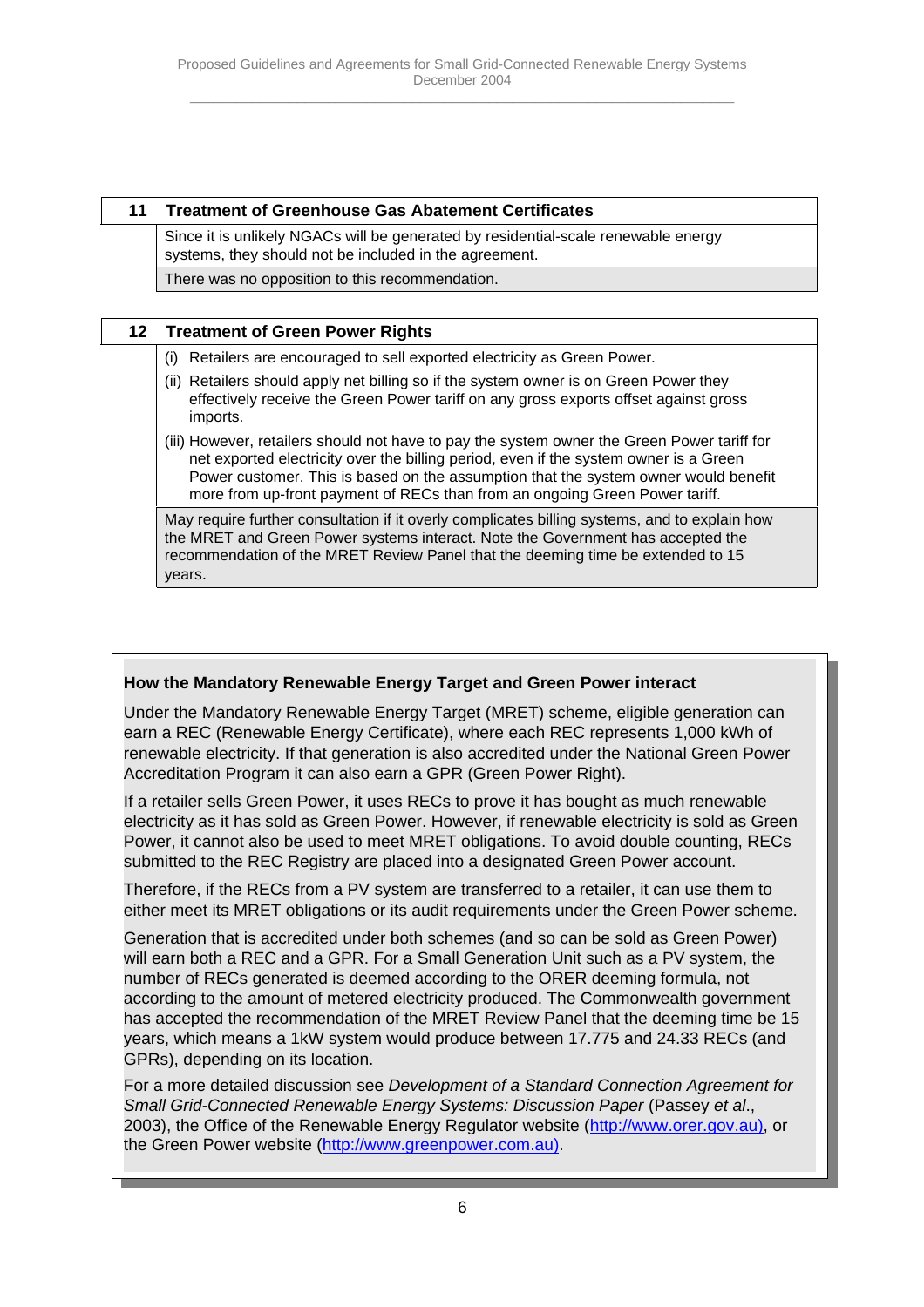| 11 | Treatment of Greenhouse Gas Abatement Certificates |
|---|---|
| | Since it is unlikely NGACs will be generated by residential-scale renewable energy systems, they should not be included in the agreement. |
| | There was no opposition to this recommendation. |

| 12 | Treatment of Green Power Rights |
|---|---|
| | (i) Retailers are encouraged to sell exported electricity as Green Power.<br>(ii) Retailers should apply net billing so if the system owner is on Green Power they effectively receive the Green Power tariff on any gross exports offset against gross imports.<br>(iii) However, retailers should not have to pay the system owner the Green Power tariff for net exported electricity over the billing period, even if the system owner is a Green Power customer. This is based on the assumption that the system owner would benefit more from up-front payment of RECs than from an ongoing Green Power tariff. |
| | May require further consultation if it overly complicates billing systems, and to explain how the MRET and Green Power systems interact. Note the Government has accepted the recommendation of the MRET Review Panel that the deeming time be extended to 15 years. |

**How the Mandatory Renewable Energy Target and Green Power interact**

Under the Mandatory Renewable Energy Target (MRET) scheme, eligible generation can earn a REC (Renewable Energy Certificate), where each REC represents 1,000 kWh of renewable electricity. If that generation is also accredited under the National Green Power Accreditation Program it can also earn a GPR (Green Power Right).

If a retailer sells Green Power, it uses RECs to prove it has bought as much renewable electricity as it has sold as Green Power. However, if renewable electricity is sold as Green Power, it cannot also be used to meet MRET obligations. To avoid double counting, RECs submitted to the REC Registry are placed into a designated Green Power account.

Therefore, if the RECs from a PV system are transferred to a retailer, it can use them to either meet its MRET obligations or its audit requirements under the Green Power scheme.

Generation that is accredited under both schemes (and so can be sold as Green Power) will earn both a REC and a GPR. For a Small Generation Unit such as a PV system, the number of RECs generated is deemed according to the ORER deeming formula, not according to the amount of metered electricity produced. The Commonwealth government has accepted the recommendation of the MRET Review Panel that the deeming time be 15 years, which means a 1kW system would produce between 17.775 and 24.33 RECs (and GPRs), depending on its location.

For a more detailed discussion see *Development of a Standard Connection Agreement for Small Grid-Connected Renewable Energy Systems: Discussion Paper* (Passey *et al*., 2003), the Office of the Renewable Energy Regulator website (http://www.orer.gov.au), or the Green Power website (http://www.greenpower.com.au).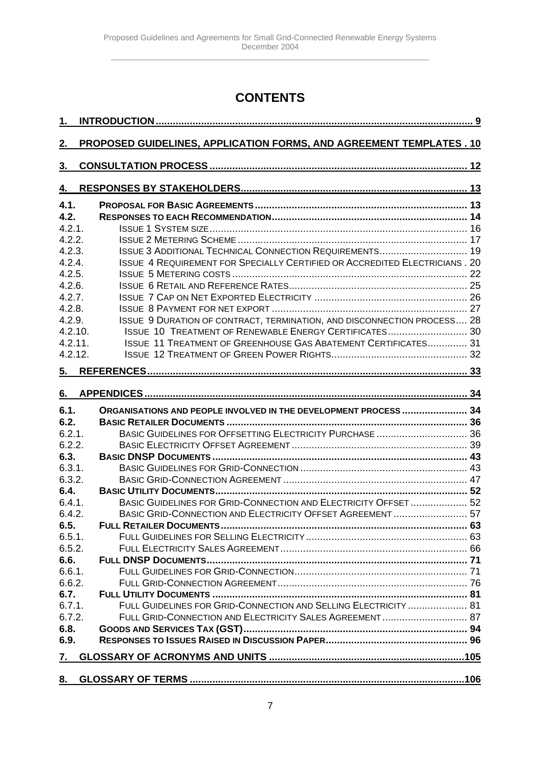# CONTENTS

1. INTRODUCTION ..... 9
2. PROPOSED GUIDELINES, APPLICATION FORMS, AND AGREEMENT TEMPLATES . 10
3. CONSULTATION PROCESS ..... 12
4. RESPONSES BY STAKEHOLDERS ..... 13
   - 4.1. PROPOSAL FOR BASIC AGREEMENTS ..... 13
   - 4.2. RESPONSES TO EACH RECOMMENDATION ..... 14
     - 4.2.1. ISSUE 1 SYSTEM SIZE ..... 16
     - 4.2.2. ISSUE 2 METERING SCHEME ..... 17
     - 4.2.3. ISSUE 3 ADDITIONAL TECHNICAL CONNECTION REQUIREMENTS ..... 19
     - 4.2.4. ISSUE 4 REQUIREMENT FOR SPECIALLY CERTIFIED OR ACCREDITED ELECTRICIANS . 20
     - 4.2.5. ISSUE 5 METERING COSTS ..... 22
     - 4.2.6. ISSUE 6 RETAIL AND REFERENCE RATES ..... 25
     - 4.2.7. ISSUE 7 CAP ON NET EXPORTED ELECTRICITY ..... 26
     - 4.2.8. ISSUE 8 PAYMENT FOR NET EXPORT ..... 27
     - 4.2.9. ISSUE 9 DURATION OF CONTRACT, TERMINATION, AND DISCONNECTION PROCESS .... 28
     - 4.2.10. ISSUE 10 TREATMENT OF RENEWABLE ENERGY CERTIFICATES ..... 30
     - 4.2.11. ISSUE 11 TREATMENT OF GREENHOUSE GAS ABATEMENT CERTIFICATES ..... 31
     - 4.2.12. ISSUE 12 TREATMENT OF GREEN POWER RIGHTS ..... 32
5. REFERENCES ..... 33
6. APPENDICES ..... 34
   - 6.1. ORGANISATIONS AND PEOPLE INVOLVED IN THE DEVELOPMENT PROCESS ..... 34
   - 6.2. BASIC RETAILER DOCUMENTS ..... 36
     - 6.2.1. BASIC GUIDELINES FOR OFFSETTING ELECTRICITY PURCHASE ..... 36
     - 6.2.2. BASIC ELECTRICITY OFFSET AGREEMENT ..... 39
   - 6.3. BASIC DNSP DOCUMENTS ..... 43
     - 6.3.1. BASIC GUIDELINES FOR GRID-CONNECTION ..... 43
     - 6.3.2. BASIC GRID-CONNECTION AGREEMENT ..... 47
   - 6.4. BASIC UTILITY DOCUMENTS ..... 52
     - 6.4.1. BASIC GUIDELINES FOR GRID-CONNECTION AND ELECTRICITY OFFSET ..... 52
     - 6.4.2. BASIC GRID-CONNECTION AND ELECTRICITY OFFSET AGREEMENT ..... 57
   - 6.5. FULL RETAILER DOCUMENTS ..... 63
     - 6.5.1. FULL GUIDELINES FOR SELLING ELECTRICITY ..... 63
     - 6.5.2. FULL ELECTRICITY SALES AGREEMENT ..... 66
   - 6.6. FULL DNSP DOCUMENTS ..... 71
     - 6.6.1. FULL GUIDELINES FOR GRID-CONNECTION ..... 71
     - 6.6.2. FULL GRID-CONNECTION AGREEMENT ..... 76
   - 6.7. FULL UTILITY DOCUMENTS ..... 81
     - 6.7.1. FULL GUIDELINES FOR GRID-CONNECTION AND SELLING ELECTRICITY ..... 81
     - 6.7.2. FULL GRID-CONNECTION AND ELECTRICITY SALES AGREEMENT ..... 87
   - 6.8. GOODS AND SERVICES TAX (GST) ..... 94
   - 6.9. RESPONSES TO ISSUES RAISED IN DISCUSSION PAPER ..... 96
7. GLOSSARY OF ACRONYMS AND UNITS ..... 105
8. GLOSSARY OF TERMS ..... 106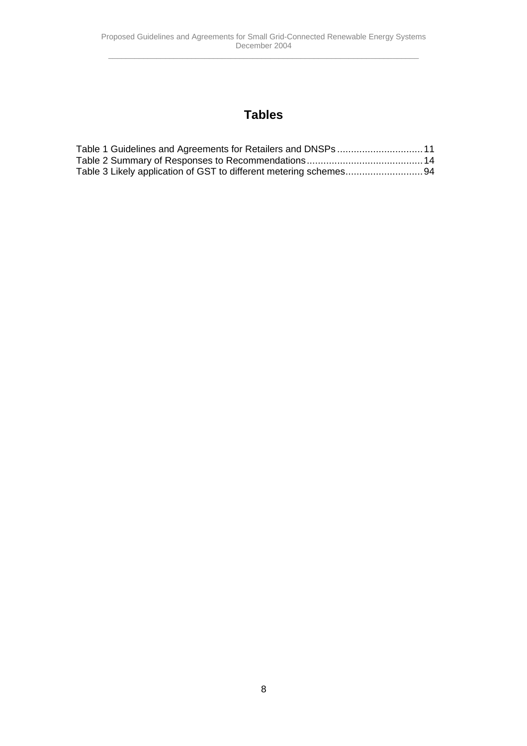# Tables

Table 1 Guidelines and Agreements for Retailers and DNSPs ............................... 11
Table 2 Summary of Responses to Recommendations .......................................... 14
Table 3 Likely application of GST to different metering schemes ............................ 94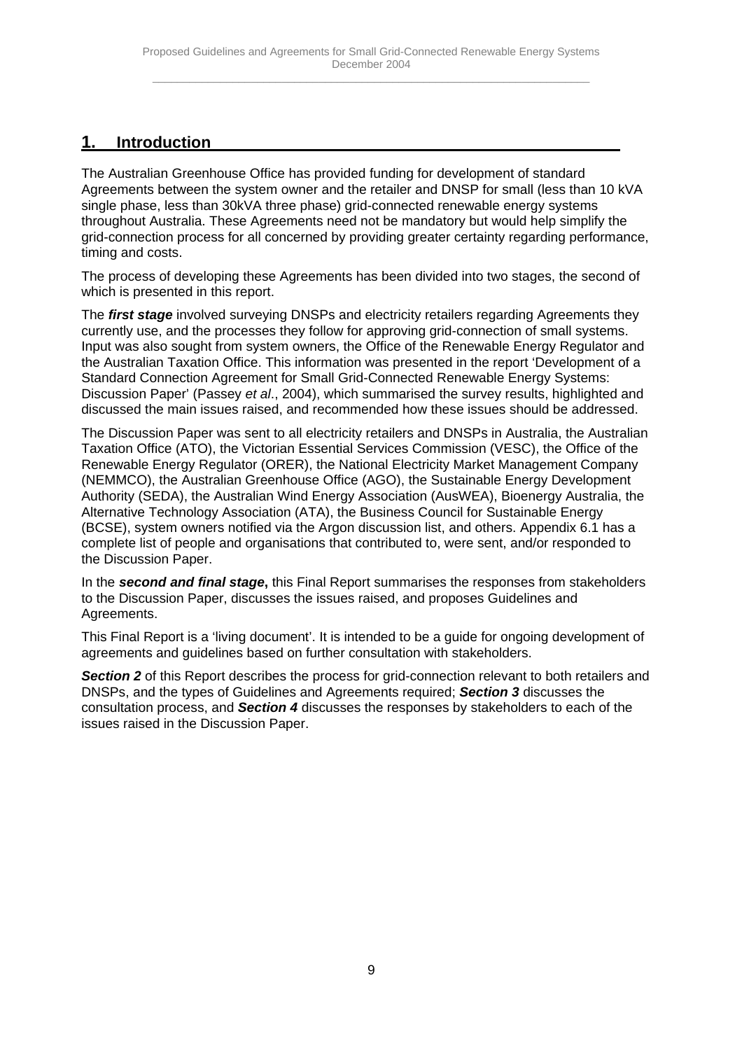# 1. Introduction

The Australian Greenhouse Office has provided funding for development of standard Agreements between the system owner and the retailer and DNSP for small (less than 10 kVA single phase, less than 30kVA three phase) grid-connected renewable energy systems throughout Australia. These Agreements need not be mandatory but would help simplify the grid-connection process for all concerned by providing greater certainty regarding performance, timing and costs.

The process of developing these Agreements has been divided into two stages, the second of which is presented in this report.

The ***first stage*** involved surveying DNSPs and electricity retailers regarding Agreements they currently use, and the processes they follow for approving grid-connection of small systems. Input was also sought from system owners, the Office of the Renewable Energy Regulator and the Australian Taxation Office. This information was presented in the report 'Development of a Standard Connection Agreement for Small Grid-Connected Renewable Energy Systems: Discussion Paper' (Passey *et al*., 2004), which summarised the survey results, highlighted and discussed the main issues raised, and recommended how these issues should be addressed.

The Discussion Paper was sent to all electricity retailers and DNSPs in Australia, the Australian Taxation Office (ATO), the Victorian Essential Services Commission (VESC), the Office of the Renewable Energy Regulator (ORER), the National Electricity Market Management Company (NEMMCO), the Australian Greenhouse Office (AGO), the Sustainable Energy Development Authority (SEDA), the Australian Wind Energy Association (AusWEA), Bioenergy Australia, the Alternative Technology Association (ATA), the Business Council for Sustainable Energy (BCSE), system owners notified via the Argon discussion list, and others. Appendix 6.1 has a complete list of people and organisations that contributed to, were sent, and/or responded to the Discussion Paper.

In the ***second and final stage*****,** this Final Report summarises the responses from stakeholders to the Discussion Paper, discusses the issues raised, and proposes Guidelines and Agreements.

This Final Report is a 'living document'. It is intended to be a guide for ongoing development of agreements and guidelines based on further consultation with stakeholders.

***Section 2*** of this Report describes the process for grid-connection relevant to both retailers and DNSPs, and the types of Guidelines and Agreements required; ***Section 3*** discusses the consultation process, and ***Section 4*** discusses the responses by stakeholders to each of the issues raised in the Discussion Paper.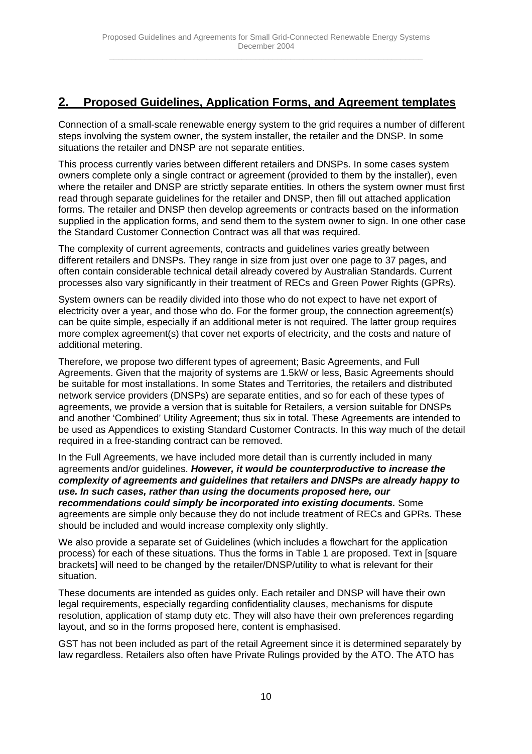## 2. Proposed Guidelines, Application Forms, and Agreement templates

Connection of a small-scale renewable energy system to the grid requires a number of different steps involving the system owner, the system installer, the retailer and the DNSP. In some situations the retailer and DNSP are not separate entities.

This process currently varies between different retailers and DNSPs. In some cases system owners complete only a single contract or agreement (provided to them by the installer), even where the retailer and DNSP are strictly separate entities. In others the system owner must first read through separate guidelines for the retailer and DNSP, then fill out attached application forms. The retailer and DNSP then develop agreements or contracts based on the information supplied in the application forms, and send them to the system owner to sign. In one other case the Standard Customer Connection Contract was all that was required.

The complexity of current agreements, contracts and guidelines varies greatly between different retailers and DNSPs. They range in size from just over one page to 37 pages, and often contain considerable technical detail already covered by Australian Standards. Current processes also vary significantly in their treatment of RECs and Green Power Rights (GPRs).

System owners can be readily divided into those who do not expect to have net export of electricity over a year, and those who do. For the former group, the connection agreement(s) can be quite simple, especially if an additional meter is not required. The latter group requires more complex agreement(s) that cover net exports of electricity, and the costs and nature of additional metering.

Therefore, we propose two different types of agreement; Basic Agreements, and Full Agreements. Given that the majority of systems are 1.5kW or less, Basic Agreements should be suitable for most installations. In some States and Territories, the retailers and distributed network service providers (DNSPs) are separate entities, and so for each of these types of agreements, we provide a version that is suitable for Retailers, a version suitable for DNSPs and another 'Combined' Utility Agreement; thus six in total. These Agreements are intended to be used as Appendices to existing Standard Customer Contracts. In this way much of the detail required in a free-standing contract can be removed.

In the Full Agreements, we have included more detail than is currently included in many agreements and/or guidelines. ***However, it would be counterproductive to increase the complexity of agreements and guidelines that retailers and DNSPs are already happy to use. In such cases, rather than using the documents proposed here, our recommendations could simply be incorporated into existing documents.*** Some agreements are simple only because they do not include treatment of RECs and GPRs. These should be included and would increase complexity only slightly.

We also provide a separate set of Guidelines (which includes a flowchart for the application process) for each of these situations. Thus the forms in Table 1 are proposed. Text in [square brackets] will need to be changed by the retailer/DNSP/utility to what is relevant for their situation.

These documents are intended as guides only. Each retailer and DNSP will have their own legal requirements, especially regarding confidentiality clauses, mechanisms for dispute resolution, application of stamp duty etc. They will also have their own preferences regarding layout, and so in the forms proposed here, content is emphasised.

GST has not been included as part of the retail Agreement since it is determined separately by law regardless. Retailers also often have Private Rulings provided by the ATO. The ATO has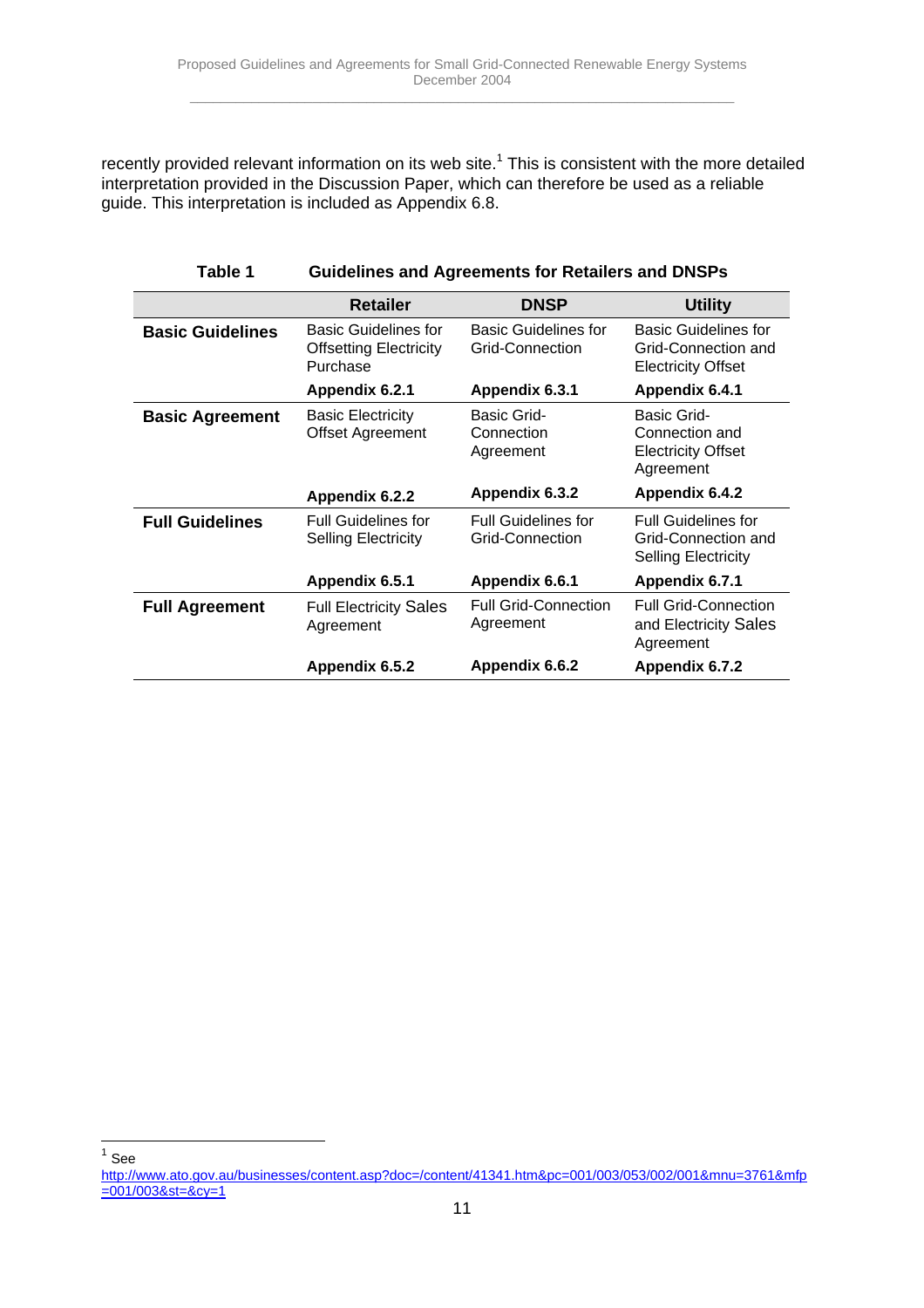recently provided relevant information on its web site.[1] This is consistent with the more detailed interpretation provided in the Discussion Paper, which can therefore be used as a reliable guide. This interpretation is included as Appendix 6.8.

**Table 1 Guidelines and Agreements for Retailers and DNSPs**

| | Retailer | DNSP | Utility |
|---|---|---|---|
| **Basic Guidelines** | Basic Guidelines for Offsetting Electricity Purchase | Basic Guidelines for Grid-Connection | Basic Guidelines for Grid-Connection and Electricity Offset |
| | **Appendix 6.2.1** | **Appendix 6.3.1** | **Appendix 6.4.1** |
| **Basic Agreement** | Basic Electricity Offset Agreement | Basic Grid-Connection Agreement | Basic Grid-Connection and Electricity Offset Agreement |
| | **Appendix 6.2.2** | **Appendix 6.3.2** | **Appendix 6.4.2** |
| **Full Guidelines** | Full Guidelines for Selling Electricity | Full Guidelines for Grid-Connection | Full Guidelines for Grid-Connection and Selling Electricity |
| | **Appendix 6.5.1** | **Appendix 6.6.1** | **Appendix 6.7.1** |
| **Full Agreement** | Full Electricity Sales Agreement | Full Grid-Connection Agreement | Full Grid-Connection and Electricity Sales Agreement |
| | **Appendix 6.5.2** | **Appendix 6.6.2** | **Appendix 6.7.2** |

[1] See http://www.ato.gov.au/businesses/content.asp?doc=/content/41341.htm&pc=001/003/053/002/001&mnu=3761&mfp=001/003&st=&cy=1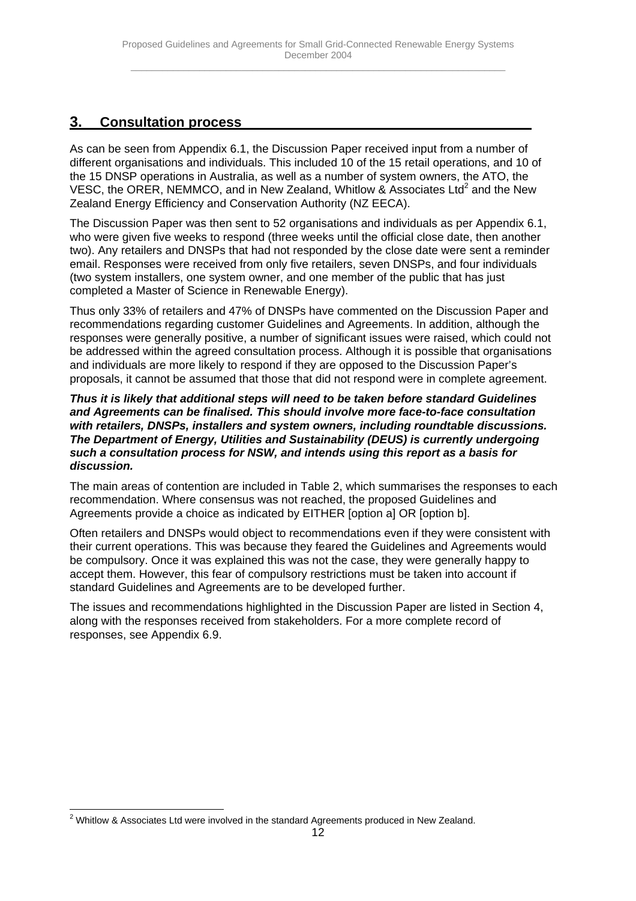## 3. Consultation process

As can be seen from Appendix 6.1, the Discussion Paper received input from a number of different organisations and individuals. This included 10 of the 15 retail operations, and 10 of the 15 DNSP operations in Australia, as well as a number of system owners, the ATO, the VESC, the ORER, NEMMCO, and in New Zealand, Whitlow & Associates Ltd[2] and the New Zealand Energy Efficiency and Conservation Authority (NZ EECA).

The Discussion Paper was then sent to 52 organisations and individuals as per Appendix 6.1, who were given five weeks to respond (three weeks until the official close date, then another two). Any retailers and DNSPs that had not responded by the close date were sent a reminder email. Responses were received from only five retailers, seven DNSPs, and four individuals (two system installers, one system owner, and one member of the public that has just completed a Master of Science in Renewable Energy).

Thus only 33% of retailers and 47% of DNSPs have commented on the Discussion Paper and recommendations regarding customer Guidelines and Agreements. In addition, although the responses were generally positive, a number of significant issues were raised, which could not be addressed within the agreed consultation process. Although it is possible that organisations and individuals are more likely to respond if they are opposed to the Discussion Paper's proposals, it cannot be assumed that those that did not respond were in complete agreement.

***Thus it is likely that additional steps will need to be taken before standard Guidelines and Agreements can be finalised. This should involve more face-to-face consultation with retailers, DNSPs, installers and system owners, including roundtable discussions. The Department of Energy, Utilities and Sustainability (DEUS) is currently undergoing such a consultation process for NSW, and intends using this report as a basis for discussion.***

The main areas of contention are included in Table 2, which summarises the responses to each recommendation. Where consensus was not reached, the proposed Guidelines and Agreements provide a choice as indicated by EITHER [option a] OR [option b].

Often retailers and DNSPs would object to recommendations even if they were consistent with their current operations. This was because they feared the Guidelines and Agreements would be compulsory. Once it was explained this was not the case, they were generally happy to accept them. However, this fear of compulsory restrictions must be taken into account if standard Guidelines and Agreements are to be developed further.

The issues and recommendations highlighted in the Discussion Paper are listed in Section 4, along with the responses received from stakeholders. For a more complete record of responses, see Appendix 6.9.

---

[2] Whitlow & Associates Ltd were involved in the standard Agreements produced in New Zealand.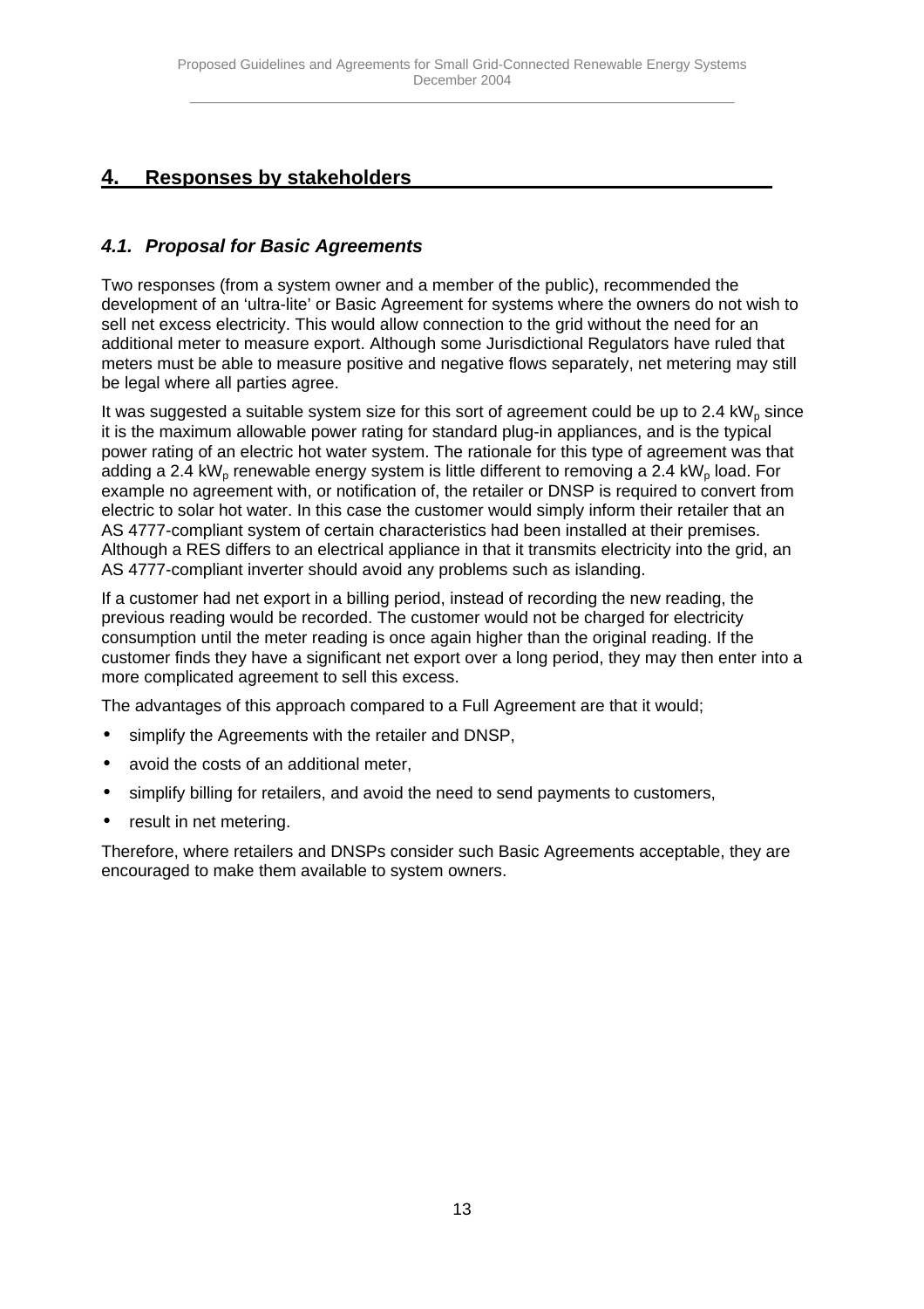## 4. Responses by stakeholders

### *4.1. Proposal for Basic Agreements*

Two responses (from a system owner and a member of the public), recommended the development of an 'ultra-lite' or Basic Agreement for systems where the owners do not wish to sell net excess electricity. This would allow connection to the grid without the need for an additional meter to measure export. Although some Jurisdictional Regulators have ruled that meters must be able to measure positive and negative flows separately, net metering may still be legal where all parties agree.

It was suggested a suitable system size for this sort of agreement could be up to 2.4 $kW_p$ since it is the maximum allowable power rating for standard plug-in appliances, and is the typical power rating of an electric hot water system. The rationale for this type of agreement was that adding a 2.4 $kW_p$ renewable energy system is little different to removing a 2.4 $kW_p$ load. For example no agreement with, or notification of, the retailer or DNSP is required to convert from electric to solar hot water. In this case the customer would simply inform their retailer that an AS 4777-compliant system of certain characteristics had been installed at their premises. Although a RES differs to an electrical appliance in that it transmits electricity into the grid, an AS 4777-compliant inverter should avoid any problems such as islanding.

If a customer had net export in a billing period, instead of recording the new reading, the previous reading would be recorded. The customer would not be charged for electricity consumption until the meter reading is once again higher than the original reading. If the customer finds they have a significant net export over a long period, they may then enter into a more complicated agreement to sell this excess.

The advantages of this approach compared to a Full Agreement are that it would;

- simplify the Agreements with the retailer and DNSP,
- avoid the costs of an additional meter,
- simplify billing for retailers, and avoid the need to send payments to customers,
- result in net metering.

Therefore, where retailers and DNSPs consider such Basic Agreements acceptable, they are encouraged to make them available to system owners.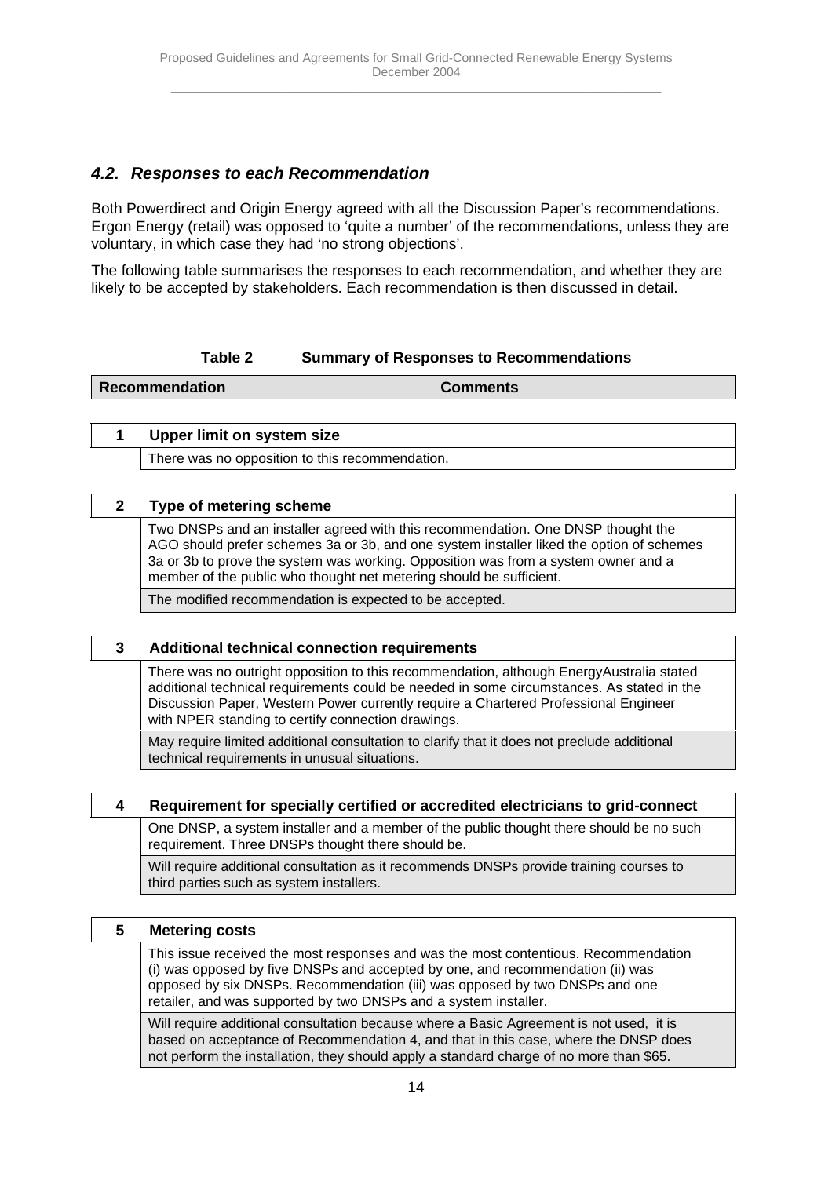### *4.2. Responses to each Recommendation*

Both Powerdirect and Origin Energy agreed with all the Discussion Paper's recommendations. Ergon Energy (retail) was opposed to 'quite a number' of the recommendations, unless they are voluntary, in which case they had 'no strong objections'.

The following table summarises the responses to each recommendation, and whether they are likely to be accepted by stakeholders. Each recommendation is then discussed in detail.

**Table 2 Summary of Responses to Recommendations**

| Recommendation | Comments |
|---|---|
| **1** | **Upper limit on system size** |
| | There was no opposition to this recommendation. |
| **2** | **Type of metering scheme** |
| | Two DNSPs and an installer agreed with this recommendation. One DNSP thought the AGO should prefer schemes 3a or 3b, and one system installer liked the option of schemes 3a or 3b to prove the system was working. Opposition was from a system owner and a member of the public who thought net metering should be sufficient. |
| | The modified recommendation is expected to be accepted. |
| **3** | **Additional technical connection requirements** |
| | There was no outright opposition to this recommendation, although EnergyAustralia stated additional technical requirements could be needed in some circumstances. As stated in the Discussion Paper, Western Power currently require a Chartered Professional Engineer with NPER standing to certify connection drawings. |
| | May require limited additional consultation to clarify that it does not preclude additional technical requirements in unusual situations. |
| **4** | **Requirement for specially certified or accredited electricians to grid-connect** |
| | One DNSP, a system installer and a member of the public thought there should be no such requirement. Three DNSPs thought there should be. |
| | Will require additional consultation as it recommends DNSPs provide training courses to third parties such as system installers. |
| **5** | **Metering costs** |
| | This issue received the most responses and was the most contentious. Recommendation (i) was opposed by five DNSPs and accepted by one, and recommendation (ii) was opposed by six DNSPs. Recommendation (iii) was opposed by two DNSPs and one retailer, and was supported by two DNSPs and a system installer. |
| | Will require additional consultation because where a Basic Agreement is not used, it is based on acceptance of Recommendation 4, and that in this case, where the DNSP does not perform the installation, they should apply a standard charge of no more than $65. |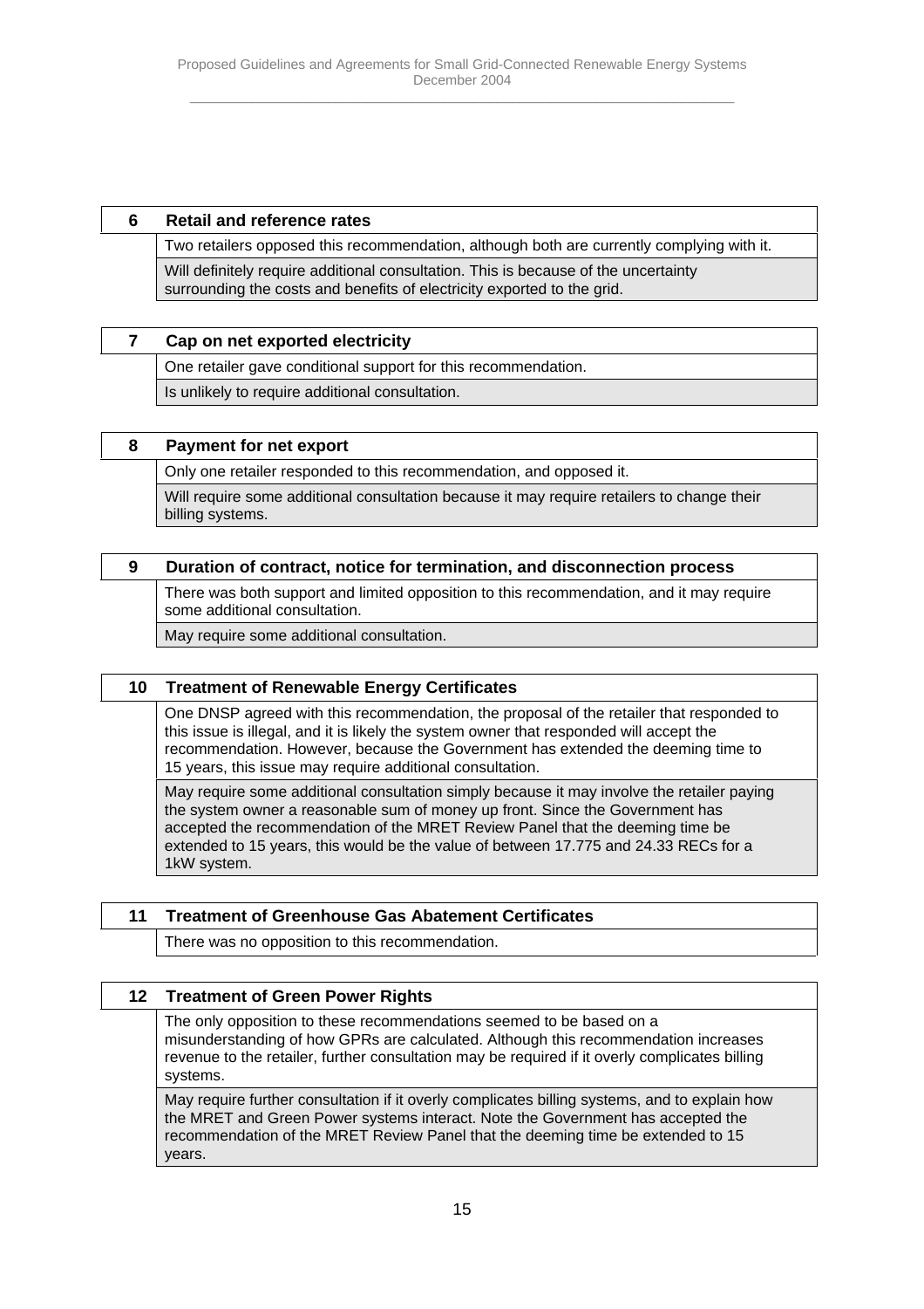| 6 | **Retail and reference rates** |
|---|---|
| | Two retailers opposed this recommendation, although both are currently complying with it. |
| | Will definitely require additional consultation. This is because of the uncertainty surrounding the costs and benefits of electricity exported to the grid. |

| 7 | **Cap on net exported electricity** |
|---|---|
| | One retailer gave conditional support for this recommendation. |
| | Is unlikely to require additional consultation. |

| 8 | **Payment for net export** |
|---|---|
| | Only one retailer responded to this recommendation, and opposed it. |
| | Will require some additional consultation because it may require retailers to change their billing systems. |

| 9 | **Duration of contract, notice for termination, and disconnection process** |
|---|---|
| | There was both support and limited opposition to this recommendation, and it may require some additional consultation. |
| | May require some additional consultation. |

| 10 | **Treatment of Renewable Energy Certificates** |
|---|---|
| | One DNSP agreed with this recommendation, the proposal of the retailer that responded to this issue is illegal, and it is likely the system owner that responded will accept the recommendation. However, because the Government has extended the deeming time to 15 years, this issue may require additional consultation. |
| | May require some additional consultation simply because it may involve the retailer paying the system owner a reasonable sum of money up front. Since the Government has accepted the recommendation of the MRET Review Panel that the deeming time be extended to 15 years, this would be the value of between 17.775 and 24.33 RECs for a 1kW system. |

| 11 | **Treatment of Greenhouse Gas Abatement Certificates** |
|---|---|
| | There was no opposition to this recommendation. |

| 12 | **Treatment of Green Power Rights** |
|---|---|
| | The only opposition to these recommendations seemed to be based on a misunderstanding of how GPRs are calculated. Although this recommendation increases revenue to the retailer, further consultation may be required if it overly complicates billing systems. |
| | May require further consultation if it overly complicates billing systems, and to explain how the MRET and Green Power systems interact. Note the Government has accepted the recommendation of the MRET Review Panel that the deeming time be extended to 15 years. |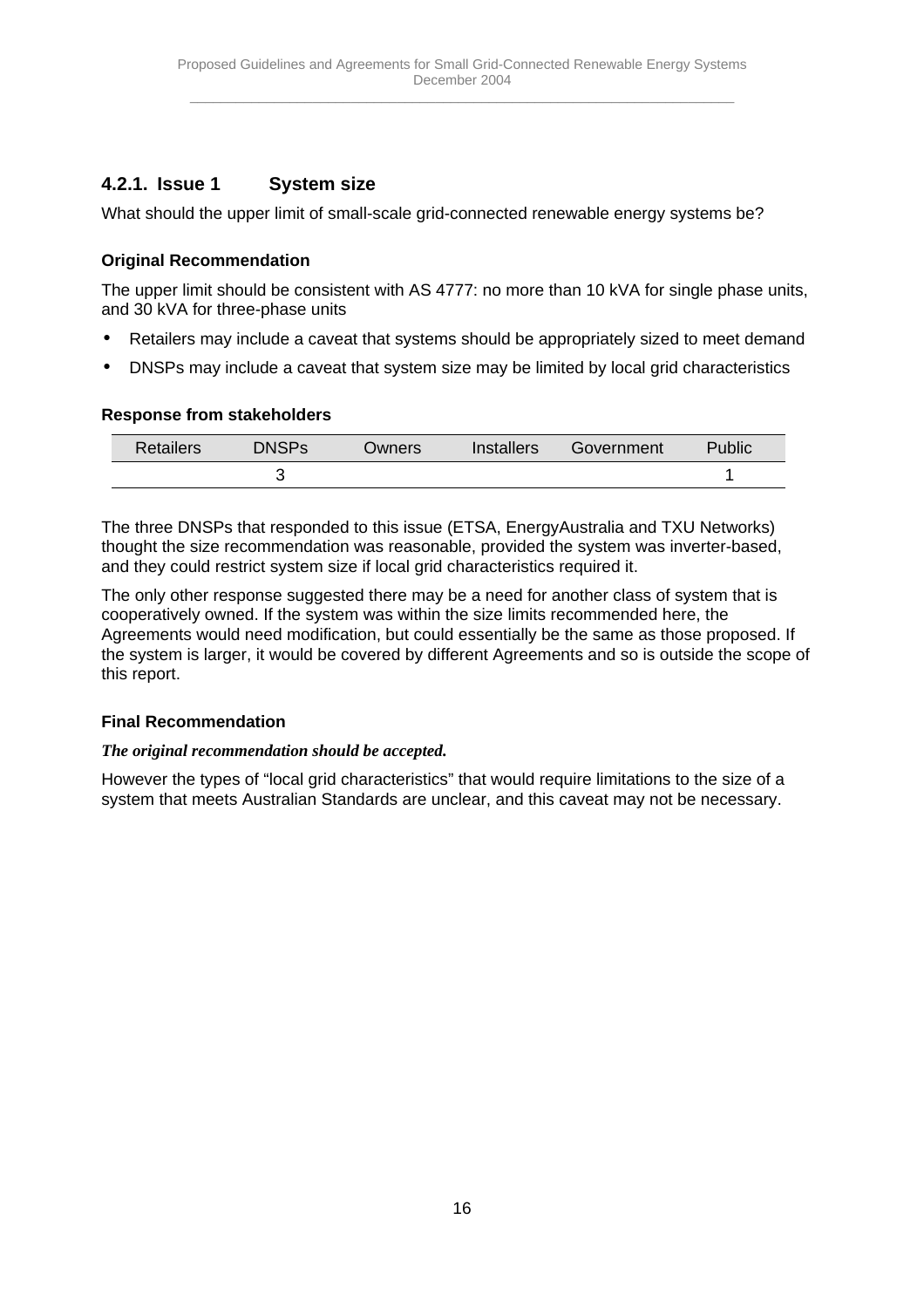#### 4.2.1. Issue 1 System size

What should the upper limit of small-scale grid-connected renewable energy systems be?

**Original Recommendation**

The upper limit should be consistent with AS 4777: no more than 10 kVA for single phase units, and 30 kVA for three-phase units

- Retailers may include a caveat that systems should be appropriately sized to meet demand
- DNSPs may include a caveat that system size may be limited by local grid characteristics

**Response from stakeholders**

| Retailers | DNSPs | Owners | Installers | Government | Public |
|---|---|---|---|---|---|
| | 3 | | | | 1 |

The three DNSPs that responded to this issue (ETSA, EnergyAustralia and TXU Networks) thought the size recommendation was reasonable, provided the system was inverter-based, and they could restrict system size if local grid characteristics required it.

The only other response suggested there may be a need for another class of system that is cooperatively owned. If the system was within the size limits recommended here, the Agreements would need modification, but could essentially be the same as those proposed. If the system is larger, it would be covered by different Agreements and so is outside the scope of this report.

**Final Recommendation**

***The original recommendation should be accepted.***

However the types of "local grid characteristics" that would require limitations to the size of a system that meets Australian Standards are unclear, and this caveat may not be necessary.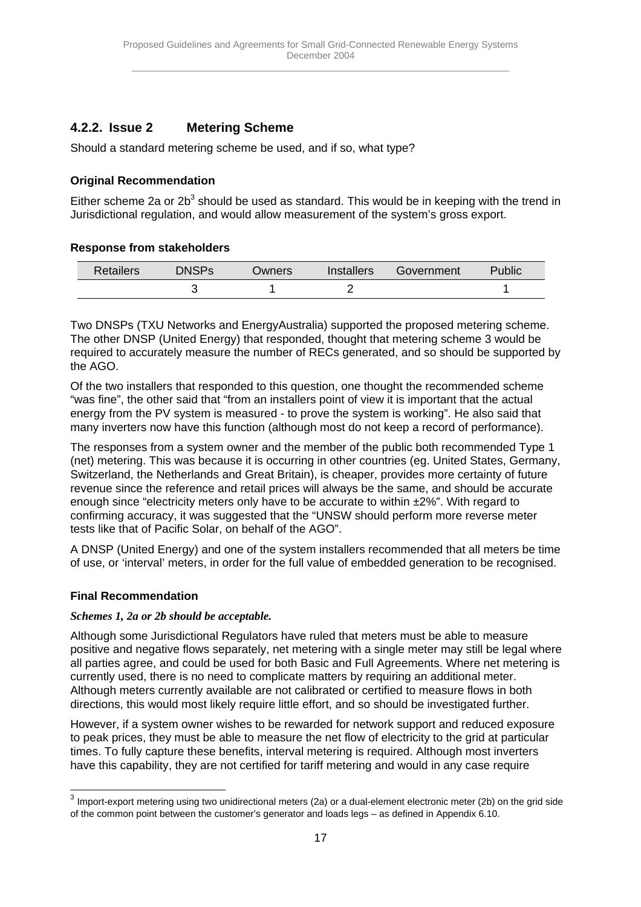### 4.2.2. Issue 2 Metering Scheme

Should a standard metering scheme be used, and if so, what type?

#### Original Recommendation

Either scheme 2a or 2b[3] should be used as standard. This would be in keeping with the trend in Jurisdictional regulation, and would allow measurement of the system's gross export.

#### Response from stakeholders

| Retailers | DNSPs | Owners | Installers | Government | Public |
|---|---|---|---|---|---|
| | 3 | 1 | 2 | | 1 |

Two DNSPs (TXU Networks and EnergyAustralia) supported the proposed metering scheme. The other DNSP (United Energy) that responded, thought that metering scheme 3 would be required to accurately measure the number of RECs generated, and so should be supported by the AGO.

Of the two installers that responded to this question, one thought the recommended scheme "was fine", the other said that "from an installers point of view it is important that the actual energy from the PV system is measured - to prove the system is working". He also said that many inverters now have this function (although most do not keep a record of performance).

The responses from a system owner and the member of the public both recommended Type 1 (net) metering. This was because it is occurring in other countries (eg. United States, Germany, Switzerland, the Netherlands and Great Britain), is cheaper, provides more certainty of future revenue since the reference and retail prices will always be the same, and should be accurate enough since "electricity meters only have to be accurate to within ±2%". With regard to confirming accuracy, it was suggested that the "UNSW should perform more reverse meter tests like that of Pacific Solar, on behalf of the AGO".

A DNSP (United Energy) and one of the system installers recommended that all meters be time of use, or 'interval' meters, in order for the full value of embedded generation to be recognised.

#### Final Recommendation

***Schemes 1, 2a or 2b should be acceptable.***

Although some Jurisdictional Regulators have ruled that meters must be able to measure positive and negative flows separately, net metering with a single meter may still be legal where all parties agree, and could be used for both Basic and Full Agreements. Where net metering is currently used, there is no need to complicate matters by requiring an additional meter. Although meters currently available are not calibrated or certified to measure flows in both directions, this would most likely require little effort, and so should be investigated further.

However, if a system owner wishes to be rewarded for network support and reduced exposure to peak prices, they must be able to measure the net flow of electricity to the grid at particular times. To fully capture these benefits, interval metering is required. Although most inverters have this capability, they are not certified for tariff metering and would in any case require

---

[3] Import-export metering using two unidirectional meters (2a) or a dual-element electronic meter (2b) on the grid side of the common point between the customer's generator and loads legs – as defined in Appendix 6.10.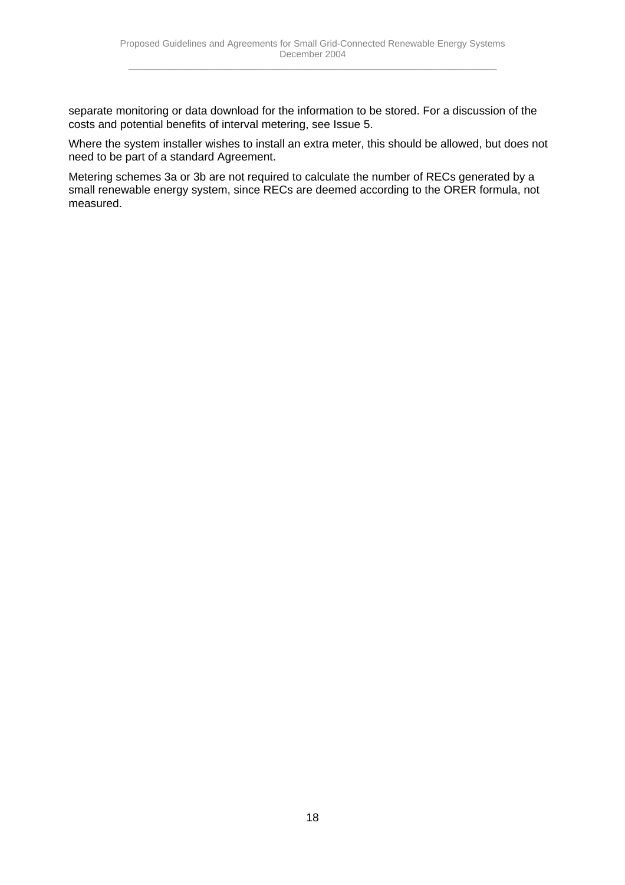separate monitoring or data download for the information to be stored. For a discussion of the costs and potential benefits of interval metering, see Issue 5.

Where the system installer wishes to install an extra meter, this should be allowed, but does not need to be part of a standard Agreement.

Metering schemes 3a or 3b are not required to calculate the number of RECs generated by a small renewable energy system, since RECs are deemed according to the ORER formula, not measured.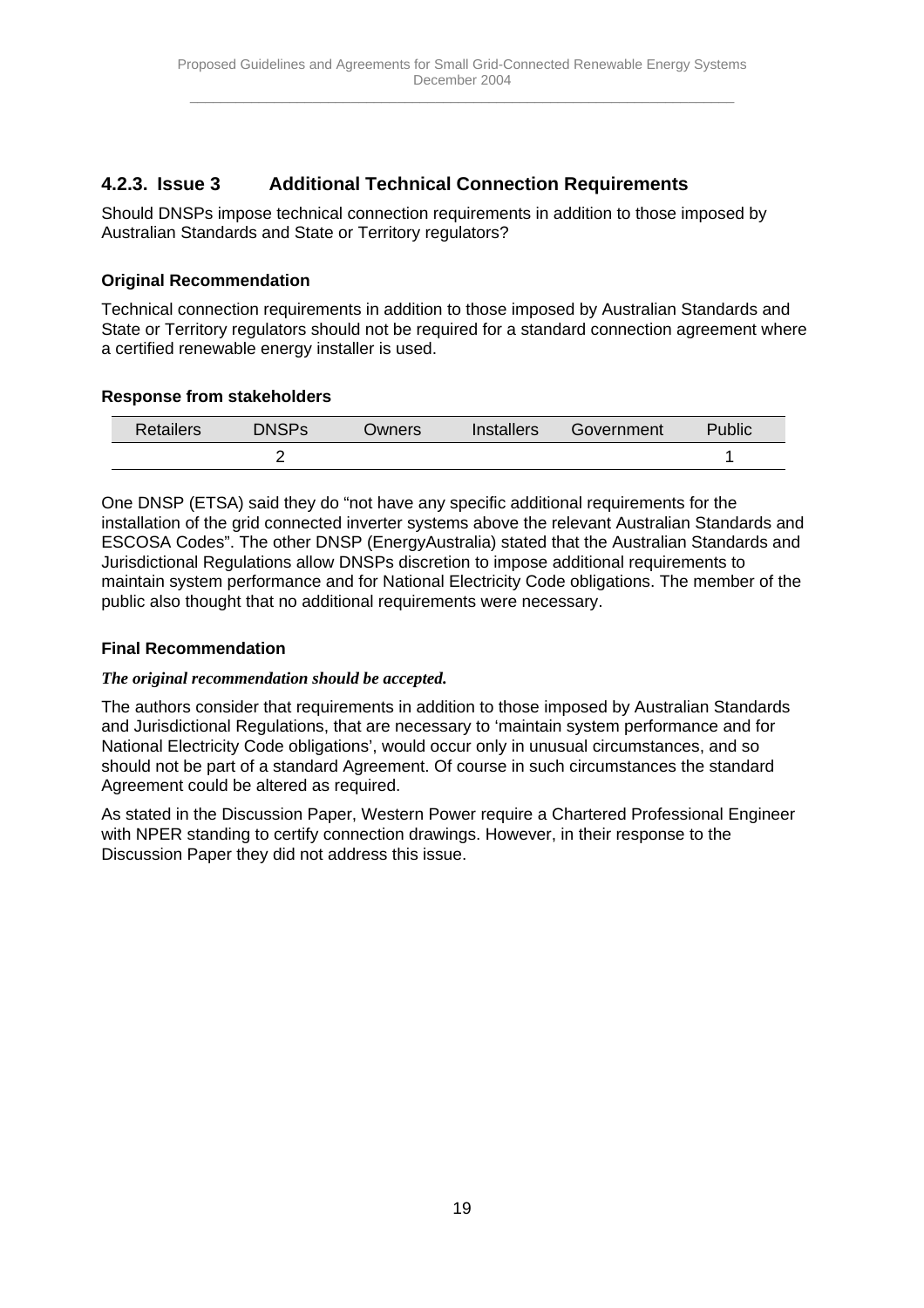### 4.2.3. Issue 3 Additional Technical Connection Requirements

Should DNSPs impose technical connection requirements in addition to those imposed by Australian Standards and State or Territory regulators?

**Original Recommendation**

Technical connection requirements in addition to those imposed by Australian Standards and State or Territory regulators should not be required for a standard connection agreement where a certified renewable energy installer is used.

**Response from stakeholders**

| Retailers | DNSPs | Owners | Installers | Government | Public |
|---|---|---|---|---|---|
| | 2 | | | | 1 |

One DNSP (ETSA) said they do "not have any specific additional requirements for the installation of the grid connected inverter systems above the relevant Australian Standards and ESCOSA Codes". The other DNSP (EnergyAustralia) stated that the Australian Standards and Jurisdictional Regulations allow DNSPs discretion to impose additional requirements to maintain system performance and for National Electricity Code obligations. The member of the public also thought that no additional requirements were necessary.

**Final Recommendation**

***The original recommendation should be accepted.***

The authors consider that requirements in addition to those imposed by Australian Standards and Jurisdictional Regulations, that are necessary to 'maintain system performance and for National Electricity Code obligations', would occur only in unusual circumstances, and so should not be part of a standard Agreement. Of course in such circumstances the standard Agreement could be altered as required.

As stated in the Discussion Paper, Western Power require a Chartered Professional Engineer with NPER standing to certify connection drawings. However, in their response to the Discussion Paper they did not address this issue.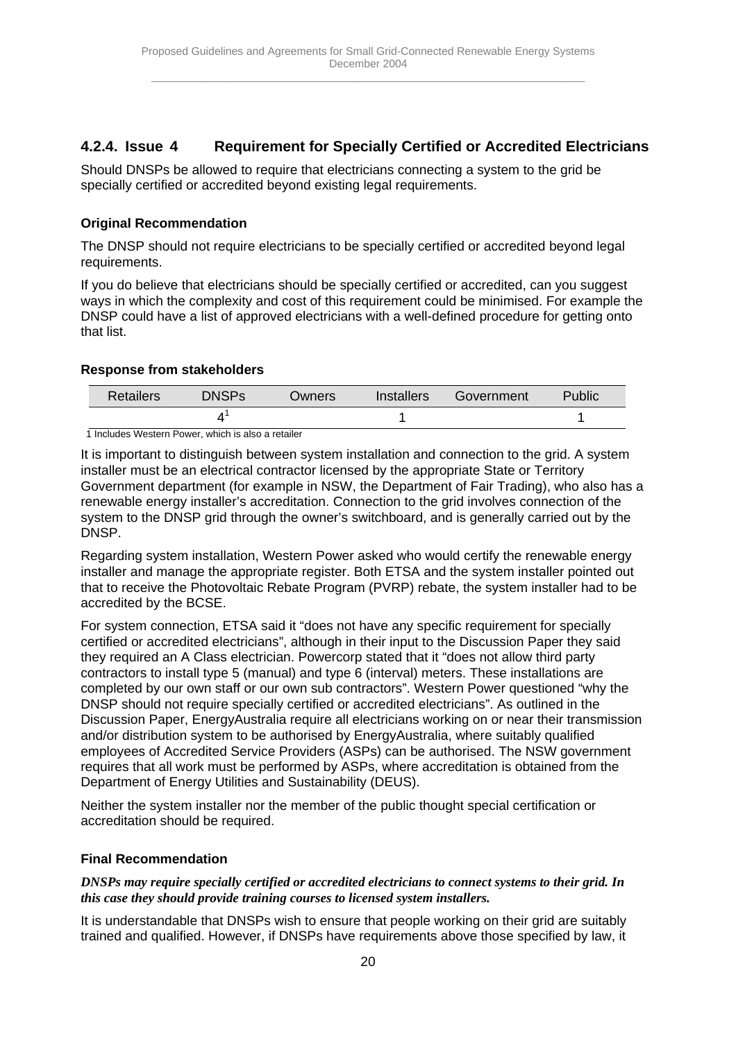#### 4.2.4. Issue 4 Requirement for Specially Certified or Accredited Electricians

Should DNSPs be allowed to require that electricians connecting a system to the grid be specially certified or accredited beyond existing legal requirements.

**Original Recommendation**

The DNSP should not require electricians to be specially certified or accredited beyond legal requirements.

If you do believe that electricians should be specially certified or accredited, can you suggest ways in which the complexity and cost of this requirement could be minimised. For example the DNSP could have a list of approved electricians with a well-defined procedure for getting onto that list.

**Response from stakeholders**

| Retailers | DNSPs | Owners | Installers | Government | Public |
|---|---|---|---|---|---|
| | 4[1] | | 1 | | 1 |

1 Includes Western Power, which is also a retailer

It is important to distinguish between system installation and connection to the grid. A system installer must be an electrical contractor licensed by the appropriate State or Territory Government department (for example in NSW, the Department of Fair Trading), who also has a renewable energy installer's accreditation. Connection to the grid involves connection of the system to the DNSP grid through the owner's switchboard, and is generally carried out by the DNSP.

Regarding system installation, Western Power asked who would certify the renewable energy installer and manage the appropriate register. Both ETSA and the system installer pointed out that to receive the Photovoltaic Rebate Program (PVRP) rebate, the system installer had to be accredited by the BCSE.

For system connection, ETSA said it "does not have any specific requirement for specially certified or accredited electricians", although in their input to the Discussion Paper they said they required an A Class electrician. Powercorp stated that it "does not allow third party contractors to install type 5 (manual) and type 6 (interval) meters. These installations are completed by our own staff or our own sub contractors". Western Power questioned "why the DNSP should not require specially certified or accredited electricians". As outlined in the Discussion Paper, EnergyAustralia require all electricians working on or near their transmission and/or distribution system to be authorised by EnergyAustralia, where suitably qualified employees of Accredited Service Providers (ASPs) can be authorised. The NSW government requires that all work must be performed by ASPs, where accreditation is obtained from the Department of Energy Utilities and Sustainability (DEUS).

Neither the system installer nor the member of the public thought special certification or accreditation should be required.

**Final Recommendation**

***DNSPs may require specially certified or accredited electricians to connect systems to their grid. In this case they should provide training courses to licensed system installers.***

It is understandable that DNSPs wish to ensure that people working on their grid are suitably trained and qualified. However, if DNSPs have requirements above those specified by law, it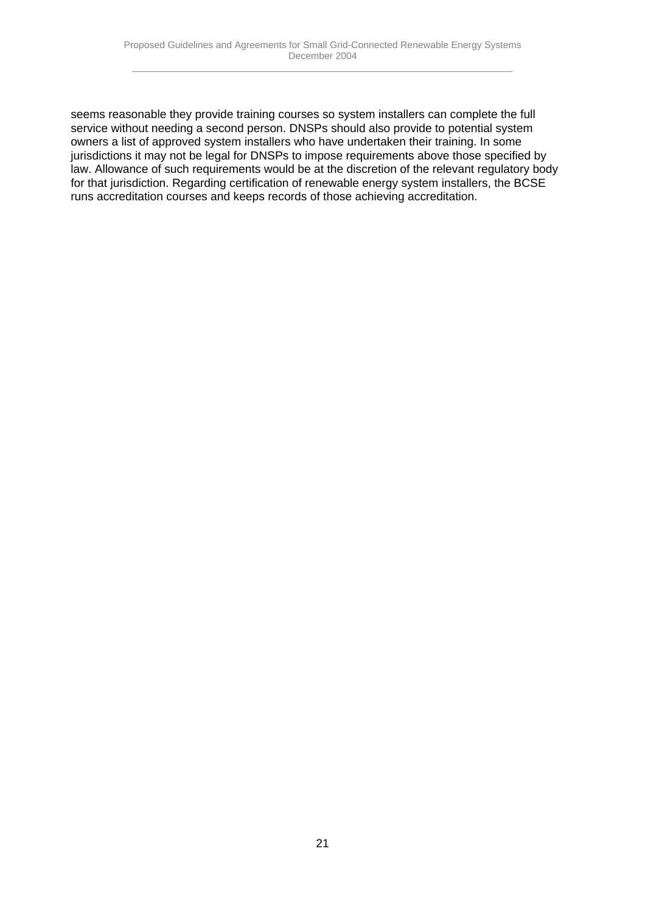seems reasonable they provide training courses so system installers can complete the full service without needing a second person. DNSPs should also provide to potential system owners a list of approved system installers who have undertaken their training. In some jurisdictions it may not be legal for DNSPs to impose requirements above those specified by law. Allowance of such requirements would be at the discretion of the relevant regulatory body for that jurisdiction. Regarding certification of renewable energy system installers, the BCSE runs accreditation courses and keeps records of those achieving accreditation.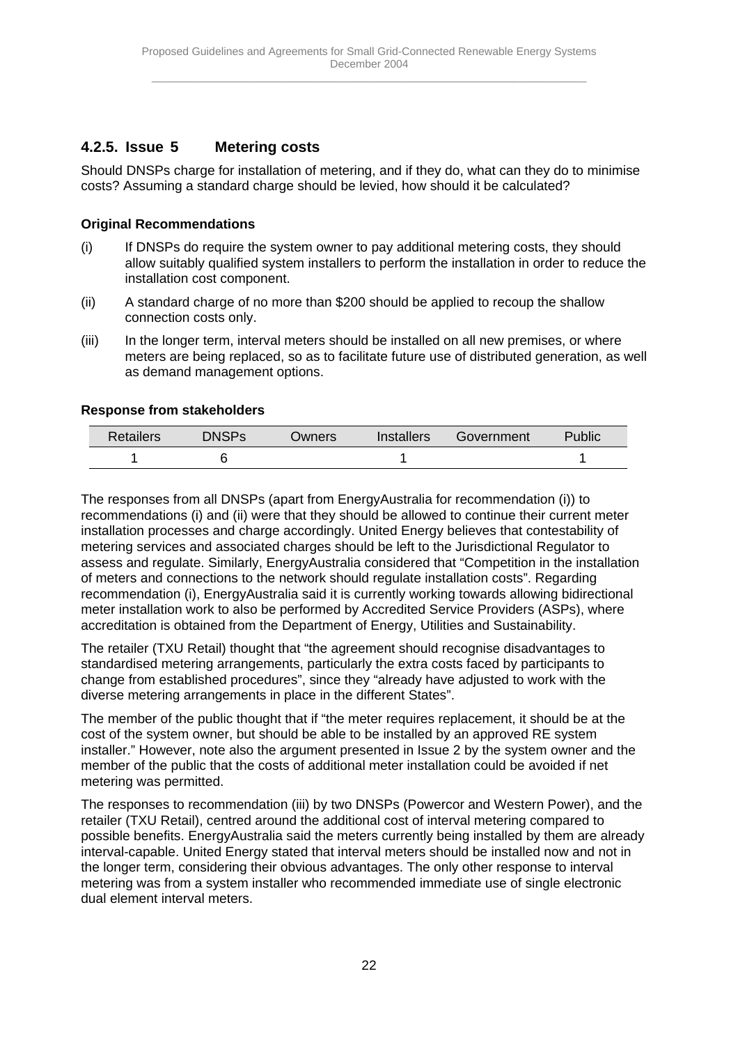### 4.2.5. Issue 5 Metering costs

Should DNSPs charge for installation of metering, and if they do, what can they do to minimise costs? Assuming a standard charge should be levied, how should it be calculated?

**Original Recommendations**

(i) If DNSPs do require the system owner to pay additional metering costs, they should allow suitably qualified system installers to perform the installation in order to reduce the installation cost component.

(ii) A standard charge of no more than $200 should be applied to recoup the shallow connection costs only.

(iii) In the longer term, interval meters should be installed on all new premises, or where meters are being replaced, so as to facilitate future use of distributed generation, as well as demand management options.

**Response from stakeholders**

| Retailers | DNSPs | Owners | Installers | Government | Public |
|---|---|---|---|---|---|
| 1 | 6 | | 1 | | 1 |

The responses from all DNSPs (apart from EnergyAustralia for recommendation (i)) to recommendations (i) and (ii) were that they should be allowed to continue their current meter installation processes and charge accordingly. United Energy believes that contestability of metering services and associated charges should be left to the Jurisdictional Regulator to assess and regulate. Similarly, EnergyAustralia considered that "Competition in the installation of meters and connections to the network should regulate installation costs". Regarding recommendation (i), EnergyAustralia said it is currently working towards allowing bidirectional meter installation work to also be performed by Accredited Service Providers (ASPs), where accreditation is obtained from the Department of Energy, Utilities and Sustainability.

The retailer (TXU Retail) thought that "the agreement should recognise disadvantages to standardised metering arrangements, particularly the extra costs faced by participants to change from established procedures", since they "already have adjusted to work with the diverse metering arrangements in place in the different States".

The member of the public thought that if "the meter requires replacement, it should be at the cost of the system owner, but should be able to be installed by an approved RE system installer." However, note also the argument presented in Issue 2 by the system owner and the member of the public that the costs of additional meter installation could be avoided if net metering was permitted.

The responses to recommendation (iii) by two DNSPs (Powercor and Western Power), and the retailer (TXU Retail), centred around the additional cost of interval metering compared to possible benefits. EnergyAustralia said the meters currently being installed by them are already interval-capable. United Energy stated that interval meters should be installed now and not in the longer term, considering their obvious advantages. The only other response to interval metering was from a system installer who recommended immediate use of single electronic dual element interval meters.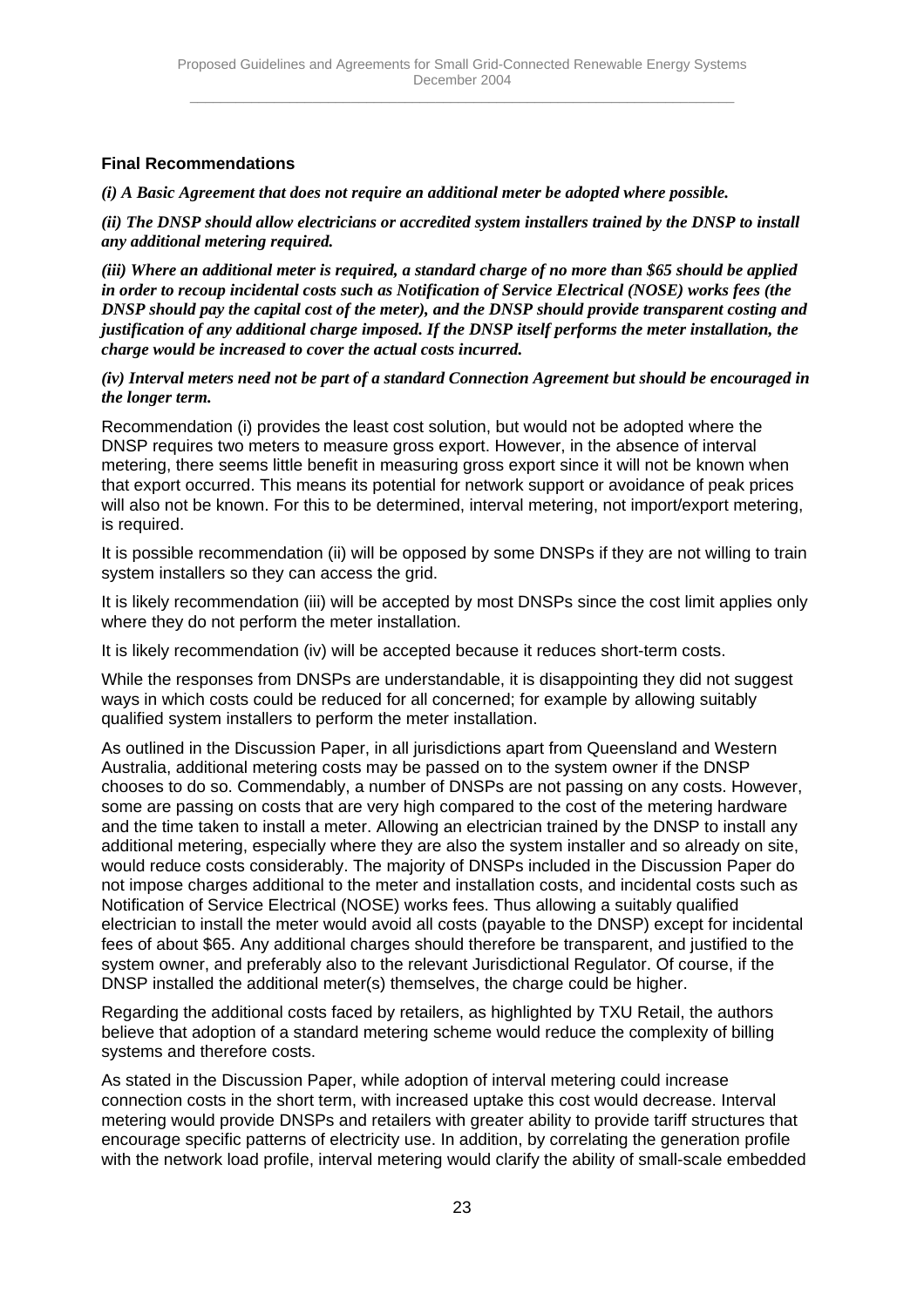**Final Recommendations**

***(i) A Basic Agreement that does not require an additional meter be adopted where possible.***

***(ii) The DNSP should allow electricians or accredited system installers trained by the DNSP to install any additional metering required.***

***(iii) Where an additional meter is required, a standard charge of no more than $65 should be applied in order to recoup incidental costs such as Notification of Service Electrical (NOSE) works fees (the DNSP should pay the capital cost of the meter), and the DNSP should provide transparent costing and justification of any additional charge imposed. If the DNSP itself performs the meter installation, the charge would be increased to cover the actual costs incurred.***

***(iv) Interval meters need not be part of a standard Connection Agreement but should be encouraged in the longer term.***

Recommendation (i) provides the least cost solution, but would not be adopted where the DNSP requires two meters to measure gross export. However, in the absence of interval metering, there seems little benefit in measuring gross export since it will not be known when that export occurred. This means its potential for network support or avoidance of peak prices will also not be known. For this to be determined, interval metering, not import/export metering, is required.

It is possible recommendation (ii) will be opposed by some DNSPs if they are not willing to train system installers so they can access the grid.

It is likely recommendation (iii) will be accepted by most DNSPs since the cost limit applies only where they do not perform the meter installation.

It is likely recommendation (iv) will be accepted because it reduces short-term costs.

While the responses from DNSPs are understandable, it is disappointing they did not suggest ways in which costs could be reduced for all concerned; for example by allowing suitably qualified system installers to perform the meter installation.

As outlined in the Discussion Paper, in all jurisdictions apart from Queensland and Western Australia, additional metering costs may be passed on to the system owner if the DNSP chooses to do so. Commendably, a number of DNSPs are not passing on any costs. However, some are passing on costs that are very high compared to the cost of the metering hardware and the time taken to install a meter. Allowing an electrician trained by the DNSP to install any additional metering, especially where they are also the system installer and so already on site, would reduce costs considerably. The majority of DNSPs included in the Discussion Paper do not impose charges additional to the meter and installation costs, and incidental costs such as Notification of Service Electrical (NOSE) works fees. Thus allowing a suitably qualified electrician to install the meter would avoid all costs (payable to the DNSP) except for incidental fees of about $65. Any additional charges should therefore be transparent, and justified to the system owner, and preferably also to the relevant Jurisdictional Regulator. Of course, if the DNSP installed the additional meter(s) themselves, the charge could be higher.

Regarding the additional costs faced by retailers, as highlighted by TXU Retail, the authors believe that adoption of a standard metering scheme would reduce the complexity of billing systems and therefore costs.

As stated in the Discussion Paper, while adoption of interval metering could increase connection costs in the short term, with increased uptake this cost would decrease. Interval metering would provide DNSPs and retailers with greater ability to provide tariff structures that encourage specific patterns of electricity use. In addition, by correlating the generation profile with the network load profile, interval metering would clarify the ability of small-scale embedded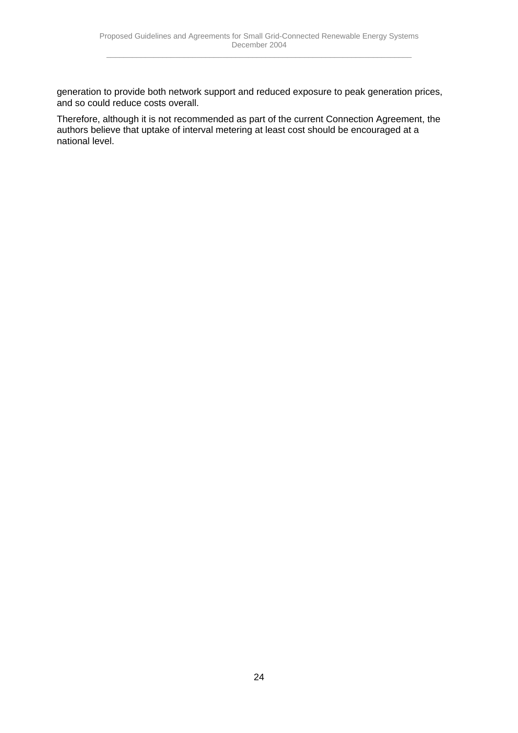generation to provide both network support and reduced exposure to peak generation prices, and so could reduce costs overall.

Therefore, although it is not recommended as part of the current Connection Agreement, the authors believe that uptake of interval metering at least cost should be encouraged at a national level.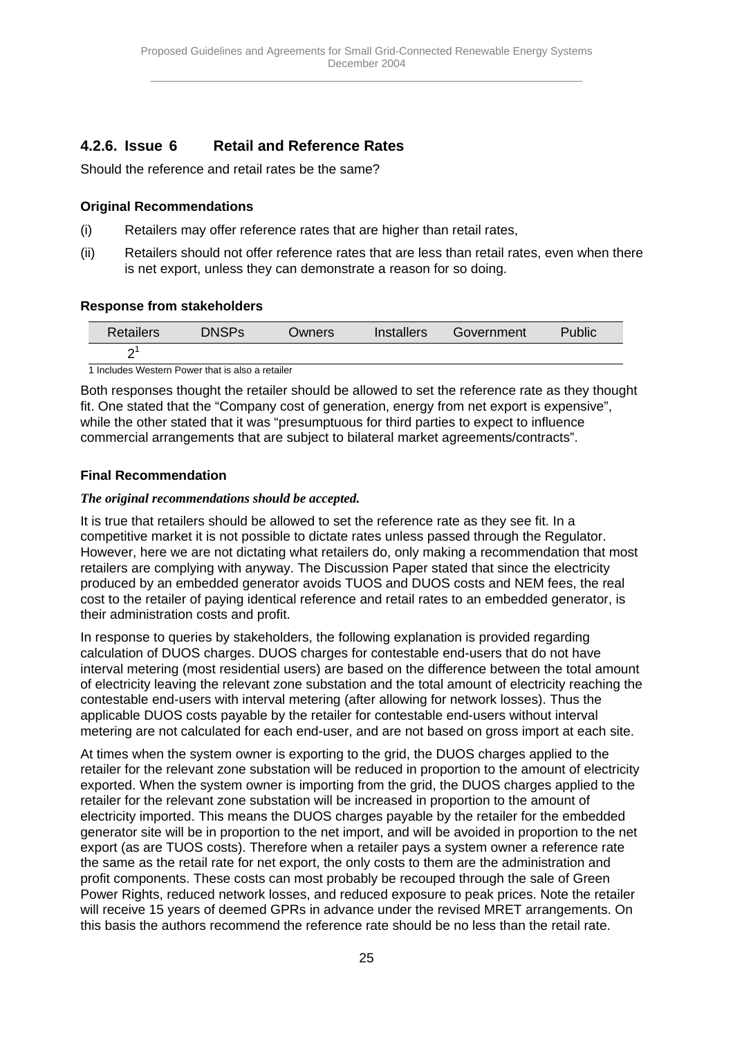### 4.2.6. Issue 6 Retail and Reference Rates

Should the reference and retail rates be the same?

**Original Recommendations**

(i) Retailers may offer reference rates that are higher than retail rates,

(ii) Retailers should not offer reference rates that are less than retail rates, even when there is net export, unless they can demonstrate a reason for so doing.

**Response from stakeholders**

| Retailers | DNSPs | Owners | Installers | Government | Public |
|---|---|---|---|---|---|
| 2[1] | | | | | |

1 Includes Western Power that is also a retailer

Both responses thought the retailer should be allowed to set the reference rate as they thought fit. One stated that the "Company cost of generation, energy from net export is expensive", while the other stated that it was "presumptuous for third parties to expect to influence commercial arrangements that are subject to bilateral market agreements/contracts".

**Final Recommendation**

***The original recommendations should be accepted.***

It is true that retailers should be allowed to set the reference rate as they see fit. In a competitive market it is not possible to dictate rates unless passed through the Regulator. However, here we are not dictating what retailers do, only making a recommendation that most retailers are complying with anyway. The Discussion Paper stated that since the electricity produced by an embedded generator avoids TUOS and DUOS costs and NEM fees, the real cost to the retailer of paying identical reference and retail rates to an embedded generator, is their administration costs and profit.

In response to queries by stakeholders, the following explanation is provided regarding calculation of DUOS charges. DUOS charges for contestable end-users that do not have interval metering (most residential users) are based on the difference between the total amount of electricity leaving the relevant zone substation and the total amount of electricity reaching the contestable end-users with interval metering (after allowing for network losses). Thus the applicable DUOS costs payable by the retailer for contestable end-users without interval metering are not calculated for each end-user, and are not based on gross import at each site.

At times when the system owner is exporting to the grid, the DUOS charges applied to the retailer for the relevant zone substation will be reduced in proportion to the amount of electricity exported. When the system owner is importing from the grid, the DUOS charges applied to the retailer for the relevant zone substation will be increased in proportion to the amount of electricity imported. This means the DUOS charges payable by the retailer for the embedded generator site will be in proportion to the net import, and will be avoided in proportion to the net export (as are TUOS costs). Therefore when a retailer pays a system owner a reference rate the same as the retail rate for net export, the only costs to them are the administration and profit components. These costs can most probably be recouped through the sale of Green Power Rights, reduced network losses, and reduced exposure to peak prices. Note the retailer will receive 15 years of deemed GPRs in advance under the revised MRET arrangements. On this basis the authors recommend the reference rate should be no less than the retail rate.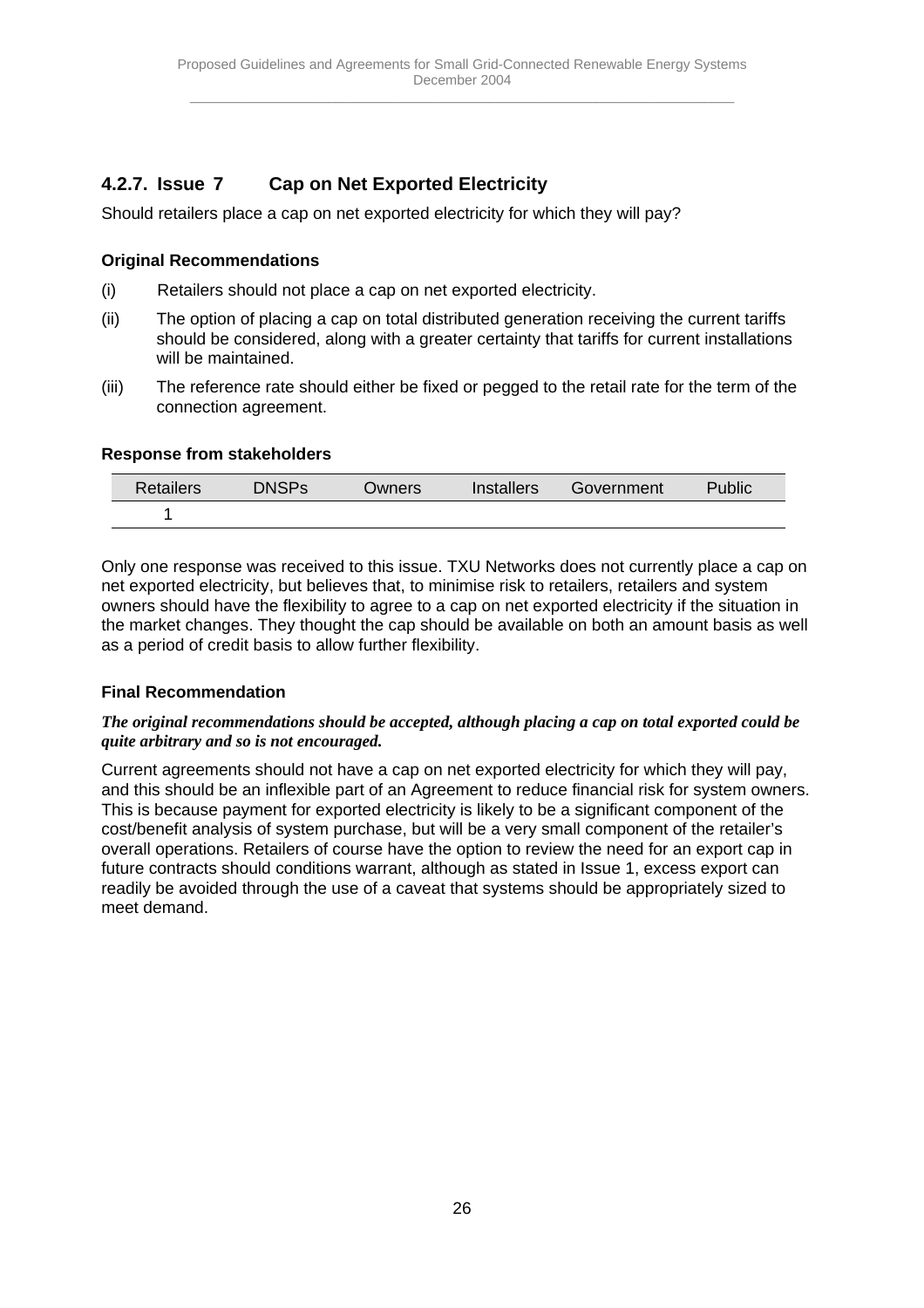### 4.2.7. Issue 7 Cap on Net Exported Electricity

Should retailers place a cap on net exported electricity for which they will pay?

**Original Recommendations**

(i) Retailers should not place a cap on net exported electricity.

(ii) The option of placing a cap on total distributed generation receiving the current tariffs should be considered, along with a greater certainty that tariffs for current installations will be maintained.

(iii) The reference rate should either be fixed or pegged to the retail rate for the term of the connection agreement.

**Response from stakeholders**

| Retailers | DNSPs | Owners | Installers | Government | Public |
|---|---|---|---|---|---|
| 1 | | | | | |

Only one response was received to this issue. TXU Networks does not currently place a cap on net exported electricity, but believes that, to minimise risk to retailers, retailers and system owners should have the flexibility to agree to a cap on net exported electricity if the situation in the market changes. They thought the cap should be available on both an amount basis as well as a period of credit basis to allow further flexibility.

**Final Recommendation**

***The original recommendations should be accepted, although placing a cap on total exported could be quite arbitrary and so is not encouraged.***

Current agreements should not have a cap on net exported electricity for which they will pay, and this should be an inflexible part of an Agreement to reduce financial risk for system owners. This is because payment for exported electricity is likely to be a significant component of the cost/benefit analysis of system purchase, but will be a very small component of the retailer's overall operations. Retailers of course have the option to review the need for an export cap in future contracts should conditions warrant, although as stated in Issue 1, excess export can readily be avoided through the use of a caveat that systems should be appropriately sized to meet demand.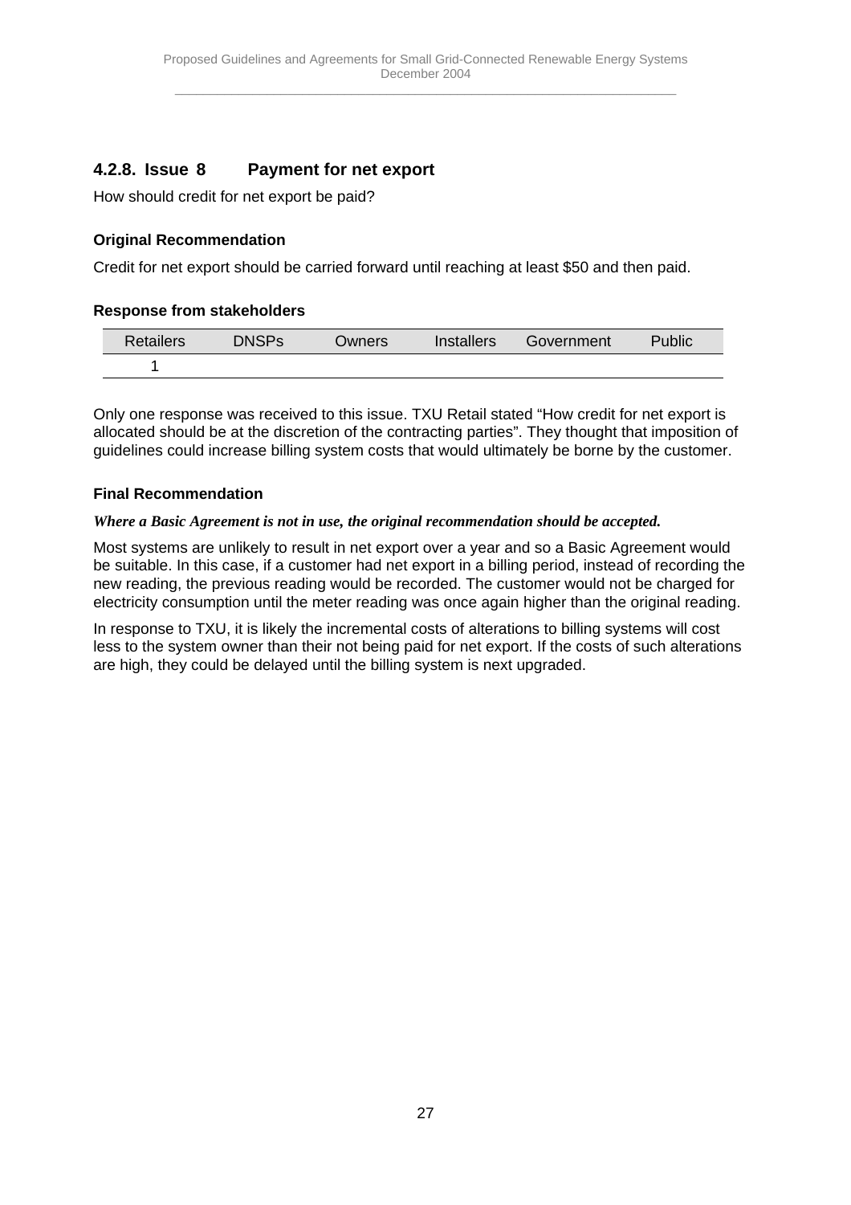### 4.2.8. Issue 8 Payment for net export

How should credit for net export be paid?

**Original Recommendation**

Credit for net export should be carried forward until reaching at least $50 and then paid.

**Response from stakeholders**

| Retailers | DNSPs | Owners | Installers | Government | Public |
|---|---|---|---|---|---|
| 1 | | | | | |

Only one response was received to this issue. TXU Retail stated "How credit for net export is allocated should be at the discretion of the contracting parties". They thought that imposition of guidelines could increase billing system costs that would ultimately be borne by the customer.

**Final Recommendation**

***Where a Basic Agreement is not in use, the original recommendation should be accepted.***

Most systems are unlikely to result in net export over a year and so a Basic Agreement would be suitable. In this case, if a customer had net export in a billing period, instead of recording the new reading, the previous reading would be recorded. The customer would not be charged for electricity consumption until the meter reading was once again higher than the original reading.

In response to TXU, it is likely the incremental costs of alterations to billing systems will cost less to the system owner than their not being paid for net export. If the costs of such alterations are high, they could be delayed until the billing system is next upgraded.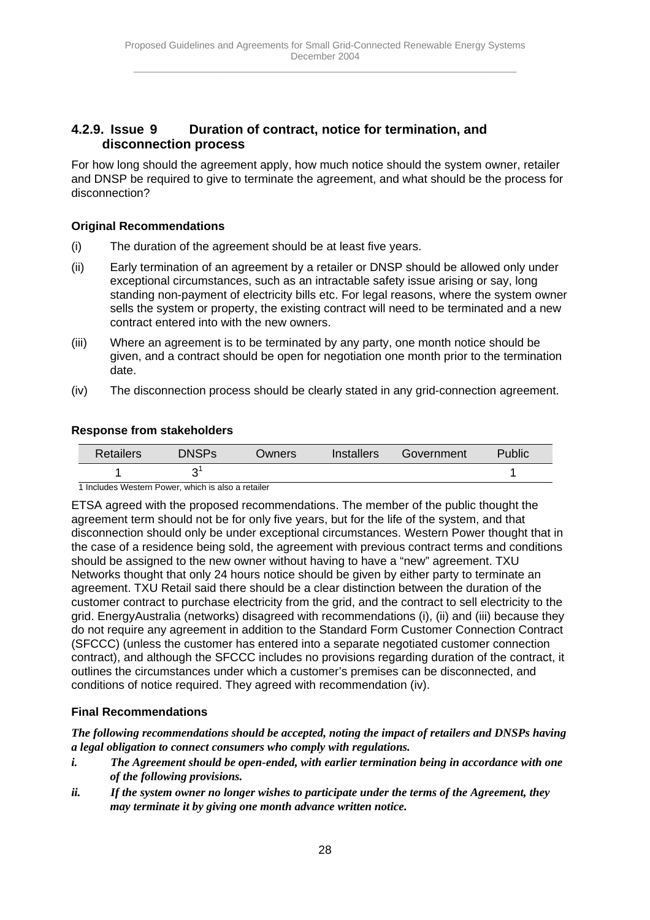### 4.2.9. Issue 9 Duration of contract, notice for termination, and disconnection process

For how long should the agreement apply, how much notice should the system owner, retailer and DNSP be required to give to terminate the agreement, and what should be the process for disconnection?

**Original Recommendations**

(i) The duration of the agreement should be at least five years.

(ii) Early termination of an agreement by a retailer or DNSP should be allowed only under exceptional circumstances, such as an intractable safety issue arising or say, long standing non-payment of electricity bills etc. For legal reasons, where the system owner sells the system or property, the existing contract will need to be terminated and a new contract entered into with the new owners.

(iii) Where an agreement is to be terminated by any party, one month notice should be given, and a contract should be open for negotiation one month prior to the termination date.

(iv) The disconnection process should be clearly stated in any grid-connection agreement.

**Response from stakeholders**

| Retailers | DNSPs | Owners | Installers | Government | Public |
|---|---|---|---|---|---|
| 1 | 3[1] | | | | 1 |

1 Includes Western Power, which is also a retailer

ETSA agreed with the proposed recommendations. The member of the public thought the agreement term should not be for only five years, but for the life of the system, and that disconnection should only be under exceptional circumstances. Western Power thought that in the case of a residence being sold, the agreement with previous contract terms and conditions should be assigned to the new owner without having to have a "new" agreement. TXU Networks thought that only 24 hours notice should be given by either party to terminate an agreement. TXU Retail said there should be a clear distinction between the duration of the customer contract to purchase electricity from the grid, and the contract to sell electricity to the grid. EnergyAustralia (networks) disagreed with recommendations (i), (ii) and (iii) because they do not require any agreement in addition to the Standard Form Customer Connection Contract (SFCCC) (unless the customer has entered into a separate negotiated customer connection contract), and although the SFCCC includes no provisions regarding duration of the contract, it outlines the circumstances under which a customer's premises can be disconnected, and conditions of notice required. They agreed with recommendation (iv).

**Final Recommendations**

***The following recommendations should be accepted, noting the impact of retailers and DNSPs having a legal obligation to connect consumers who comply with regulations.***

***i. The Agreement should be open-ended, with earlier termination being in accordance with one of the following provisions.***

***ii. If the system owner no longer wishes to participate under the terms of the Agreement, they may terminate it by giving one month advance written notice.***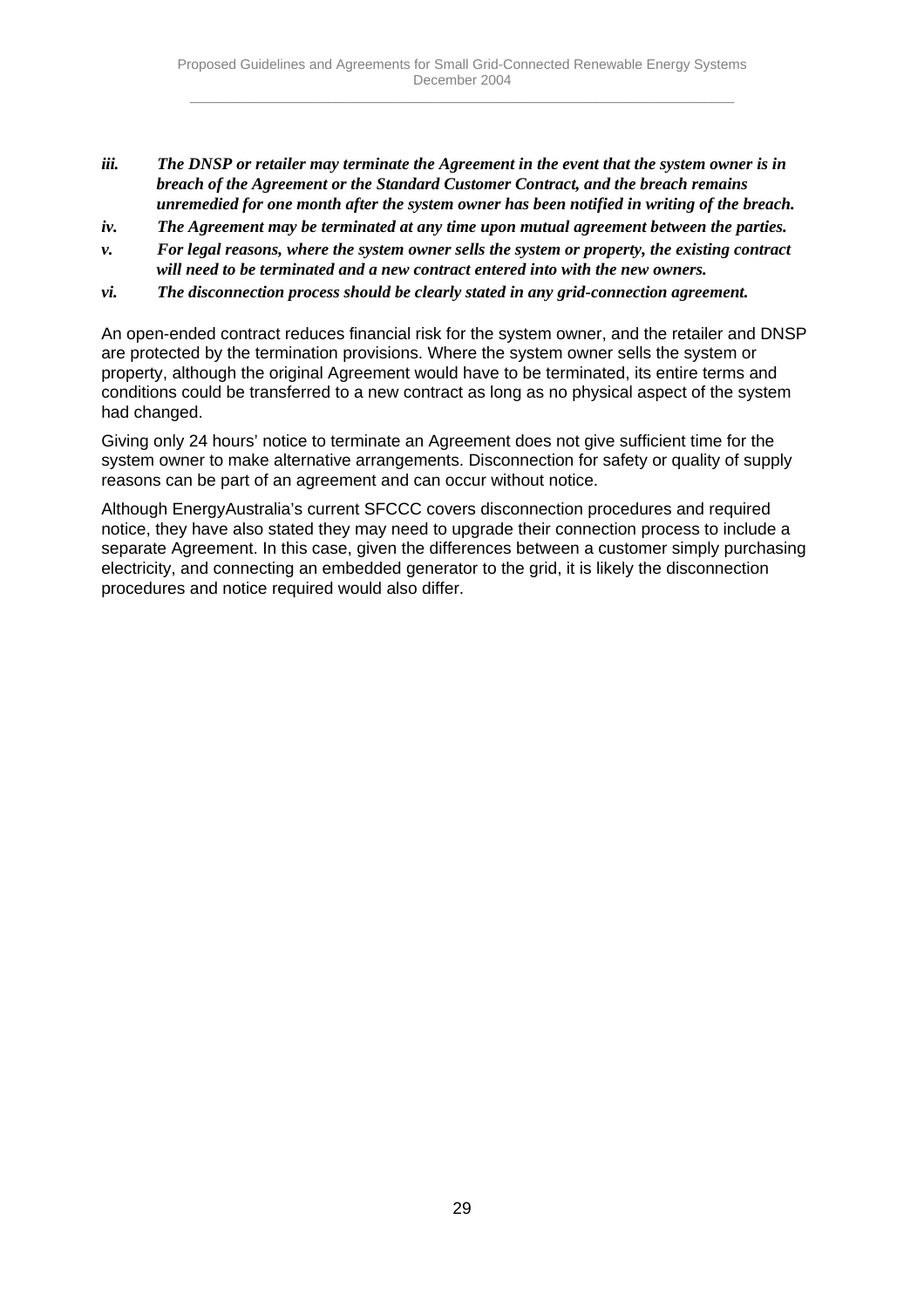*iii.* ***The DNSP or retailer may terminate the Agreement in the event that the system owner is in breach of the Agreement or the Standard Customer Contract, and the breach remains unremedied for one month after the system owner has been notified in writing of the breach.***

*iv.* ***The Agreement may be terminated at any time upon mutual agreement between the parties.***

*v.* ***For legal reasons, where the system owner sells the system or property, the existing contract will need to be terminated and a new contract entered into with the new owners.***

*vi.* ***The disconnection process should be clearly stated in any grid-connection agreement.***

An open-ended contract reduces financial risk for the system owner, and the retailer and DNSP are protected by the termination provisions. Where the system owner sells the system or property, although the original Agreement would have to be terminated, its entire terms and conditions could be transferred to a new contract as long as no physical aspect of the system had changed.

Giving only 24 hours' notice to terminate an Agreement does not give sufficient time for the system owner to make alternative arrangements. Disconnection for safety or quality of supply reasons can be part of an agreement and can occur without notice.

Although EnergyAustralia's current SFCCC covers disconnection procedures and required notice, they have also stated they may need to upgrade their connection process to include a separate Agreement. In this case, given the differences between a customer simply purchasing electricity, and connecting an embedded generator to the grid, it is likely the disconnection procedures and notice required would also differ.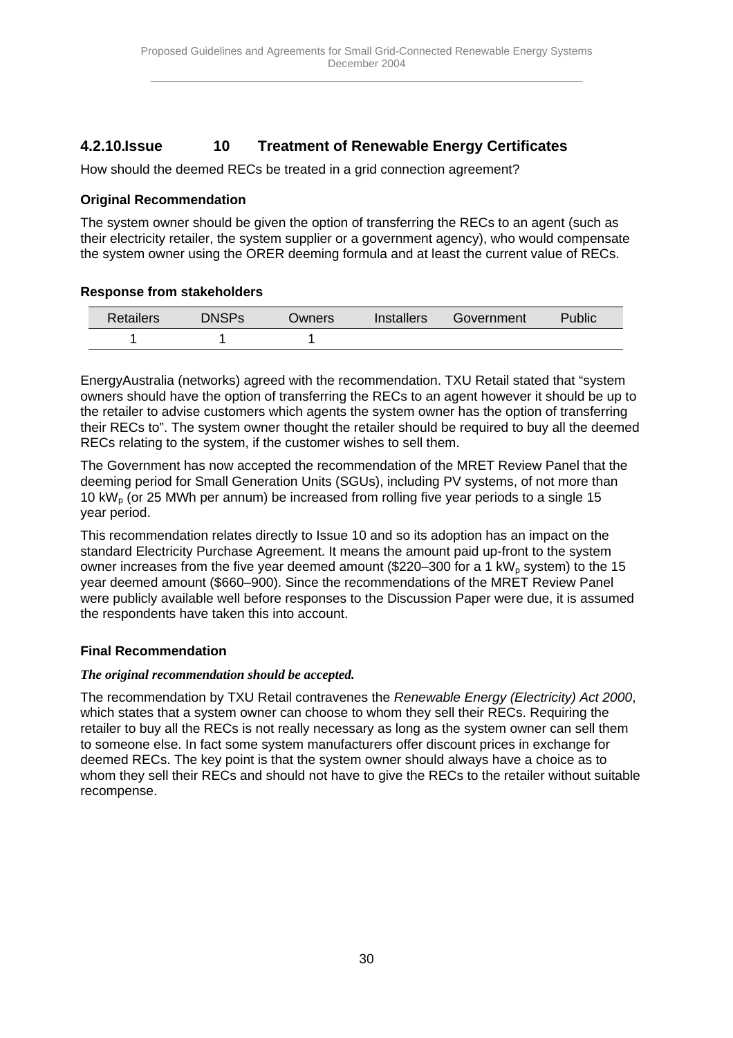## 4.2.10. Issue 10 Treatment of Renewable Energy Certificates

How should the deemed RECs be treated in a grid connection agreement?

**Original Recommendation**

The system owner should be given the option of transferring the RECs to an agent (such as their electricity retailer, the system supplier or a government agency), who would compensate the system owner using the ORER deeming formula and at least the current value of RECs.

**Response from stakeholders**

| Retailers | DNSPs | Owners | Installers | Government | Public |
|---|---|---|---|---|---|
| 1 | 1 | 1 | | | |

EnergyAustralia (networks) agreed with the recommendation. TXU Retail stated that "system owners should have the option of transferring the RECs to an agent however it should be up to the retailer to advise customers which agents the system owner has the option of transferring their RECs to". The system owner thought the retailer should be required to buy all the deemed RECs relating to the system, if the customer wishes to sell them.

The Government has now accepted the recommendation of the MRET Review Panel that the deeming period for Small Generation Units (SGUs), including PV systems, of not more than 10 $kW_p$ (or 25 MWh per annum) be increased from rolling five year periods to a single 15 year period.

This recommendation relates directly to Issue 10 and so its adoption has an impact on the standard Electricity Purchase Agreement. It means the amount paid up-front to the system owner increases from the five year deemed amount ($220–300 for a 1 $kW_p$ system) to the 15 year deemed amount ($660–900). Since the recommendations of the MRET Review Panel were publicly available well before responses to the Discussion Paper were due, it is assumed the respondents have taken this into account.

**Final Recommendation**

***The original recommendation should be accepted.***

The recommendation by TXU Retail contravenes the *Renewable Energy (Electricity) Act 2000*, which states that a system owner can choose to whom they sell their RECs. Requiring the retailer to buy all the RECs is not really necessary as long as the system owner can sell them to someone else. In fact some system manufacturers offer discount prices in exchange for deemed RECs. The key point is that the system owner should always have a choice as to whom they sell their RECs and should not have to give the RECs to the retailer without suitable recompense.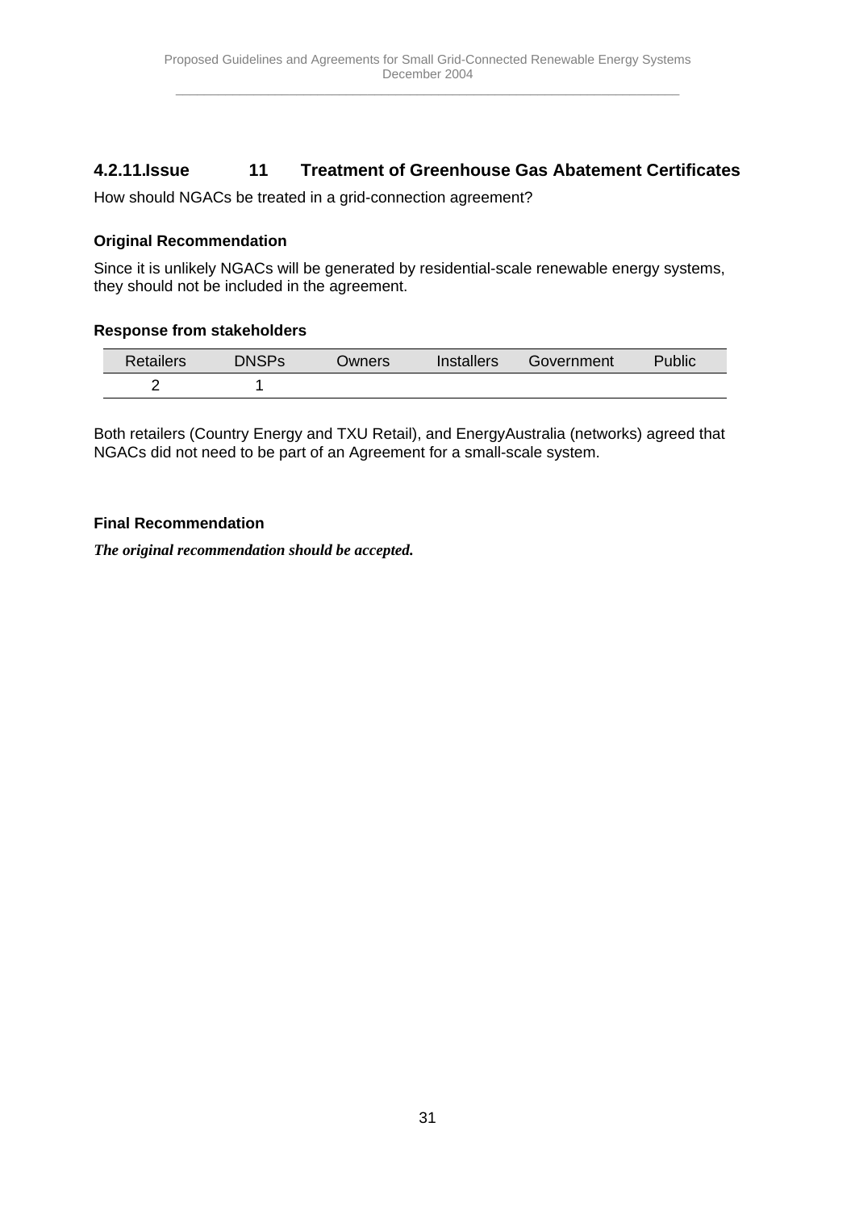### 4.2.11. Issue 11 Treatment of Greenhouse Gas Abatement Certificates

How should NGACs be treated in a grid-connection agreement?

**Original Recommendation**

Since it is unlikely NGACs will be generated by residential-scale renewable energy systems, they should not be included in the agreement.

**Response from stakeholders**

| Retailers | DNSPs | Owners | Installers | Government | Public |
|---|---|---|---|---|---|
| 2 | 1 | | | | |

Both retailers (Country Energy and TXU Retail), and EnergyAustralia (networks) agreed that NGACs did not need to be part of an Agreement for a small-scale system.

**Final Recommendation**

***The original recommendation should be accepted.***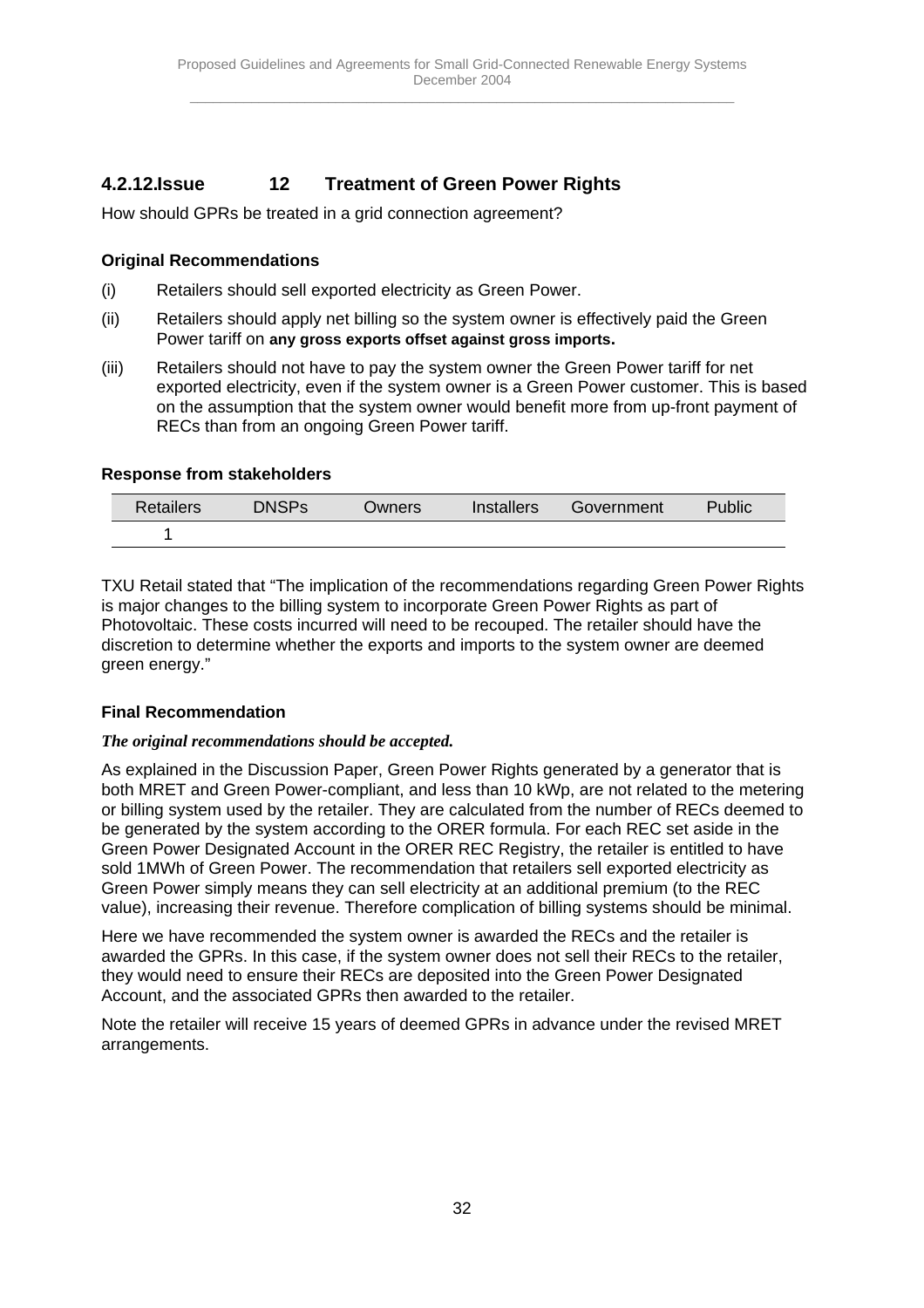## 4.2.12.Issue 12 Treatment of Green Power Rights

How should GPRs be treated in a grid connection agreement?

**Original Recommendations**

(i) Retailers should sell exported electricity as Green Power.

(ii) Retailers should apply net billing so the system owner is effectively paid the Green Power tariff on **any gross exports offset against gross imports.**

(iii) Retailers should not have to pay the system owner the Green Power tariff for net exported electricity, even if the system owner is a Green Power customer. This is based on the assumption that the system owner would benefit more from up-front payment of RECs than from an ongoing Green Power tariff.

**Response from stakeholders**

| Retailers | DNSPs | Owners | Installers | Government | Public |
|---|---|---|---|---|---|
| 1 | | | | | |

TXU Retail stated that "The implication of the recommendations regarding Green Power Rights is major changes to the billing system to incorporate Green Power Rights as part of Photovoltaic. These costs incurred will need to be recouped. The retailer should have the discretion to determine whether the exports and imports to the system owner are deemed green energy."

**Final Recommendation**

***The original recommendations should be accepted.***

As explained in the Discussion Paper, Green Power Rights generated by a generator that is both MRET and Green Power-compliant, and less than 10 kWp, are not related to the metering or billing system used by the retailer. They are calculated from the number of RECs deemed to be generated by the system according to the ORER formula. For each REC set aside in the Green Power Designated Account in the ORER REC Registry, the retailer is entitled to have sold 1MWh of Green Power. The recommendation that retailers sell exported electricity as Green Power simply means they can sell electricity at an additional premium (to the REC value), increasing their revenue. Therefore complication of billing systems should be minimal.

Here we have recommended the system owner is awarded the RECs and the retailer is awarded the GPRs. In this case, if the system owner does not sell their RECs to the retailer, they would need to ensure their RECs are deposited into the Green Power Designated Account, and the associated GPRs then awarded to the retailer.

Note the retailer will receive 15 years of deemed GPRs in advance under the revised MRET arrangements.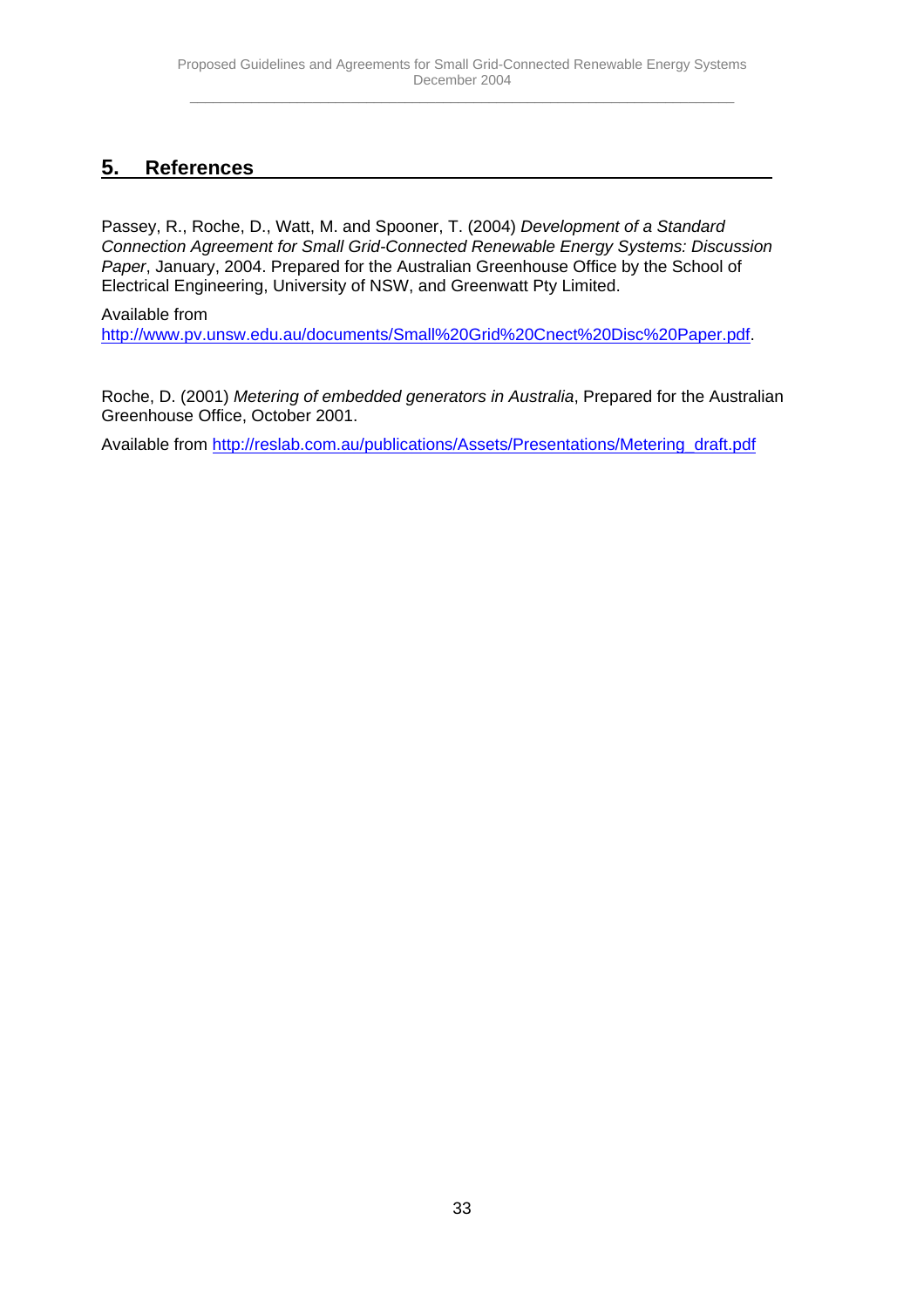## 5. References

Passey, R., Roche, D., Watt, M. and Spooner, T. (2004) *Development of a Standard Connection Agreement for Small Grid-Connected Renewable Energy Systems: Discussion Paper*, January, 2004. Prepared for the Australian Greenhouse Office by the School of Electrical Engineering, University of NSW, and Greenwatt Pty Limited.

Available from http://www.pv.unsw.edu.au/documents/Small%20Grid%20Cnect%20Disc%20Paper.pdf.

Roche, D. (2001) *Metering of embedded generators in Australia*, Prepared for the Australian Greenhouse Office, October 2001.

Available from http://reslab.com.au/publications/Assets/Presentations/Metering_draft.pdf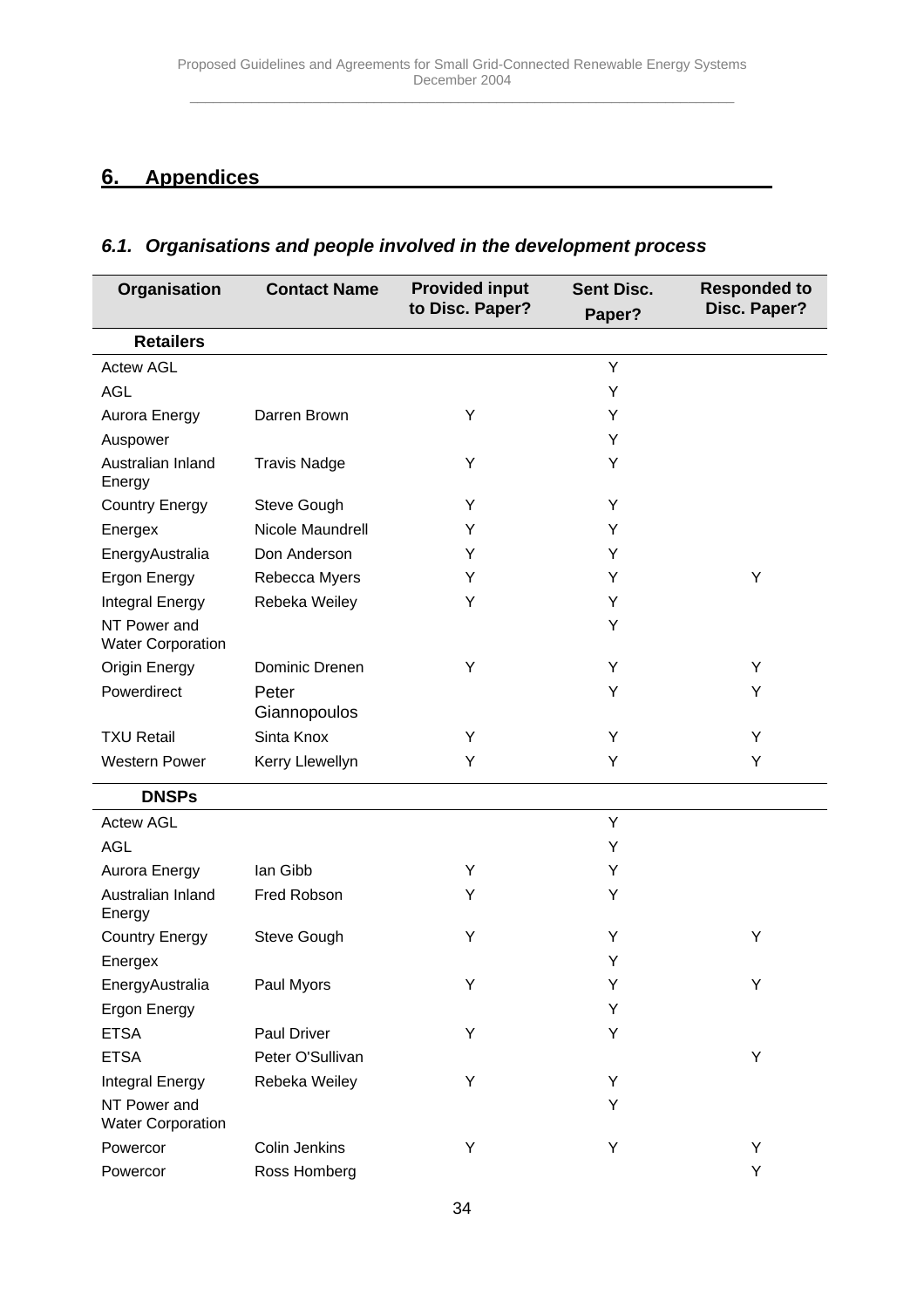# 6. Appendices

## 6.1. Organisations and people involved in the development process

| Organisation | Contact Name | Provided input to Disc. Paper? | Sent Disc. Paper? | Responded to Disc. Paper? |
|---|---|---|---|---|
| **Retailers** | | | | |
| Actew AGL | | | Y | |
| AGL | | | Y | |
| Aurora Energy | Darren Brown | Y | Y | |
| Auspower | | | Y | |
| Australian Inland Energy | Travis Nadge | Y | Y | |
| Country Energy | Steve Gough | Y | Y | |
| Energex | Nicole Maundrell | Y | Y | |
| EnergyAustralia | Don Anderson | Y | Y | |
| Ergon Energy | Rebecca Myers | Y | Y | Y |
| Integral Energy | Rebeka Weiley | Y | Y | |
| NT Power and Water Corporation | | | Y | |
| Origin Energy | Dominic Drenen | Y | Y | Y |
| Powerdirect | Peter Giannopoulos | | Y | Y |
| TXU Retail | Sinta Knox | Y | Y | Y |
| Western Power | Kerry Llewellyn | Y | Y | Y |
| **DNSPs** | | | | |
| Actew AGL | | | Y | |
| AGL | | | Y | |
| Aurora Energy | Ian Gibb | Y | Y | |
| Australian Inland Energy | Fred Robson | Y | Y | |
| Country Energy | Steve Gough | Y | Y | Y |
| Energex | | | Y | |
| EnergyAustralia | Paul Myors | Y | Y | Y |
| Ergon Energy | | | Y | |
| ETSA | Paul Driver | Y | Y | |
| ETSA | Peter O'Sullivan | | | Y |
| Integral Energy | Rebeka Weiley | Y | Y | |
| NT Power and Water Corporation | | | Y | |
| Powercor | Colin Jenkins | Y | Y | Y |
| Powercor | Ross Homberg | | | Y |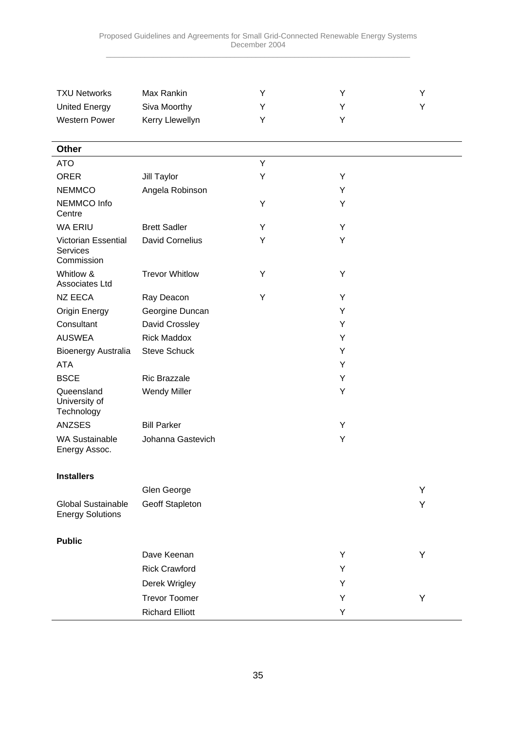| | | | | |
|---|---|---|---|---|
| TXU Networks | Max Rankin | Y | Y | Y |
| United Energy | Siva Moorthy | Y | Y | Y |
| Western Power | Kerry Llewellyn | Y | Y | |
| **Other** | | | | |
| ATO | | Y | | |
| ORER | Jill Taylor | Y | Y | |
| NEMMCO | Angela Robinson | | Y | |
| NEMMCO Info Centre | | Y | Y | |
| WA ERIU | Brett Sadler | Y | Y | |
| Victorian Essential Services Commission | David Cornelius | Y | Y | |
| Whitlow & Associates Ltd | Trevor Whitlow | Y | Y | |
| NZ EECA | Ray Deacon | Y | Y | |
| Origin Energy | Georgine Duncan | | Y | |
| Consultant | David Crossley | | Y | |
| AUSWEA | Rick Maddox | | Y | |
| Bioenergy Australia | Steve Schuck | | Y | |
| ATA | | | Y | |
| BSCE | Ric Brazzale | | Y | |
| Queensland University of Technology | Wendy Miller | | Y | |
| ANZSES | Bill Parker | | Y | |
| WA Sustainable Energy Assoc. | Johanna Gastevich | | Y | |
| **Installers** | | | | |
| | Glen George | | | Y |
| Global Sustainable Energy Solutions | Geoff Stapleton | | | Y |
| **Public** | | | | |
| | Dave Keenan | | Y | Y |
| | Rick Crawford | | Y | |
| | Derek Wrigley | | Y | |
| | Trevor Toomer | | Y | Y |
| | Richard Elliott | | Y | |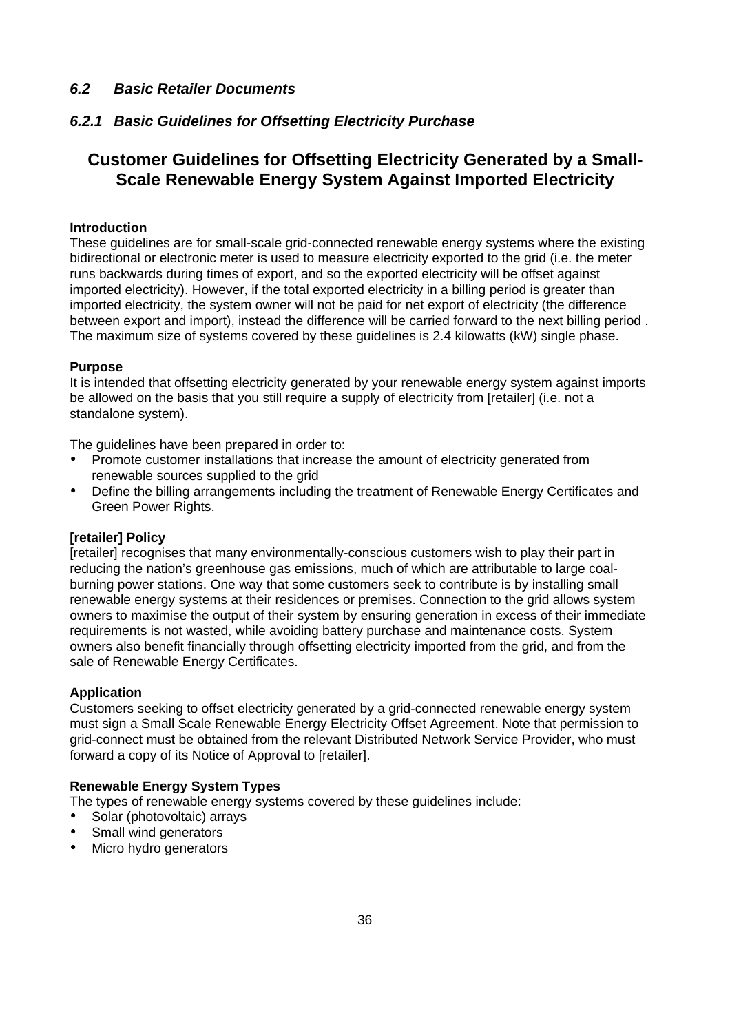### *6.2 Basic Retailer Documents*

#### *6.2.1 Basic Guidelines for Offsetting Electricity Purchase*

## Customer Guidelines for Offsetting Electricity Generated by a Small-Scale Renewable Energy System Against Imported Electricity

**Introduction**
These guidelines are for small-scale grid-connected renewable energy systems where the existing bidirectional or electronic meter is used to measure electricity exported to the grid (i.e. the meter runs backwards during times of export, and so the exported electricity will be offset against imported electricity). However, if the total exported electricity in a billing period is greater than imported electricity, the system owner will not be paid for net export of electricity (the difference between export and import), instead the difference will be carried forward to the next billing period . The maximum size of systems covered by these guidelines is 2.4 kilowatts (kW) single phase.

**Purpose**
It is intended that offsetting electricity generated by your renewable energy system against imports be allowed on the basis that you still require a supply of electricity from [retailer] (i.e. not a standalone system).

The guidelines have been prepared in order to:

- Promote customer installations that increase the amount of electricity generated from renewable sources supplied to the grid
- Define the billing arrangements including the treatment of Renewable Energy Certificates and Green Power Rights.

**[retailer] Policy**
[retailer] recognises that many environmentally-conscious customers wish to play their part in reducing the nation's greenhouse gas emissions, much of which are attributable to large coal-burning power stations. One way that some customers seek to contribute is by installing small renewable energy systems at their residences or premises. Connection to the grid allows system owners to maximise the output of their system by ensuring generation in excess of their immediate requirements is not wasted, while avoiding battery purchase and maintenance costs. System owners also benefit financially through offsetting electricity imported from the grid, and from the sale of Renewable Energy Certificates.

**Application**
Customers seeking to offset electricity generated by a grid-connected renewable energy system must sign a Small Scale Renewable Energy Electricity Offset Agreement. Note that permission to grid-connect must be obtained from the relevant Distributed Network Service Provider, who must forward a copy of its Notice of Approval to [retailer].

**Renewable Energy System Types**
The types of renewable energy systems covered by these guidelines include:

- Solar (photovoltaic) arrays
- Small wind generators
- Micro hydro generators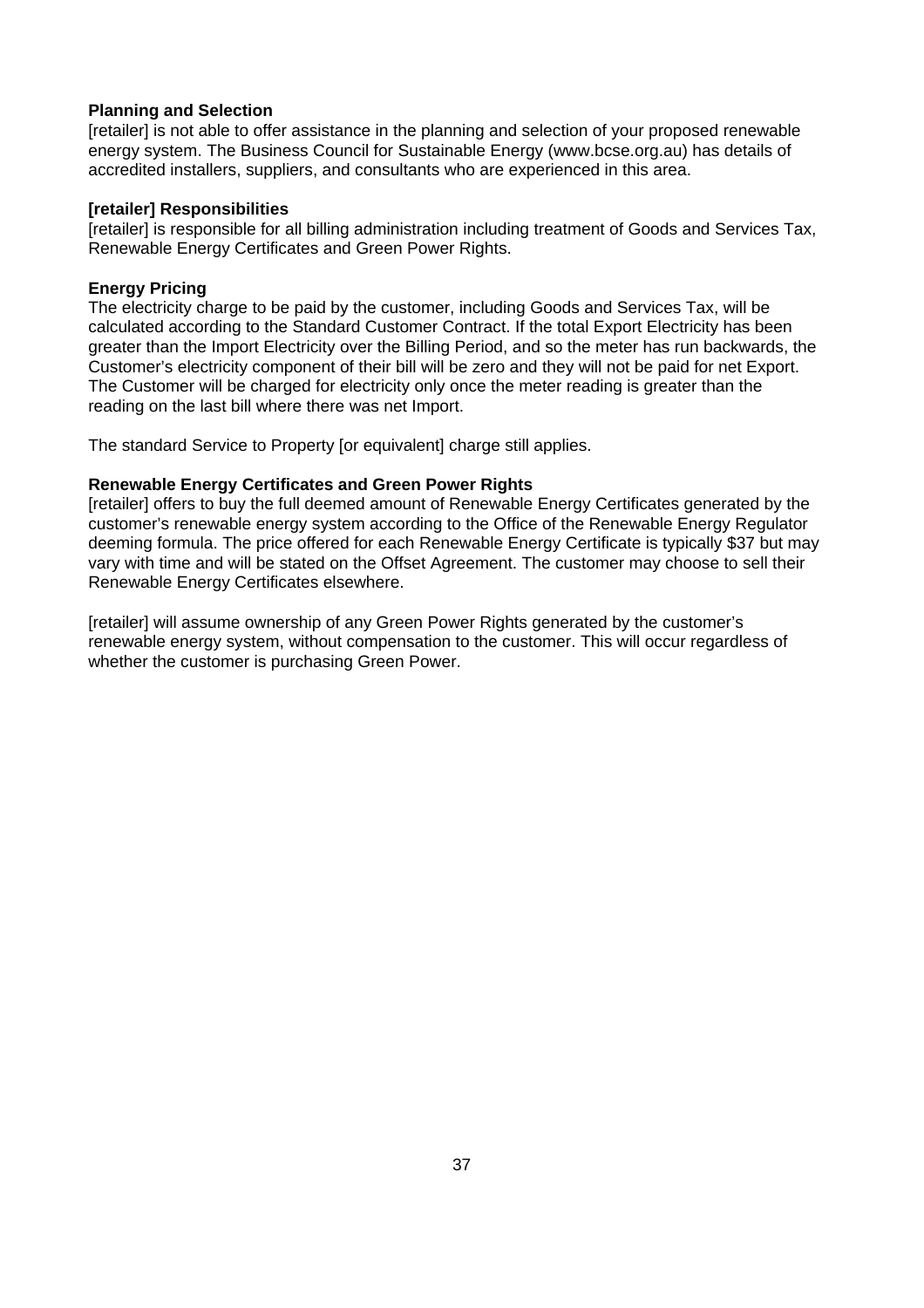**Planning and Selection**

[retailer] is not able to offer assistance in the planning and selection of your proposed renewable energy system. The Business Council for Sustainable Energy (www.bcse.org.au) has details of accredited installers, suppliers, and consultants who are experienced in this area.

**[retailer] Responsibilities**

[retailer] is responsible for all billing administration including treatment of Goods and Services Tax, Renewable Energy Certificates and Green Power Rights.

**Energy Pricing**

The electricity charge to be paid by the customer, including Goods and Services Tax, will be calculated according to the Standard Customer Contract. If the total Export Electricity has been greater than the Import Electricity over the Billing Period, and so the meter has run backwards, the Customer's electricity component of their bill will be zero and they will not be paid for net Export. The Customer will be charged for electricity only once the meter reading is greater than the reading on the last bill where there was net Import.

The standard Service to Property [or equivalent] charge still applies.

**Renewable Energy Certificates and Green Power Rights**

[retailer] offers to buy the full deemed amount of Renewable Energy Certificates generated by the customer's renewable energy system according to the Office of the Renewable Energy Regulator deeming formula. The price offered for each Renewable Energy Certificate is typically $37 but may vary with time and will be stated on the Offset Agreement. The customer may choose to sell their Renewable Energy Certificates elsewhere.

[retailer] will assume ownership of any Green Power Rights generated by the customer's renewable energy system, without compensation to the customer. This will occur regardless of whether the customer is purchasing Green Power.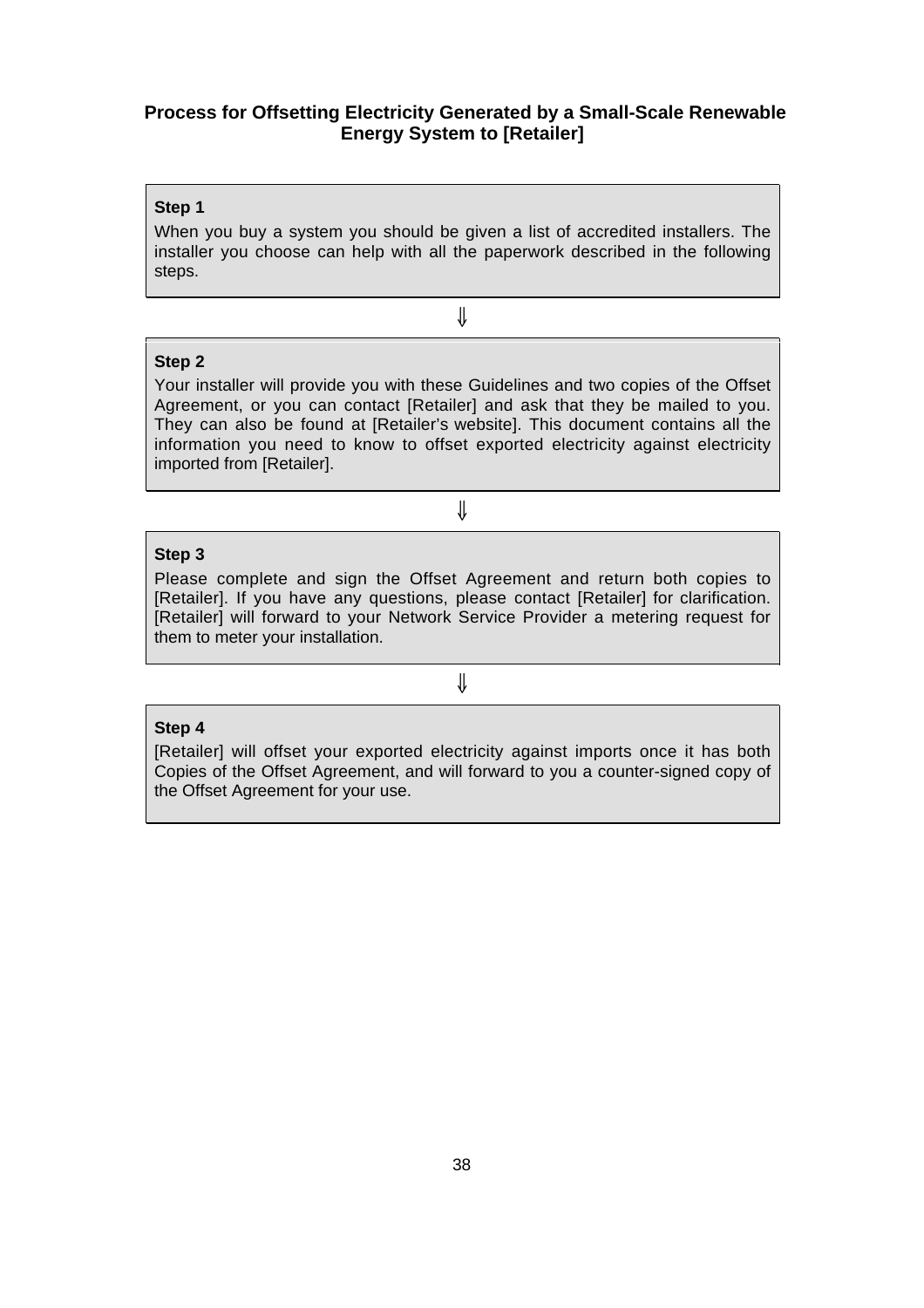**Process for Offsetting Electricity Generated by a Small-Scale Renewable Energy System to [Retailer]**

**Step 1**

When you buy a system you should be given a list of accredited installers. The installer you choose can help with all the paperwork described in the following steps.

⇓

**Step 2**

Your installer will provide you with these Guidelines and two copies of the Offset Agreement, or you can contact [Retailer] and ask that they be mailed to you. They can also be found at [Retailer's website]. This document contains all the information you need to know to offset exported electricity against electricity imported from [Retailer].

⇓

**Step 3**

Please complete and sign the Offset Agreement and return both copies to [Retailer]. If you have any questions, please contact [Retailer] for clarification. [Retailer] will forward to your Network Service Provider a metering request for them to meter your installation.

⇓

**Step 4**

[Retailer] will offset your exported electricity against imports once it has both Copies of the Offset Agreement, and will forward to you a counter-signed copy of the Offset Agreement for your use.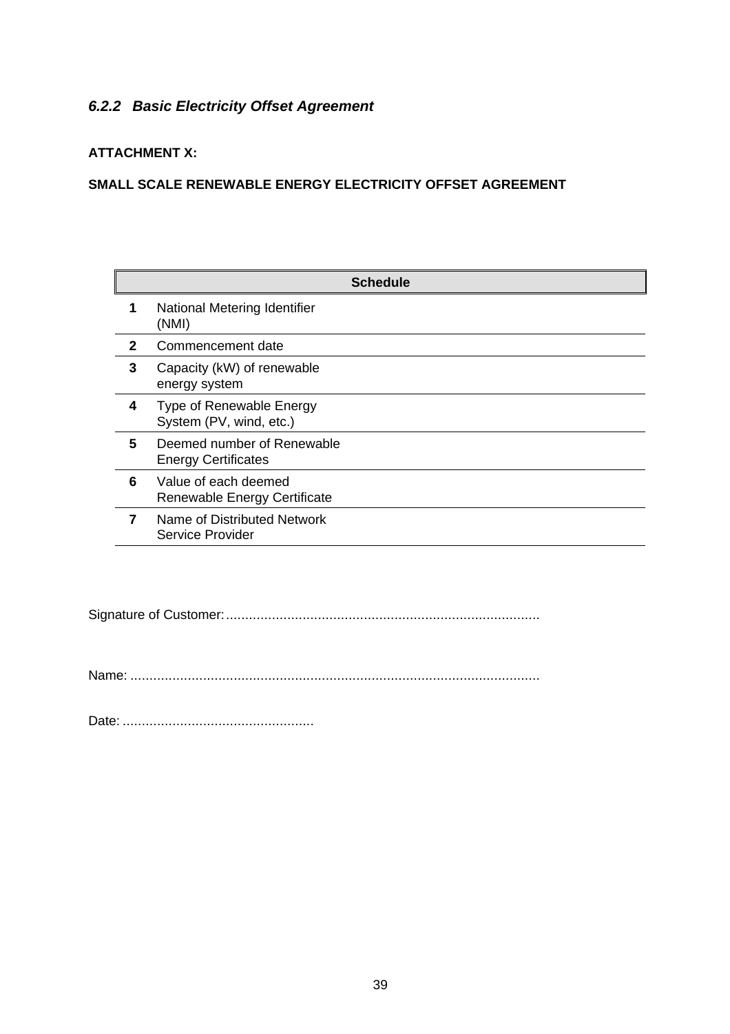### *6.2.2 Basic Electricity Offset Agreement*

**ATTACHMENT X:**

**SMALL SCALE RENEWABLE ENERGY ELECTRICITY OFFSET AGREEMENT**

| | **Schedule** | |
|---|---|---|
| **1** | National Metering Identifier (NMI) | |
| **2** | Commencement date | |
| **3** | Capacity (kW) of renewable energy system | |
| **4** | Type of Renewable Energy System (PV, wind, etc.) | |
| **5** | Deemed number of Renewable Energy Certificates | |
| **6** | Value of each deemed Renewable Energy Certificate | |
| **7** | Name of Distributed Network Service Provider | |

Signature of Customer: ..................................................................................

Name: ..........................................................................................................

Date: ..................................................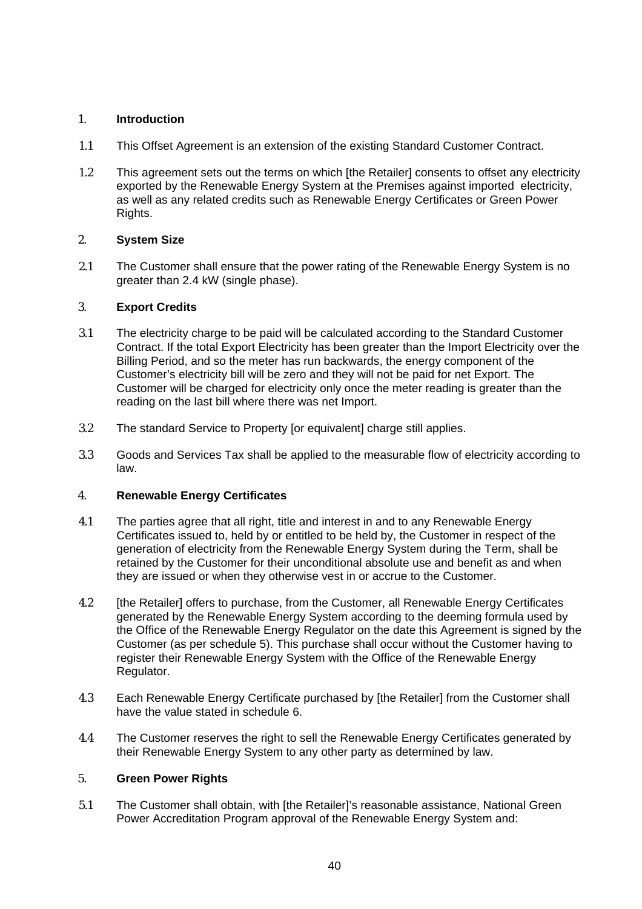## 1. Introduction

1.1 This Offset Agreement is an extension of the existing Standard Customer Contract.

1.2 This agreement sets out the terms on which [the Retailer] consents to offset any electricity exported by the Renewable Energy System at the Premises against imported electricity, as well as any related credits such as Renewable Energy Certificates or Green Power Rights.

## 2. System Size

2.1 The Customer shall ensure that the power rating of the Renewable Energy System is no greater than 2.4 kW (single phase).

## 3. Export Credits

3.1 The electricity charge to be paid will be calculated according to the Standard Customer Contract. If the total Export Electricity has been greater than the Import Electricity over the Billing Period, and so the meter has run backwards, the energy component of the Customer's electricity bill will be zero and they will not be paid for net Export. The Customer will be charged for electricity only once the meter reading is greater than the reading on the last bill where there was net Import.

3.2 The standard Service to Property [or equivalent] charge still applies.

3.3 Goods and Services Tax shall be applied to the measurable flow of electricity according to law.

## 4. Renewable Energy Certificates

4.1 The parties agree that all right, title and interest in and to any Renewable Energy Certificates issued to, held by or entitled to be held by, the Customer in respect of the generation of electricity from the Renewable Energy System during the Term, shall be retained by the Customer for their unconditional absolute use and benefit as and when they are issued or when they otherwise vest in or accrue to the Customer.

4.2 [the Retailer] offers to purchase, from the Customer, all Renewable Energy Certificates generated by the Renewable Energy System according to the deeming formula used by the Office of the Renewable Energy Regulator on the date this Agreement is signed by the Customer (as per schedule 5). This purchase shall occur without the Customer having to register their Renewable Energy System with the Office of the Renewable Energy Regulator.

4.3 Each Renewable Energy Certificate purchased by [the Retailer] from the Customer shall have the value stated in schedule 6.

4.4 The Customer reserves the right to sell the Renewable Energy Certificates generated by their Renewable Energy System to any other party as determined by law.

## 5. Green Power Rights

5.1 The Customer shall obtain, with [the Retailer]'s reasonable assistance, National Green Power Accreditation Program approval of the Renewable Energy System and: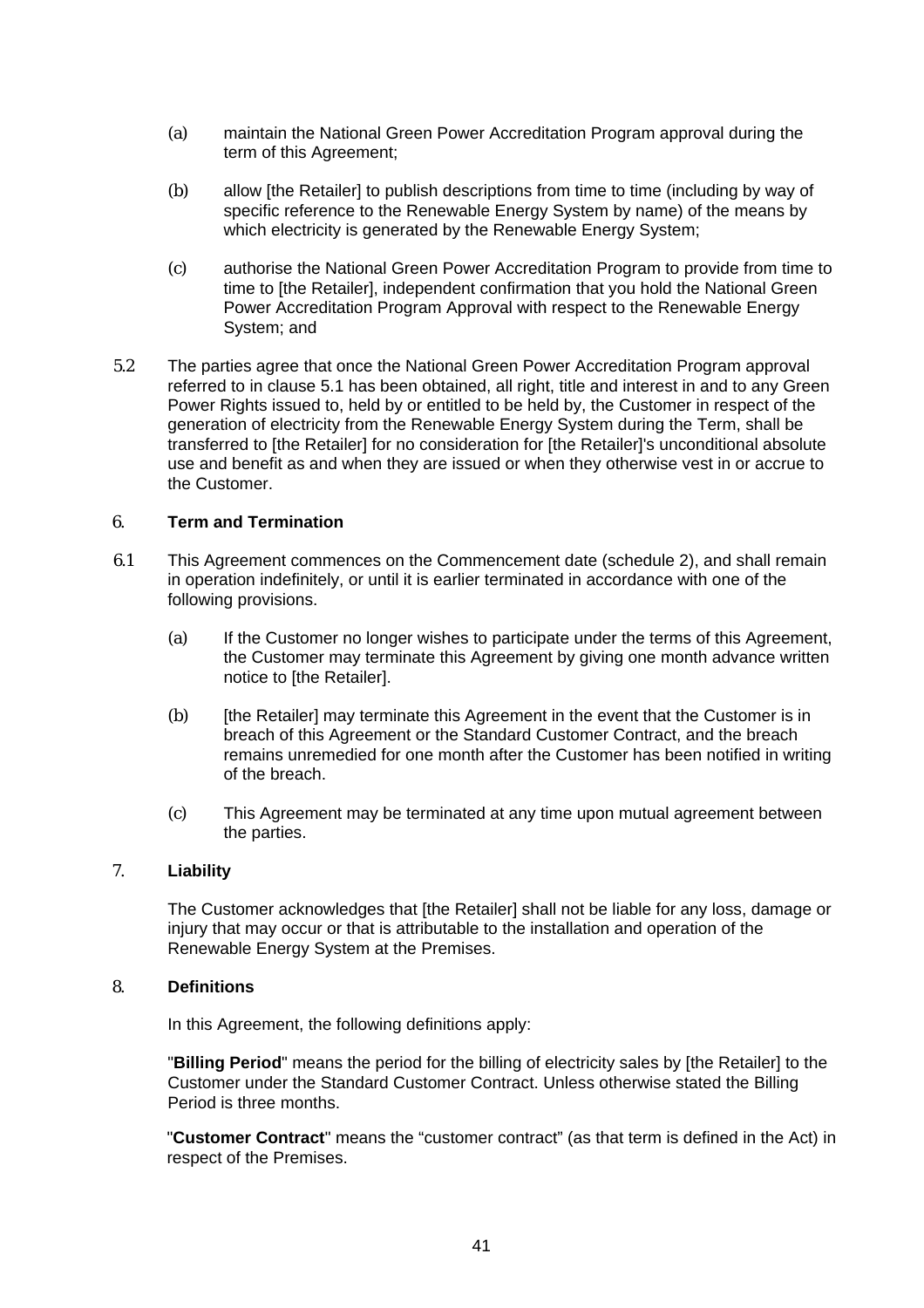(a) maintain the National Green Power Accreditation Program approval during the term of this Agreement;

(b) allow [the Retailer] to publish descriptions from time to time (including by way of specific reference to the Renewable Energy System by name) of the means by which electricity is generated by the Renewable Energy System;

(c) authorise the National Green Power Accreditation Program to provide from time to time to [the Retailer], independent confirmation that you hold the National Green Power Accreditation Program Approval with respect to the Renewable Energy System; and

5.2 The parties agree that once the National Green Power Accreditation Program approval referred to in clause 5.1 has been obtained, all right, title and interest in and to any Green Power Rights issued to, held by or entitled to be held by, the Customer in respect of the generation of electricity from the Renewable Energy System during the Term, shall be transferred to [the Retailer] for no consideration for [the Retailer]'s unconditional absolute use and benefit as and when they are issued or when they otherwise vest in or accrue to the Customer.

## 6. Term and Termination

6.1 This Agreement commences on the Commencement date (schedule 2), and shall remain in operation indefinitely, or until it is earlier terminated in accordance with one of the following provisions.

(a) If the Customer no longer wishes to participate under the terms of this Agreement, the Customer may terminate this Agreement by giving one month advance written notice to [the Retailer].

(b) [the Retailer] may terminate this Agreement in the event that the Customer is in breach of this Agreement or the Standard Customer Contract, and the breach remains unremedied for one month after the Customer has been notified in writing of the breach.

(c) This Agreement may be terminated at any time upon mutual agreement between the parties.

## 7. Liability

The Customer acknowledges that [the Retailer] shall not be liable for any loss, damage or injury that may occur or that is attributable to the installation and operation of the Renewable Energy System at the Premises.

## 8. Definitions

In this Agreement, the following definitions apply:

"**Billing Period**" means the period for the billing of electricity sales by [the Retailer] to the Customer under the Standard Customer Contract. Unless otherwise stated the Billing Period is three months.

"**Customer Contract**" means the "customer contract" (as that term is defined in the Act) in respect of the Premises.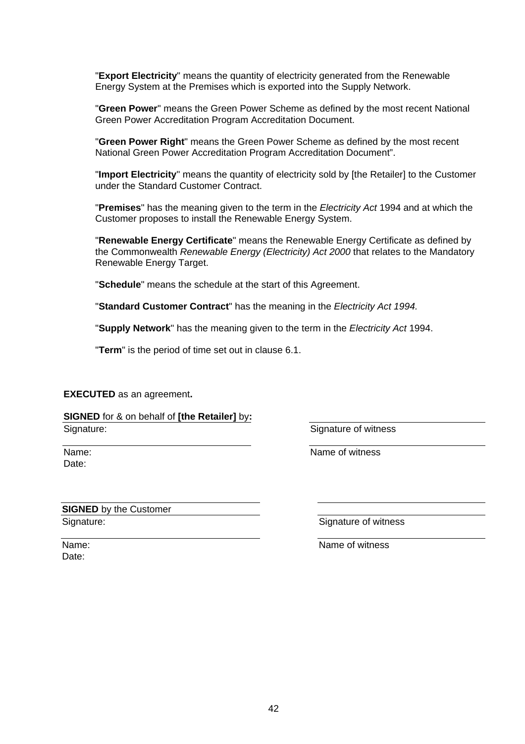"**Export Electricity**" means the quantity of electricity generated from the Renewable Energy System at the Premises which is exported into the Supply Network.

"**Green Power**" means the Green Power Scheme as defined by the most recent National Green Power Accreditation Program Accreditation Document.

"**Green Power Right**" means the Green Power Scheme as defined by the most recent National Green Power Accreditation Program Accreditation Document".

"**Import Electricity**" means the quantity of electricity sold by [the Retailer] to the Customer under the Standard Customer Contract.

"**Premises**" has the meaning given to the term in the *Electricity Act* 1994 and at which the Customer proposes to install the Renewable Energy System.

"**Renewable Energy Certificate**" means the Renewable Energy Certificate as defined by the Commonwealth *Renewable Energy (Electricity) Act 2000* that relates to the Mandatory Renewable Energy Target.

"**Schedule**" means the schedule at the start of this Agreement.

"**Standard Customer Contract**" has the meaning in the *Electricity Act 1994.*

"**Supply Network**" has the meaning given to the term in the *Electricity Act* 1994.

"**Term**" is the period of time set out in clause 6.1.

**EXECUTED** as an agreement**.**

**SIGNED** for & on behalf of **[the Retailer]** by**:**

Signature: ______________________ Signature of witness ______________________

Name: ______________________ Name of witness ______________________

Date:

**SIGNED** by the Customer

Signature: ______________________ Signature of witness ______________________

Name: ______________________ Name of witness ______________________

Date: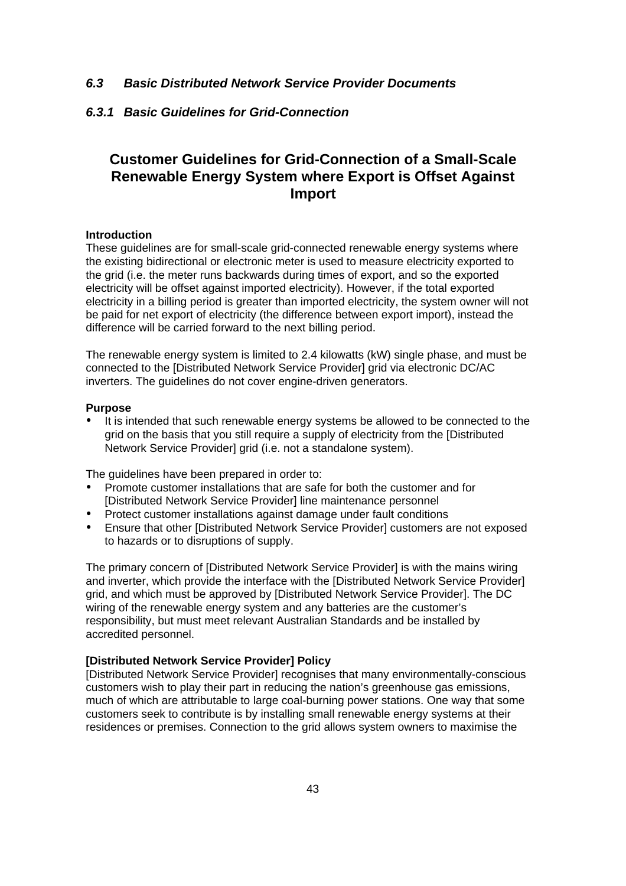### *6.3 Basic Distributed Network Service Provider Documents*

#### *6.3.1 Basic Guidelines for Grid-Connection*

## Customer Guidelines for Grid-Connection of a Small-Scale Renewable Energy System where Export is Offset Against Import

**Introduction**
These guidelines are for small-scale grid-connected renewable energy systems where the existing bidirectional or electronic meter is used to measure electricity exported to the grid (i.e. the meter runs backwards during times of export, and so the exported electricity will be offset against imported electricity). However, if the total exported electricity in a billing period is greater than imported electricity, the system owner will not be paid for net export of electricity (the difference between export import), instead the difference will be carried forward to the next billing period.

The renewable energy system is limited to 2.4 kilowatts (kW) single phase, and must be connected to the [Distributed Network Service Provider] grid via electronic DC/AC inverters. The guidelines do not cover engine-driven generators.

**Purpose**

- It is intended that such renewable energy systems be allowed to be connected to the grid on the basis that you still require a supply of electricity from the [Distributed Network Service Provider] grid (i.e. not a standalone system).

The guidelines have been prepared in order to:

- Promote customer installations that are safe for both the customer and for [Distributed Network Service Provider] line maintenance personnel
- Protect customer installations against damage under fault conditions
- Ensure that other [Distributed Network Service Provider] customers are not exposed to hazards or to disruptions of supply.

The primary concern of [Distributed Network Service Provider] is with the mains wiring and inverter, which provide the interface with the [Distributed Network Service Provider] grid, and which must be approved by [Distributed Network Service Provider]. The DC wiring of the renewable energy system and any batteries are the customer's responsibility, but must meet relevant Australian Standards and be installed by accredited personnel.

**[Distributed Network Service Provider] Policy**
[Distributed Network Service Provider] recognises that many environmentally-conscious customers wish to play their part in reducing the nation's greenhouse gas emissions, much of which are attributable to large coal-burning power stations. One way that some customers seek to contribute is by installing small renewable energy systems at their residences or premises. Connection to the grid allows system owners to maximise the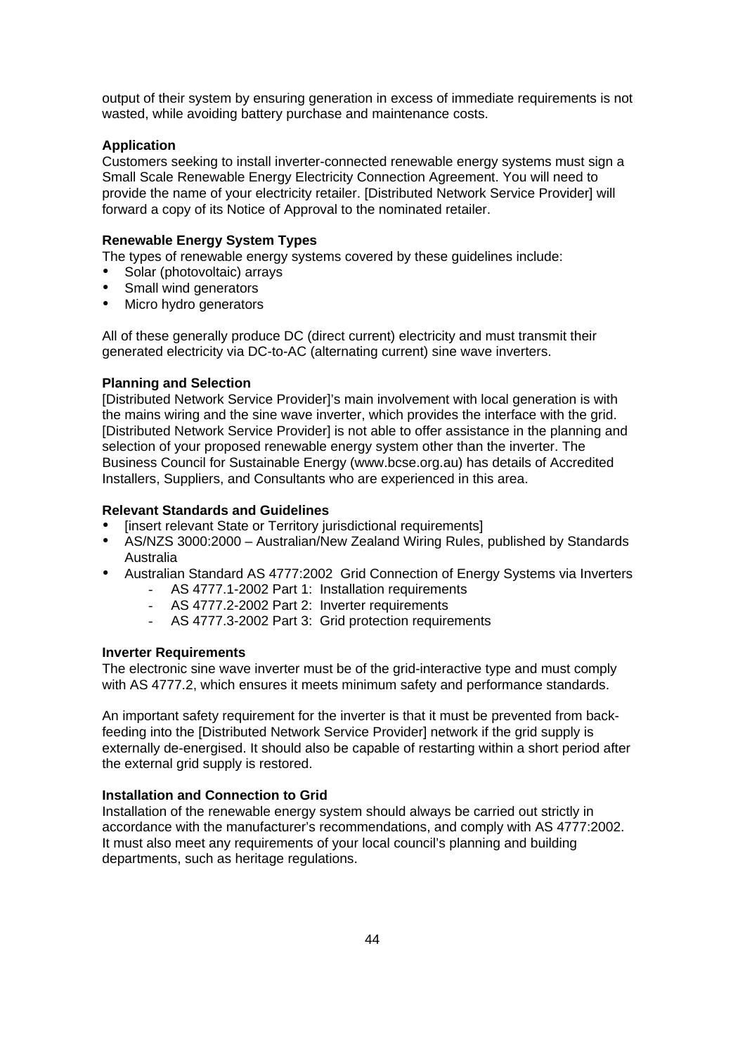output of their system by ensuring generation in excess of immediate requirements is not wasted, while avoiding battery purchase and maintenance costs.

**Application**

Customers seeking to install inverter-connected renewable energy systems must sign a Small Scale Renewable Energy Electricity Connection Agreement. You will need to provide the name of your electricity retailer. [Distributed Network Service Provider] will forward a copy of its Notice of Approval to the nominated retailer.

**Renewable Energy System Types**

The types of renewable energy systems covered by these guidelines include:

- Solar (photovoltaic) arrays
- Small wind generators
- Micro hydro generators

All of these generally produce DC (direct current) electricity and must transmit their generated electricity via DC-to-AC (alternating current) sine wave inverters.

**Planning and Selection**

[Distributed Network Service Provider]'s main involvement with local generation is with the mains wiring and the sine wave inverter, which provides the interface with the grid. [Distributed Network Service Provider] is not able to offer assistance in the planning and selection of your proposed renewable energy system other than the inverter. The Business Council for Sustainable Energy (www.bcse.org.au) has details of Accredited Installers, Suppliers, and Consultants who are experienced in this area.

**Relevant Standards and Guidelines**

- [insert relevant State or Territory jurisdictional requirements]
- AS/NZS 3000:2000 – Australian/New Zealand Wiring Rules, published by Standards Australia
- Australian Standard AS 4777:2002 Grid Connection of Energy Systems via Inverters
  - AS 4777.1-2002 Part 1: Installation requirements
  - AS 4777.2-2002 Part 2: Inverter requirements
  - AS 4777.3-2002 Part 3: Grid protection requirements

**Inverter Requirements**

The electronic sine wave inverter must be of the grid-interactive type and must comply with AS 4777.2, which ensures it meets minimum safety and performance standards.

An important safety requirement for the inverter is that it must be prevented from back-feeding into the [Distributed Network Service Provider] network if the grid supply is externally de-energised. It should also be capable of restarting within a short period after the external grid supply is restored.

**Installation and Connection to Grid**

Installation of the renewable energy system should always be carried out strictly in accordance with the manufacturer's recommendations, and comply with AS 4777:2002. It must also meet any requirements of your local council's planning and building departments, such as heritage regulations.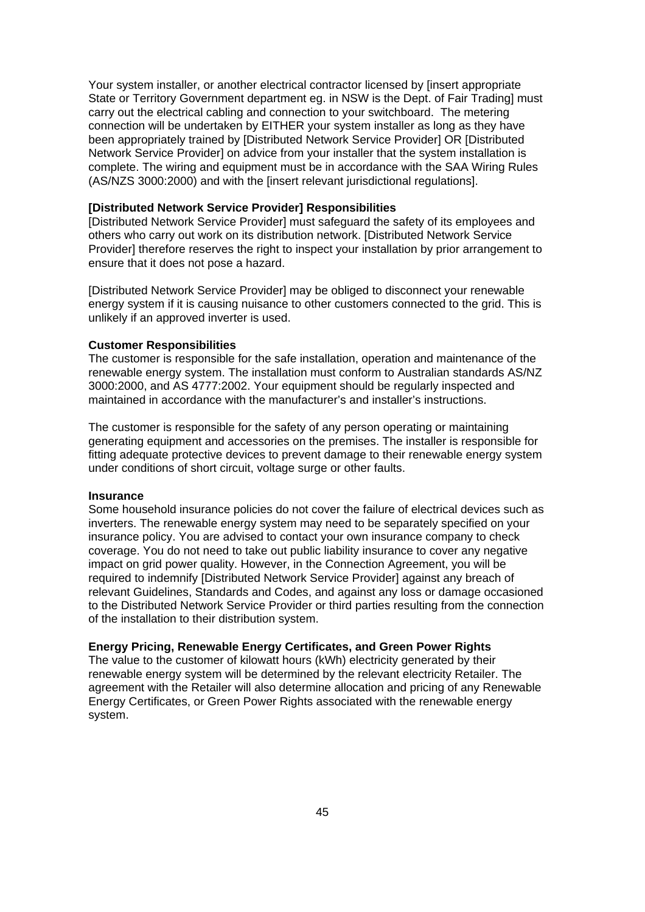Your system installer, or another electrical contractor licensed by [insert appropriate State or Territory Government department eg. in NSW is the Dept. of Fair Trading] must carry out the electrical cabling and connection to your switchboard. The metering connection will be undertaken by EITHER your system installer as long as they have been appropriately trained by [Distributed Network Service Provider] OR [Distributed Network Service Provider] on advice from your installer that the system installation is complete. The wiring and equipment must be in accordance with the SAA Wiring Rules (AS/NZS 3000:2000) and with the [insert relevant jurisdictional regulations].

**[Distributed Network Service Provider] Responsibilities**

[Distributed Network Service Provider] must safeguard the safety of its employees and others who carry out work on its distribution network. [Distributed Network Service Provider] therefore reserves the right to inspect your installation by prior arrangement to ensure that it does not pose a hazard.

[Distributed Network Service Provider] may be obliged to disconnect your renewable energy system if it is causing nuisance to other customers connected to the grid. This is unlikely if an approved inverter is used.

**Customer Responsibilities**

The customer is responsible for the safe installation, operation and maintenance of the renewable energy system. The installation must conform to Australian standards AS/NZ 3000:2000, and AS 4777:2002. Your equipment should be regularly inspected and maintained in accordance with the manufacturer's and installer's instructions.

The customer is responsible for the safety of any person operating or maintaining generating equipment and accessories on the premises. The installer is responsible for fitting adequate protective devices to prevent damage to their renewable energy system under conditions of short circuit, voltage surge or other faults.

**Insurance**

Some household insurance policies do not cover the failure of electrical devices such as inverters. The renewable energy system may need to be separately specified on your insurance policy. You are advised to contact your own insurance company to check coverage. You do not need to take out public liability insurance to cover any negative impact on grid power quality. However, in the Connection Agreement, you will be required to indemnify [Distributed Network Service Provider] against any breach of relevant Guidelines, Standards and Codes, and against any loss or damage occasioned to the Distributed Network Service Provider or third parties resulting from the connection of the installation to their distribution system.

**Energy Pricing, Renewable Energy Certificates, and Green Power Rights**

The value to the customer of kilowatt hours (kWh) electricity generated by their renewable energy system will be determined by the relevant electricity Retailer. The agreement with the Retailer will also determine allocation and pricing of any Renewable Energy Certificates, or Green Power Rights associated with the renewable energy system.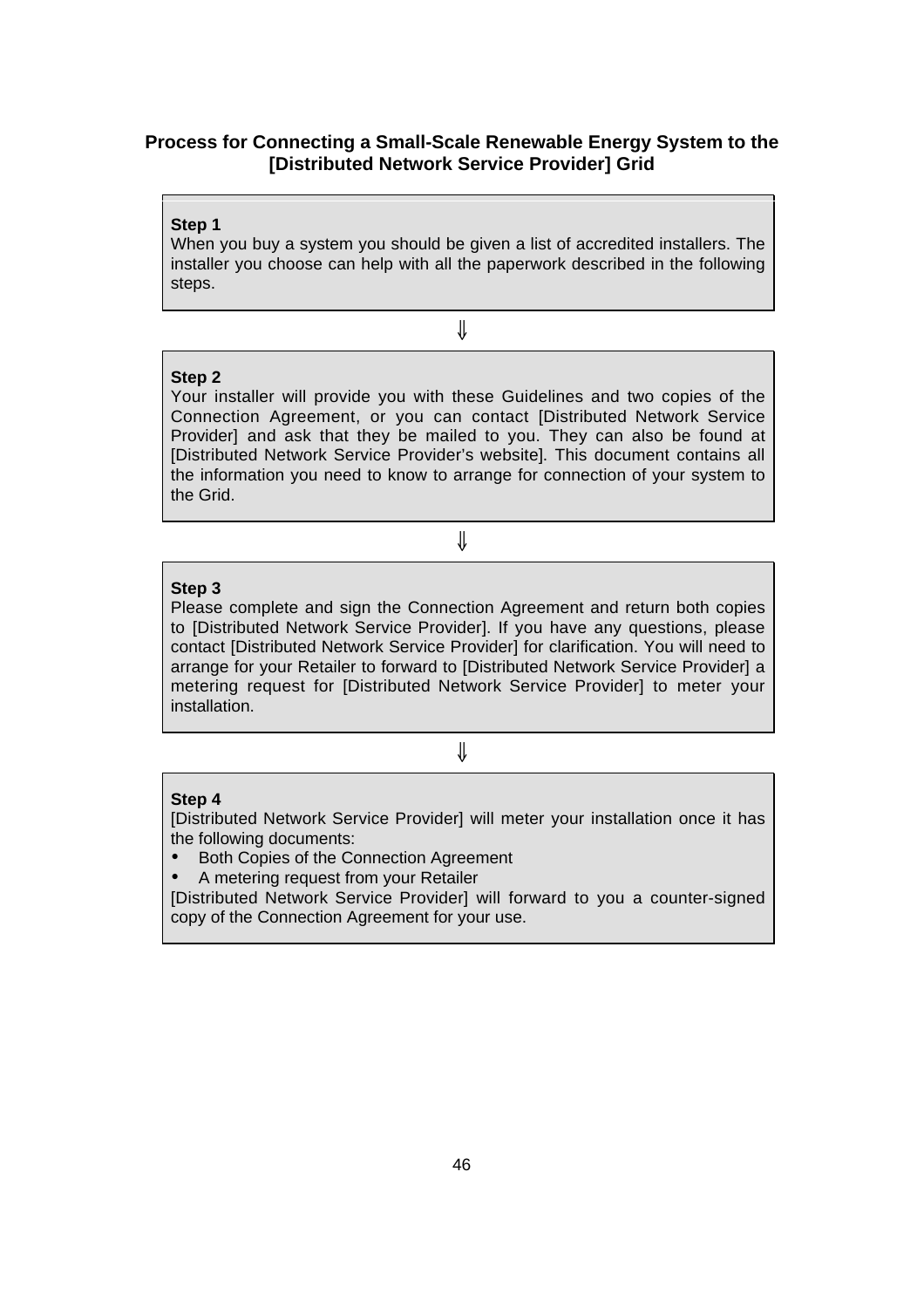## Process for Connecting a Small-Scale Renewable Energy System to the [Distributed Network Service Provider] Grid

**Step 1**
When you buy a system you should be given a list of accredited installers. The installer you choose can help with all the paperwork described in the following steps.

⇓

**Step 2**
Your installer will provide you with these Guidelines and two copies of the Connection Agreement, or you can contact [Distributed Network Service Provider] and ask that they be mailed to you. They can also be found at [Distributed Network Service Provider's website]. This document contains all the information you need to know to arrange for connection of your system to the Grid.

⇓

**Step 3**
Please complete and sign the Connection Agreement and return both copies to [Distributed Network Service Provider]. If you have any questions, please contact [Distributed Network Service Provider] for clarification. You will need to arrange for your Retailer to forward to [Distributed Network Service Provider] a metering request for [Distributed Network Service Provider] to meter your installation.

⇓

**Step 4**
[Distributed Network Service Provider] will meter your installation once it has the following documents:

- Both Copies of the Connection Agreement
- A metering request from your Retailer

[Distributed Network Service Provider] will forward to you a counter-signed copy of the Connection Agreement for your use.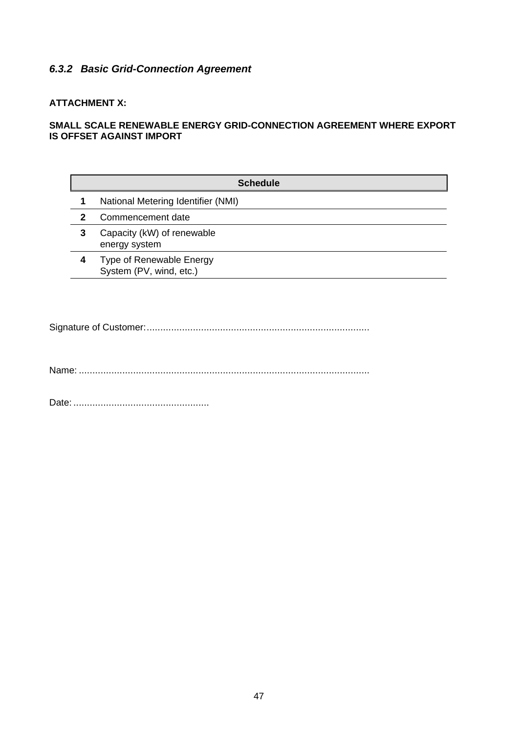### *6.3.2 Basic Grid-Connection Agreement*

**ATTACHMENT X:**

**SMALL SCALE RENEWABLE ENERGY GRID-CONNECTION AGREEMENT WHERE EXPORT IS OFFSET AGAINST IMPORT**

| Schedule | | |
|---|---|---|
| **1** | National Metering Identifier (NMI) | |
| **2** | Commencement date | |
| **3** | Capacity (kW) of renewable energy system | |
| **4** | Type of Renewable Energy System (PV, wind, etc.) | |

Signature of Customer:.................................................................................

Name: .........................................................................................................

Date: .................................................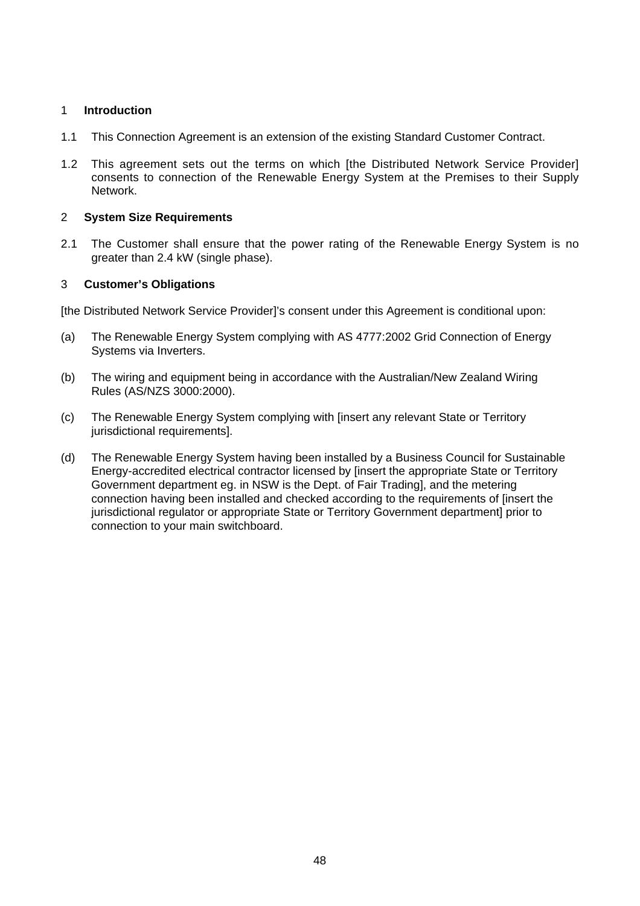## 1 Introduction

1.1 This Connection Agreement is an extension of the existing Standard Customer Contract.

1.2 This agreement sets out the terms on which [the Distributed Network Service Provider] consents to connection of the Renewable Energy System at the Premises to their Supply Network.

## 2 System Size Requirements

2.1 The Customer shall ensure that the power rating of the Renewable Energy System is no greater than 2.4 kW (single phase).

## 3 Customer's Obligations

[the Distributed Network Service Provider]'s consent under this Agreement is conditional upon:

(a) The Renewable Energy System complying with AS 4777:2002 Grid Connection of Energy Systems via Inverters.

(b) The wiring and equipment being in accordance with the Australian/New Zealand Wiring Rules (AS/NZS 3000:2000).

(c) The Renewable Energy System complying with [insert any relevant State or Territory jurisdictional requirements].

(d) The Renewable Energy System having been installed by a Business Council for Sustainable Energy-accredited electrical contractor licensed by [insert the appropriate State or Territory Government department eg. in NSW is the Dept. of Fair Trading], and the metering connection having been installed and checked according to the requirements of [insert the jurisdictional regulator or appropriate State or Territory Government department] prior to connection to your main switchboard.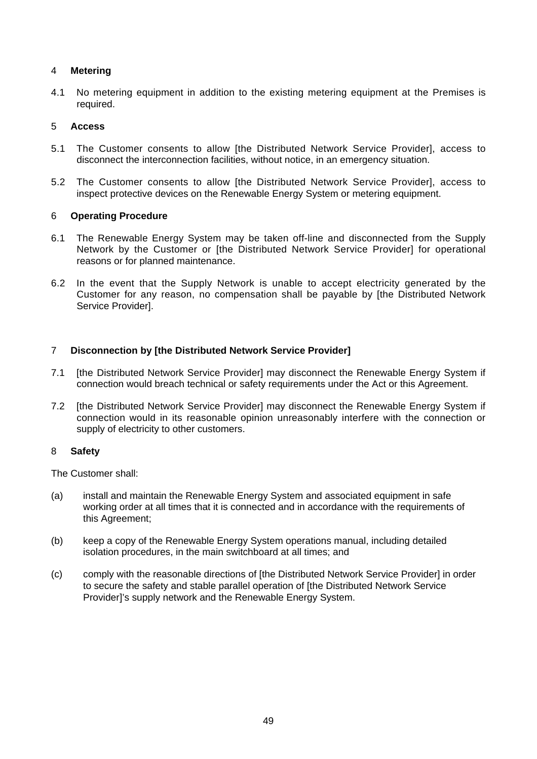## 4 Metering

4.1 No metering equipment in addition to the existing metering equipment at the Premises is required.

## 5 Access

5.1 The Customer consents to allow [the Distributed Network Service Provider], access to disconnect the interconnection facilities, without notice, in an emergency situation.

5.2 The Customer consents to allow [the Distributed Network Service Provider], access to inspect protective devices on the Renewable Energy System or metering equipment.

## 6 Operating Procedure

6.1 The Renewable Energy System may be taken off-line and disconnected from the Supply Network by the Customer or [the Distributed Network Service Provider] for operational reasons or for planned maintenance.

6.2 In the event that the Supply Network is unable to accept electricity generated by the Customer for any reason, no compensation shall be payable by [the Distributed Network Service Provider].

## 7 Disconnection by [the Distributed Network Service Provider]

7.1 [the Distributed Network Service Provider] may disconnect the Renewable Energy System if connection would breach technical or safety requirements under the Act or this Agreement.

7.2 [the Distributed Network Service Provider] may disconnect the Renewable Energy System if connection would in its reasonable opinion unreasonably interfere with the connection or supply of electricity to other customers.

## 8 Safety

The Customer shall:

(a) install and maintain the Renewable Energy System and associated equipment in safe working order at all times that it is connected and in accordance with the requirements of this Agreement;

(b) keep a copy of the Renewable Energy System operations manual, including detailed isolation procedures, in the main switchboard at all times; and

(c) comply with the reasonable directions of [the Distributed Network Service Provider] in order to secure the safety and stable parallel operation of [the Distributed Network Service Provider]'s supply network and the Renewable Energy System.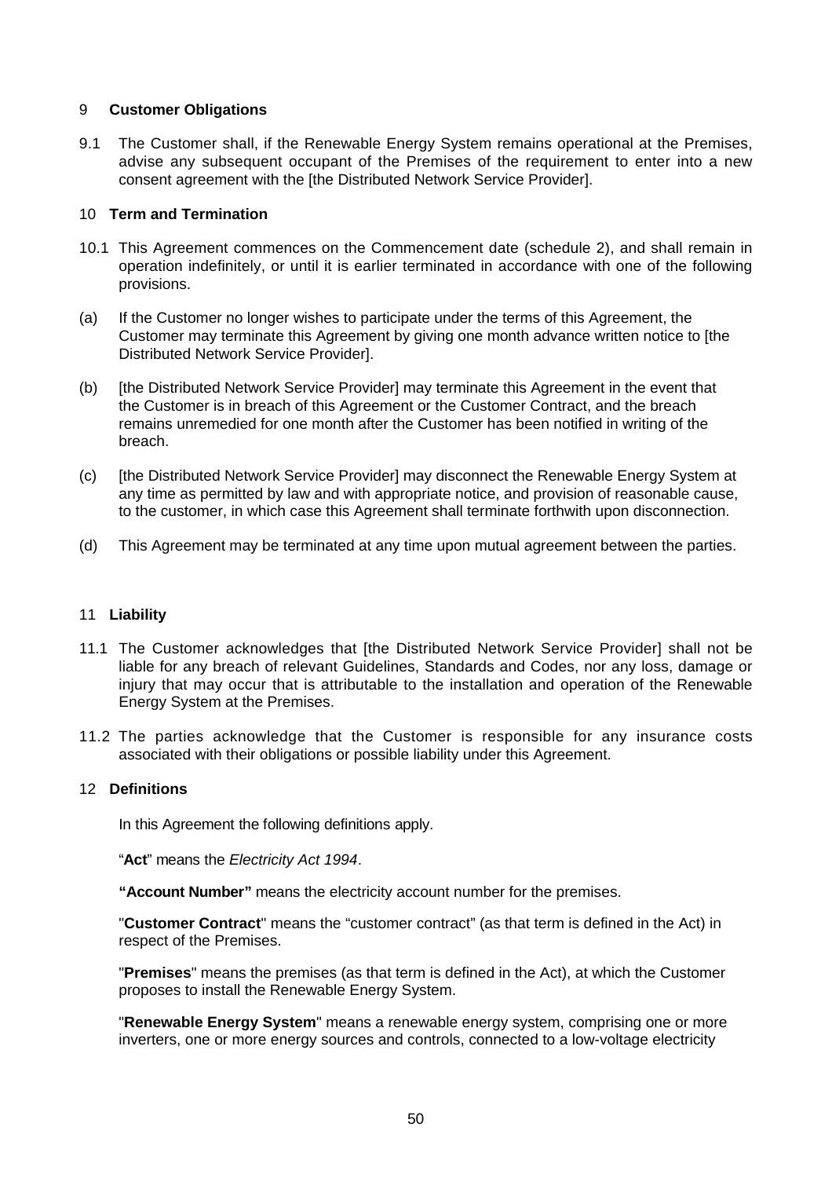## 9 Customer Obligations

9.1 The Customer shall, if the Renewable Energy System remains operational at the Premises, advise any subsequent occupant of the Premises of the requirement to enter into a new consent agreement with the [the Distributed Network Service Provider].

## 10 Term and Termination

10.1 This Agreement commences on the Commencement date (schedule 2), and shall remain in operation indefinitely, or until it is earlier terminated in accordance with one of the following provisions.

(a) If the Customer no longer wishes to participate under the terms of this Agreement, the Customer may terminate this Agreement by giving one month advance written notice to [the Distributed Network Service Provider].

(b) [the Distributed Network Service Provider] may terminate this Agreement in the event that the Customer is in breach of this Agreement or the Customer Contract, and the breach remains unremedied for one month after the Customer has been notified in writing of the breach.

(c) [the Distributed Network Service Provider] may disconnect the Renewable Energy System at any time as permitted by law and with appropriate notice, and provision of reasonable cause, to the customer, in which case this Agreement shall terminate forthwith upon disconnection.

(d) This Agreement may be terminated at any time upon mutual agreement between the parties.

## 11 Liability

11.1 The Customer acknowledges that [the Distributed Network Service Provider] shall not be liable for any breach of relevant Guidelines, Standards and Codes, nor any loss, damage or injury that may occur that is attributable to the installation and operation of the Renewable Energy System at the Premises.

11.2 The parties acknowledge that the Customer is responsible for any insurance costs associated with their obligations or possible liability under this Agreement.

## 12 Definitions

In this Agreement the following definitions apply.

"**Act**" means the *Electricity Act 1994*.

**"Account Number"** means the electricity account number for the premises.

"**Customer Contract**" means the "customer contract" (as that term is defined in the Act) in respect of the Premises.

"**Premises**" means the premises (as that term is defined in the Act), at which the Customer proposes to install the Renewable Energy System.

"**Renewable Energy System**" means a renewable energy system, comprising one or more inverters, one or more energy sources and controls, connected to a low-voltage electricity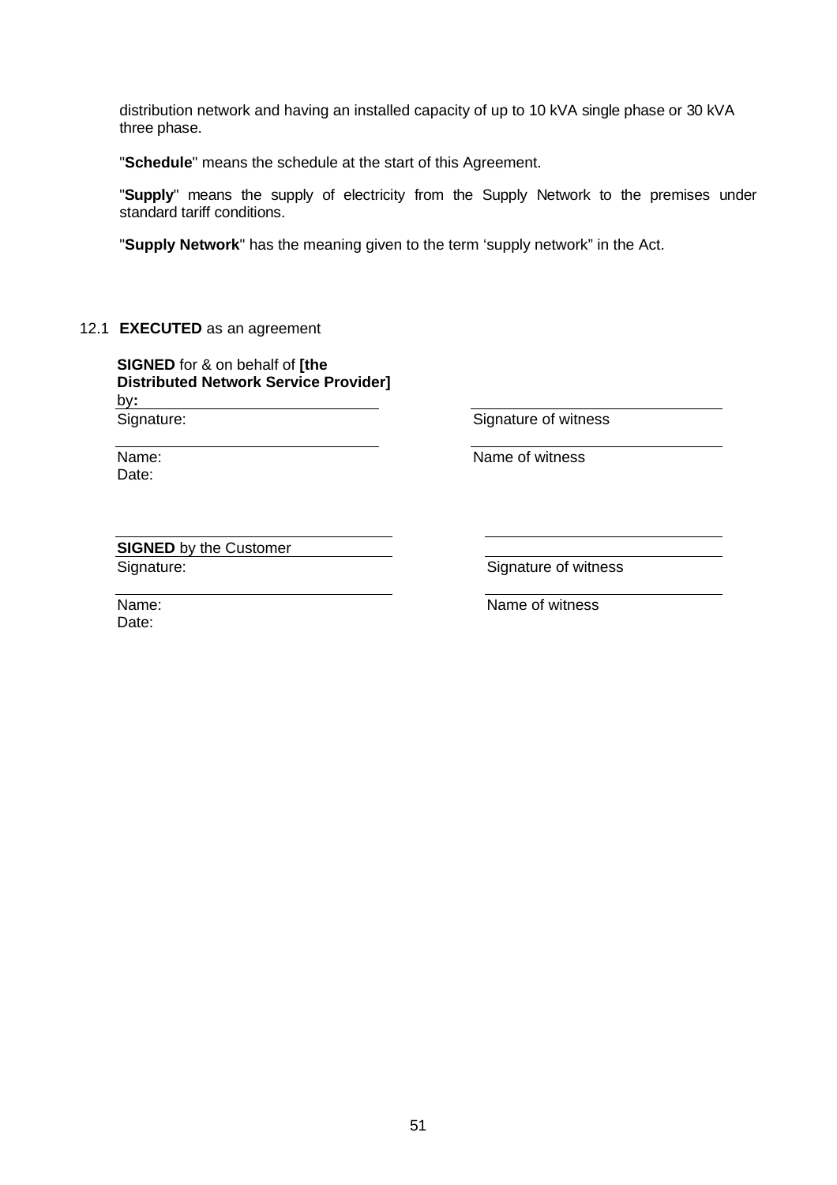distribution network and having an installed capacity of up to 10 kVA single phase or 30 kVA three phase.

"**Schedule**" means the schedule at the start of this Agreement.

"**Supply**" means the supply of electricity from the Supply Network to the premises under standard tariff conditions.

"**Supply Network**" has the meaning given to the term 'supply network" in the Act.

12.1 **EXECUTED** as an agreement

**SIGNED** for & on behalf of **[the Distributed Network Service Provider]** by**:**

| | |
|---|---|
| Signature: | Signature of witness |
| Name: | Name of witness |
| Date: | |

**SIGNED** by the Customer

| | |
|---|---|
| Signature: | Signature of witness |
| Name: | Name of witness |
| Date: | |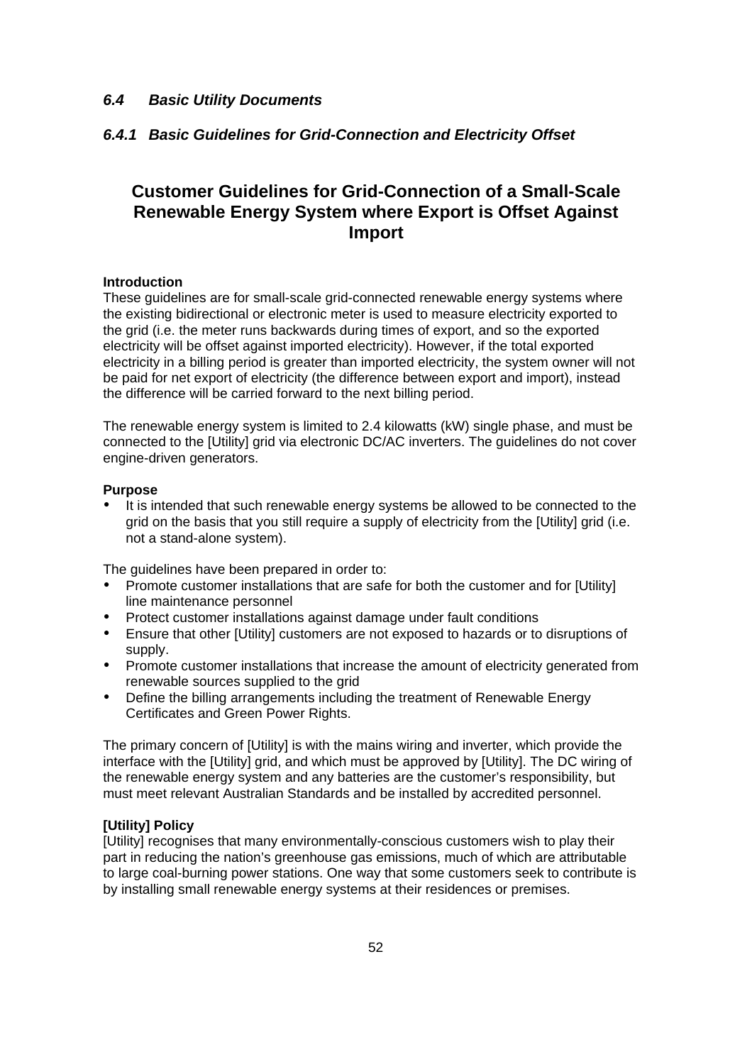### *6.4 Basic Utility Documents*

#### *6.4.1 Basic Guidelines for Grid-Connection and Electricity Offset*

## Customer Guidelines for Grid-Connection of a Small-Scale Renewable Energy System where Export is Offset Against Import

**Introduction**

These guidelines are for small-scale grid-connected renewable energy systems where the existing bidirectional or electronic meter is used to measure electricity exported to the grid (i.e. the meter runs backwards during times of export, and so the exported electricity will be offset against imported electricity). However, if the total exported electricity in a billing period is greater than imported electricity, the system owner will not be paid for net export of electricity (the difference between export and import), instead the difference will be carried forward to the next billing period.

The renewable energy system is limited to 2.4 kilowatts (kW) single phase, and must be connected to the [Utility] grid via electronic DC/AC inverters. The guidelines do not cover engine-driven generators.

**Purpose**

- It is intended that such renewable energy systems be allowed to be connected to the grid on the basis that you still require a supply of electricity from the [Utility] grid (i.e. not a stand-alone system).

The guidelines have been prepared in order to:

- Promote customer installations that are safe for both the customer and for [Utility] line maintenance personnel
- Protect customer installations against damage under fault conditions
- Ensure that other [Utility] customers are not exposed to hazards or to disruptions of supply.
- Promote customer installations that increase the amount of electricity generated from renewable sources supplied to the grid
- Define the billing arrangements including the treatment of Renewable Energy Certificates and Green Power Rights.

The primary concern of [Utility] is with the mains wiring and inverter, which provide the interface with the [Utility] grid, and which must be approved by [Utility]. The DC wiring of the renewable energy system and any batteries are the customer's responsibility, but must meet relevant Australian Standards and be installed by accredited personnel.

**[Utility] Policy**

[Utility] recognises that many environmentally-conscious customers wish to play their part in reducing the nation's greenhouse gas emissions, much of which are attributable to large coal-burning power stations. One way that some customers seek to contribute is by installing small renewable energy systems at their residences or premises.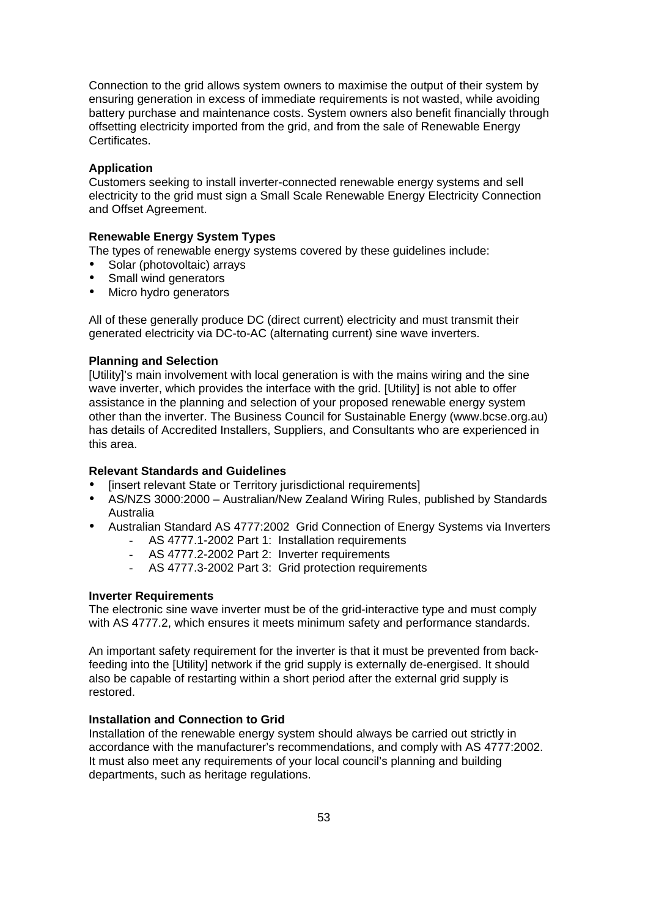Connection to the grid allows system owners to maximise the output of their system by ensuring generation in excess of immediate requirements is not wasted, while avoiding battery purchase and maintenance costs. System owners also benefit financially through offsetting electricity imported from the grid, and from the sale of Renewable Energy Certificates.

**Application**

Customers seeking to install inverter-connected renewable energy systems and sell electricity to the grid must sign a Small Scale Renewable Energy Electricity Connection and Offset Agreement.

**Renewable Energy System Types**

The types of renewable energy systems covered by these guidelines include:

- Solar (photovoltaic) arrays
- Small wind generators
- Micro hydro generators

All of these generally produce DC (direct current) electricity and must transmit their generated electricity via DC-to-AC (alternating current) sine wave inverters.

**Planning and Selection**

[Utility]'s main involvement with local generation is with the mains wiring and the sine wave inverter, which provides the interface with the grid. [Utility] is not able to offer assistance in the planning and selection of your proposed renewable energy system other than the inverter. The Business Council for Sustainable Energy (www.bcse.org.au) has details of Accredited Installers, Suppliers, and Consultants who are experienced in this area.

**Relevant Standards and Guidelines**

- [insert relevant State or Territory jurisdictional requirements]
- AS/NZS 3000:2000 – Australian/New Zealand Wiring Rules, published by Standards Australia
- Australian Standard AS 4777:2002 Grid Connection of Energy Systems via Inverters
  - AS 4777.1-2002 Part 1: Installation requirements
  - AS 4777.2-2002 Part 2: Inverter requirements
  - AS 4777.3-2002 Part 3: Grid protection requirements

**Inverter Requirements**

The electronic sine wave inverter must be of the grid-interactive type and must comply with AS 4777.2, which ensures it meets minimum safety and performance standards.

An important safety requirement for the inverter is that it must be prevented from back-feeding into the [Utility] network if the grid supply is externally de-energised. It should also be capable of restarting within a short period after the external grid supply is restored.

**Installation and Connection to Grid**

Installation of the renewable energy system should always be carried out strictly in accordance with the manufacturer's recommendations, and comply with AS 4777:2002. It must also meet any requirements of your local council's planning and building departments, such as heritage regulations.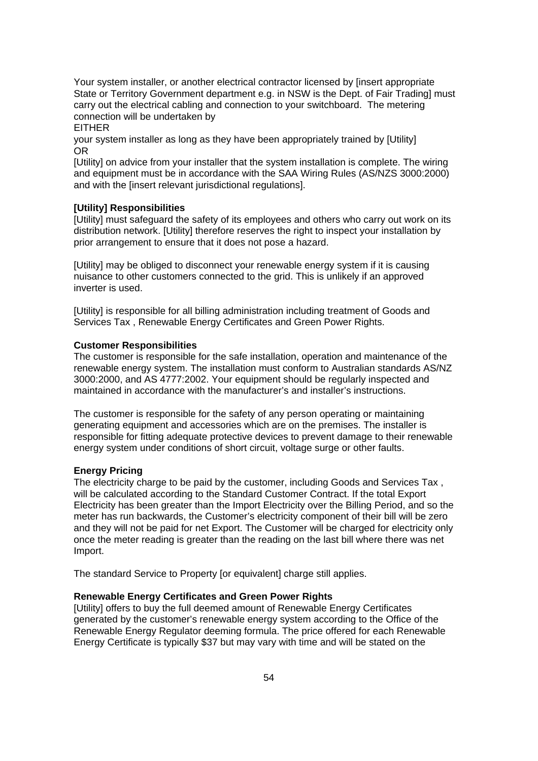Your system installer, or another electrical contractor licensed by [insert appropriate State or Territory Government department e.g. in NSW is the Dept. of Fair Trading] must carry out the electrical cabling and connection to your switchboard. The metering connection will be undertaken by

EITHER

your system installer as long as they have been appropriately trained by [Utility]

OR

[Utility] on advice from your installer that the system installation is complete. The wiring and equipment must be in accordance with the SAA Wiring Rules (AS/NZS 3000:2000) and with the [insert relevant jurisdictional regulations].

**[Utility] Responsibilities**

[Utility] must safeguard the safety of its employees and others who carry out work on its distribution network. [Utility] therefore reserves the right to inspect your installation by prior arrangement to ensure that it does not pose a hazard.

[Utility] may be obliged to disconnect your renewable energy system if it is causing nuisance to other customers connected to the grid. This is unlikely if an approved inverter is used.

[Utility] is responsible for all billing administration including treatment of Goods and Services Tax , Renewable Energy Certificates and Green Power Rights.

**Customer Responsibilities**

The customer is responsible for the safe installation, operation and maintenance of the renewable energy system. The installation must conform to Australian standards AS/NZ 3000:2000, and AS 4777:2002. Your equipment should be regularly inspected and maintained in accordance with the manufacturer's and installer's instructions.

The customer is responsible for the safety of any person operating or maintaining generating equipment and accessories which are on the premises. The installer is responsible for fitting adequate protective devices to prevent damage to their renewable energy system under conditions of short circuit, voltage surge or other faults.

**Energy Pricing**

The electricity charge to be paid by the customer, including Goods and Services Tax , will be calculated according to the Standard Customer Contract. If the total Export Electricity has been greater than the Import Electricity over the Billing Period, and so the meter has run backwards, the Customer's electricity component of their bill will be zero and they will not be paid for net Export. The Customer will be charged for electricity only once the meter reading is greater than the reading on the last bill where there was net Import.

The standard Service to Property [or equivalent] charge still applies.

**Renewable Energy Certificates and Green Power Rights**

[Utility] offers to buy the full deemed amount of Renewable Energy Certificates generated by the customer's renewable energy system according to the Office of the Renewable Energy Regulator deeming formula. The price offered for each Renewable Energy Certificate is typically $37 but may vary with time and will be stated on the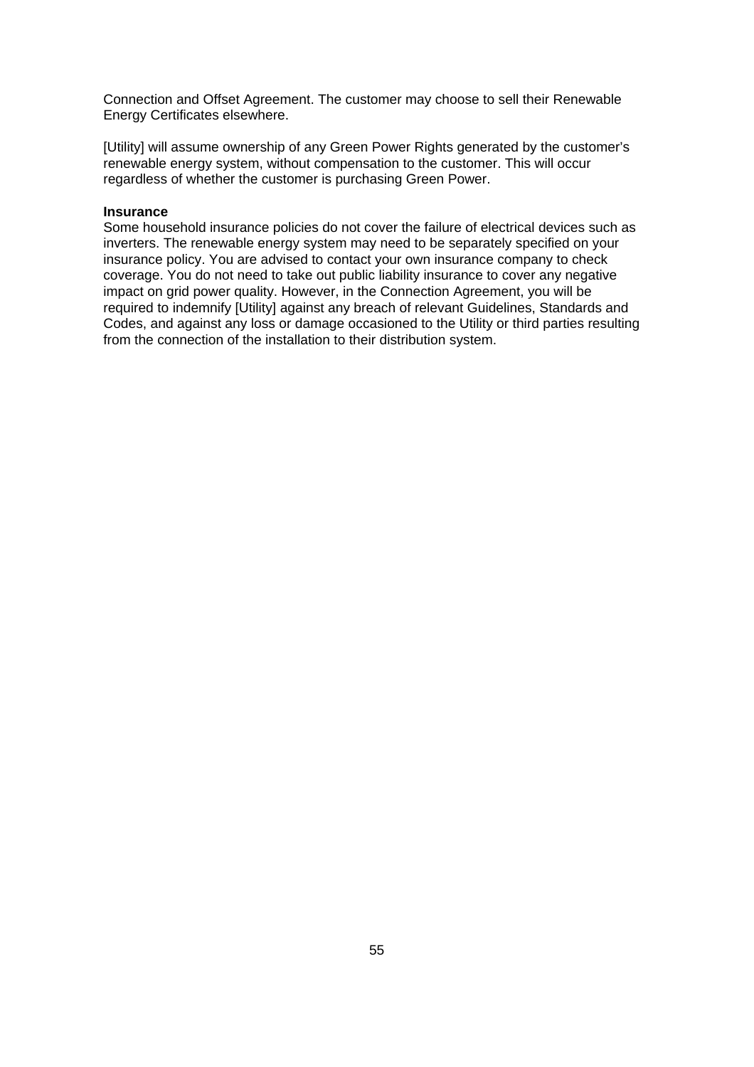Connection and Offset Agreement. The customer may choose to sell their Renewable Energy Certificates elsewhere.

[Utility] will assume ownership of any Green Power Rights generated by the customer's renewable energy system, without compensation to the customer. This will occur regardless of whether the customer is purchasing Green Power.

**Insurance**

Some household insurance policies do not cover the failure of electrical devices such as inverters. The renewable energy system may need to be separately specified on your insurance policy. You are advised to contact your own insurance company to check coverage. You do not need to take out public liability insurance to cover any negative impact on grid power quality. However, in the Connection Agreement, you will be required to indemnify [Utility] against any breach of relevant Guidelines, Standards and Codes, and against any loss or damage occasioned to the Utility or third parties resulting from the connection of the installation to their distribution system.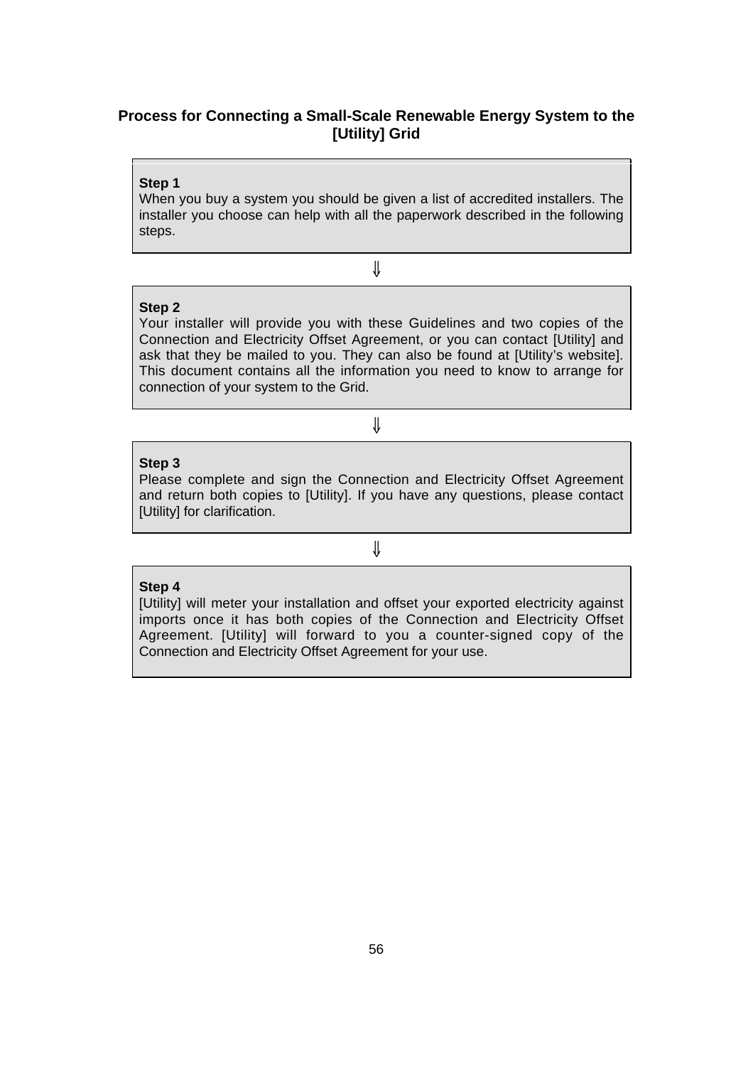## Process for Connecting a Small-Scale Renewable Energy System to the [Utility] Grid

**Step 1**
When you buy a system you should be given a list of accredited installers. The installer you choose can help with all the paperwork described in the following steps.

⇓

**Step 2**
Your installer will provide you with these Guidelines and two copies of the Connection and Electricity Offset Agreement, or you can contact [Utility] and ask that they be mailed to you. They can also be found at [Utility's website]. This document contains all the information you need to know to arrange for connection of your system to the Grid.

⇓

**Step 3**
Please complete and sign the Connection and Electricity Offset Agreement and return both copies to [Utility]. If you have any questions, please contact [Utility] for clarification.

⇓

**Step 4**
[Utility] will meter your installation and offset your exported electricity against imports once it has both copies of the Connection and Electricity Offset Agreement. [Utility] will forward to you a counter-signed copy of the Connection and Electricity Offset Agreement for your use.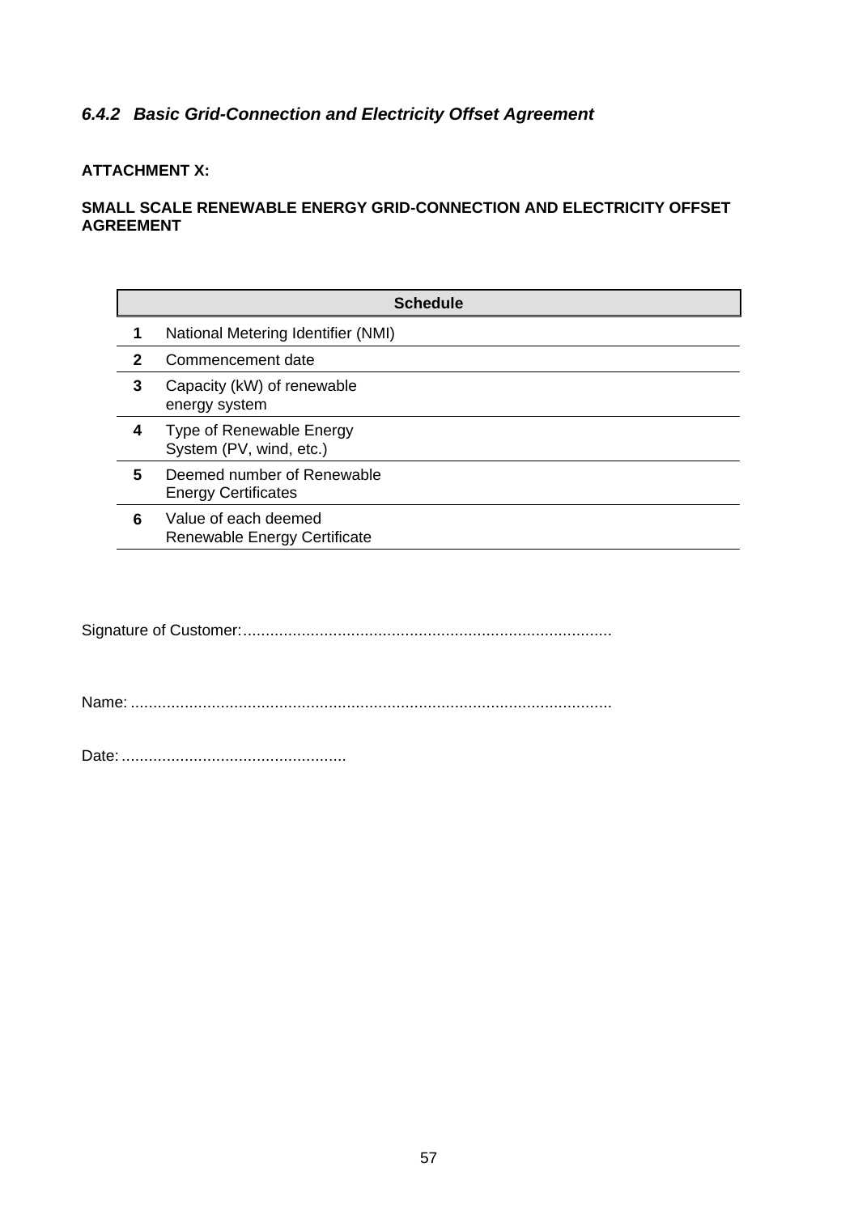### *6.4.2 Basic Grid-Connection and Electricity Offset Agreement*

**ATTACHMENT X:**

**SMALL SCALE RENEWABLE ENERGY GRID-CONNECTION AND ELECTRICITY OFFSET AGREEMENT**

| | **Schedule** | |
|---|---|---|
| **1** | National Metering Identifier (NMI) | |
| **2** | Commencement date | |
| **3** | Capacity (kW) of renewable energy system | |
| **4** | Type of Renewable Energy System (PV, wind, etc.) | |
| **5** | Deemed number of Renewable Energy Certificates | |
| **6** | Value of each deemed Renewable Energy Certificate | |

Signature of Customer:..................................................................................

Name: ..........................................................................................................

Date: ..................................................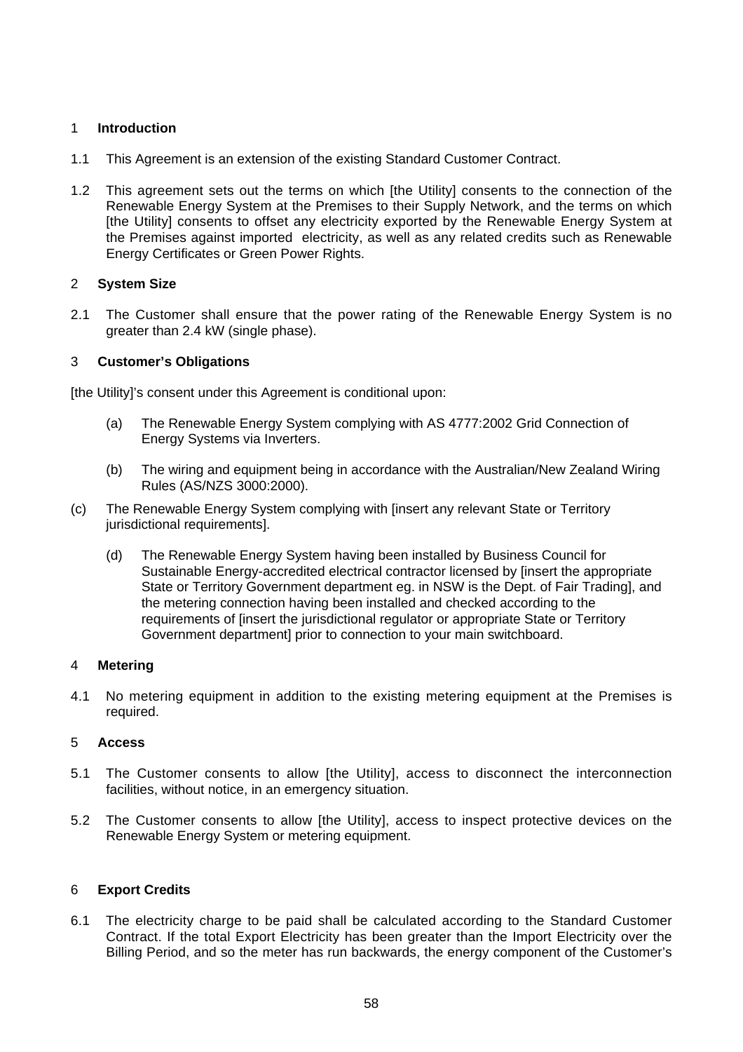## 1 Introduction

1.1 This Agreement is an extension of the existing Standard Customer Contract.

1.2 This agreement sets out the terms on which [the Utility] consents to the connection of the Renewable Energy System at the Premises to their Supply Network, and the terms on which [the Utility] consents to offset any electricity exported by the Renewable Energy System at the Premises against imported electricity, as well as any related credits such as Renewable Energy Certificates or Green Power Rights.

## 2 System Size

2.1 The Customer shall ensure that the power rating of the Renewable Energy System is no greater than 2.4 kW (single phase).

## 3 Customer's Obligations

[the Utility]'s consent under this Agreement is conditional upon:

(a) The Renewable Energy System complying with AS 4777:2002 Grid Connection of Energy Systems via Inverters.

(b) The wiring and equipment being in accordance with the Australian/New Zealand Wiring Rules (AS/NZS 3000:2000).

(c) The Renewable Energy System complying with [insert any relevant State or Territory jurisdictional requirements].

(d) The Renewable Energy System having been installed by Business Council for Sustainable Energy-accredited electrical contractor licensed by [insert the appropriate State or Territory Government department eg. in NSW is the Dept. of Fair Trading], and the metering connection having been installed and checked according to the requirements of [insert the jurisdictional regulator or appropriate State or Territory Government department] prior to connection to your main switchboard.

## 4 Metering

4.1 No metering equipment in addition to the existing metering equipment at the Premises is required.

## 5 Access

5.1 The Customer consents to allow [the Utility], access to disconnect the interconnection facilities, without notice, in an emergency situation.

5.2 The Customer consents to allow [the Utility], access to inspect protective devices on the Renewable Energy System or metering equipment.

## 6 Export Credits

6.1 The electricity charge to be paid shall be calculated according to the Standard Customer Contract. If the total Export Electricity has been greater than the Import Electricity over the Billing Period, and so the meter has run backwards, the energy component of the Customer's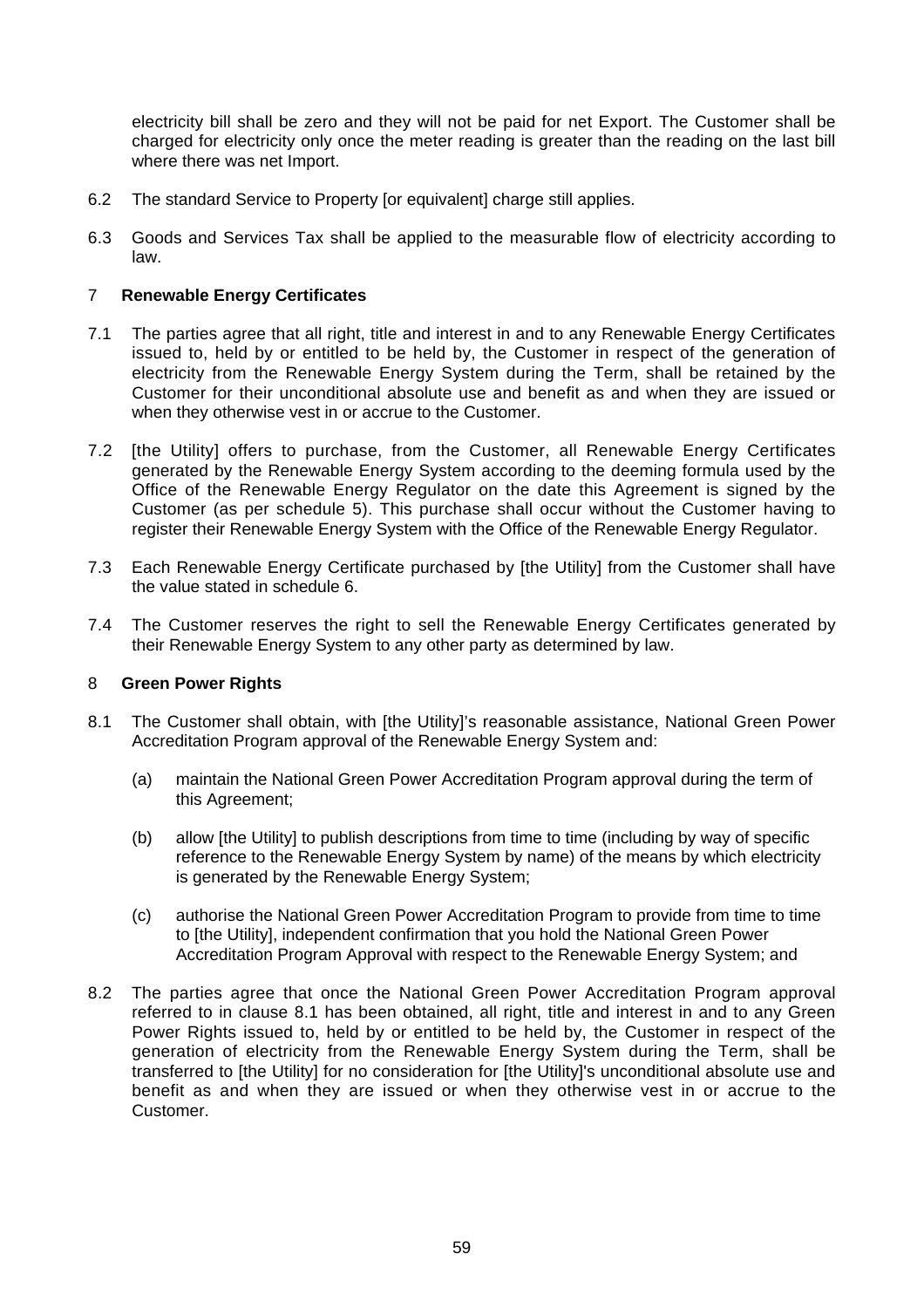electricity bill shall be zero and they will not be paid for net Export. The Customer shall be charged for electricity only once the meter reading is greater than the reading on the last bill where there was net Import.

6.2 The standard Service to Property [or equivalent] charge still applies.

6.3 Goods and Services Tax shall be applied to the measurable flow of electricity according to law.

## 7 Renewable Energy Certificates

7.1 The parties agree that all right, title and interest in and to any Renewable Energy Certificates issued to, held by or entitled to be held by, the Customer in respect of the generation of electricity from the Renewable Energy System during the Term, shall be retained by the Customer for their unconditional absolute use and benefit as and when they are issued or when they otherwise vest in or accrue to the Customer.

7.2 [the Utility] offers to purchase, from the Customer, all Renewable Energy Certificates generated by the Renewable Energy System according to the deeming formula used by the Office of the Renewable Energy Regulator on the date this Agreement is signed by the Customer (as per schedule 5). This purchase shall occur without the Customer having to register their Renewable Energy System with the Office of the Renewable Energy Regulator.

7.3 Each Renewable Energy Certificate purchased by [the Utility] from the Customer shall have the value stated in schedule 6.

7.4 The Customer reserves the right to sell the Renewable Energy Certificates generated by their Renewable Energy System to any other party as determined by law.

## 8 Green Power Rights

8.1 The Customer shall obtain, with [the Utility]'s reasonable assistance, National Green Power Accreditation Program approval of the Renewable Energy System and:

(a) maintain the National Green Power Accreditation Program approval during the term of this Agreement;

(b) allow [the Utility] to publish descriptions from time to time (including by way of specific reference to the Renewable Energy System by name) of the means by which electricity is generated by the Renewable Energy System;

(c) authorise the National Green Power Accreditation Program to provide from time to time to [the Utility], independent confirmation that you hold the National Green Power Accreditation Program Approval with respect to the Renewable Energy System; and

8.2 The parties agree that once the National Green Power Accreditation Program approval referred to in clause 8.1 has been obtained, all right, title and interest in and to any Green Power Rights issued to, held by or entitled to be held by, the Customer in respect of the generation of electricity from the Renewable Energy System during the Term, shall be transferred to [the Utility] for no consideration for [the Utility]'s unconditional absolute use and benefit as and when they are issued or when they otherwise vest in or accrue to the Customer.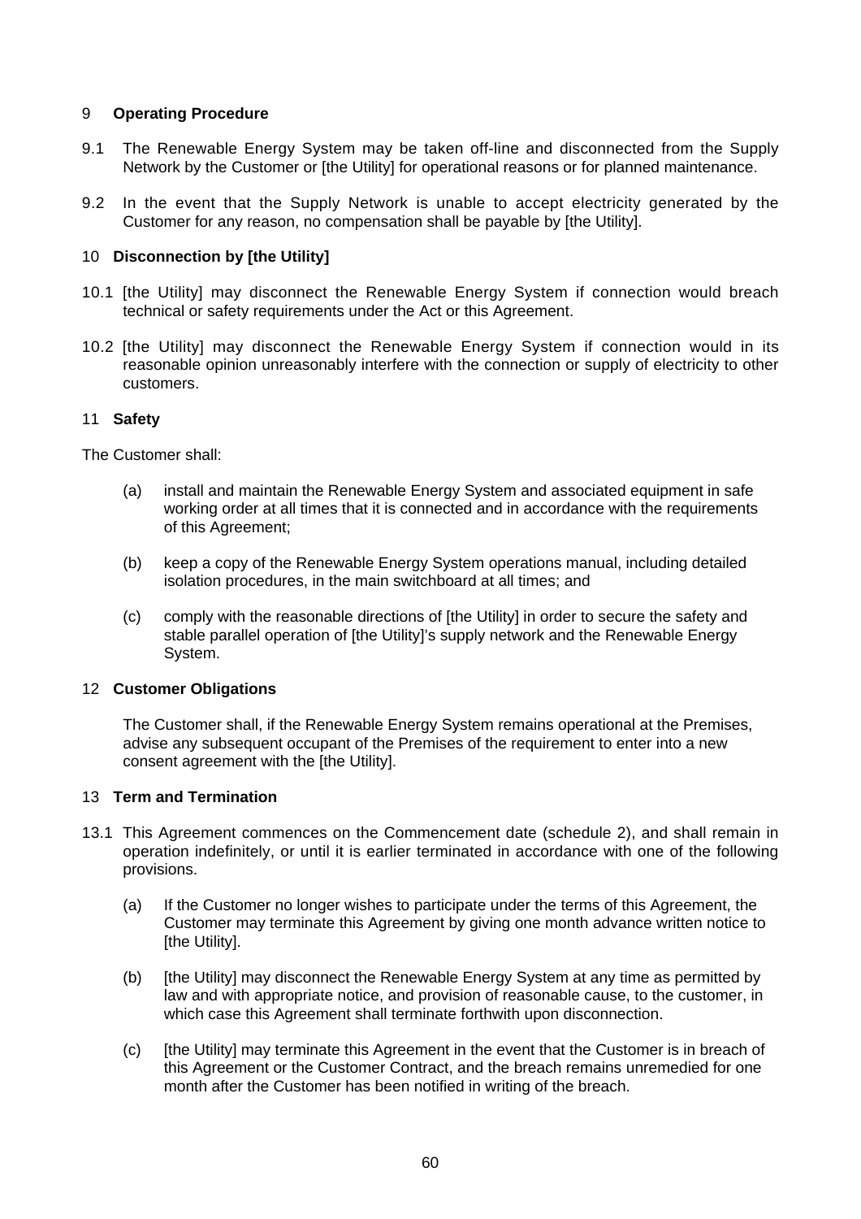## 9 Operating Procedure

9.1 The Renewable Energy System may be taken off-line and disconnected from the Supply Network by the Customer or [the Utility] for operational reasons or for planned maintenance.

9.2 In the event that the Supply Network is unable to accept electricity generated by the Customer for any reason, no compensation shall be payable by [the Utility].

## 10 Disconnection by [the Utility]

10.1 [the Utility] may disconnect the Renewable Energy System if connection would breach technical or safety requirements under the Act or this Agreement.

10.2 [the Utility] may disconnect the Renewable Energy System if connection would in its reasonable opinion unreasonably interfere with the connection or supply of electricity to other customers.

## 11 Safety

The Customer shall:

(a) install and maintain the Renewable Energy System and associated equipment in safe working order at all times that it is connected and in accordance with the requirements of this Agreement;

(b) keep a copy of the Renewable Energy System operations manual, including detailed isolation procedures, in the main switchboard at all times; and

(c) comply with the reasonable directions of [the Utility] in order to secure the safety and stable parallel operation of [the Utility]'s supply network and the Renewable Energy System.

## 12 Customer Obligations

The Customer shall, if the Renewable Energy System remains operational at the Premises, advise any subsequent occupant of the Premises of the requirement to enter into a new consent agreement with the [the Utility].

## 13 Term and Termination

13.1 This Agreement commences on the Commencement date (schedule 2), and shall remain in operation indefinitely, or until it is earlier terminated in accordance with one of the following provisions.

(a) If the Customer no longer wishes to participate under the terms of this Agreement, the Customer may terminate this Agreement by giving one month advance written notice to [the Utility].

(b) [the Utility] may disconnect the Renewable Energy System at any time as permitted by law and with appropriate notice, and provision of reasonable cause, to the customer, in which case this Agreement shall terminate forthwith upon disconnection.

(c) [the Utility] may terminate this Agreement in the event that the Customer is in breach of this Agreement or the Customer Contract, and the breach remains unremedied for one month after the Customer has been notified in writing of the breach.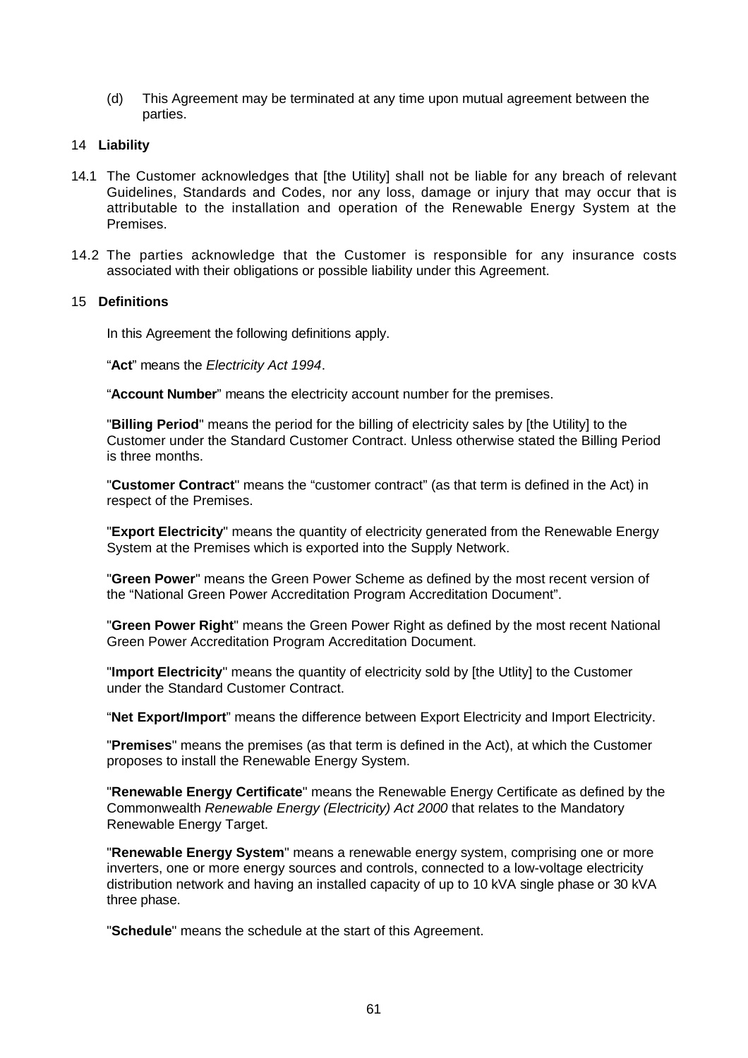(d) This Agreement may be terminated at any time upon mutual agreement between the parties.

## 14 Liability

14.1 The Customer acknowledges that [the Utility] shall not be liable for any breach of relevant Guidelines, Standards and Codes, nor any loss, damage or injury that may occur that is attributable to the installation and operation of the Renewable Energy System at the Premises.

14.2 The parties acknowledge that the Customer is responsible for any insurance costs associated with their obligations or possible liability under this Agreement.

## 15 Definitions

In this Agreement the following definitions apply.

"**Act**" means the *Electricity Act 1994*.

"**Account Number**" means the electricity account number for the premises.

"**Billing Period**" means the period for the billing of electricity sales by [the Utility] to the Customer under the Standard Customer Contract. Unless otherwise stated the Billing Period is three months.

"**Customer Contract**" means the "customer contract" (as that term is defined in the Act) in respect of the Premises.

"**Export Electricity**" means the quantity of electricity generated from the Renewable Energy System at the Premises which is exported into the Supply Network.

"**Green Power**" means the Green Power Scheme as defined by the most recent version of the "National Green Power Accreditation Program Accreditation Document".

"**Green Power Right**" means the Green Power Right as defined by the most recent National Green Power Accreditation Program Accreditation Document.

"**Import Electricity**" means the quantity of electricity sold by [the Utlity] to the Customer under the Standard Customer Contract.

"**Net Export/Import**" means the difference between Export Electricity and Import Electricity.

"**Premises**" means the premises (as that term is defined in the Act), at which the Customer proposes to install the Renewable Energy System.

"**Renewable Energy Certificate**" means the Renewable Energy Certificate as defined by the Commonwealth *Renewable Energy (Electricity) Act 2000* that relates to the Mandatory Renewable Energy Target.

"**Renewable Energy System**" means a renewable energy system, comprising one or more inverters, one or more energy sources and controls, connected to a low-voltage electricity distribution network and having an installed capacity of up to 10 kVA single phase or 30 kVA three phase.

"**Schedule**" means the schedule at the start of this Agreement.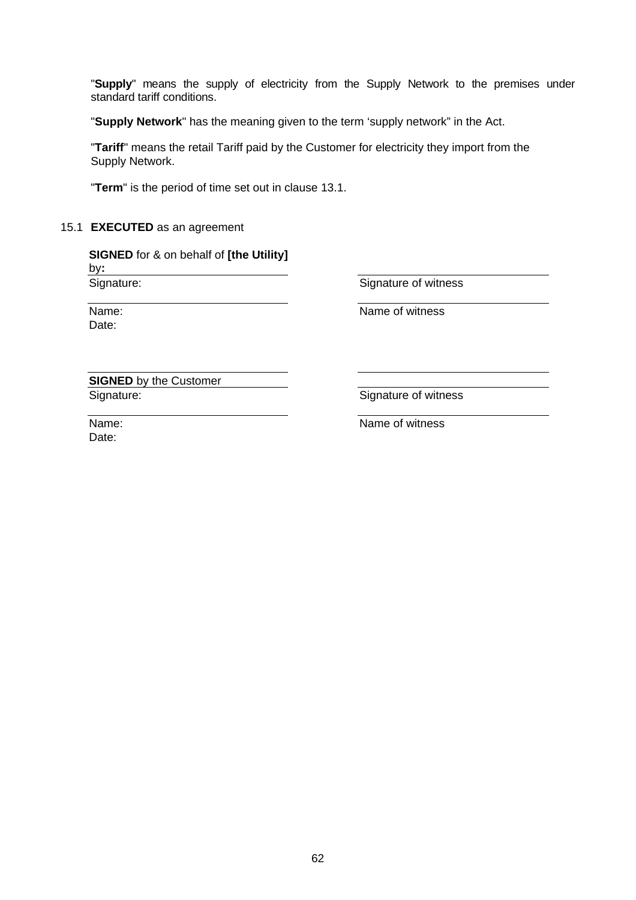"**Supply**" means the supply of electricity from the Supply Network to the premises under standard tariff conditions.

"**Supply Network**" has the meaning given to the term 'supply network" in the Act.

"**Tariff**" means the retail Tariff paid by the Customer for electricity they import from the Supply Network.

"**Term**" is the period of time set out in clause 13.1.

15.1 **EXECUTED** as an agreement

| **SIGNED** for & on behalf of **[the Utility]** by**:** | |
|---|---|
| Signature: | Signature of witness |
| Name: | Name of witness |
| Date: | |
| | |
| **SIGNED** by the Customer | |
| Signature: | Signature of witness |
| Name: | Name of witness |
| Date: | |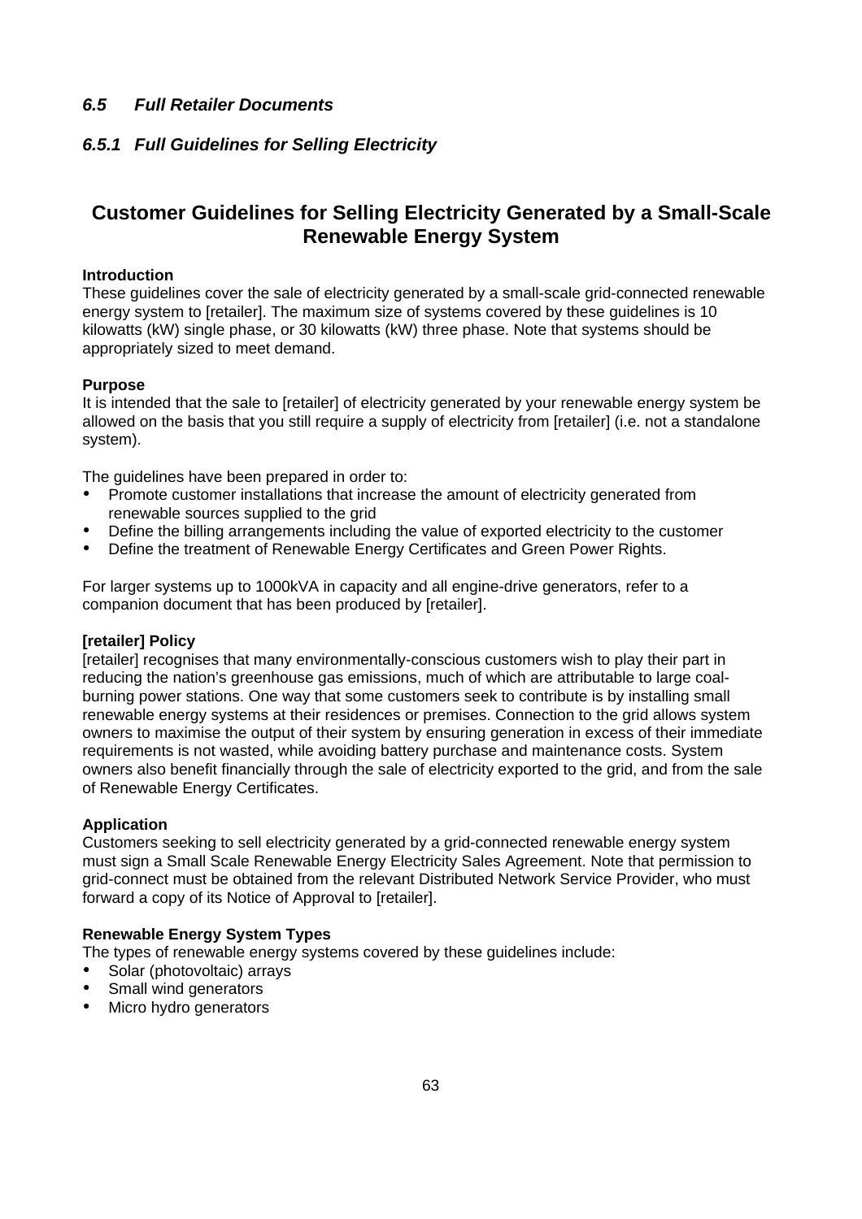### *6.5 Full Retailer Documents*

#### *6.5.1 Full Guidelines for Selling Electricity*

## Customer Guidelines for Selling Electricity Generated by a Small-Scale Renewable Energy System

**Introduction**

These guidelines cover the sale of electricity generated by a small-scale grid-connected renewable energy system to [retailer]. The maximum size of systems covered by these guidelines is 10 kilowatts (kW) single phase, or 30 kilowatts (kW) three phase. Note that systems should be appropriately sized to meet demand.

**Purpose**

It is intended that the sale to [retailer] of electricity generated by your renewable energy system be allowed on the basis that you still require a supply of electricity from [retailer] (i.e. not a standalone system).

The guidelines have been prepared in order to:

- Promote customer installations that increase the amount of electricity generated from renewable sources supplied to the grid
- Define the billing arrangements including the value of exported electricity to the customer
- Define the treatment of Renewable Energy Certificates and Green Power Rights.

For larger systems up to 1000kVA in capacity and all engine-drive generators, refer to a companion document that has been produced by [retailer].

**[retailer] Policy**

[retailer] recognises that many environmentally-conscious customers wish to play their part in reducing the nation's greenhouse gas emissions, much of which are attributable to large coal-burning power stations. One way that some customers seek to contribute is by installing small renewable energy systems at their residences or premises. Connection to the grid allows system owners to maximise the output of their system by ensuring generation in excess of their immediate requirements is not wasted, while avoiding battery purchase and maintenance costs. System owners also benefit financially through the sale of electricity exported to the grid, and from the sale of Renewable Energy Certificates.

**Application**

Customers seeking to sell electricity generated by a grid-connected renewable energy system must sign a Small Scale Renewable Energy Electricity Sales Agreement. Note that permission to grid-connect must be obtained from the relevant Distributed Network Service Provider, who must forward a copy of its Notice of Approval to [retailer].

**Renewable Energy System Types**

The types of renewable energy systems covered by these guidelines include:

- Solar (photovoltaic) arrays
- Small wind generators
- Micro hydro generators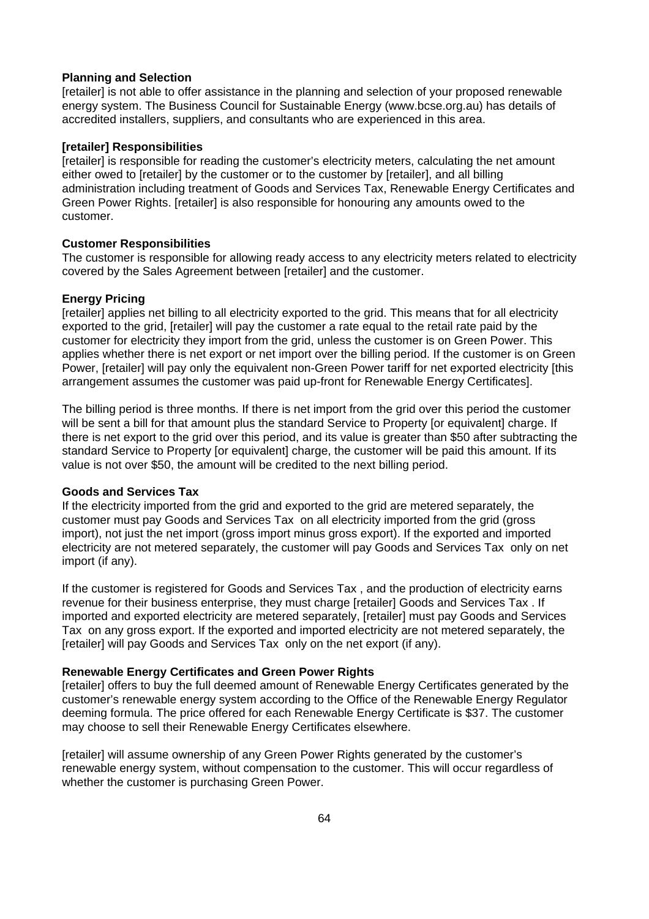**Planning and Selection**

[retailer] is not able to offer assistance in the planning and selection of your proposed renewable energy system. The Business Council for Sustainable Energy (www.bcse.org.au) has details of accredited installers, suppliers, and consultants who are experienced in this area.

**[retailer] Responsibilities**

[retailer] is responsible for reading the customer's electricity meters, calculating the net amount either owed to [retailer] by the customer or to the customer by [retailer], and all billing administration including treatment of Goods and Services Tax, Renewable Energy Certificates and Green Power Rights. [retailer] is also responsible for honouring any amounts owed to the customer.

**Customer Responsibilities**

The customer is responsible for allowing ready access to any electricity meters related to electricity covered by the Sales Agreement between [retailer] and the customer.

**Energy Pricing**

[retailer] applies net billing to all electricity exported to the grid. This means that for all electricity exported to the grid, [retailer] will pay the customer a rate equal to the retail rate paid by the customer for electricity they import from the grid, unless the customer is on Green Power. This applies whether there is net export or net import over the billing period. If the customer is on Green Power, [retailer] will pay only the equivalent non-Green Power tariff for net exported electricity [this arrangement assumes the customer was paid up-front for Renewable Energy Certificates].

The billing period is three months. If there is net import from the grid over this period the customer will be sent a bill for that amount plus the standard Service to Property [or equivalent] charge. If there is net export to the grid over this period, and its value is greater than $50 after subtracting the standard Service to Property [or equivalent] charge, the customer will be paid this amount. If its value is not over $50, the amount will be credited to the next billing period.

**Goods and Services Tax**

If the electricity imported from the grid and exported to the grid are metered separately, the customer must pay Goods and Services Tax on all electricity imported from the grid (gross import), not just the net import (gross import minus gross export). If the exported and imported electricity are not metered separately, the customer will pay Goods and Services Tax only on net import (if any).

If the customer is registered for Goods and Services Tax , and the production of electricity earns revenue for their business enterprise, they must charge [retailer] Goods and Services Tax . If imported and exported electricity are metered separately, [retailer] must pay Goods and Services Tax on any gross export. If the exported and imported electricity are not metered separately, the [retailer] will pay Goods and Services Tax only on the net export (if any).

**Renewable Energy Certificates and Green Power Rights**

[retailer] offers to buy the full deemed amount of Renewable Energy Certificates generated by the customer's renewable energy system according to the Office of the Renewable Energy Regulator deeming formula. The price offered for each Renewable Energy Certificate is $37. The customer may choose to sell their Renewable Energy Certificates elsewhere.

[retailer] will assume ownership of any Green Power Rights generated by the customer's renewable energy system, without compensation to the customer. This will occur regardless of whether the customer is purchasing Green Power.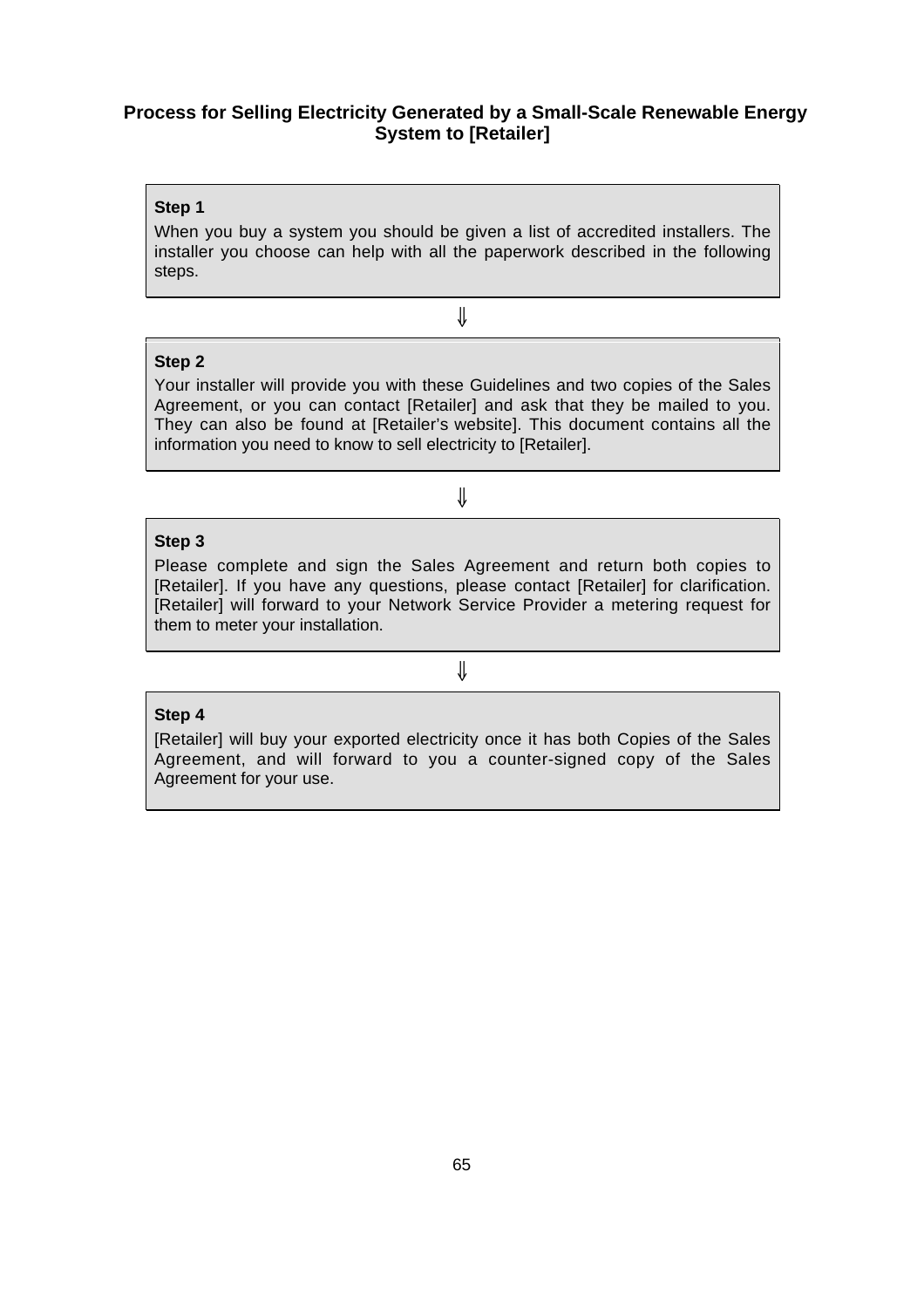**Process for Selling Electricity Generated by a Small-Scale Renewable Energy System to [Retailer]**

**Step 1**

When you buy a system you should be given a list of accredited installers. The installer you choose can help with all the paperwork described in the following steps.

⇓

**Step 2**

Your installer will provide you with these Guidelines and two copies of the Sales Agreement, or you can contact [Retailer] and ask that they be mailed to you. They can also be found at [Retailer's website]. This document contains all the information you need to know to sell electricity to [Retailer].

⇓

**Step 3**

Please complete and sign the Sales Agreement and return both copies to [Retailer]. If you have any questions, please contact [Retailer] for clarification. [Retailer] will forward to your Network Service Provider a metering request for them to meter your installation.

⇓

**Step 4**

[Retailer] will buy your exported electricity once it has both Copies of the Sales Agreement, and will forward to you a counter-signed copy of the Sales Agreement for your use.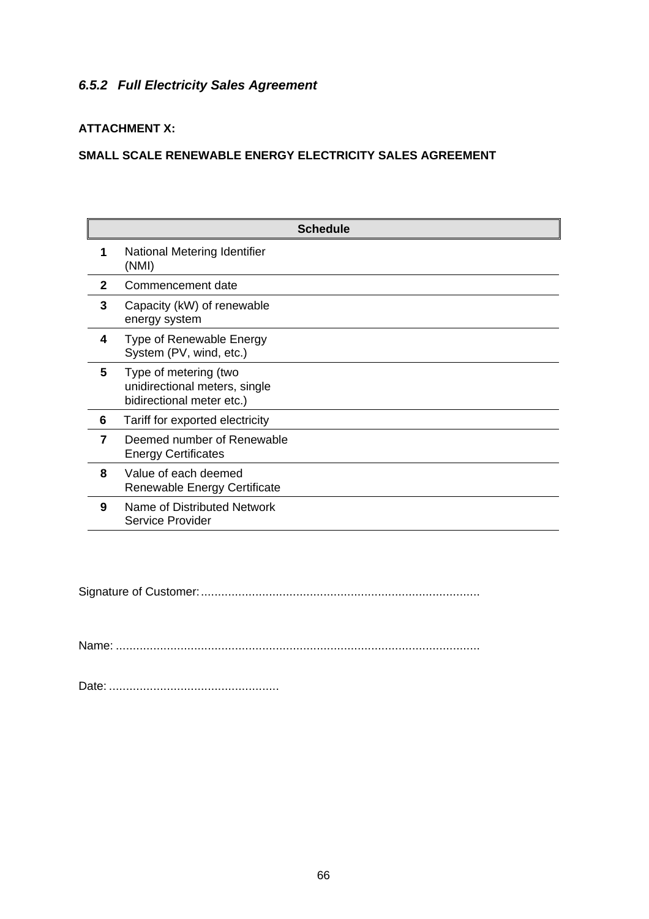### *6.5.2 Full Electricity Sales Agreement*

**ATTACHMENT X:**

**SMALL SCALE RENEWABLE ENERGY ELECTRICITY SALES AGREEMENT**

| | **Schedule** | |
|---|---|---|
| **1** | National Metering Identifier (NMI) | |
| **2** | Commencement date | |
| **3** | Capacity (kW) of renewable energy system | |
| **4** | Type of Renewable Energy System (PV, wind, etc.) | |
| **5** | Type of metering (two unidirectional meters, single bidirectional meter etc.) | |
| **6** | Tariff for exported electricity | |
| **7** | Deemed number of Renewable Energy Certificates | |
| **8** | Value of each deemed Renewable Energy Certificate | |
| **9** | Name of Distributed Network Service Provider | |

Signature of Customer:..................................................................................

Name: ...........................................................................................................

Date: ..................................................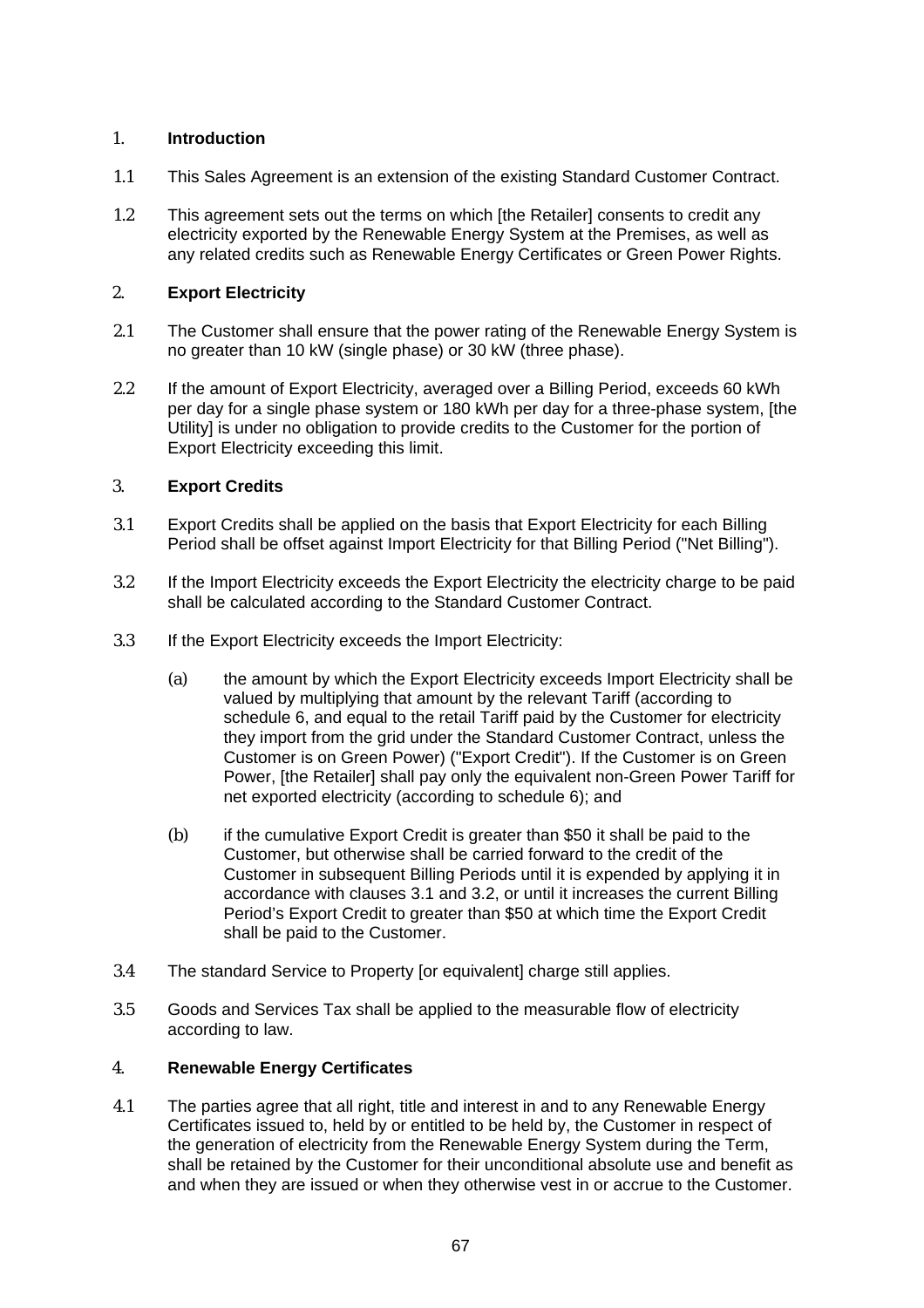## 1. Introduction

1.1 This Sales Agreement is an extension of the existing Standard Customer Contract.

1.2 This agreement sets out the terms on which [the Retailer] consents to credit any electricity exported by the Renewable Energy System at the Premises, as well as any related credits such as Renewable Energy Certificates or Green Power Rights.

## 2. Export Electricity

2.1 The Customer shall ensure that the power rating of the Renewable Energy System is no greater than 10 kW (single phase) or 30 kW (three phase).

2.2 If the amount of Export Electricity, averaged over a Billing Period, exceeds 60 kWh per day for a single phase system or 180 kWh per day for a three-phase system, [the Utility] is under no obligation to provide credits to the Customer for the portion of Export Electricity exceeding this limit.

## 3. Export Credits

3.1 Export Credits shall be applied on the basis that Export Electricity for each Billing Period shall be offset against Import Electricity for that Billing Period ("Net Billing").

3.2 If the Import Electricity exceeds the Export Electricity the electricity charge to be paid shall be calculated according to the Standard Customer Contract.

3.3 If the Export Electricity exceeds the Import Electricity:

(a) the amount by which the Export Electricity exceeds Import Electricity shall be valued by multiplying that amount by the relevant Tariff (according to schedule 6, and equal to the retail Tariff paid by the Customer for electricity they import from the grid under the Standard Customer Contract, unless the Customer is on Green Power) ("Export Credit"). If the Customer is on Green Power, [the Retailer] shall pay only the equivalent non-Green Power Tariff for net exported electricity (according to schedule 6); and

(b) if the cumulative Export Credit is greater than $50 it shall be paid to the Customer, but otherwise shall be carried forward to the credit of the Customer in subsequent Billing Periods until it is expended by applying it in accordance with clauses 3.1 and 3.2, or until it increases the current Billing Period's Export Credit to greater than $50 at which time the Export Credit shall be paid to the Customer.

3.4 The standard Service to Property [or equivalent] charge still applies.

3.5 Goods and Services Tax shall be applied to the measurable flow of electricity according to law.

## 4. Renewable Energy Certificates

4.1 The parties agree that all right, title and interest in and to any Renewable Energy Certificates issued to, held by or entitled to be held by, the Customer in respect of the generation of electricity from the Renewable Energy System during the Term, shall be retained by the Customer for their unconditional absolute use and benefit as and when they are issued or when they otherwise vest in or accrue to the Customer.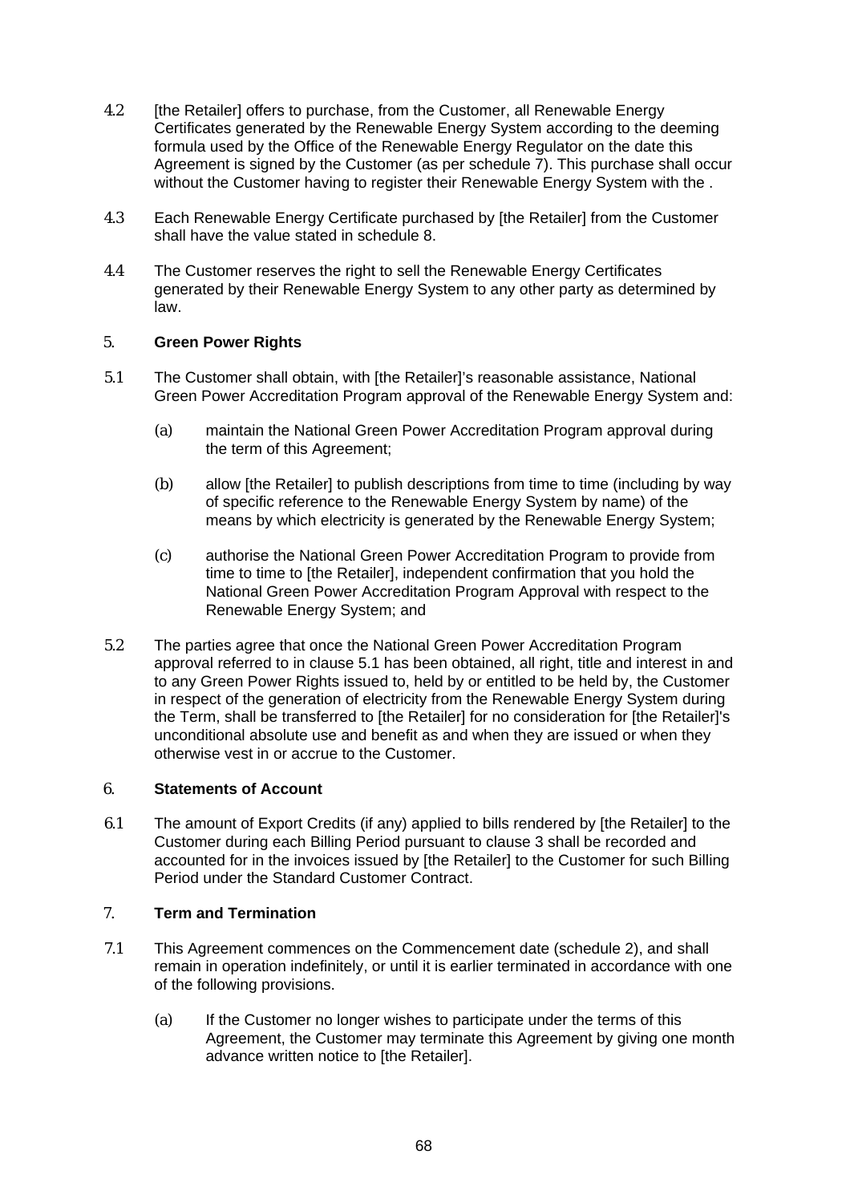4.2 [the Retailer] offers to purchase, from the Customer, all Renewable Energy Certificates generated by the Renewable Energy System according to the deeming formula used by the Office of the Renewable Energy Regulator on the date this Agreement is signed by the Customer (as per schedule 7). This purchase shall occur without the Customer having to register their Renewable Energy System with the .

4.3 Each Renewable Energy Certificate purchased by [the Retailer] from the Customer shall have the value stated in schedule 8.

4.4 The Customer reserves the right to sell the Renewable Energy Certificates generated by their Renewable Energy System to any other party as determined by law.

## 5. **Green Power Rights**

5.1 The Customer shall obtain, with [the Retailer]'s reasonable assistance, National Green Power Accreditation Program approval of the Renewable Energy System and:

(a) maintain the National Green Power Accreditation Program approval during the term of this Agreement;

(b) allow [the Retailer] to publish descriptions from time to time (including by way of specific reference to the Renewable Energy System by name) of the means by which electricity is generated by the Renewable Energy System;

(c) authorise the National Green Power Accreditation Program to provide from time to time to [the Retailer], independent confirmation that you hold the National Green Power Accreditation Program Approval with respect to the Renewable Energy System; and

5.2 The parties agree that once the National Green Power Accreditation Program approval referred to in clause 5.1 has been obtained, all right, title and interest in and to any Green Power Rights issued to, held by or entitled to be held by, the Customer in respect of the generation of electricity from the Renewable Energy System during the Term, shall be transferred to [the Retailer] for no consideration for [the Retailer]'s unconditional absolute use and benefit as and when they are issued or when they otherwise vest in or accrue to the Customer.

## 6. **Statements of Account**

6.1 The amount of Export Credits (if any) applied to bills rendered by [the Retailer] to the Customer during each Billing Period pursuant to clause 3 shall be recorded and accounted for in the invoices issued by [the Retailer] to the Customer for such Billing Period under the Standard Customer Contract.

## 7. **Term and Termination**

7.1 This Agreement commences on the Commencement date (schedule 2), and shall remain in operation indefinitely, or until it is earlier terminated in accordance with one of the following provisions.

(a) If the Customer no longer wishes to participate under the terms of this Agreement, the Customer may terminate this Agreement by giving one month advance written notice to [the Retailer].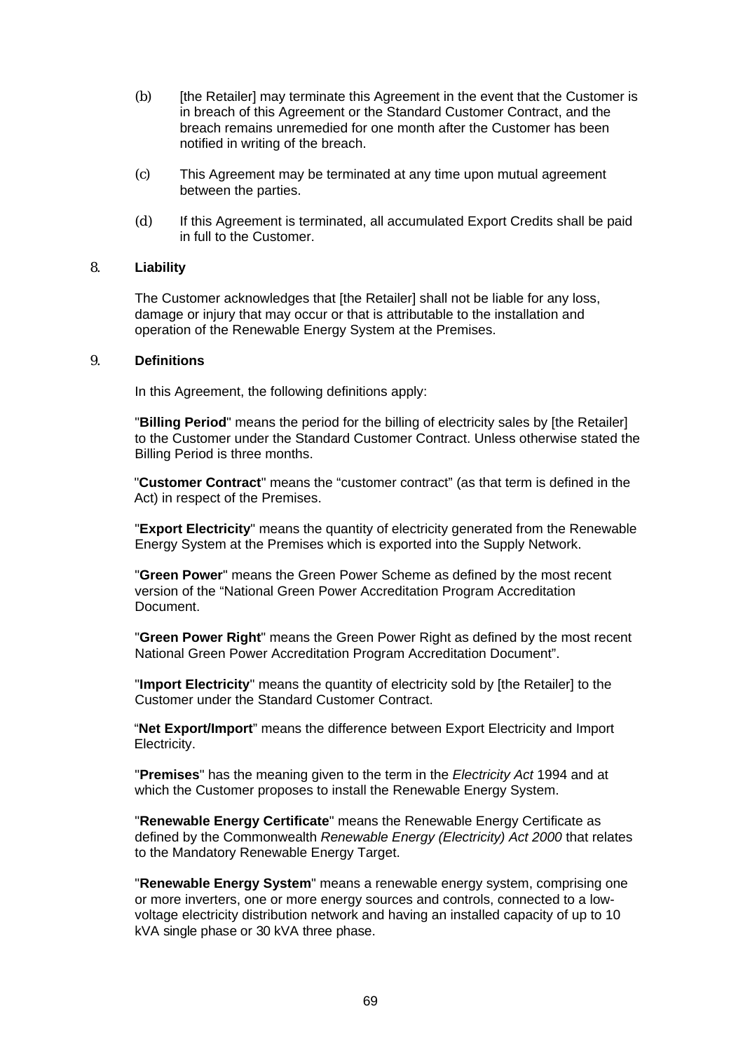(b) [the Retailer] may terminate this Agreement in the event that the Customer is in breach of this Agreement or the Standard Customer Contract, and the breach remains unremedied for one month after the Customer has been notified in writing of the breach.

(c) This Agreement may be terminated at any time upon mutual agreement between the parties.

(d) If this Agreement is terminated, all accumulated Export Credits shall be paid in full to the Customer.

## 8. Liability

The Customer acknowledges that [the Retailer] shall not be liable for any loss, damage or injury that may occur or that is attributable to the installation and operation of the Renewable Energy System at the Premises.

## 9. Definitions

In this Agreement, the following definitions apply:

"**Billing Period**" means the period for the billing of electricity sales by [the Retailer] to the Customer under the Standard Customer Contract. Unless otherwise stated the Billing Period is three months.

"**Customer Contract**" means the "customer contract" (as that term is defined in the Act) in respect of the Premises.

"**Export Electricity**" means the quantity of electricity generated from the Renewable Energy System at the Premises which is exported into the Supply Network.

"**Green Power**" means the Green Power Scheme as defined by the most recent version of the "National Green Power Accreditation Program Accreditation Document.

"**Green Power Right**" means the Green Power Right as defined by the most recent National Green Power Accreditation Program Accreditation Document".

"**Import Electricity**" means the quantity of electricity sold by [the Retailer] to the Customer under the Standard Customer Contract.

"**Net Export/Import**" means the difference between Export Electricity and Import Electricity.

"**Premises**" has the meaning given to the term in the *Electricity Act* 1994 and at which the Customer proposes to install the Renewable Energy System.

"**Renewable Energy Certificate**" means the Renewable Energy Certificate as defined by the Commonwealth *Renewable Energy (Electricity) Act 2000* that relates to the Mandatory Renewable Energy Target.

"**Renewable Energy System**" means a renewable energy system, comprising one or more inverters, one or more energy sources and controls, connected to a low-voltage electricity distribution network and having an installed capacity of up to 10 kVA single phase or 30 kVA three phase.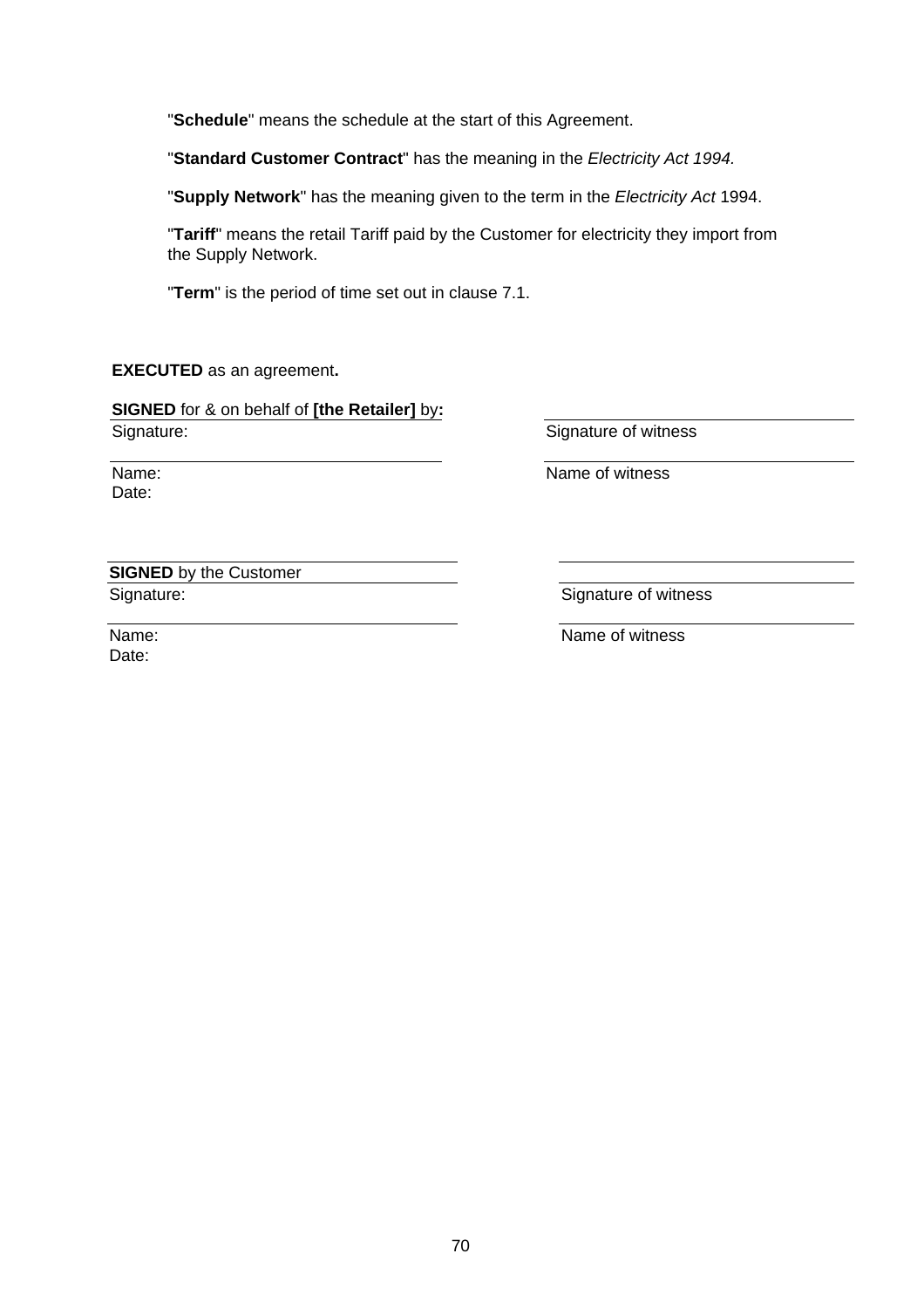"**Schedule**" means the schedule at the start of this Agreement.

"**Standard Customer Contract**" has the meaning in the *Electricity Act 1994.*

"**Supply Network**" has the meaning given to the term in the *Electricity Act* 1994.

"**Tariff**" means the retail Tariff paid by the Customer for electricity they import from the Supply Network.

"**Term**" is the period of time set out in clause 7.1.

**EXECUTED** as an agreement**.**

**SIGNED** for & on behalf of **[the Retailer]** by**:**

Signature: Signature of witness

Name: Name of witness

Date:

**SIGNED** by the Customer

Signature: Signature of witness

Name: Name of witness

Date: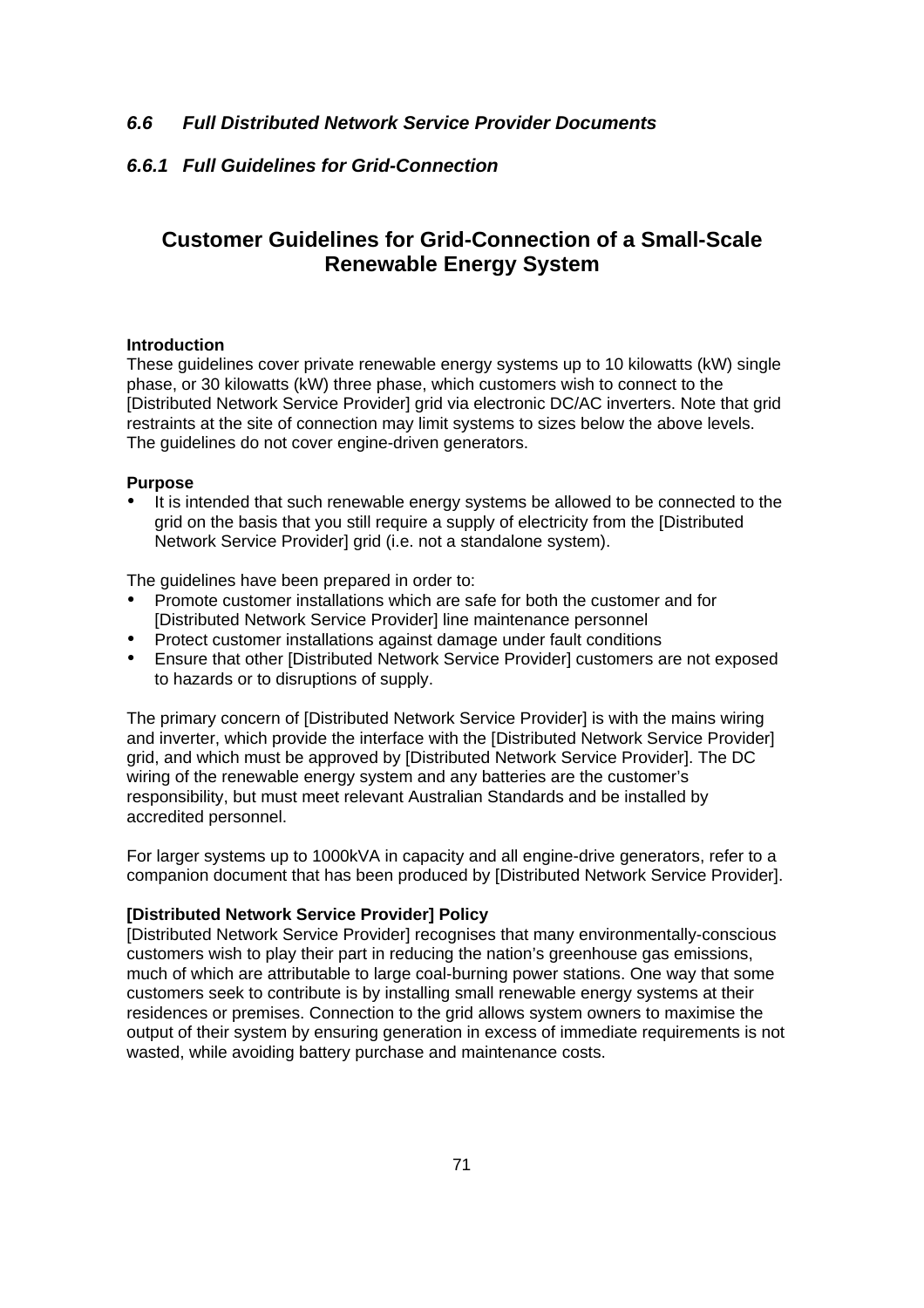## *6.6 Full Distributed Network Service Provider Documents*

### *6.6.1 Full Guidelines for Grid-Connection*

# Customer Guidelines for Grid-Connection of a Small-Scale Renewable Energy System

**Introduction**

These guidelines cover private renewable energy systems up to 10 kilowatts (kW) single phase, or 30 kilowatts (kW) three phase, which customers wish to connect to the [Distributed Network Service Provider] grid via electronic DC/AC inverters. Note that grid restraints at the site of connection may limit systems to sizes below the above levels. The guidelines do not cover engine-driven generators.

**Purpose**

- It is intended that such renewable energy systems be allowed to be connected to the grid on the basis that you still require a supply of electricity from the [Distributed Network Service Provider] grid (i.e. not a standalone system).

The guidelines have been prepared in order to:

- Promote customer installations which are safe for both the customer and for [Distributed Network Service Provider] line maintenance personnel
- Protect customer installations against damage under fault conditions
- Ensure that other [Distributed Network Service Provider] customers are not exposed to hazards or to disruptions of supply.

The primary concern of [Distributed Network Service Provider] is with the mains wiring and inverter, which provide the interface with the [Distributed Network Service Provider] grid, and which must be approved by [Distributed Network Service Provider]. The DC wiring of the renewable energy system and any batteries are the customer's responsibility, but must meet relevant Australian Standards and be installed by accredited personnel.

For larger systems up to 1000kVA in capacity and all engine-drive generators, refer to a companion document that has been produced by [Distributed Network Service Provider].

**[Distributed Network Service Provider] Policy**

[Distributed Network Service Provider] recognises that many environmentally-conscious customers wish to play their part in reducing the nation's greenhouse gas emissions, much of which are attributable to large coal-burning power stations. One way that some customers seek to contribute is by installing small renewable energy systems at their residences or premises. Connection to the grid allows system owners to maximise the output of their system by ensuring generation in excess of immediate requirements is not wasted, while avoiding battery purchase and maintenance costs.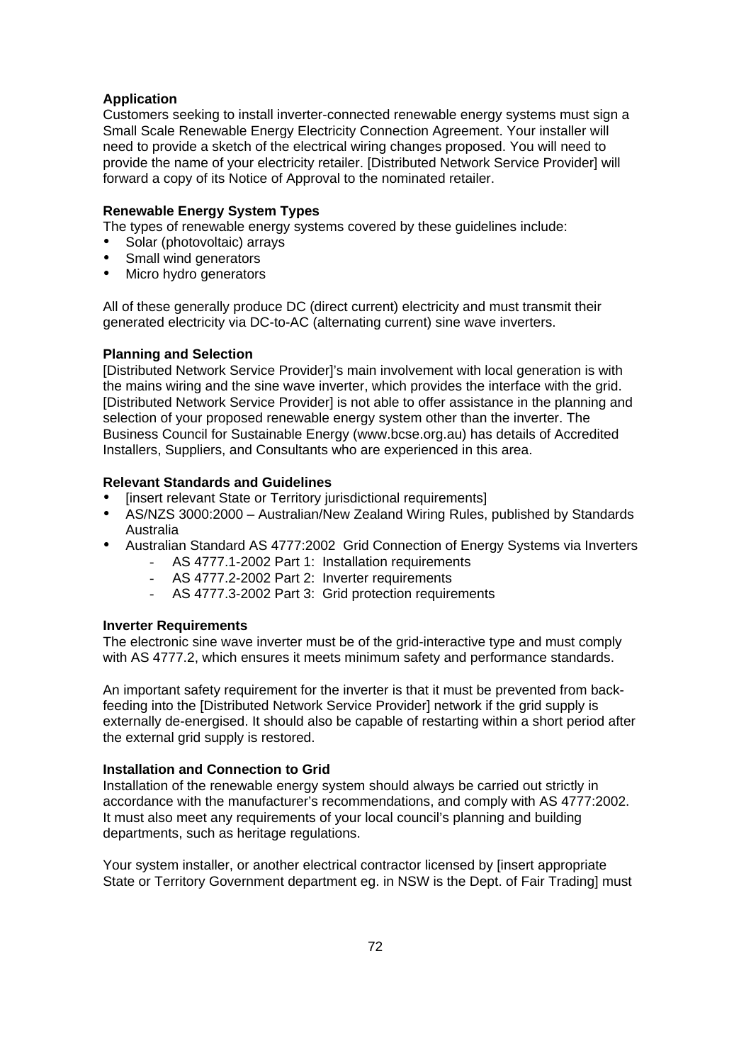**Application**

Customers seeking to install inverter-connected renewable energy systems must sign a Small Scale Renewable Energy Electricity Connection Agreement. Your installer will need to provide a sketch of the electrical wiring changes proposed. You will need to provide the name of your electricity retailer. [Distributed Network Service Provider] will forward a copy of its Notice of Approval to the nominated retailer.

**Renewable Energy System Types**

The types of renewable energy systems covered by these guidelines include:

- Solar (photovoltaic) arrays
- Small wind generators
- Micro hydro generators

All of these generally produce DC (direct current) electricity and must transmit their generated electricity via DC-to-AC (alternating current) sine wave inverters.

**Planning and Selection**

[Distributed Network Service Provider]'s main involvement with local generation is with the mains wiring and the sine wave inverter, which provides the interface with the grid. [Distributed Network Service Provider] is not able to offer assistance in the planning and selection of your proposed renewable energy system other than the inverter. The Business Council for Sustainable Energy (www.bcse.org.au) has details of Accredited Installers, Suppliers, and Consultants who are experienced in this area.

**Relevant Standards and Guidelines**

- [insert relevant State or Territory jurisdictional requirements]
- AS/NZS 3000:2000 – Australian/New Zealand Wiring Rules, published by Standards Australia
- Australian Standard AS 4777:2002 Grid Connection of Energy Systems via Inverters
  - AS 4777.1-2002 Part 1: Installation requirements
  - AS 4777.2-2002 Part 2: Inverter requirements
  - AS 4777.3-2002 Part 3: Grid protection requirements

**Inverter Requirements**

The electronic sine wave inverter must be of the grid-interactive type and must comply with AS 4777.2, which ensures it meets minimum safety and performance standards.

An important safety requirement for the inverter is that it must be prevented from back-feeding into the [Distributed Network Service Provider] network if the grid supply is externally de-energised. It should also be capable of restarting within a short period after the external grid supply is restored.

**Installation and Connection to Grid**

Installation of the renewable energy system should always be carried out strictly in accordance with the manufacturer's recommendations, and comply with AS 4777:2002. It must also meet any requirements of your local council's planning and building departments, such as heritage regulations.

Your system installer, or another electrical contractor licensed by [insert appropriate State or Territory Government department eg. in NSW is the Dept. of Fair Trading] must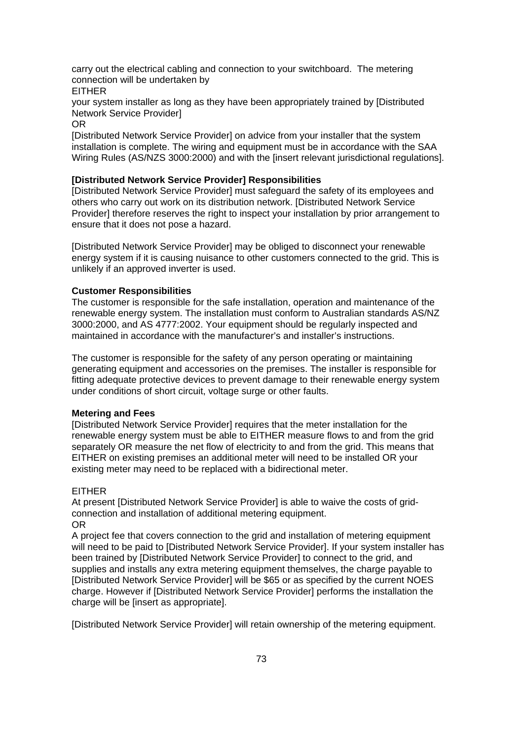carry out the electrical cabling and connection to your switchboard. The metering connection will be undertaken by

EITHER

your system installer as long as they have been appropriately trained by [Distributed Network Service Provider]

OR

[Distributed Network Service Provider] on advice from your installer that the system installation is complete. The wiring and equipment must be in accordance with the SAA Wiring Rules (AS/NZS 3000:2000) and with the [insert relevant jurisdictional regulations].

**[Distributed Network Service Provider] Responsibilities**

[Distributed Network Service Provider] must safeguard the safety of its employees and others who carry out work on its distribution network. [Distributed Network Service Provider] therefore reserves the right to inspect your installation by prior arrangement to ensure that it does not pose a hazard.

[Distributed Network Service Provider] may be obliged to disconnect your renewable energy system if it is causing nuisance to other customers connected to the grid. This is unlikely if an approved inverter is used.

**Customer Responsibilities**

The customer is responsible for the safe installation, operation and maintenance of the renewable energy system. The installation must conform to Australian standards AS/NZ 3000:2000, and AS 4777:2002. Your equipment should be regularly inspected and maintained in accordance with the manufacturer's and installer's instructions.

The customer is responsible for the safety of any person operating or maintaining generating equipment and accessories on the premises. The installer is responsible for fitting adequate protective devices to prevent damage to their renewable energy system under conditions of short circuit, voltage surge or other faults.

**Metering and Fees**

[Distributed Network Service Provider] requires that the meter installation for the renewable energy system must be able to EITHER measure flows to and from the grid separately OR measure the net flow of electricity to and from the grid. This means that EITHER on existing premises an additional meter will need to be installed OR your existing meter may need to be replaced with a bidirectional meter.

EITHER

At present [Distributed Network Service Provider] is able to waive the costs of grid-connection and installation of additional metering equipment.

OR

A project fee that covers connection to the grid and installation of metering equipment will need to be paid to [Distributed Network Service Provider]. If your system installer has been trained by [Distributed Network Service Provider] to connect to the grid, and supplies and installs any extra metering equipment themselves, the charge payable to [Distributed Network Service Provider] will be $65 or as specified by the current NOES charge. However if [Distributed Network Service Provider] performs the installation the charge will be [insert as appropriate].

[Distributed Network Service Provider] will retain ownership of the metering equipment.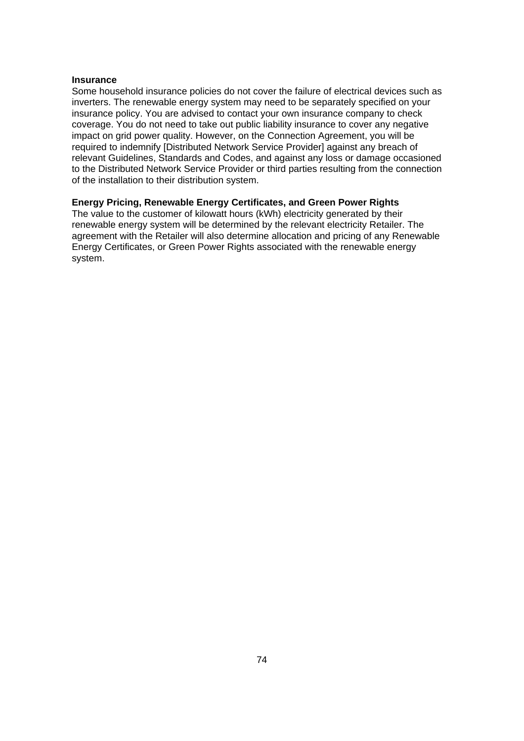**Insurance**

Some household insurance policies do not cover the failure of electrical devices such as inverters. The renewable energy system may need to be separately specified on your insurance policy. You are advised to contact your own insurance company to check coverage. You do not need to take out public liability insurance to cover any negative impact on grid power quality. However, on the Connection Agreement, you will be required to indemnify [Distributed Network Service Provider] against any breach of relevant Guidelines, Standards and Codes, and against any loss or damage occasioned to the Distributed Network Service Provider or third parties resulting from the connection of the installation to their distribution system.

**Energy Pricing, Renewable Energy Certificates, and Green Power Rights**

The value to the customer of kilowatt hours (kWh) electricity generated by their renewable energy system will be determined by the relevant electricity Retailer. The agreement with the Retailer will also determine allocation and pricing of any Renewable Energy Certificates, or Green Power Rights associated with the renewable energy system.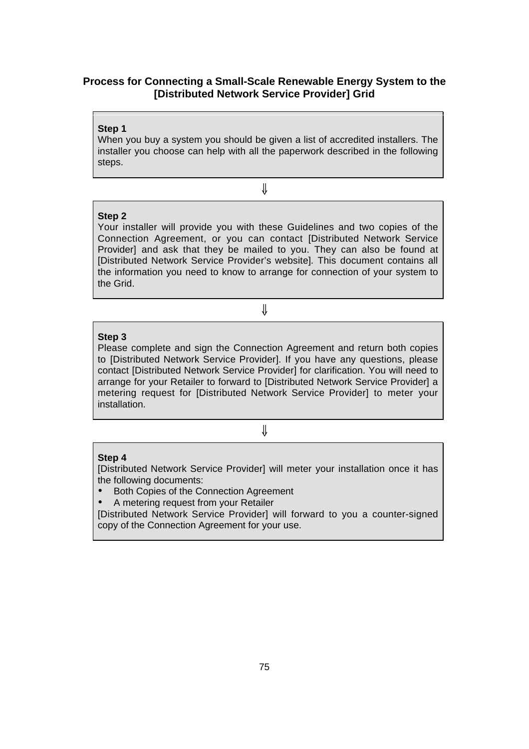## Process for Connecting a Small-Scale Renewable Energy System to the [Distributed Network Service Provider] Grid

**Step 1**

When you buy a system you should be given a list of accredited installers. The installer you choose can help with all the paperwork described in the following steps.

⇓

**Step 2**

Your installer will provide you with these Guidelines and two copies of the Connection Agreement, or you can contact [Distributed Network Service Provider] and ask that they be mailed to you. They can also be found at [Distributed Network Service Provider's website]. This document contains all the information you need to know to arrange for connection of your system to the Grid.

⇓

**Step 3**

Please complete and sign the Connection Agreement and return both copies to [Distributed Network Service Provider]. If you have any questions, please contact [Distributed Network Service Provider] for clarification. You will need to arrange for your Retailer to forward to [Distributed Network Service Provider] a metering request for [Distributed Network Service Provider] to meter your installation.

⇓

**Step 4**

[Distributed Network Service Provider] will meter your installation once it has the following documents:

- Both Copies of the Connection Agreement
- A metering request from your Retailer

[Distributed Network Service Provider] will forward to you a counter-signed copy of the Connection Agreement for your use.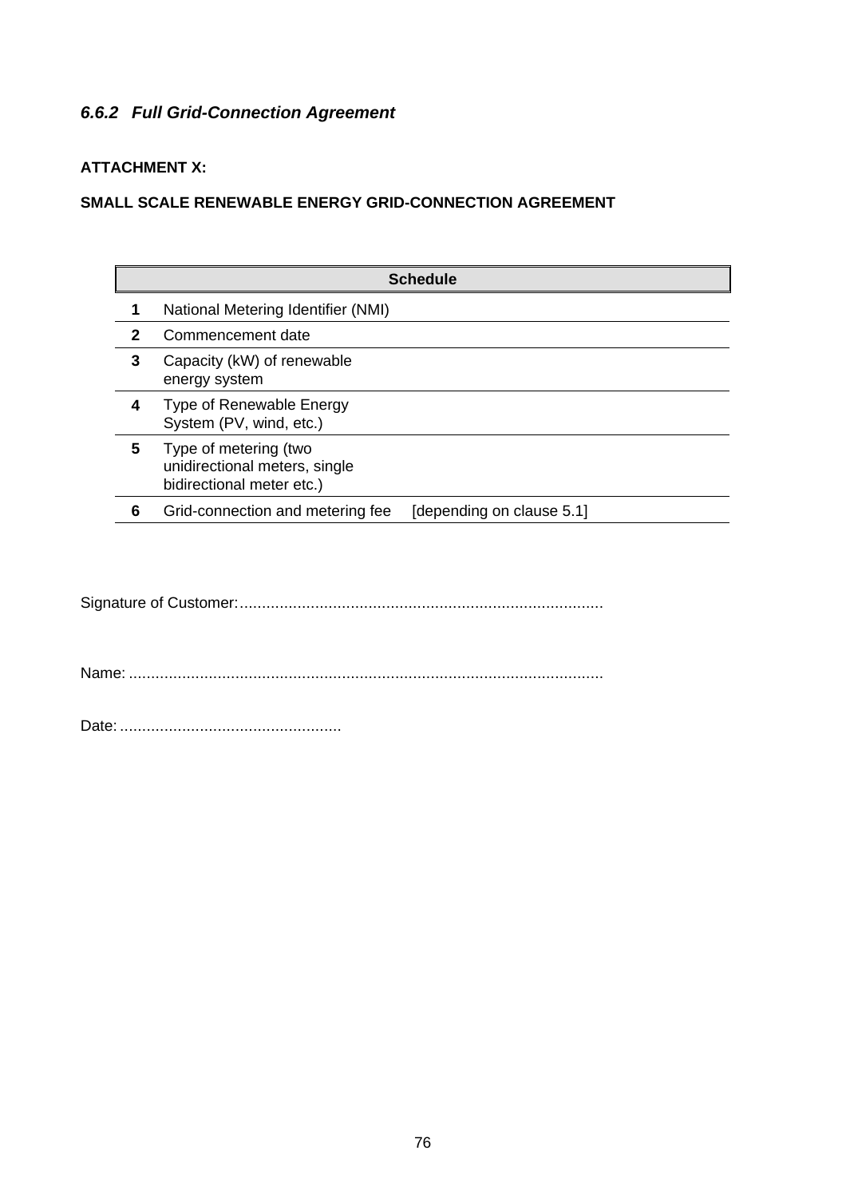### *6.6.2 Full Grid-Connection Agreement*

**ATTACHMENT X:**

**SMALL SCALE RENEWABLE ENERGY GRID-CONNECTION AGREEMENT**

| | **Schedule** | |
|---|---|---|
| **1** | National Metering Identifier (NMI) | |
| **2** | Commencement date | |
| **3** | Capacity (kW) of renewable energy system | |
| **4** | Type of Renewable Energy System (PV, wind, etc.) | |
| **5** | Type of metering (two unidirectional meters, single bidirectional meter etc.) | |
| **6** | Grid-connection and metering fee | [depending on clause 5.1] |

Signature of Customer:..................................................................................

Name: ..........................................................................................................

Date: ..................................................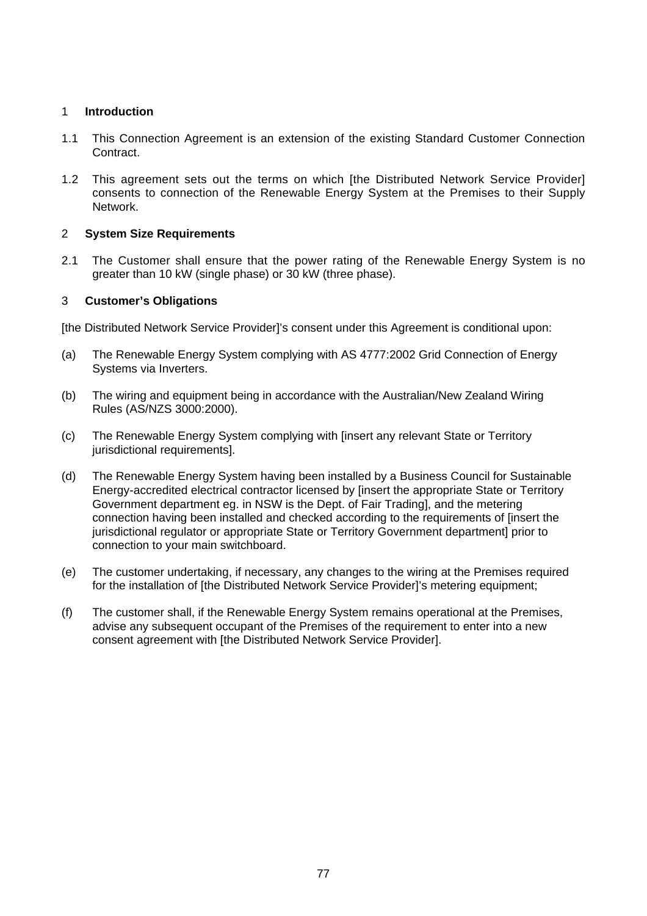## 1 Introduction

1.1 This Connection Agreement is an extension of the existing Standard Customer Connection Contract.

1.2 This agreement sets out the terms on which [the Distributed Network Service Provider] consents to connection of the Renewable Energy System at the Premises to their Supply Network.

## 2 System Size Requirements

2.1 The Customer shall ensure that the power rating of the Renewable Energy System is no greater than 10 kW (single phase) or 30 kW (three phase).

## 3 Customer's Obligations

[the Distributed Network Service Provider]'s consent under this Agreement is conditional upon:

(a) The Renewable Energy System complying with AS 4777:2002 Grid Connection of Energy Systems via Inverters.

(b) The wiring and equipment being in accordance with the Australian/New Zealand Wiring Rules (AS/NZS 3000:2000).

(c) The Renewable Energy System complying with [insert any relevant State or Territory jurisdictional requirements].

(d) The Renewable Energy System having been installed by a Business Council for Sustainable Energy-accredited electrical contractor licensed by [insert the appropriate State or Territory Government department eg. in NSW is the Dept. of Fair Trading], and the metering connection having been installed and checked according to the requirements of [insert the jurisdictional regulator or appropriate State or Territory Government department] prior to connection to your main switchboard.

(e) The customer undertaking, if necessary, any changes to the wiring at the Premises required for the installation of [the Distributed Network Service Provider]'s metering equipment;

(f) The customer shall, if the Renewable Energy System remains operational at the Premises, advise any subsequent occupant of the Premises of the requirement to enter into a new consent agreement with [the Distributed Network Service Provider].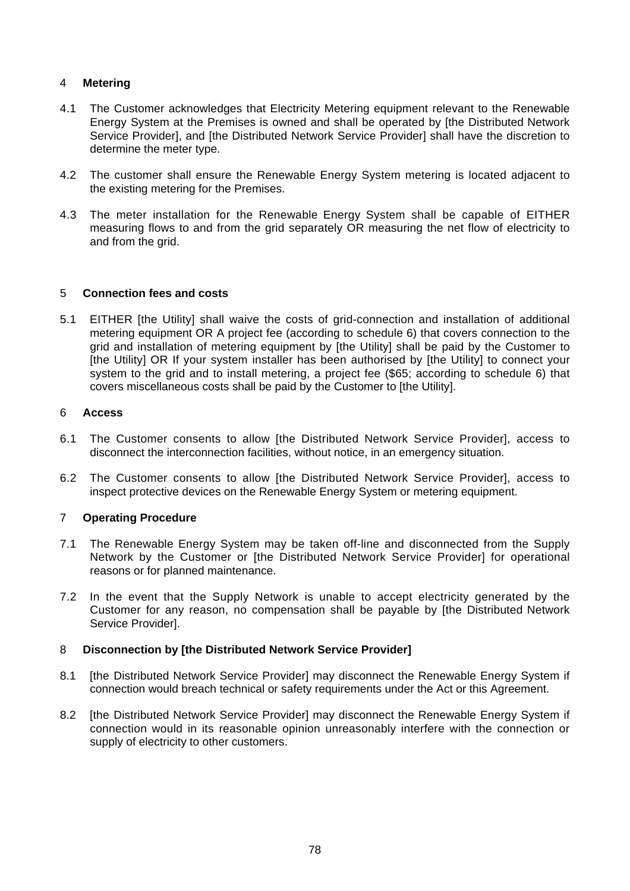## 4 Metering

4.1 The Customer acknowledges that Electricity Metering equipment relevant to the Renewable Energy System at the Premises is owned and shall be operated by [the Distributed Network Service Provider], and [the Distributed Network Service Provider] shall have the discretion to determine the meter type.

4.2 The customer shall ensure the Renewable Energy System metering is located adjacent to the existing metering for the Premises.

4.3 The meter installation for the Renewable Energy System shall be capable of EITHER measuring flows to and from the grid separately OR measuring the net flow of electricity to and from the grid.

## 5 Connection fees and costs

5.1 EITHER [the Utility] shall waive the costs of grid-connection and installation of additional metering equipment OR A project fee (according to schedule 6) that covers connection to the grid and installation of metering equipment by [the Utility] shall be paid by the Customer to [the Utility] OR If your system installer has been authorised by [the Utility] to connect your system to the grid and to install metering, a project fee ($65; according to schedule 6) that covers miscellaneous costs shall be paid by the Customer to [the Utility].

## 6 Access

6.1 The Customer consents to allow [the Distributed Network Service Provider], access to disconnect the interconnection facilities, without notice, in an emergency situation.

6.2 The Customer consents to allow [the Distributed Network Service Provider], access to inspect protective devices on the Renewable Energy System or metering equipment.

## 7 Operating Procedure

7.1 The Renewable Energy System may be taken off-line and disconnected from the Supply Network by the Customer or [the Distributed Network Service Provider] for operational reasons or for planned maintenance.

7.2 In the event that the Supply Network is unable to accept electricity generated by the Customer for any reason, no compensation shall be payable by [the Distributed Network Service Provider].

## 8 Disconnection by [the Distributed Network Service Provider]

8.1 [the Distributed Network Service Provider] may disconnect the Renewable Energy System if connection would breach technical or safety requirements under the Act or this Agreement.

8.2 [the Distributed Network Service Provider] may disconnect the Renewable Energy System if connection would in its reasonable opinion unreasonably interfere with the connection or supply of electricity to other customers.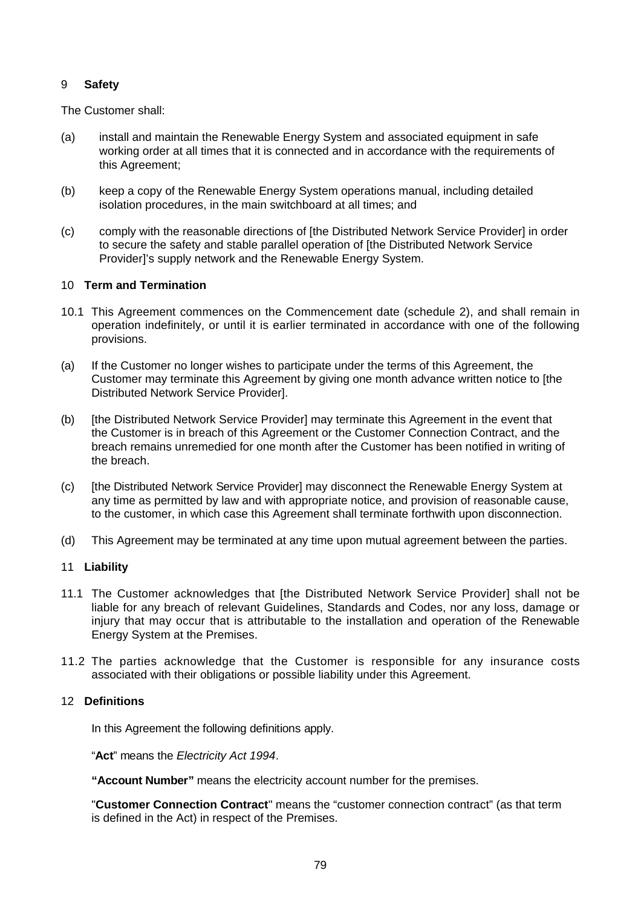## 9 **Safety**

The Customer shall:

(a) install and maintain the Renewable Energy System and associated equipment in safe working order at all times that it is connected and in accordance with the requirements of this Agreement;

(b) keep a copy of the Renewable Energy System operations manual, including detailed isolation procedures, in the main switchboard at all times; and

(c) comply with the reasonable directions of [the Distributed Network Service Provider] in order to secure the safety and stable parallel operation of [the Distributed Network Service Provider]'s supply network and the Renewable Energy System.

## 10 **Term and Termination**

10.1 This Agreement commences on the Commencement date (schedule 2), and shall remain in operation indefinitely, or until it is earlier terminated in accordance with one of the following provisions.

(a) If the Customer no longer wishes to participate under the terms of this Agreement, the Customer may terminate this Agreement by giving one month advance written notice to [the Distributed Network Service Provider].

(b) [the Distributed Network Service Provider] may terminate this Agreement in the event that the Customer is in breach of this Agreement or the Customer Connection Contract, and the breach remains unremedied for one month after the Customer has been notified in writing of the breach.

(c) [the Distributed Network Service Provider] may disconnect the Renewable Energy System at any time as permitted by law and with appropriate notice, and provision of reasonable cause, to the customer, in which case this Agreement shall terminate forthwith upon disconnection.

(d) This Agreement may be terminated at any time upon mutual agreement between the parties.

## 11 **Liability**

11.1 The Customer acknowledges that [the Distributed Network Service Provider] shall not be liable for any breach of relevant Guidelines, Standards and Codes, nor any loss, damage or injury that may occur that is attributable to the installation and operation of the Renewable Energy System at the Premises.

11.2 The parties acknowledge that the Customer is responsible for any insurance costs associated with their obligations or possible liability under this Agreement.

## 12 **Definitions**

In this Agreement the following definitions apply.

"**Act**" means the *Electricity Act 1994*.

**"Account Number"** means the electricity account number for the premises.

"**Customer Connection Contract**" means the "customer connection contract" (as that term is defined in the Act) in respect of the Premises.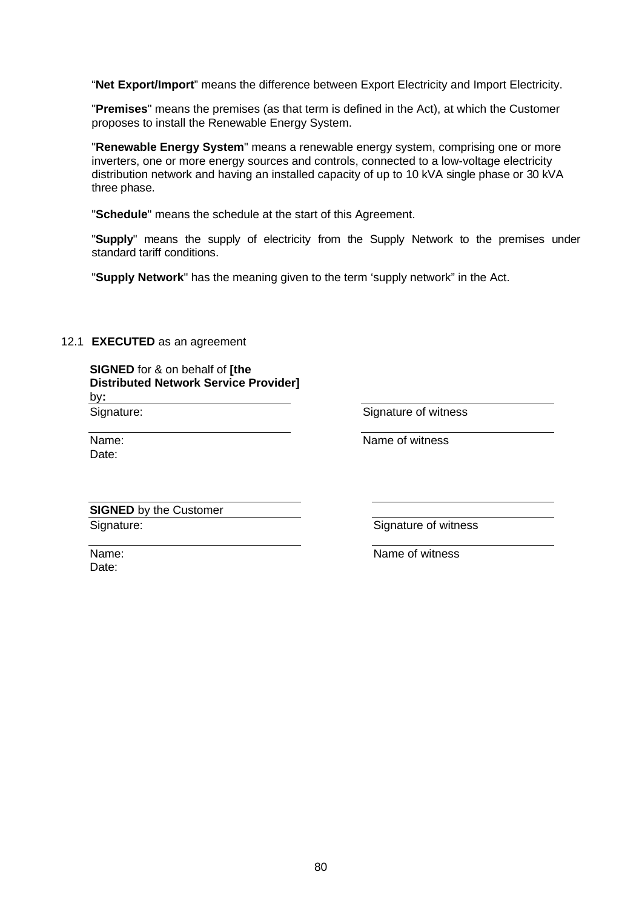"**Net Export/Import**" means the difference between Export Electricity and Import Electricity.

"**Premises**" means the premises (as that term is defined in the Act), at which the Customer proposes to install the Renewable Energy System.

"**Renewable Energy System**" means a renewable energy system, comprising one or more inverters, one or more energy sources and controls, connected to a low-voltage electricity distribution network and having an installed capacity of up to 10 kVA single phase or 30 kVA three phase.

"**Schedule**" means the schedule at the start of this Agreement.

"**Supply**" means the supply of electricity from the Supply Network to the premises under standard tariff conditions.

"**Supply Network**" has the meaning given to the term 'supply network" in the Act.

12.1 **EXECUTED** as an agreement

**SIGNED** for & on behalf of **[the Distributed Network Service Provider]** by**:**

| | |
|---|---|
| Signature: | Signature of witness |
| Name: | Name of witness |
| Date: | |

**SIGNED** by the Customer

| | |
|---|---|
| Signature: | Signature of witness |
| Name: | Name of witness |
| Date: | |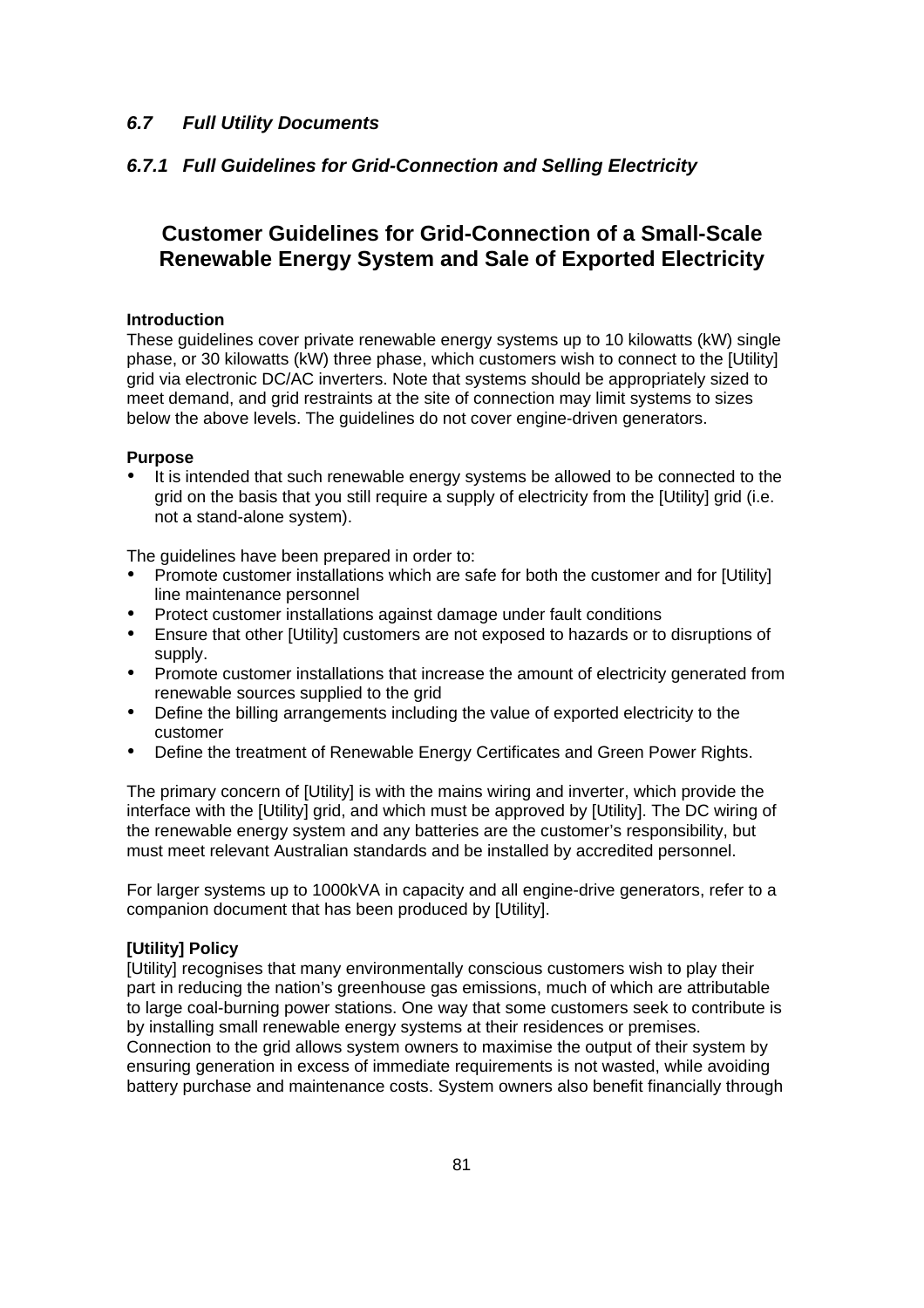## *6.7 Full Utility Documents*

### *6.7.1 Full Guidelines for Grid-Connection and Selling Electricity*

# Customer Guidelines for Grid-Connection of a Small-Scale Renewable Energy System and Sale of Exported Electricity

**Introduction**

These guidelines cover private renewable energy systems up to 10 kilowatts (kW) single phase, or 30 kilowatts (kW) three phase, which customers wish to connect to the [Utility] grid via electronic DC/AC inverters. Note that systems should be appropriately sized to meet demand, and grid restraints at the site of connection may limit systems to sizes below the above levels. The guidelines do not cover engine-driven generators.

**Purpose**

- It is intended that such renewable energy systems be allowed to be connected to the grid on the basis that you still require a supply of electricity from the [Utility] grid (i.e. not a stand-alone system).

The guidelines have been prepared in order to:

- Promote customer installations which are safe for both the customer and for [Utility] line maintenance personnel
- Protect customer installations against damage under fault conditions
- Ensure that other [Utility] customers are not exposed to hazards or to disruptions of supply.
- Promote customer installations that increase the amount of electricity generated from renewable sources supplied to the grid
- Define the billing arrangements including the value of exported electricity to the customer
- Define the treatment of Renewable Energy Certificates and Green Power Rights.

The primary concern of [Utility] is with the mains wiring and inverter, which provide the interface with the [Utility] grid, and which must be approved by [Utility]. The DC wiring of the renewable energy system and any batteries are the customer's responsibility, but must meet relevant Australian standards and be installed by accredited personnel.

For larger systems up to 1000kVA in capacity and all engine-drive generators, refer to a companion document that has been produced by [Utility].

**[Utility] Policy**

[Utility] recognises that many environmentally conscious customers wish to play their part in reducing the nation's greenhouse gas emissions, much of which are attributable to large coal-burning power stations. One way that some customers seek to contribute is by installing small renewable energy systems at their residences or premises. Connection to the grid allows system owners to maximise the output of their system by ensuring generation in excess of immediate requirements is not wasted, while avoiding battery purchase and maintenance costs. System owners also benefit financially through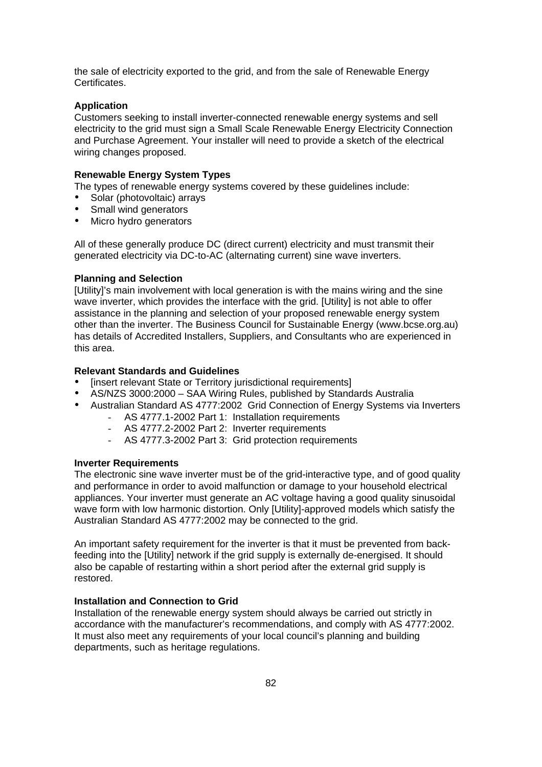the sale of electricity exported to the grid, and from the sale of Renewable Energy Certificates.

**Application**

Customers seeking to install inverter-connected renewable energy systems and sell electricity to the grid must sign a Small Scale Renewable Energy Electricity Connection and Purchase Agreement. Your installer will need to provide a sketch of the electrical wiring changes proposed.

**Renewable Energy System Types**

The types of renewable energy systems covered by these guidelines include:

- Solar (photovoltaic) arrays
- Small wind generators
- Micro hydro generators

All of these generally produce DC (direct current) electricity and must transmit their generated electricity via DC-to-AC (alternating current) sine wave inverters.

**Planning and Selection**

[Utility]'s main involvement with local generation is with the mains wiring and the sine wave inverter, which provides the interface with the grid. [Utility] is not able to offer assistance in the planning and selection of your proposed renewable energy system other than the inverter. The Business Council for Sustainable Energy (www.bcse.org.au) has details of Accredited Installers, Suppliers, and Consultants who are experienced in this area.

**Relevant Standards and Guidelines**

- [insert relevant State or Territory jurisdictional requirements]
- AS/NZS 3000:2000 – SAA Wiring Rules, published by Standards Australia
- Australian Standard AS 4777:2002 Grid Connection of Energy Systems via Inverters
  - AS 4777.1-2002 Part 1: Installation requirements
  - AS 4777.2-2002 Part 2: Inverter requirements
  - AS 4777.3-2002 Part 3: Grid protection requirements

**Inverter Requirements**

The electronic sine wave inverter must be of the grid-interactive type, and of good quality and performance in order to avoid malfunction or damage to your household electrical appliances. Your inverter must generate an AC voltage having a good quality sinusoidal wave form with low harmonic distortion. Only [Utility]-approved models which satisfy the Australian Standard AS 4777:2002 may be connected to the grid.

An important safety requirement for the inverter is that it must be prevented from back-feeding into the [Utility] network if the grid supply is externally de-energised. It should also be capable of restarting within a short period after the external grid supply is restored.

**Installation and Connection to Grid**

Installation of the renewable energy system should always be carried out strictly in accordance with the manufacturer's recommendations, and comply with AS 4777:2002. It must also meet any requirements of your local council's planning and building departments, such as heritage regulations.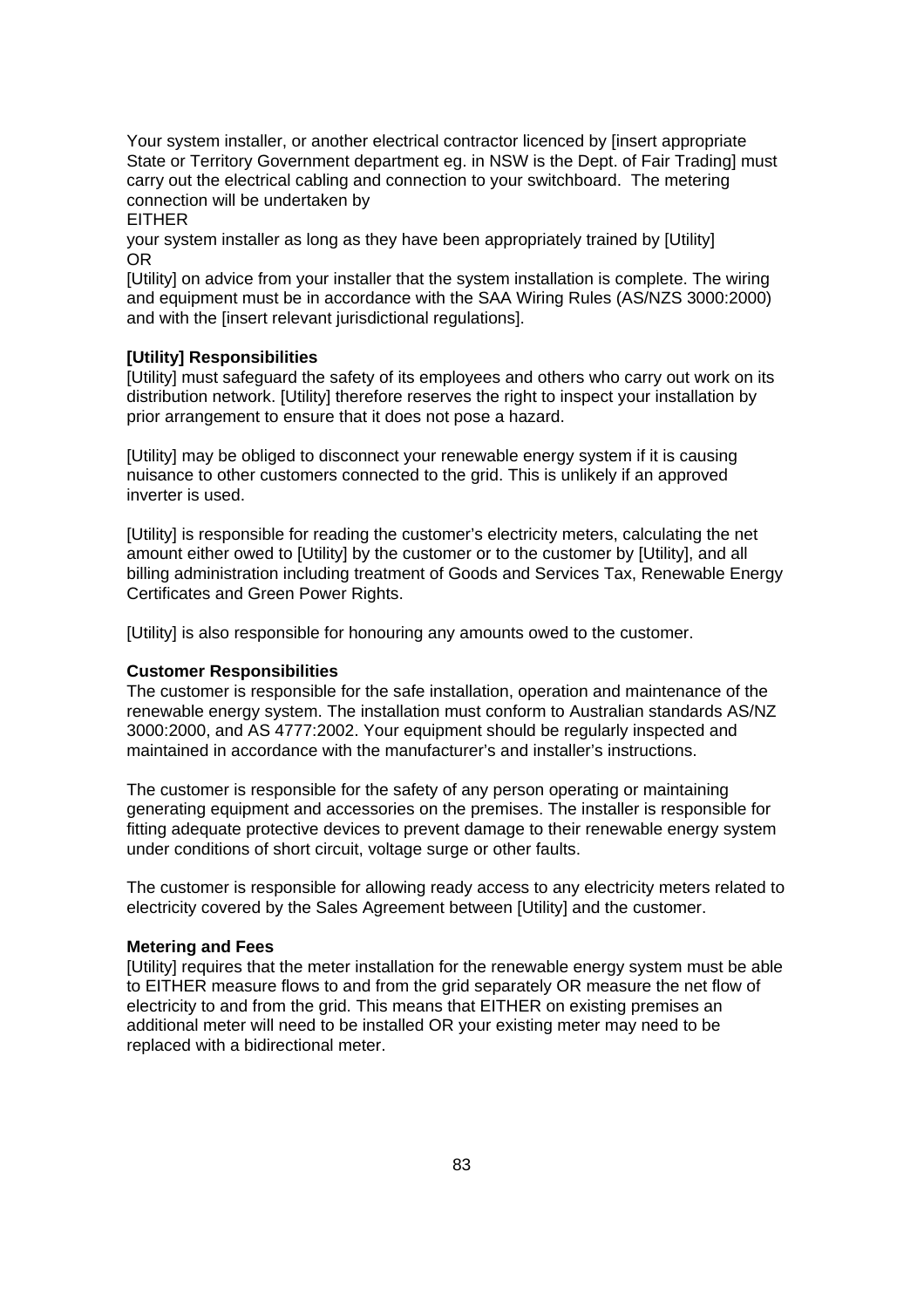Your system installer, or another electrical contractor licenced by [insert appropriate State or Territory Government department eg. in NSW is the Dept. of Fair Trading] must carry out the electrical cabling and connection to your switchboard. The metering connection will be undertaken by

EITHER

your system installer as long as they have been appropriately trained by [Utility]

OR

[Utility] on advice from your installer that the system installation is complete. The wiring and equipment must be in accordance with the SAA Wiring Rules (AS/NZS 3000:2000) and with the [insert relevant jurisdictional regulations].

**[Utility] Responsibilities**

[Utility] must safeguard the safety of its employees and others who carry out work on its distribution network. [Utility] therefore reserves the right to inspect your installation by prior arrangement to ensure that it does not pose a hazard.

[Utility] may be obliged to disconnect your renewable energy system if it is causing nuisance to other customers connected to the grid. This is unlikely if an approved inverter is used.

[Utility] is responsible for reading the customer's electricity meters, calculating the net amount either owed to [Utility] by the customer or to the customer by [Utility], and all billing administration including treatment of Goods and Services Tax, Renewable Energy Certificates and Green Power Rights.

[Utility] is also responsible for honouring any amounts owed to the customer.

**Customer Responsibilities**

The customer is responsible for the safe installation, operation and maintenance of the renewable energy system. The installation must conform to Australian standards AS/NZ 3000:2000, and AS 4777:2002. Your equipment should be regularly inspected and maintained in accordance with the manufacturer's and installer's instructions.

The customer is responsible for the safety of any person operating or maintaining generating equipment and accessories on the premises. The installer is responsible for fitting adequate protective devices to prevent damage to their renewable energy system under conditions of short circuit, voltage surge or other faults.

The customer is responsible for allowing ready access to any electricity meters related to electricity covered by the Sales Agreement between [Utility] and the customer.

**Metering and Fees**

[Utility] requires that the meter installation for the renewable energy system must be able to EITHER measure flows to and from the grid separately OR measure the net flow of electricity to and from the grid. This means that EITHER on existing premises an additional meter will need to be installed OR your existing meter may need to be replaced with a bidirectional meter.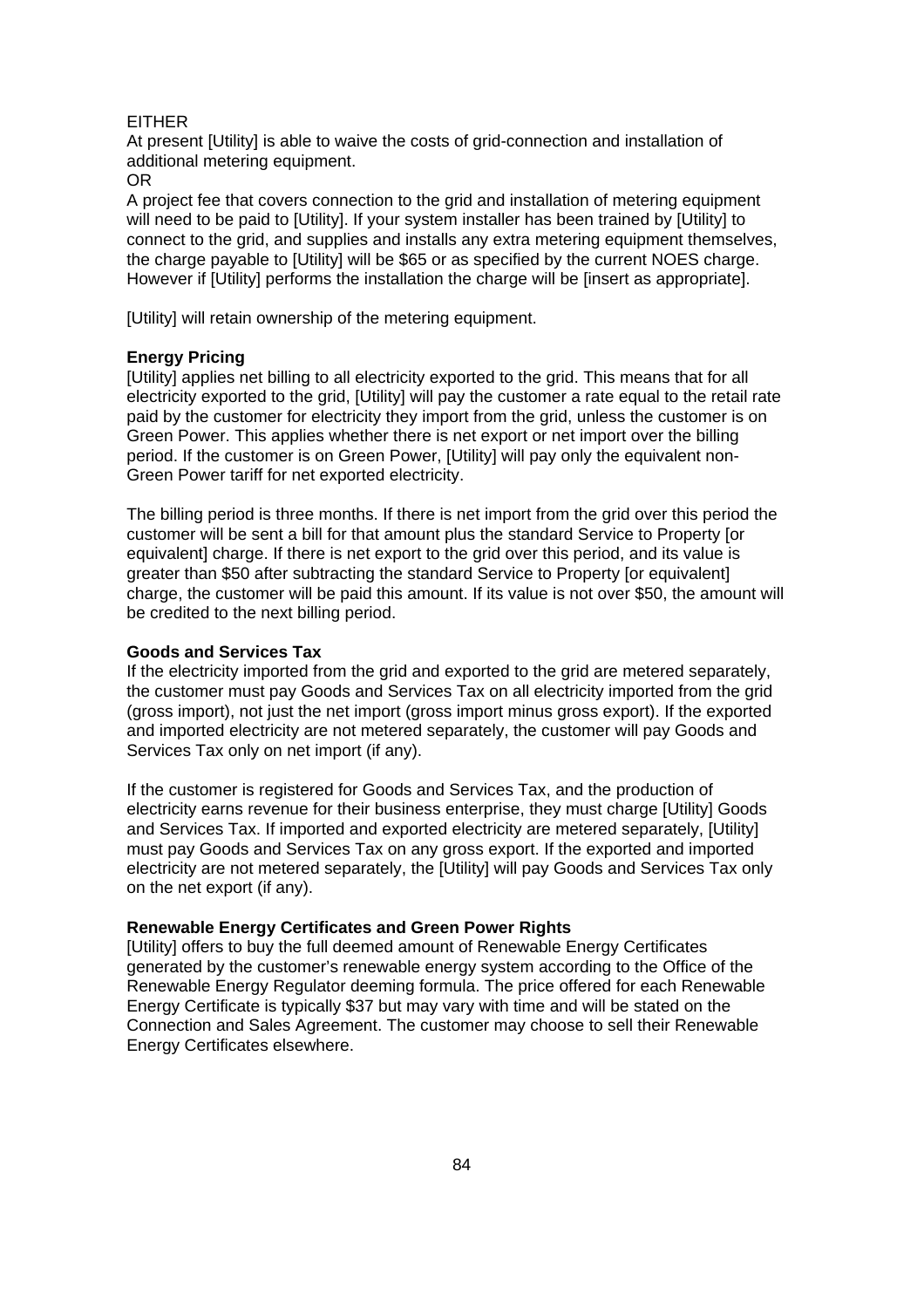EITHER

At present [Utility] is able to waive the costs of grid-connection and installation of additional metering equipment.

OR

A project fee that covers connection to the grid and installation of metering equipment will need to be paid to [Utility]. If your system installer has been trained by [Utility] to connect to the grid, and supplies and installs any extra metering equipment themselves, the charge payable to [Utility] will be $65 or as specified by the current NOES charge. However if [Utility] performs the installation the charge will be [insert as appropriate].

[Utility] will retain ownership of the metering equipment.

**Energy Pricing**

[Utility] applies net billing to all electricity exported to the grid. This means that for all electricity exported to the grid, [Utility] will pay the customer a rate equal to the retail rate paid by the customer for electricity they import from the grid, unless the customer is on Green Power. This applies whether there is net export or net import over the billing period. If the customer is on Green Power, [Utility] will pay only the equivalent non-Green Power tariff for net exported electricity.

The billing period is three months. If there is net import from the grid over this period the customer will be sent a bill for that amount plus the standard Service to Property [or equivalent] charge. If there is net export to the grid over this period, and its value is greater than $50 after subtracting the standard Service to Property [or equivalent] charge, the customer will be paid this amount. If its value is not over $50, the amount will be credited to the next billing period.

**Goods and Services Tax**

If the electricity imported from the grid and exported to the grid are metered separately, the customer must pay Goods and Services Tax on all electricity imported from the grid (gross import), not just the net import (gross import minus gross export). If the exported and imported electricity are not metered separately, the customer will pay Goods and Services Tax only on net import (if any).

If the customer is registered for Goods and Services Tax, and the production of electricity earns revenue for their business enterprise, they must charge [Utility] Goods and Services Tax. If imported and exported electricity are metered separately, [Utility] must pay Goods and Services Tax on any gross export. If the exported and imported electricity are not metered separately, the [Utility] will pay Goods and Services Tax only on the net export (if any).

**Renewable Energy Certificates and Green Power Rights**

[Utility] offers to buy the full deemed amount of Renewable Energy Certificates generated by the customer's renewable energy system according to the Office of the Renewable Energy Regulator deeming formula. The price offered for each Renewable Energy Certificate is typically $37 but may vary with time and will be stated on the Connection and Sales Agreement. The customer may choose to sell their Renewable Energy Certificates elsewhere.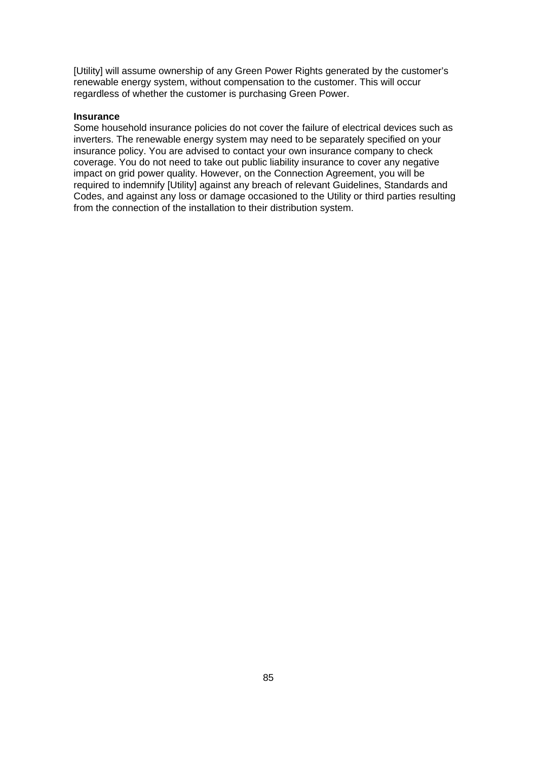[Utility] will assume ownership of any Green Power Rights generated by the customer's renewable energy system, without compensation to the customer. This will occur regardless of whether the customer is purchasing Green Power.

**Insurance**
Some household insurance policies do not cover the failure of electrical devices such as inverters. The renewable energy system may need to be separately specified on your insurance policy. You are advised to contact your own insurance company to check coverage. You do not need to take out public liability insurance to cover any negative impact on grid power quality. However, on the Connection Agreement, you will be required to indemnify [Utility] against any breach of relevant Guidelines, Standards and Codes, and against any loss or damage occasioned to the Utility or third parties resulting from the connection of the installation to their distribution system.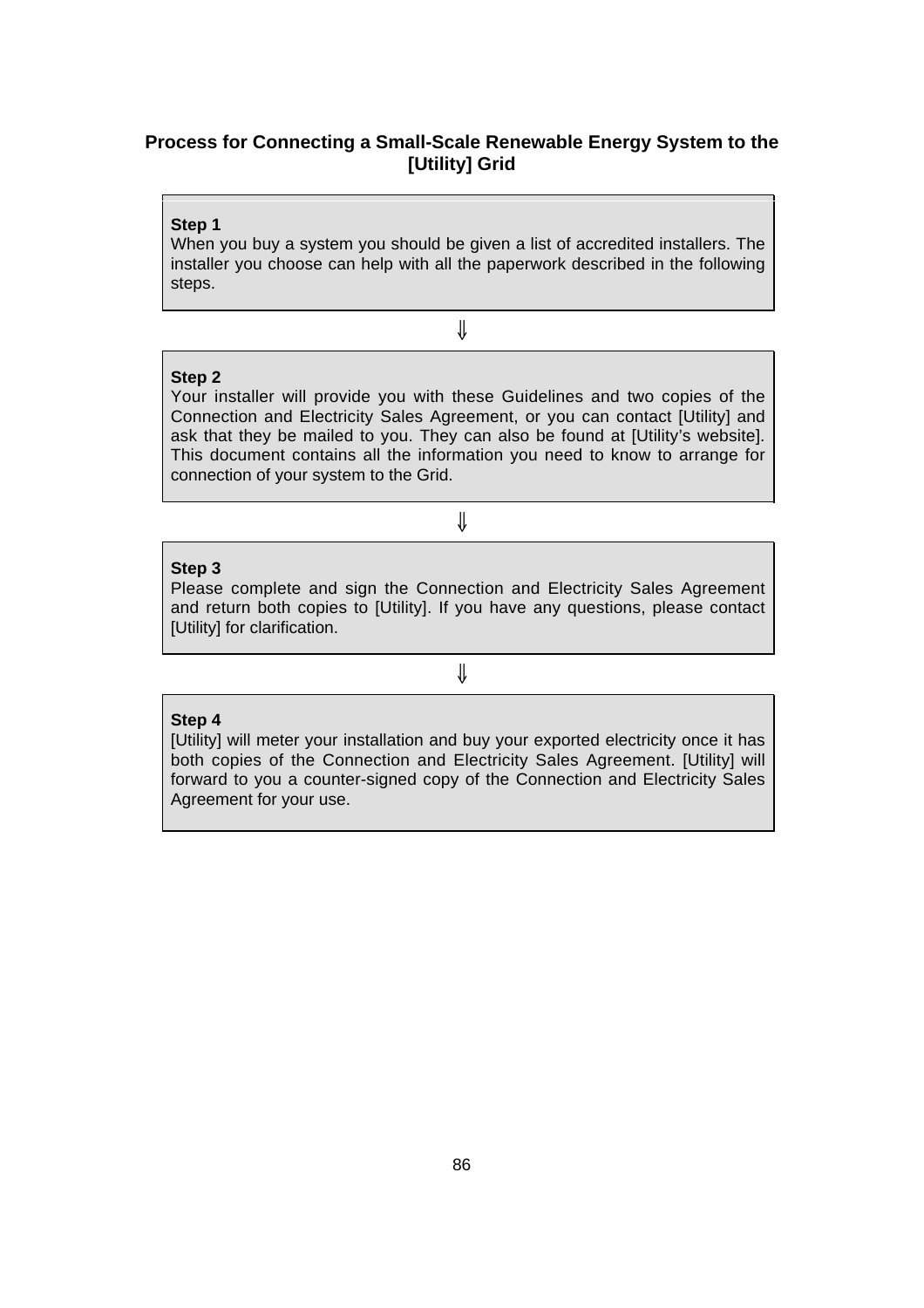## Process for Connecting a Small-Scale Renewable Energy System to the [Utility] Grid

**Step 1**
When you buy a system you should be given a list of accredited installers. The installer you choose can help with all the paperwork described in the following steps.

⇓

**Step 2**
Your installer will provide you with these Guidelines and two copies of the Connection and Electricity Sales Agreement, or you can contact [Utility] and ask that they be mailed to you. They can also be found at [Utility's website]. This document contains all the information you need to know to arrange for connection of your system to the Grid.

⇓

**Step 3**
Please complete and sign the Connection and Electricity Sales Agreement and return both copies to [Utility]. If you have any questions, please contact [Utility] for clarification.

⇓

**Step 4**
[Utility] will meter your installation and buy your exported electricity once it has both copies of the Connection and Electricity Sales Agreement. [Utility] will forward to you a counter-signed copy of the Connection and Electricity Sales Agreement for your use.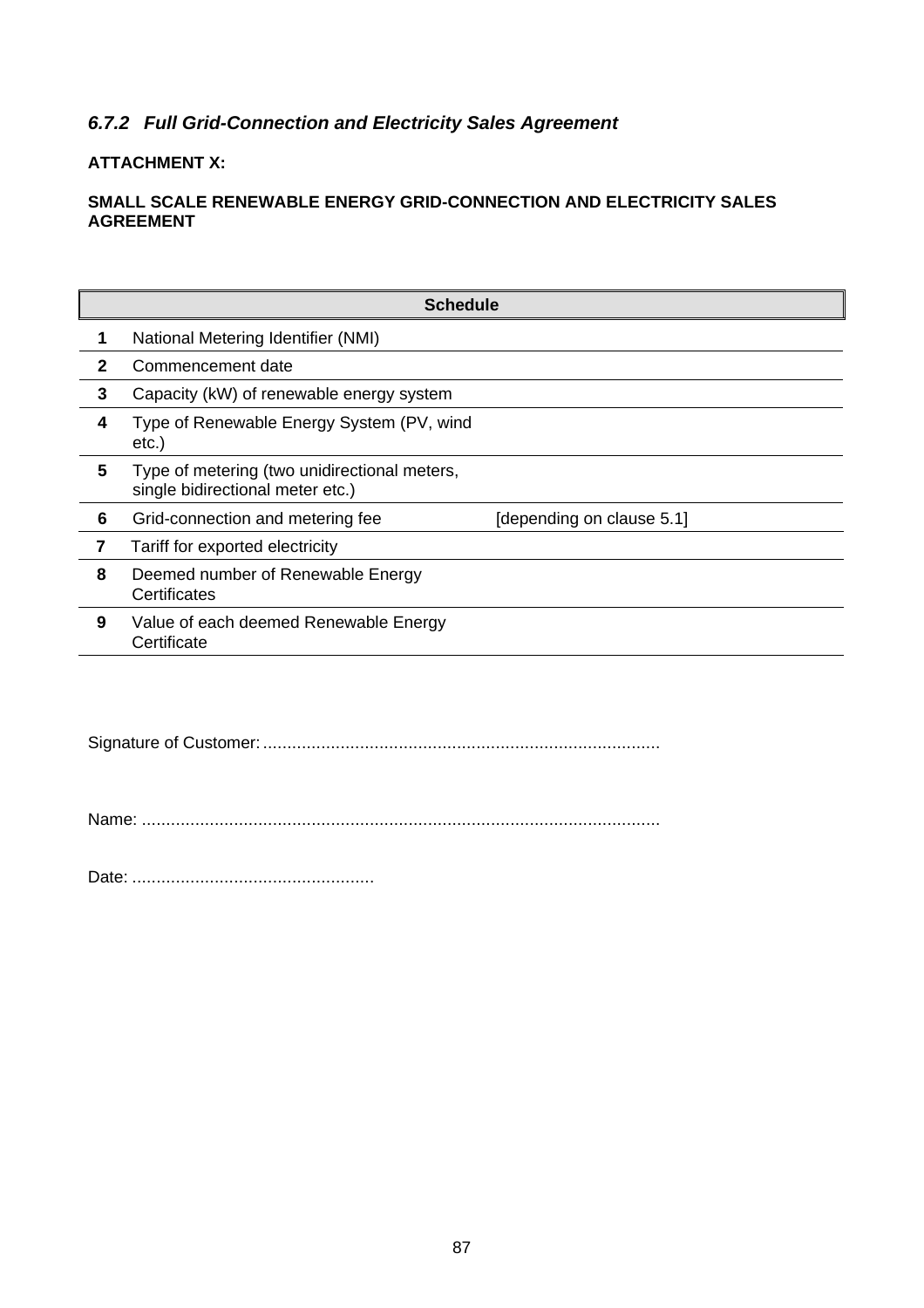### *6.7.2 Full Grid-Connection and Electricity Sales Agreement*

**ATTACHMENT X:**

**SMALL SCALE RENEWABLE ENERGY GRID-CONNECTION AND ELECTRICITY SALES AGREEMENT**

| | Schedule | |
|---|---|---|
| **1** | National Metering Identifier (NMI) | |
| **2** | Commencement date | |
| **3** | Capacity (kW) of renewable energy system | |
| **4** | Type of Renewable Energy System (PV, wind etc.) | |
| **5** | Type of metering (two unidirectional meters, single bidirectional meter etc.) | |
| **6** | Grid-connection and metering fee | [depending on clause 5.1] |
| **7** | Tariff for exported electricity | |
| **8** | Deemed number of Renewable Energy Certificates | |
| **9** | Value of each deemed Renewable Energy Certificate | |

Signature of Customer: .................................................................................

Name: ..........................................................................................................

Date: .................................................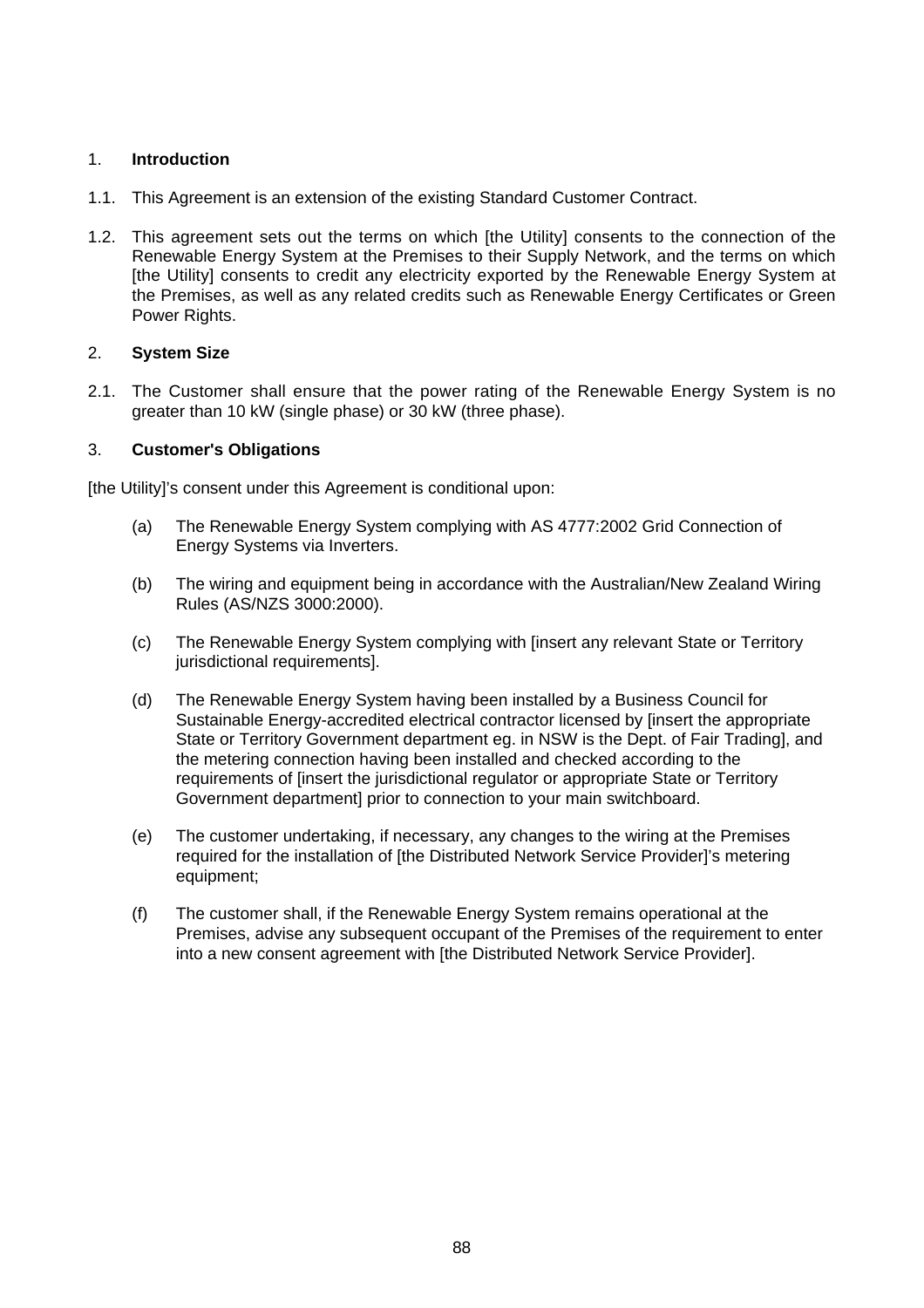## 1. **Introduction**

1.1. This Agreement is an extension of the existing Standard Customer Contract.

1.2. This agreement sets out the terms on which [the Utility] consents to the connection of the Renewable Energy System at the Premises to their Supply Network, and the terms on which [the Utility] consents to credit any electricity exported by the Renewable Energy System at the Premises, as well as any related credits such as Renewable Energy Certificates or Green Power Rights.

## 2. **System Size**

2.1. The Customer shall ensure that the power rating of the Renewable Energy System is no greater than 10 kW (single phase) or 30 kW (three phase).

## 3. **Customer's Obligations**

[the Utility]'s consent under this Agreement is conditional upon:

(a) The Renewable Energy System complying with AS 4777:2002 Grid Connection of Energy Systems via Inverters.

(b) The wiring and equipment being in accordance with the Australian/New Zealand Wiring Rules (AS/NZS 3000:2000).

(c) The Renewable Energy System complying with [insert any relevant State or Territory jurisdictional requirements].

(d) The Renewable Energy System having been installed by a Business Council for Sustainable Energy-accredited electrical contractor licensed by [insert the appropriate State or Territory Government department eg. in NSW is the Dept. of Fair Trading], and the metering connection having been installed and checked according to the requirements of [insert the jurisdictional regulator or appropriate State or Territory Government department] prior to connection to your main switchboard.

(e) The customer undertaking, if necessary, any changes to the wiring at the Premises required for the installation of [the Distributed Network Service Provider]'s metering equipment;

(f) The customer shall, if the Renewable Energy System remains operational at the Premises, advise any subsequent occupant of the Premises of the requirement to enter into a new consent agreement with [the Distributed Network Service Provider].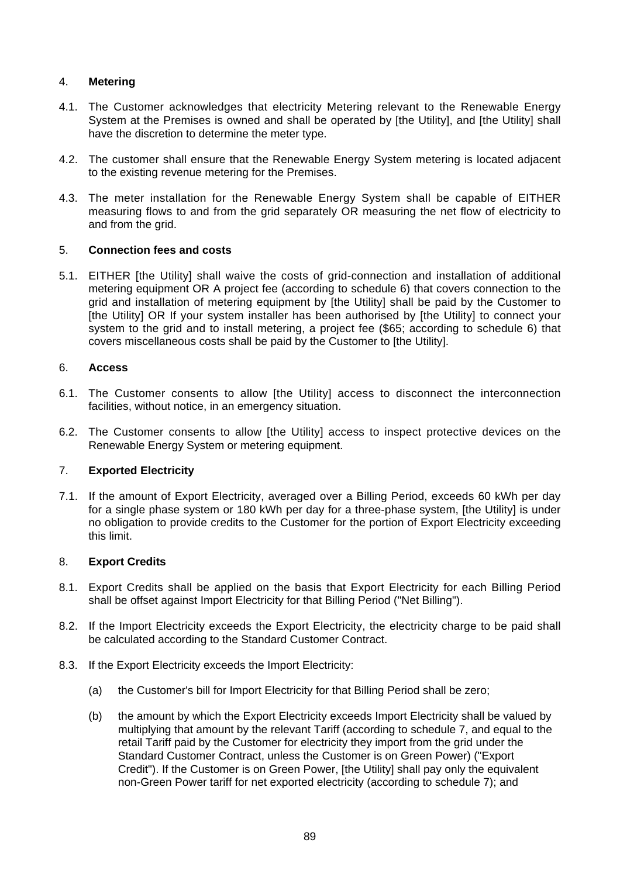4. **Metering**

4.1. The Customer acknowledges that electricity Metering relevant to the Renewable Energy System at the Premises is owned and shall be operated by [the Utility], and [the Utility] shall have the discretion to determine the meter type.

4.2. The customer shall ensure that the Renewable Energy System metering is located adjacent to the existing revenue metering for the Premises.

4.3. The meter installation for the Renewable Energy System shall be capable of EITHER measuring flows to and from the grid separately OR measuring the net flow of electricity to and from the grid.

5. **Connection fees and costs**

5.1. EITHER [the Utility] shall waive the costs of grid-connection and installation of additional metering equipment OR A project fee (according to schedule 6) that covers connection to the grid and installation of metering equipment by [the Utility] shall be paid by the Customer to [the Utility] OR If your system installer has been authorised by [the Utility] to connect your system to the grid and to install metering, a project fee ($65; according to schedule 6) that covers miscellaneous costs shall be paid by the Customer to [the Utility].

6. **Access**

6.1. The Customer consents to allow [the Utility] access to disconnect the interconnection facilities, without notice, in an emergency situation.

6.2. The Customer consents to allow [the Utility] access to inspect protective devices on the Renewable Energy System or metering equipment.

7. **Exported Electricity**

7.1. If the amount of Export Electricity, averaged over a Billing Period, exceeds 60 kWh per day for a single phase system or 180 kWh per day for a three-phase system, [the Utility] is under no obligation to provide credits to the Customer for the portion of Export Electricity exceeding this limit.

8. **Export Credits**

8.1. Export Credits shall be applied on the basis that Export Electricity for each Billing Period shall be offset against Import Electricity for that Billing Period ("Net Billing").

8.2. If the Import Electricity exceeds the Export Electricity, the electricity charge to be paid shall be calculated according to the Standard Customer Contract.

8.3. If the Export Electricity exceeds the Import Electricity:

(a) the Customer's bill for Import Electricity for that Billing Period shall be zero;

(b) the amount by which the Export Electricity exceeds Import Electricity shall be valued by multiplying that amount by the relevant Tariff (according to schedule 7, and equal to the retail Tariff paid by the Customer for electricity they import from the grid under the Standard Customer Contract, unless the Customer is on Green Power) ("Export Credit"). If the Customer is on Green Power, [the Utility] shall pay only the equivalent non-Green Power tariff for net exported electricity (according to schedule 7); and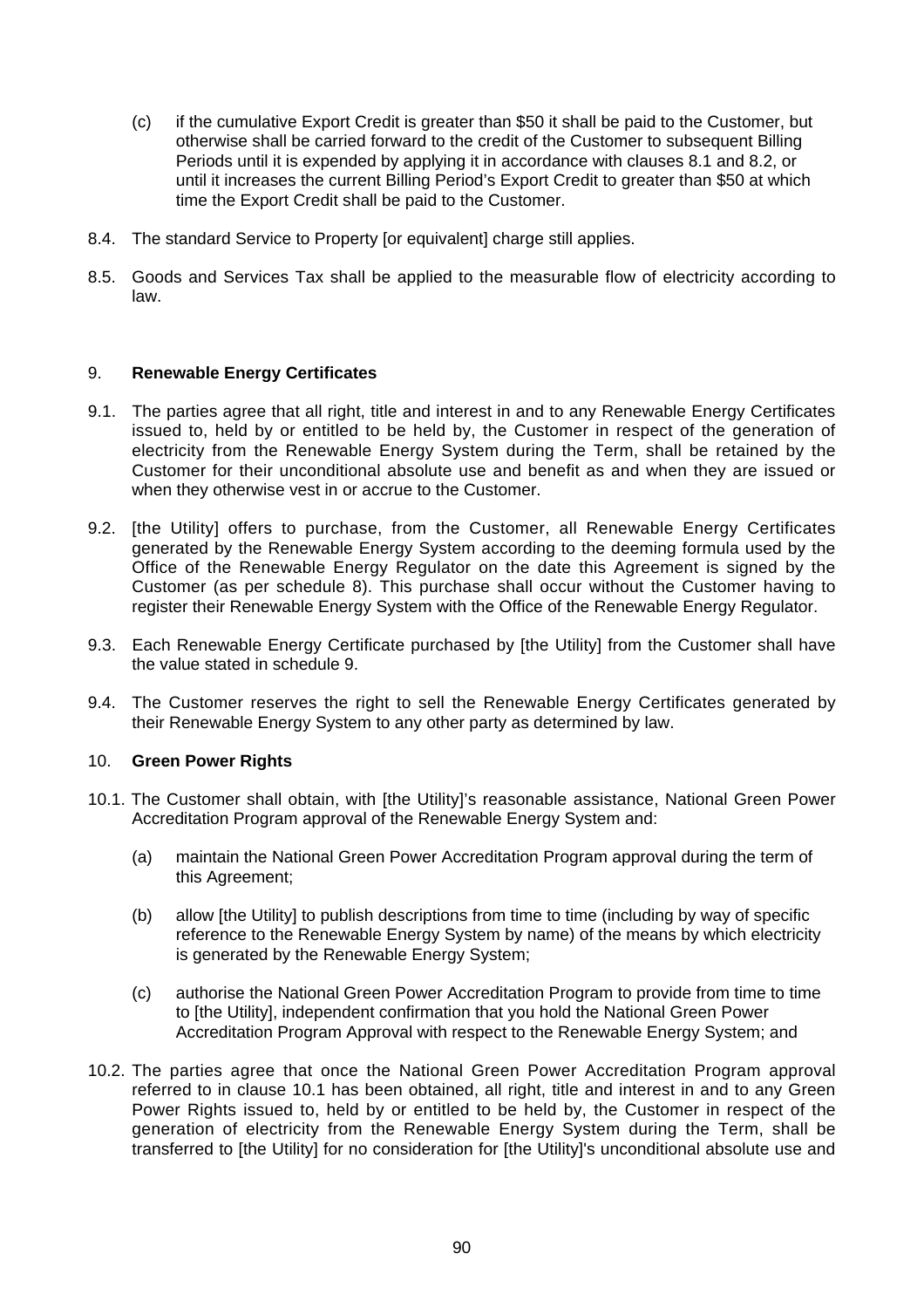(c) if the cumulative Export Credit is greater than $50 it shall be paid to the Customer, but otherwise shall be carried forward to the credit of the Customer to subsequent Billing Periods until it is expended by applying it in accordance with clauses 8.1 and 8.2, or until it increases the current Billing Period's Export Credit to greater than $50 at which time the Export Credit shall be paid to the Customer.

8.4. The standard Service to Property [or equivalent] charge still applies.

8.5. Goods and Services Tax shall be applied to the measurable flow of electricity according to law.

9. **Renewable Energy Certificates**

9.1. The parties agree that all right, title and interest in and to any Renewable Energy Certificates issued to, held by or entitled to be held by, the Customer in respect of the generation of electricity from the Renewable Energy System during the Term, shall be retained by the Customer for their unconditional absolute use and benefit as and when they are issued or when they otherwise vest in or accrue to the Customer.

9.2. [the Utility] offers to purchase, from the Customer, all Renewable Energy Certificates generated by the Renewable Energy System according to the deeming formula used by the Office of the Renewable Energy Regulator on the date this Agreement is signed by the Customer (as per schedule 8). This purchase shall occur without the Customer having to register their Renewable Energy System with the Office of the Renewable Energy Regulator.

9.3. Each Renewable Energy Certificate purchased by [the Utility] from the Customer shall have the value stated in schedule 9.

9.4. The Customer reserves the right to sell the Renewable Energy Certificates generated by their Renewable Energy System to any other party as determined by law.

10. **Green Power Rights**

10.1. The Customer shall obtain, with [the Utility]'s reasonable assistance, National Green Power Accreditation Program approval of the Renewable Energy System and:

(a) maintain the National Green Power Accreditation Program approval during the term of this Agreement;

(b) allow [the Utility] to publish descriptions from time to time (including by way of specific reference to the Renewable Energy System by name) of the means by which electricity is generated by the Renewable Energy System;

(c) authorise the National Green Power Accreditation Program to provide from time to time to [the Utility], independent confirmation that you hold the National Green Power Accreditation Program Approval with respect to the Renewable Energy System; and

10.2. The parties agree that once the National Green Power Accreditation Program approval referred to in clause 10.1 has been obtained, all right, title and interest in and to any Green Power Rights issued to, held by or entitled to be held by, the Customer in respect of the generation of electricity from the Renewable Energy System during the Term, shall be transferred to [the Utility] for no consideration for [the Utility]'s unconditional absolute use and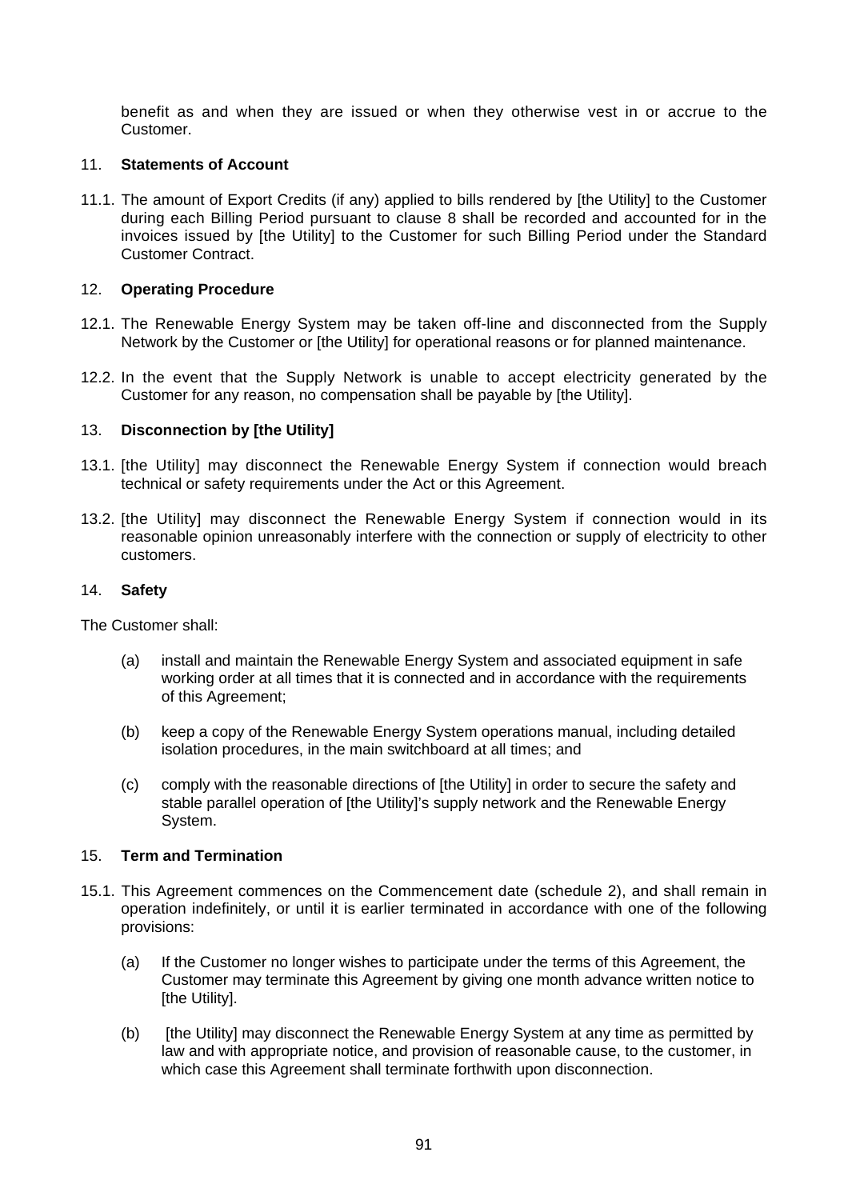benefit as and when they are issued or when they otherwise vest in or accrue to the Customer.

11. **Statements of Account**

11.1. The amount of Export Credits (if any) applied to bills rendered by [the Utility] to the Customer during each Billing Period pursuant to clause 8 shall be recorded and accounted for in the invoices issued by [the Utility] to the Customer for such Billing Period under the Standard Customer Contract.

12. **Operating Procedure**

12.1. The Renewable Energy System may be taken off-line and disconnected from the Supply Network by the Customer or [the Utility] for operational reasons or for planned maintenance.

12.2. In the event that the Supply Network is unable to accept electricity generated by the Customer for any reason, no compensation shall be payable by [the Utility].

13. **Disconnection by [the Utility]**

13.1. [the Utility] may disconnect the Renewable Energy System if connection would breach technical or safety requirements under the Act or this Agreement.

13.2. [the Utility] may disconnect the Renewable Energy System if connection would in its reasonable opinion unreasonably interfere with the connection or supply of electricity to other customers.

14. **Safety**

The Customer shall:

(a) install and maintain the Renewable Energy System and associated equipment in safe working order at all times that it is connected and in accordance with the requirements of this Agreement;

(b) keep a copy of the Renewable Energy System operations manual, including detailed isolation procedures, in the main switchboard at all times; and

(c) comply with the reasonable directions of [the Utility] in order to secure the safety and stable parallel operation of [the Utility]'s supply network and the Renewable Energy System.

15. **Term and Termination**

15.1. This Agreement commences on the Commencement date (schedule 2), and shall remain in operation indefinitely, or until it is earlier terminated in accordance with one of the following provisions:

(a) If the Customer no longer wishes to participate under the terms of this Agreement, the Customer may terminate this Agreement by giving one month advance written notice to [the Utility].

(b) [the Utility] may disconnect the Renewable Energy System at any time as permitted by law and with appropriate notice, and provision of reasonable cause, to the customer, in which case this Agreement shall terminate forthwith upon disconnection.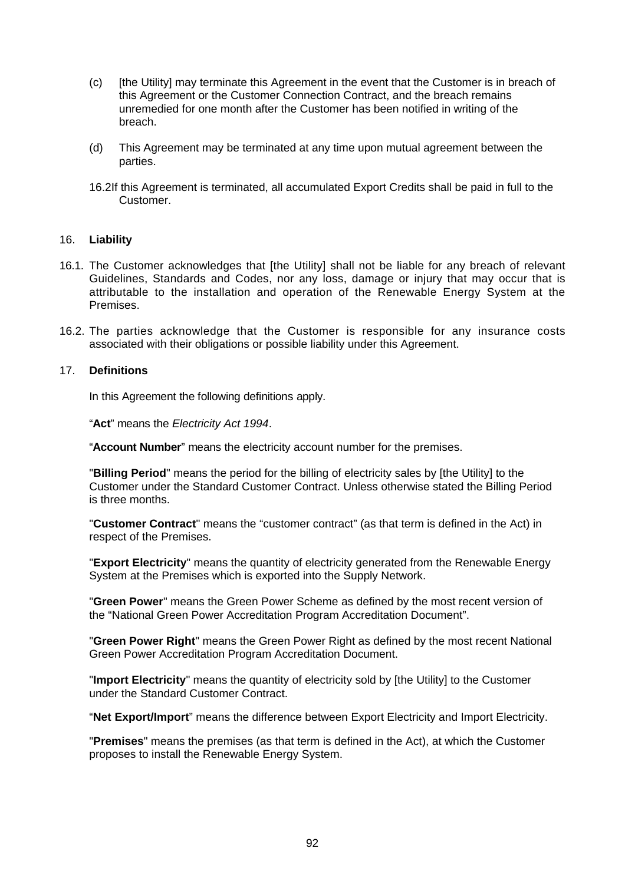(c) [the Utility] may terminate this Agreement in the event that the Customer is in breach of this Agreement or the Customer Connection Contract, and the breach remains unremedied for one month after the Customer has been notified in writing of the breach.

(d) This Agreement may be terminated at any time upon mutual agreement between the parties.

16.2 If this Agreement is terminated, all accumulated Export Credits shall be paid in full to the Customer.

16. **Liability**

16.1. The Customer acknowledges that [the Utility] shall not be liable for any breach of relevant Guidelines, Standards and Codes, nor any loss, damage or injury that may occur that is attributable to the installation and operation of the Renewable Energy System at the Premises.

16.2. The parties acknowledge that the Customer is responsible for any insurance costs associated with their obligations or possible liability under this Agreement.

17. **Definitions**

In this Agreement the following definitions apply.

"**Act**" means the *Electricity Act 1994*.

"**Account Number**" means the electricity account number for the premises.

"**Billing Period**" means the period for the billing of electricity sales by [the Utility] to the Customer under the Standard Customer Contract. Unless otherwise stated the Billing Period is three months.

"**Customer Contract**" means the "customer contract" (as that term is defined in the Act) in respect of the Premises.

"**Export Electricity**" means the quantity of electricity generated from the Renewable Energy System at the Premises which is exported into the Supply Network.

"**Green Power**" means the Green Power Scheme as defined by the most recent version of the "National Green Power Accreditation Program Accreditation Document".

"**Green Power Right**" means the Green Power Right as defined by the most recent National Green Power Accreditation Program Accreditation Document.

"**Import Electricity**" means the quantity of electricity sold by [the Utility] to the Customer under the Standard Customer Contract.

"**Net Export/Import**" means the difference between Export Electricity and Import Electricity.

"**Premises**" means the premises (as that term is defined in the Act), at which the Customer proposes to install the Renewable Energy System.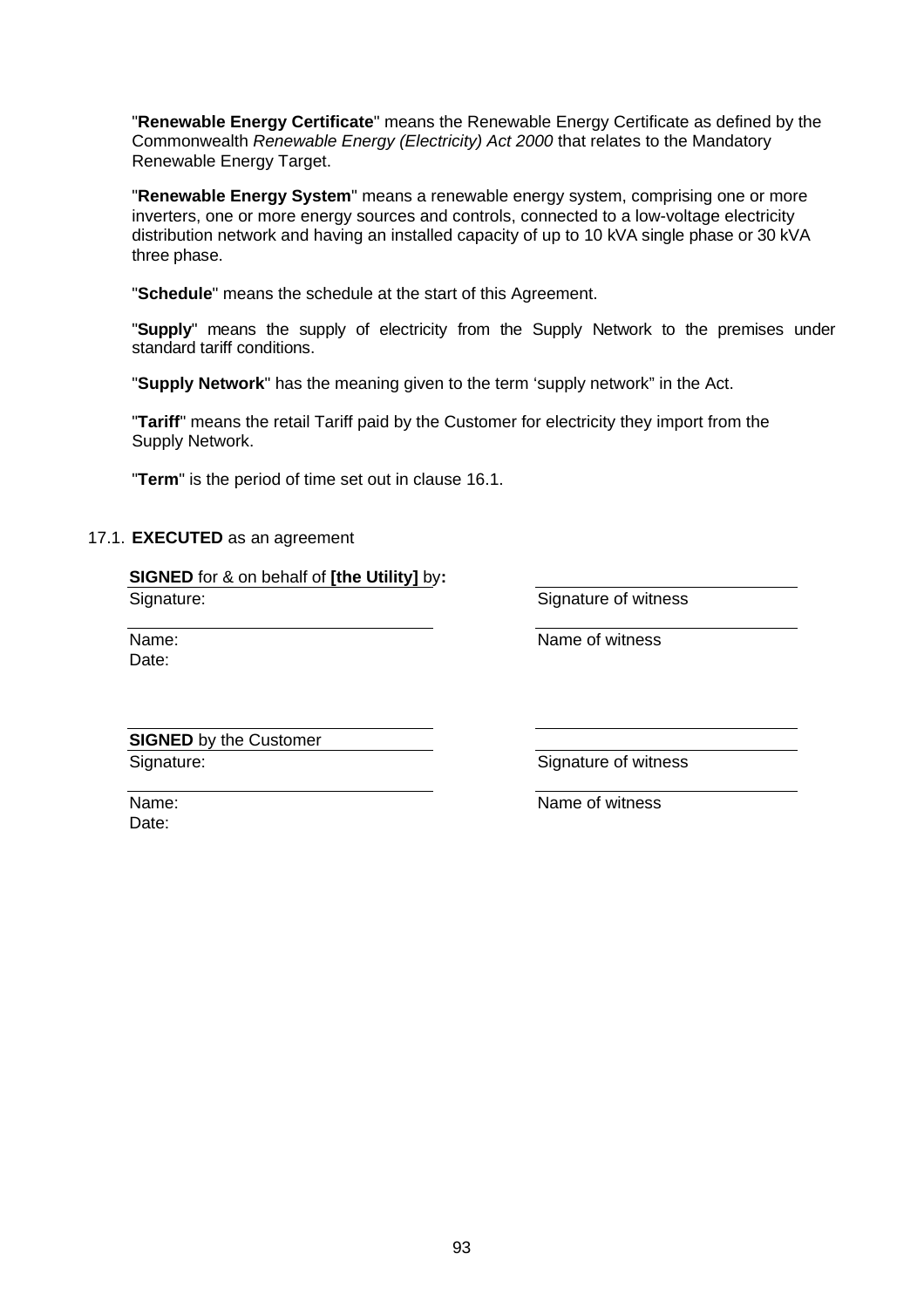"**Renewable Energy Certificate**" means the Renewable Energy Certificate as defined by the Commonwealth *Renewable Energy (Electricity) Act 2000* that relates to the Mandatory Renewable Energy Target.

"**Renewable Energy System**" means a renewable energy system, comprising one or more inverters, one or more energy sources and controls, connected to a low-voltage electricity distribution network and having an installed capacity of up to 10 kVA single phase or 30 kVA three phase.

"**Schedule**" means the schedule at the start of this Agreement.

"**Supply**" means the supply of electricity from the Supply Network to the premises under standard tariff conditions.

"**Supply Network**" has the meaning given to the term 'supply network" in the Act.

"**Tariff**" means the retail Tariff paid by the Customer for electricity they import from the Supply Network.

"**Term**" is the period of time set out in clause 16.1.

17.1. **EXECUTED** as an agreement

**SIGNED** for & on behalf of **[the Utility]** by**:**

Signature: ______________________ Signature of witness ______________________

Name: ______________________ Name of witness ______________________

Date:

**SIGNED** by the Customer

Signature: ______________________ Signature of witness ______________________

Name: ______________________ Name of witness ______________________

Date: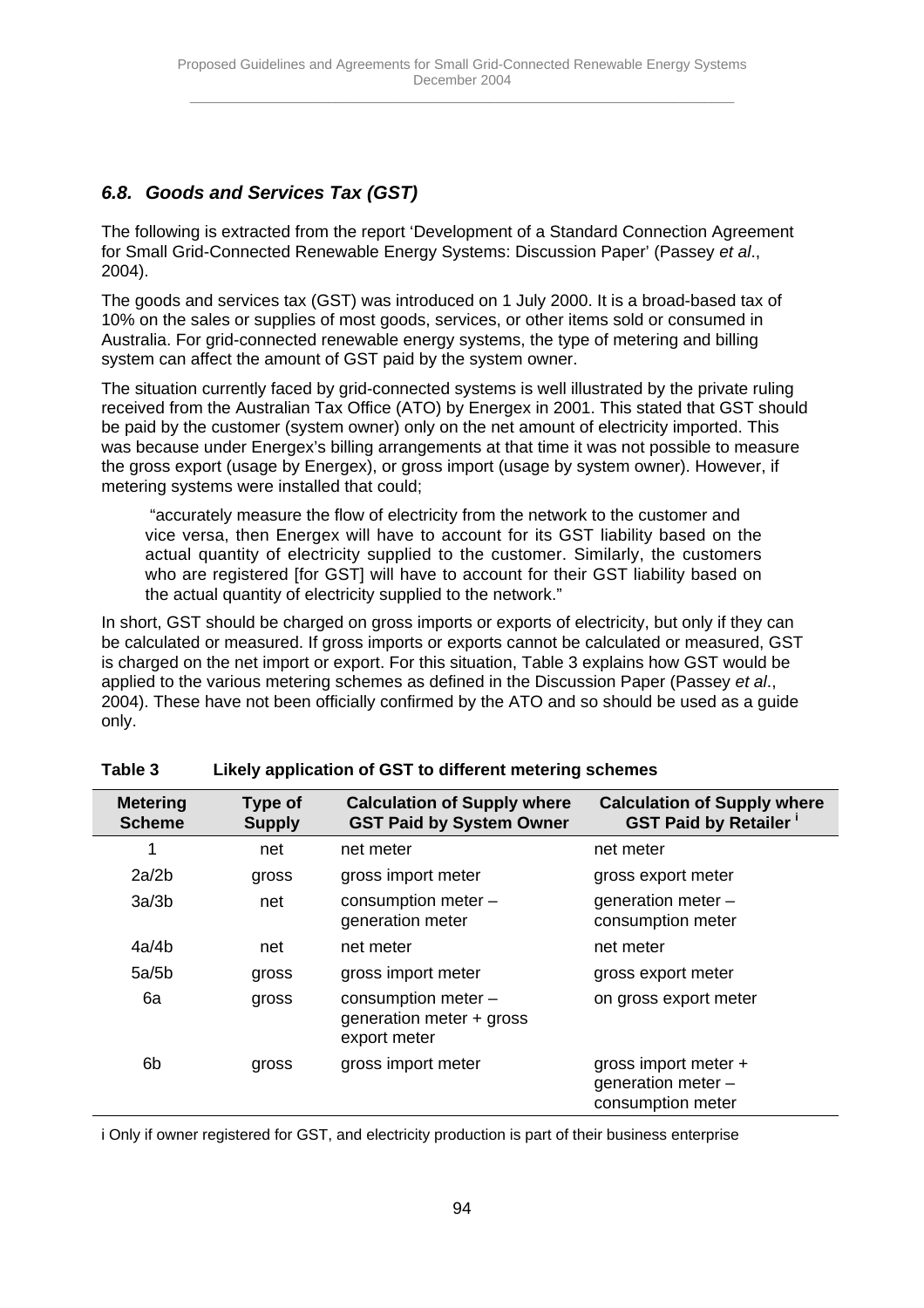### *6.8. Goods and Services Tax (GST)*

The following is extracted from the report 'Development of a Standard Connection Agreement for Small Grid-Connected Renewable Energy Systems: Discussion Paper' (Passey *et al*., 2004).

The goods and services tax (GST) was introduced on 1 July 2000. It is a broad-based tax of 10% on the sales or supplies of most goods, services, or other items sold or consumed in Australia. For grid-connected renewable energy systems, the type of metering and billing system can affect the amount of GST paid by the system owner.

The situation currently faced by grid-connected systems is well illustrated by the private ruling received from the Australian Tax Office (ATO) by Energex in 2001. This stated that GST should be paid by the customer (system owner) only on the net amount of electricity imported. This was because under Energex's billing arrangements at that time it was not possible to measure the gross export (usage by Energex), or gross import (usage by system owner). However, if metering systems were installed that could;

> "accurately measure the flow of electricity from the network to the customer and vice versa, then Energex will have to account for its GST liability based on the actual quantity of electricity supplied to the customer. Similarly, the customers who are registered [for GST] will have to account for their GST liability based on the actual quantity of electricity supplied to the network."

In short, GST should be charged on gross imports or exports of electricity, but only if they can be calculated or measured. If gross imports or exports cannot be calculated or measured, GST is charged on the net import or export. For this situation, Table 3 explains how GST would be applied to the various metering schemes as defined in the Discussion Paper (Passey *et al*., 2004). These have not been officially confirmed by the ATO and so should be used as a guide only.

**Table 3 Likely application of GST to different metering schemes**

| Metering Scheme | Type of Supply | Calculation of Supply where GST Paid by System Owner | Calculation of Supply where GST Paid by Retailer [i] |
|---|---|---|---|
| 1 | net | net meter | net meter |
| 2a/2b | gross | gross import meter | gross export meter |
| 3a/3b | net | consumption meter – generation meter | generation meter – consumption meter |
| 4a/4b | net | net meter | net meter |
| 5a/5b | gross | gross import meter | gross export meter |
| 6a | gross | consumption meter – generation meter + gross export meter | on gross export meter |
| 6b | gross | gross import meter | gross import meter + generation meter – consumption meter |

i Only if owner registered for GST, and electricity production is part of their business enterprise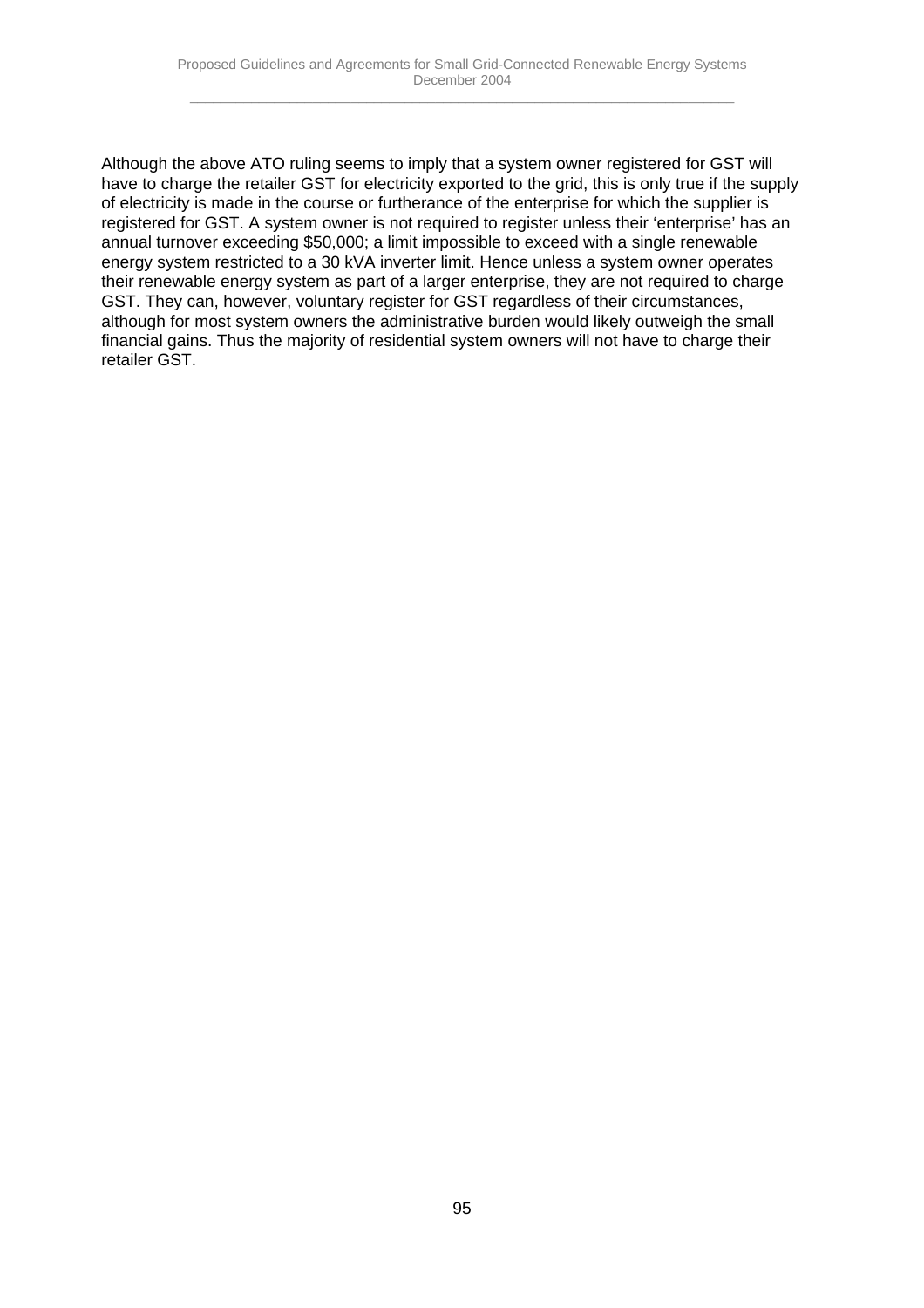Although the above ATO ruling seems to imply that a system owner registered for GST will have to charge the retailer GST for electricity exported to the grid, this is only true if the supply of electricity is made in the course or furtherance of the enterprise for which the supplier is registered for GST. A system owner is not required to register unless their ‘enterprise’ has an annual turnover exceeding $50,000; a limit impossible to exceed with a single renewable energy system restricted to a 30 kVA inverter limit. Hence unless a system owner operates their renewable energy system as part of a larger enterprise, they are not required to charge GST. They can, however, voluntary register for GST regardless of their circumstances, although for most system owners the administrative burden would likely outweigh the small financial gains. Thus the majority of residential system owners will not have to charge their retailer GST.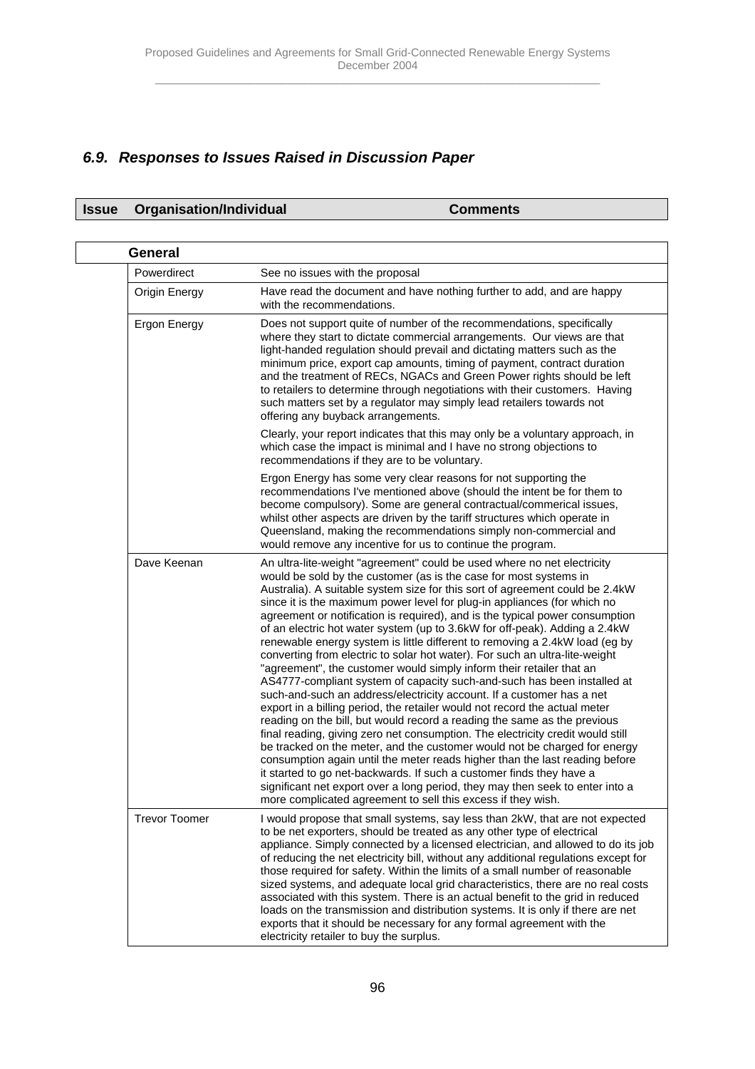### *6.9. Responses to Issues Raised in Discussion Paper*

| Issue | Organisation/Individual | Comments |
|---|---|---|
| | **General** | |
| | Powerdirect | See no issues with the proposal |
| | Origin Energy | Have read the document and have nothing further to add, and are happy with the recommendations. |
| | Ergon Energy | Does not support quite of number of the recommendations, specifically where they start to dictate commercial arrangements. Our views are that light-handed regulation should prevail and dictating matters such as the minimum price, export cap amounts, timing of payment, contract duration and the treatment of RECs, NGACs and Green Power rights should be left to retailers to determine through negotiations with their customers. Having such matters set by a regulator may simply lead retailers towards not offering any buyback arrangements.<br><br>Clearly, your report indicates that this may only be a voluntary approach, in which case the impact is minimal and I have no strong objections to recommendations if they are to be voluntary.<br><br>Ergon Energy has some very clear reasons for not supporting the recommendations I've mentioned above (should the intent be for them to become compulsory). Some are general contractual/commerical issues, whilst other aspects are driven by the tariff structures which operate in Queensland, making the recommendations simply non-commercial and would remove any incentive for us to continue the program. |
| | Dave Keenan | An ultra-lite-weight "agreement" could be used where no net electricity would be sold by the customer (as is the case for most systems in Australia). A suitable system size for this sort of agreement could be 2.4kW since it is the maximum power level for plug-in appliances (for which no agreement or notification is required), and is the typical power consumption of an electric hot water system (up to 3.6kW for off-peak). Adding a 2.4kW renewable energy system is little different to removing a 2.4kW load (eg by converting from electric to solar hot water). For such an ultra-lite-weight "agreement", the customer would simply inform their retailer that an AS4777-compliant system of capacity such-and-such has been installed at such-and-such an address/electricity account. If a customer has a net export in a billing period, the retailer would not record the actual meter reading on the bill, but would record a reading the same as the previous final reading, giving zero net consumption. The electricity credit would still be tracked on the meter, and the customer would not be charged for energy consumption again until the meter reads higher than the last reading before it started to go net-backwards. If such a customer finds they have a significant net export over a long period, they may then seek to enter into a more complicated agreement to sell this excess if they wish. |
| | Trevor Toomer | I would propose that small systems, say less than 2kW, that are not expected to be net exporters, should be treated as any other type of electrical appliance. Simply connected by a licensed electrician, and allowed to do its job of reducing the net electricity bill, without any additional regulations except for those required for safety. Within the limits of a small number of reasonable sized systems, and adequate local grid characteristics, there are no real costs associated with this system. There is an actual benefit to the grid in reduced loads on the transmission and distribution systems. It is only if there are net exports that it should be necessary for any formal agreement with the electricity retailer to buy the surplus. |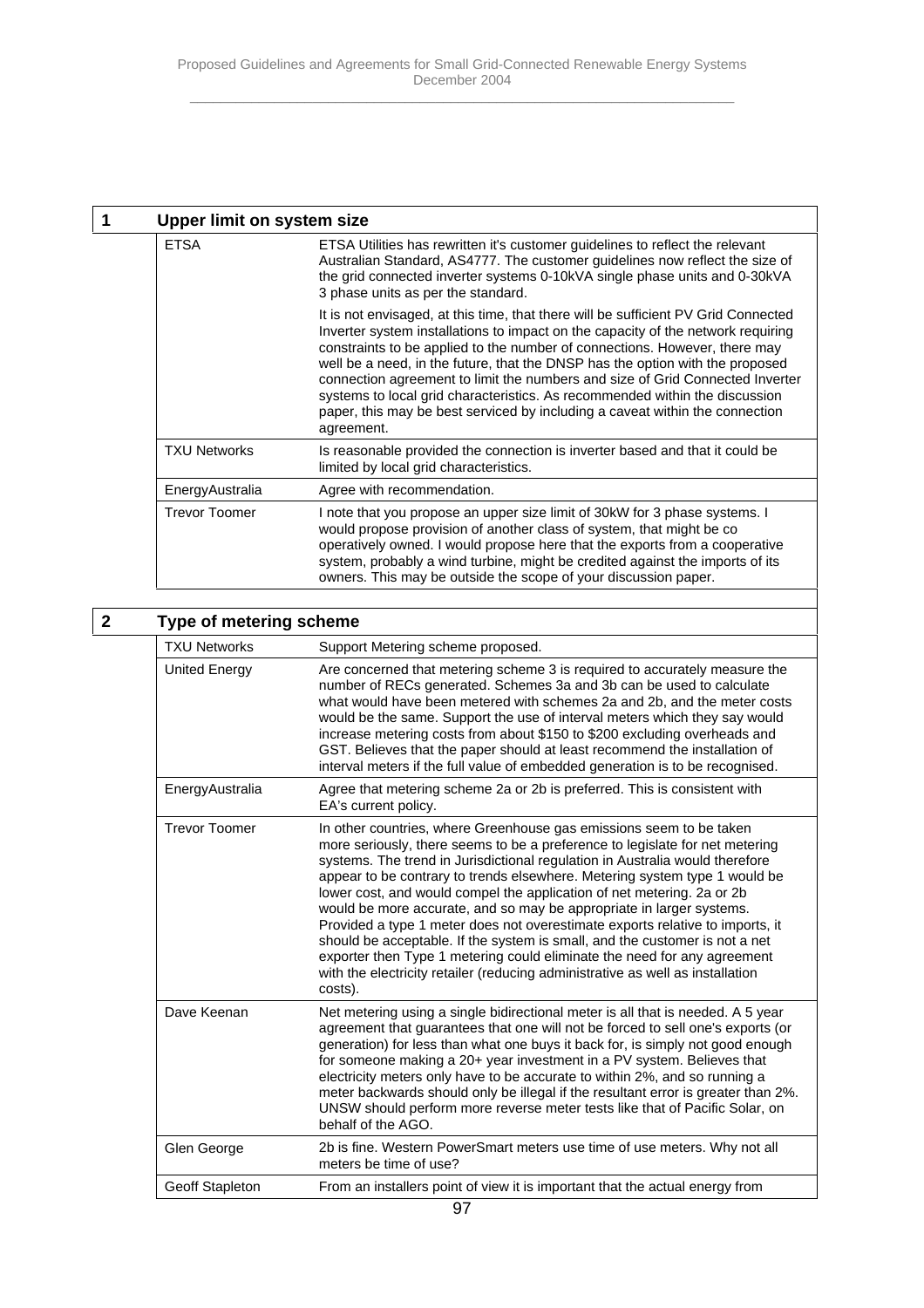| 1 | Upper limit on system size | |
|---|---|---|
| | ETSA | ETSA Utilities has rewritten it's customer guidelines to reflect the relevant Australian Standard, AS4777. The customer guidelines now reflect the size of the grid connected inverter systems 0-10kVA single phase units and 0-30kVA 3 phase units as per the standard.<br><br>It is not envisaged, at this time, that there will be sufficient PV Grid Connected Inverter system installations to impact on the capacity of the network requiring constraints to be applied to the number of connections. However, there may well be a need, in the future, that the DNSP has the option with the proposed connection agreement to limit the numbers and size of Grid Connected Inverter systems to local grid characteristics. As recommended within the discussion paper, this may be best serviced by including a caveat within the connection agreement. |
| | TXU Networks | Is reasonable provided the connection is inverter based and that it could be limited by local grid characteristics. |
| | EnergyAustralia | Agree with recommendation. |
| | Trevor Toomer | I note that you propose an upper size limit of 30kW for 3 phase systems. I would propose provision of another class of system, that might be co operatively owned. I would propose here that the exports from a cooperative system, probably a wind turbine, might be credited against the imports of its owners. This may be outside the scope of your discussion paper. |

| 2 | Type of metering scheme | |
|---|---|---|
| | TXU Networks | Support Metering scheme proposed. |
| | United Energy | Are concerned that metering scheme 3 is required to accurately measure the number of RECs generated. Schemes 3a and 3b can be used to calculate what would have been metered with schemes 2a and 2b, and the meter costs would be the same. Support the use of interval meters which they say would increase metering costs from about $150 to $200 excluding overheads and GST. Believes that the paper should at least recommend the installation of interval meters if the full value of embedded generation is to be recognised. |
| | EnergyAustralia | Agree that metering scheme 2a or 2b is preferred. This is consistent with EA's current policy. |
| | Trevor Toomer | In other countries, where Greenhouse gas emissions seem to be taken more seriously, there seems to be a preference to legislate for net metering systems. The trend in Jurisdictional regulation in Australia would therefore appear to be contrary to trends elsewhere. Metering system type 1 would be lower cost, and would compel the application of net metering. 2a or 2b would be more accurate, and so may be appropriate in larger systems. Provided a type 1 meter does not overestimate exports relative to imports, it should be acceptable. If the system is small, and the customer is not a net exporter then Type 1 metering could eliminate the need for any agreement with the electricity retailer (reducing administrative as well as installation costs). |
| | Dave Keenan | Net metering using a single bidirectional meter is all that is needed. A 5 year agreement that guarantees that one will not be forced to sell one's exports (or generation) for less than what one buys it back for, is simply not good enough for someone making a 20+ year investment in a PV system. Believes that electricity meters only have to be accurate to within 2%, and so running a meter backwards should only be illegal if the resultant error is greater than 2%. UNSW should perform more reverse meter tests like that of Pacific Solar, on behalf of the AGO. |
| | Glen George | 2b is fine. Western PowerSmart meters use time of use meters. Why not all meters be time of use? |
| | Geoff Stapleton | From an installers point of view it is important that the actual energy from |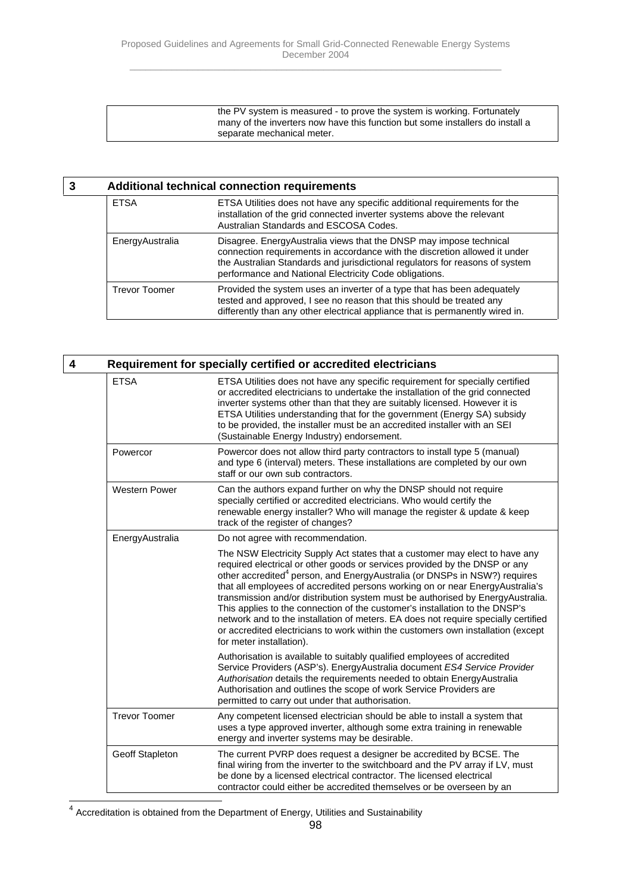| | |
|---|---|
| | the PV system is measured - to prove the system is working. Fortunately many of the inverters now have this function but some installers do install a separate mechanical meter. |

| 3 | Additional technical connection requirements | |
|---|---|---|
| | ETSA | ETSA Utilities does not have any specific additional requirements for the installation of the grid connected inverter systems above the relevant Australian Standards and ESCOSA Codes. |
| | EnergyAustralia | Disagree. EnergyAustralia views that the DNSP may impose technical connection requirements in accordance with the discretion allowed it under the Australian Standards and jurisdictional regulators for reasons of system performance and National Electricity Code obligations. |
| | Trevor Toomer | Provided the system uses an inverter of a type that has been adequately tested and approved, I see no reason that this should be treated any differently than any other electrical appliance that is permanently wired in. |

| 4 | Requirement for specially certified or accredited electricians | |
|---|---|---|
| | ETSA | ETSA Utilities does not have any specific requirement for specially certified or accredited electricians to undertake the installation of the grid connected inverter systems other than that they are suitably licensed. However it is ETSA Utilities understanding that for the government (Energy SA) subsidy to be provided, the installer must be an accredited installer with an SEI (Sustainable Energy Industry) endorsement. |
| | Powercor | Powercor does not allow third party contractors to install type 5 (manual) and type 6 (interval) meters. These installations are completed by our own staff or our own sub contractors. |
| | Western Power | Can the authors expand further on why the DNSP should not require specially certified or accredited electricians. Who would certify the renewable energy installer? Who will manage the register & update & keep track of the register of changes? |
| | EnergyAustralia | Do not agree with recommendation.<br><br>The NSW Electricity Supply Act states that a customer may elect to have any required electrical or other goods or services provided by the DNSP or any other accredited[4] person, and EnergyAustralia (or DNSPs in NSW?) requires that all employees of accredited persons working on or near EnergyAustralia's transmission and/or distribution system must be authorised by EnergyAustralia. This applies to the connection of the customer's installation to the DNSP's network and to the installation of meters. EA does not require specially certified or accredited electricians to work within the customers own installation (except for meter installation).<br><br>Authorisation is available to suitably qualified employees of accredited Service Providers (ASP's). EnergyAustralia document *ES4 Service Provider Authorisation* details the requirements needed to obtain EnergyAustralia Authorisation and outlines the scope of work Service Providers are permitted to carry out under that authorisation. |
| | Trevor Toomer | Any competent licensed electrician should be able to install a system that uses a type approved inverter, although some extra training in renewable energy and inverter systems may be desirable. |
| | Geoff Stapleton | The current PVRP does request a designer be accredited by BCSE. The final wiring from the inverter to the switchboard and the PV array if LV, must be done by a licensed electrical contractor. The licensed electrical contractor could either be accredited themselves or be overseen by an |

[4] Accreditation is obtained from the Department of Energy, Utilities and Sustainability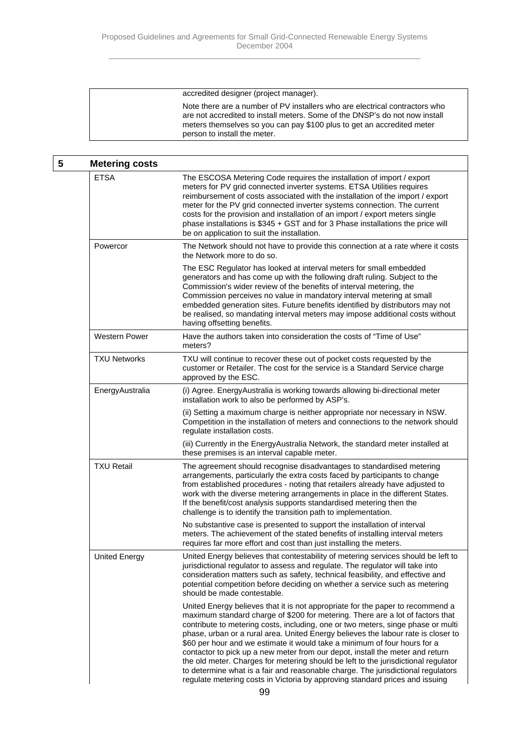| | |
|---|---|
| | accredited designer (project manager).<br><br>Note there are a number of PV installers who are electrical contractors who are not accredited to install meters. Some of the DNSP's do not now install meters themselves so you can pay $100 plus to get an accredited meter person to install the meter. |

| 5 | Metering costs | |
|---|---|---|
| | ETSA | The ESCOSA Metering Code requires the installation of import / export meters for PV grid connected inverter systems. ETSA Utilities requires reimbursement of costs associated with the installation of the import / export meter for the PV grid connected inverter systems connection. The current costs for the provision and installation of an import / export meters single phase installations is $345 + GST and for 3 Phase installations the price will be on application to suit the installation. |
| | Powercor | The Network should not have to provide this connection at a rate where it costs the Network more to do so.<br><br>The ESC Regulator has looked at interval meters for small embedded generators and has come up with the following draft ruling. Subject to the Commission's wider review of the benefits of interval metering, the Commission perceives no value in mandatory interval metering at small embedded generation sites. Future benefits identified by distributors may not be realised, so mandating interval meters may impose additional costs without having offsetting benefits. |
| | Western Power | Have the authors taken into consideration the costs of "Time of Use" meters? |
| | TXU Networks | TXU will continue to recover these out of pocket costs requested by the customer or Retailer. The cost for the service is a Standard Service charge approved by the ESC. |
| | EnergyAustralia | (i) Agree. EnergyAustralia is working towards allowing bi-directional meter installation work to also be performed by ASP's.<br><br>(ii) Setting a maximum charge is neither appropriate nor necessary in NSW. Competition in the installation of meters and connections to the network should regulate installation costs.<br><br>(iii) Currently in the EnergyAustralia Network, the standard meter installed at these premises is an interval capable meter. |
| | TXU Retail | The agreement should recognise disadvantages to standardised metering arrangements, particularly the extra costs faced by participants to change from established procedures - noting that retailers already have adjusted to work with the diverse metering arrangements in place in the different States. If the benefit/cost analysis supports standardised metering then the challenge is to identify the transition path to implementation.<br><br>No substantive case is presented to support the installation of interval meters. The achievement of the stated benefits of installing interval meters requires far more effort and cost than just installing the meters. |
| | United Energy | United Energy believes that contestability of metering services should be left to jurisdictional regulator to assess and regulate. The regulator will take into consideration matters such as safety, technical feasibility, and effective and potential competition before deciding on whether a service such as metering should be made contestable.<br><br>United Energy believes that it is not appropriate for the paper to recommend a maximum standard charge of $200 for metering. There are a lot of factors that contribute to metering costs, including, one or two meters, singe phase or multi phase, urban or a rural area. United Energy believes the labour rate is closer to $60 per hour and we estimate it would take a minimum of four hours for a contactor to pick up a new meter from our depot, install the meter and return the old meter. Charges for metering should be left to the jurisdictional regulator to determine what is a fair and reasonable charge. The jurisdictional regulators regulate metering costs in Victoria by approving standard prices and issuing |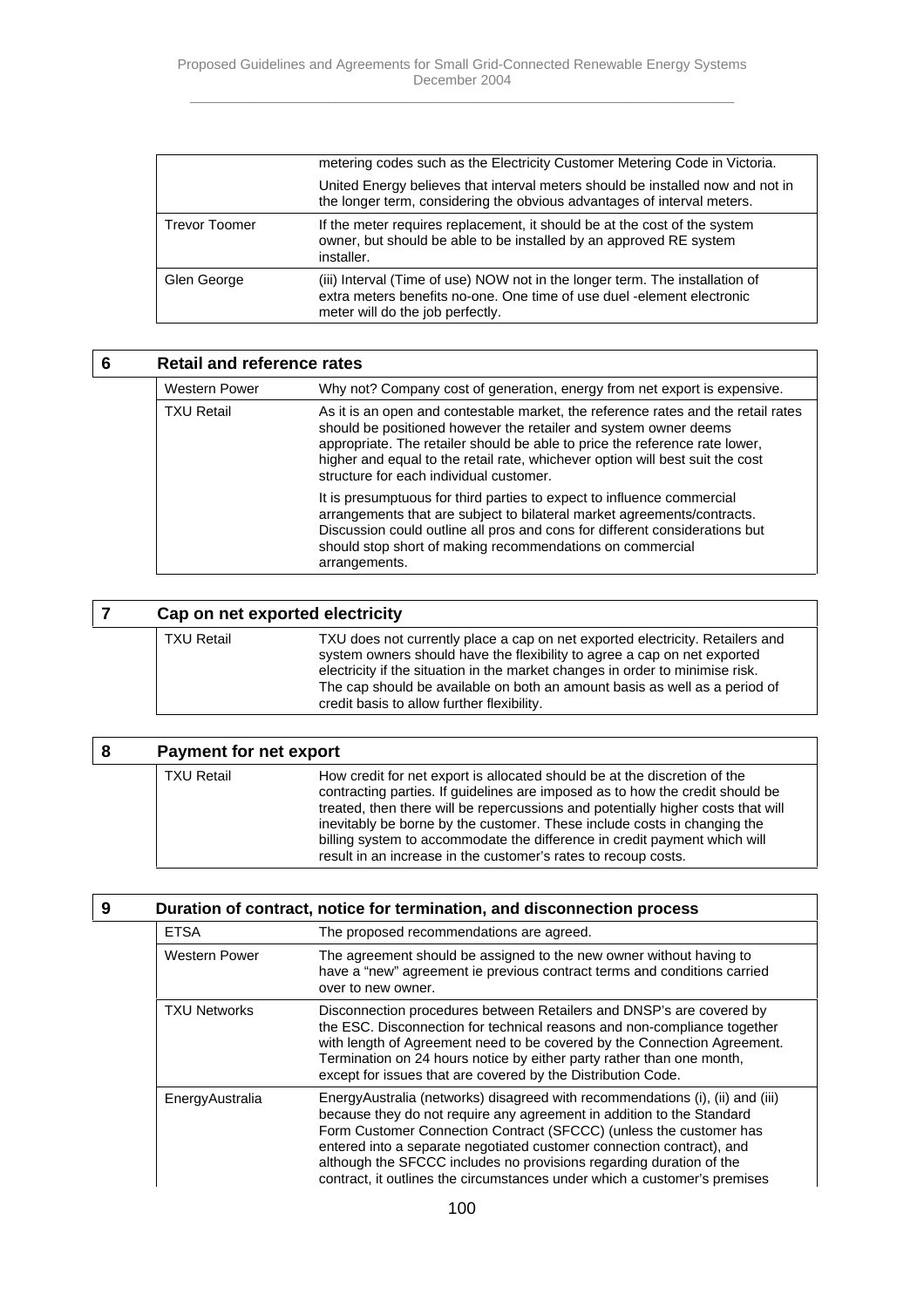| | |
|---|---|
| | metering codes such as the Electricity Customer Metering Code in Victoria.<br><br>United Energy believes that interval meters should be installed now and not in the longer term, considering the obvious advantages of interval meters. |
| Trevor Toomer | If the meter requires replacement, it should be at the cost of the system owner, but should be able to be installed by an approved RE system installer. |
| Glen George | (iii) Interval (Time of use) NOW not in the longer term. The installation of extra meters benefits no-one. One time of use duel -element electronic meter will do the job perfectly. |

## 6 Retail and reference rates

| | |
|---|---|
| Western Power | Why not? Company cost of generation, energy from net export is expensive. |
| TXU Retail | As it is an open and contestable market, the reference rates and the retail rates should be positioned however the retailer and system owner deems appropriate. The retailer should be able to price the reference rate lower, higher and equal to the retail rate, whichever option will best suit the cost structure for each individual customer.<br><br>It is presumptuous for third parties to expect to influence commercial arrangements that are subject to bilateral market agreements/contracts. Discussion could outline all pros and cons for different considerations but should stop short of making recommendations on commercial arrangements. |

## 7 Cap on net exported electricity

| | |
|---|---|
| TXU Retail | TXU does not currently place a cap on net exported electricity. Retailers and system owners should have the flexibility to agree a cap on net exported electricity if the situation in the market changes in order to minimise risk. The cap should be available on both an amount basis as well as a period of credit basis to allow further flexibility. |

## 8 Payment for net export

| | |
|---|---|
| TXU Retail | How credit for net export is allocated should be at the discretion of the contracting parties. If guidelines are imposed as to how the credit should be treated, then there will be repercussions and potentially higher costs that will inevitably be borne by the customer. These include costs in changing the billing system to accommodate the difference in credit payment which will result in an increase in the customer's rates to recoup costs. |

## 9 Duration of contract, notice for termination, and disconnection process

| | |
|---|---|
| ETSA | The proposed recommendations are agreed. |
| Western Power | The agreement should be assigned to the new owner without having to have a "new" agreement ie previous contract terms and conditions carried over to new owner. |
| TXU Networks | Disconnection procedures between Retailers and DNSP's are covered by the ESC. Disconnection for technical reasons and non-compliance together with length of Agreement need to be covered by the Connection Agreement. Termination on 24 hours notice by either party rather than one month, except for issues that are covered by the Distribution Code. |
| EnergyAustralia | EnergyAustralia (networks) disagreed with recommendations (i), (ii) and (iii) because they do not require any agreement in addition to the Standard Form Customer Connection Contract (SFCCC) (unless the customer has entered into a separate negotiated customer connection contract), and although the SFCCC includes no provisions regarding duration of the contract, it outlines the circumstances under which a customer's premises |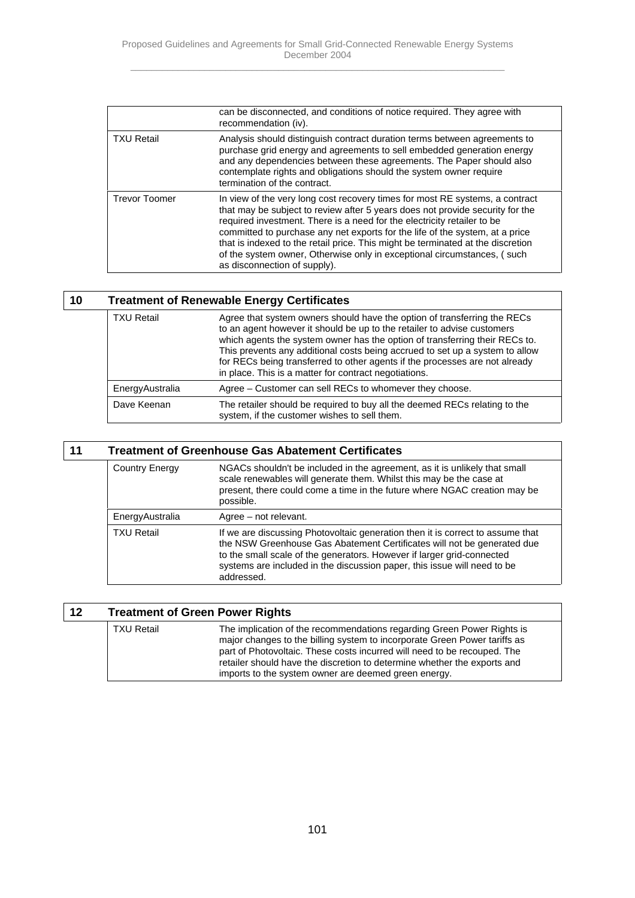| | |
|---|---|
| | can be disconnected, and conditions of notice required. They agree with recommendation (iv). |
| TXU Retail | Analysis should distinguish contract duration terms between agreements to purchase grid energy and agreements to sell embedded generation energy and any dependencies between these agreements. The Paper should also contemplate rights and obligations should the system owner require termination of the contract. |
| Trevor Toomer | In view of the very long cost recovery times for most RE systems, a contract that may be subject to review after 5 years does not provide security for the required investment. There is a need for the electricity retailer to be committed to purchase any net exports for the life of the system, at a price that is indexed to the retail price. This might be terminated at the discretion of the system owner, Otherwise only in exceptional circumstances, ( such as disconnection of supply). |

## 10 Treatment of Renewable Energy Certificates

| | |
|---|---|
| TXU Retail | Agree that system owners should have the option of transferring the RECs to an agent however it should be up to the retailer to advise customers which agents the system owner has the option of transferring their RECs to. This prevents any additional costs being accrued to set up a system to allow for RECs being transferred to other agents if the processes are not already in place. This is a matter for contract negotiations. |
| EnergyAustralia | Agree – Customer can sell RECs to whomever they choose. |
| Dave Keenan | The retailer should be required to buy all the deemed RECs relating to the system, if the customer wishes to sell them. |

## 11 Treatment of Greenhouse Gas Abatement Certificates

| | |
|---|---|
| Country Energy | NGACs shouldn't be included in the agreement, as it is unlikely that small scale renewables will generate them. Whilst this may be the case at present, there could come a time in the future where NGAC creation may be possible. |
| EnergyAustralia | Agree – not relevant. |
| TXU Retail | If we are discussing Photovoltaic generation then it is correct to assume that the NSW Greenhouse Gas Abatement Certificates will not be generated due to the small scale of the generators. However if larger grid-connected systems are included in the discussion paper, this issue will need to be addressed. |

## 12 Treatment of Green Power Rights

| | |
|---|---|
| TXU Retail | The implication of the recommendations regarding Green Power Rights is major changes to the billing system to incorporate Green Power tariffs as part of Photovoltaic. These costs incurred will need to be recouped. The retailer should have the discretion to determine whether the exports and imports to the system owner are deemed green energy. |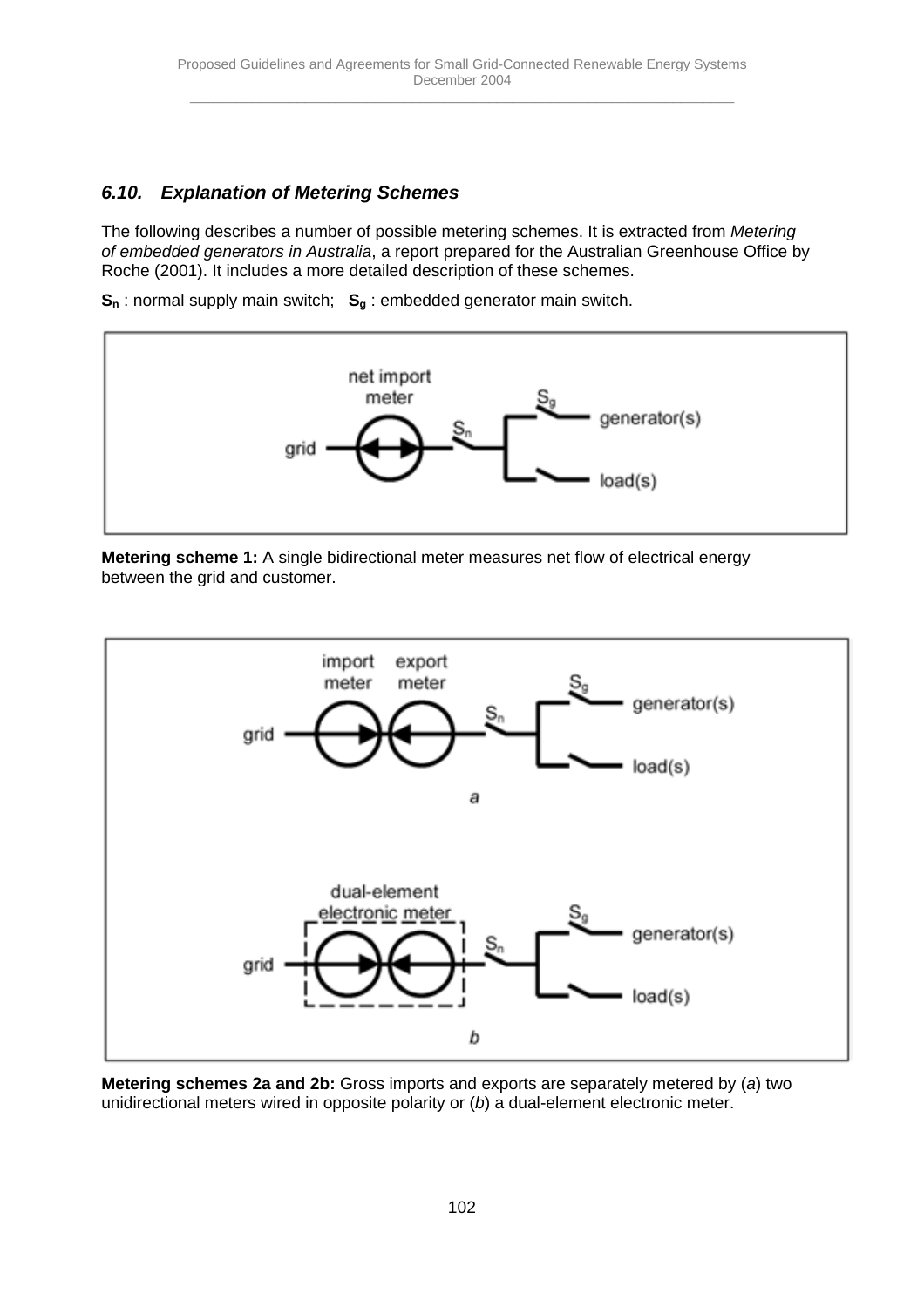### 6.10. Explanation of Metering Schemes

The following describes a number of possible metering schemes. It is extracted from *Metering of embedded generators in Australia*, a report prepared for the Australian Greenhouse Office by Roche (2001). It includes a more detailed description of these schemes.

**$S_n$** : normal supply main switch;  **$S_g$** : embedded generator main switch.

**Metering scheme 1:** A single bidirectional meter measures net flow of electrical energy between the grid and customer.

**Metering schemes 2a and 2b:** Gross imports and exports are separately metered by (*a*) two unidirectional meters wired in opposite polarity or (*b*) a dual-element electronic meter.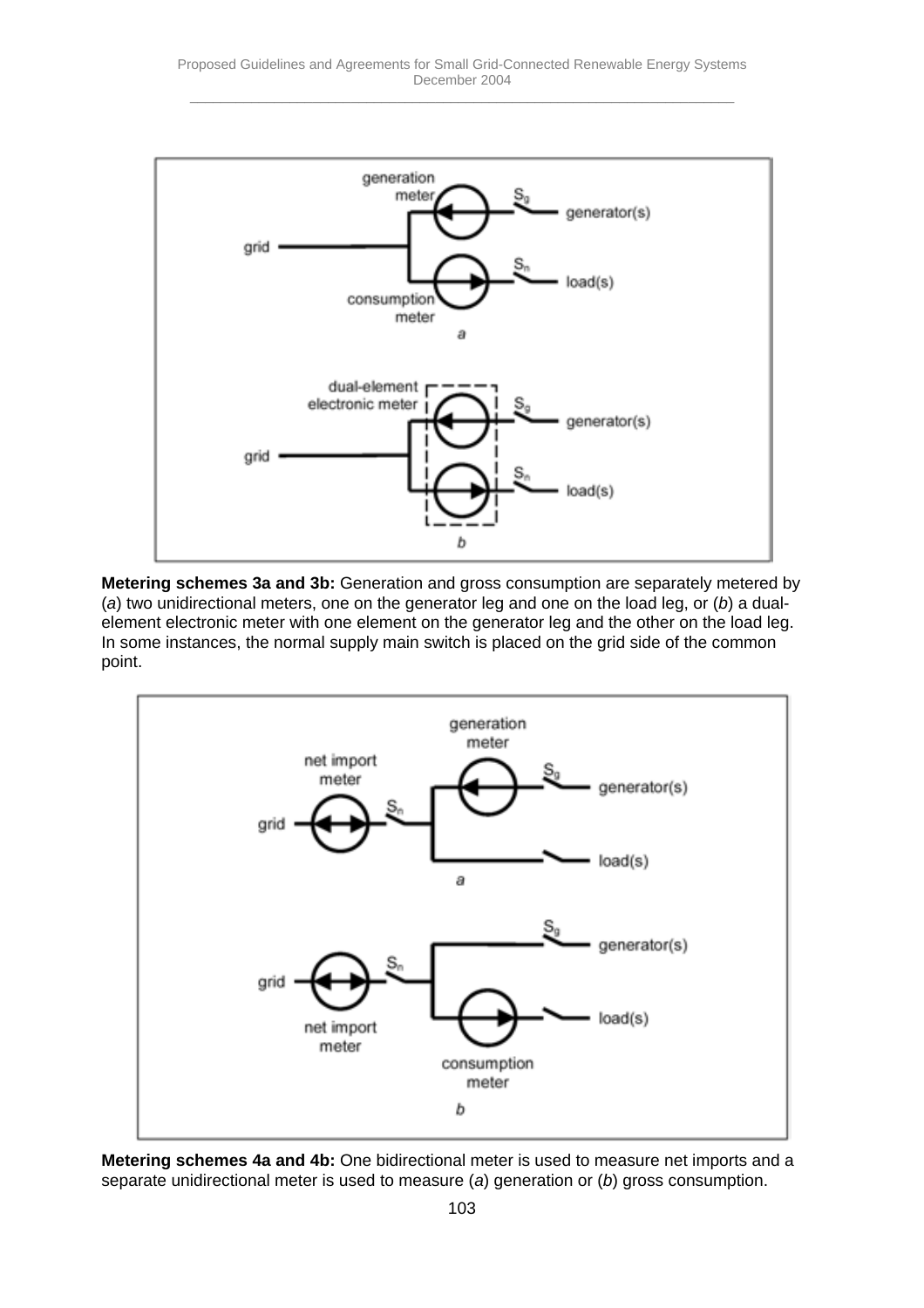**Metering schemes 3a and 3b:** Generation and gross consumption are separately metered by (*a*) two unidirectional meters, one on the generator leg and one on the load leg, or (*b*) a dual-element electronic meter with one element on the generator leg and the other on the load leg. In some instances, the normal supply main switch is placed on the grid side of the common point.

**Metering schemes 4a and 4b:** One bidirectional meter is used to measure net imports and a separate unidirectional meter is used to measure (*a*) generation or (*b*) gross consumption.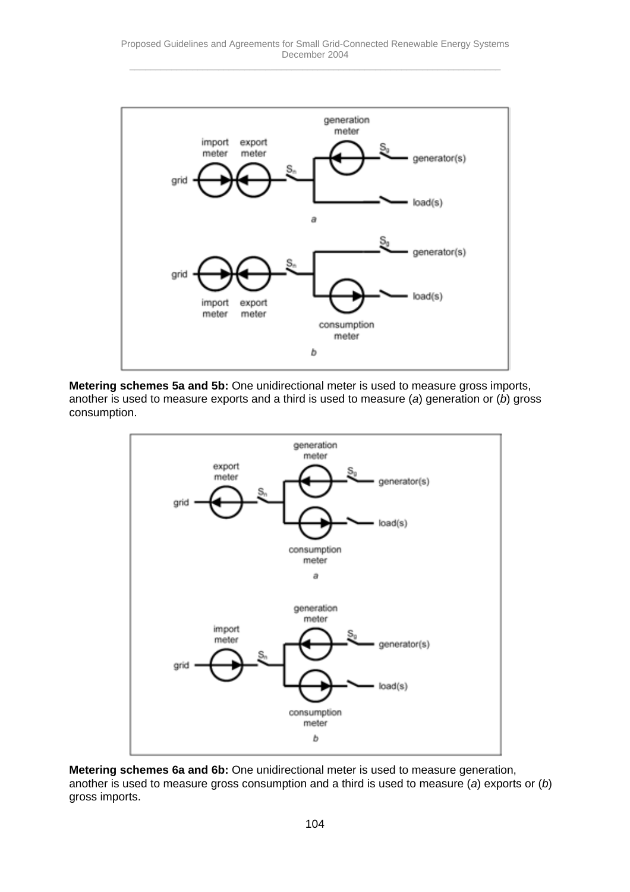**Metering schemes 5a and 5b:** One unidirectional meter is used to measure gross imports, another is used to measure exports and a third is used to measure (*a*) generation or (*b*) gross consumption.

**Metering schemes 6a and 6b:** One unidirectional meter is used to measure generation, another is used to measure gross consumption and a third is used to measure (*a*) exports or (*b*) gross imports.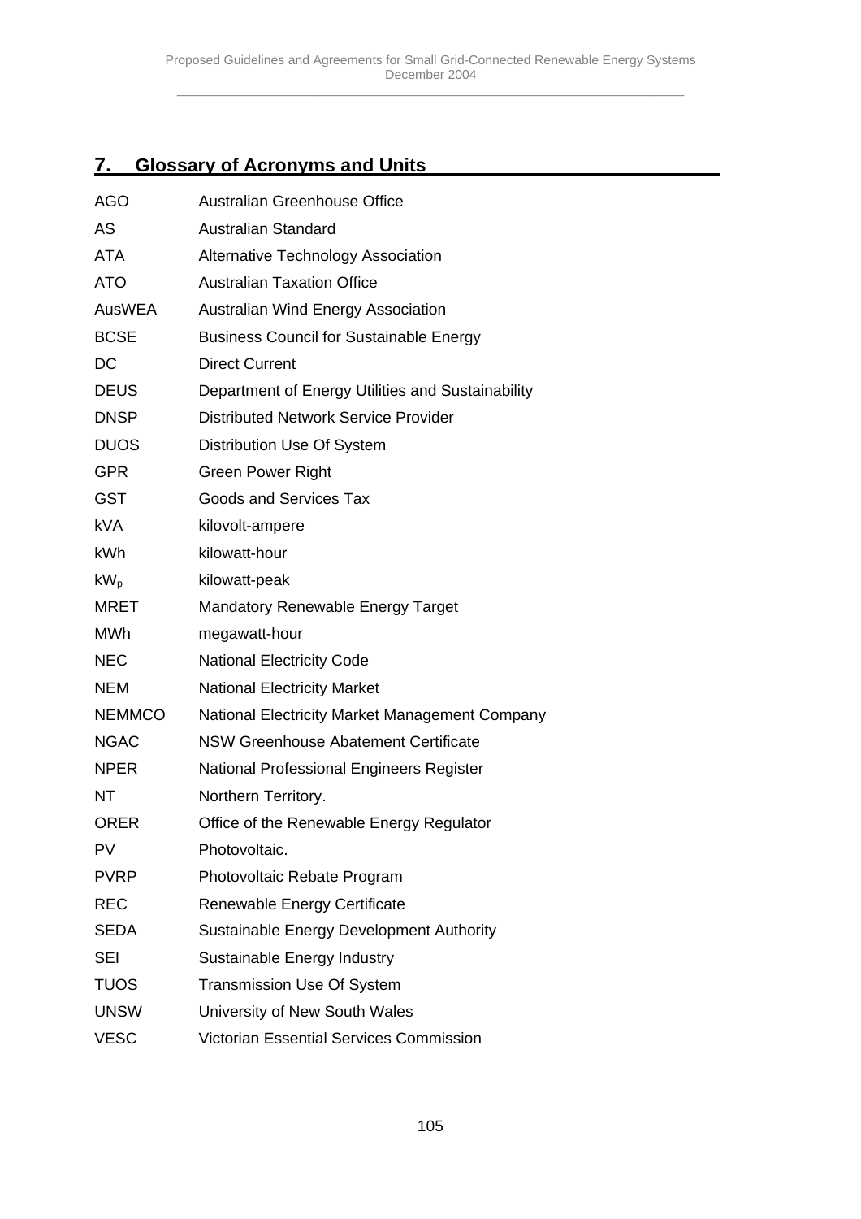## 7. Glossary of Acronyms and Units

| | |
|---|---|
| AGO | Australian Greenhouse Office |
| AS | Australian Standard |
| ATA | Alternative Technology Association |
| ATO | Australian Taxation Office |
| AusWEA | Australian Wind Energy Association |
| BCSE | Business Council for Sustainable Energy |
| DC | Direct Current |
| DEUS | Department of Energy Utilities and Sustainability |
| DNSP | Distributed Network Service Provider |
| DUOS | Distribution Use Of System |
| GPR | Green Power Right |
| GST | Goods and Services Tax |
| kVA | kilovolt-ampere |
| kWh | kilowatt-hour |
| $kW_p$ | kilowatt-peak |
| MRET | Mandatory Renewable Energy Target |
| MWh | megawatt-hour |
| NEC | National Electricity Code |
| NEM | National Electricity Market |
| NEMMCO | National Electricity Market Management Company |
| NGAC | NSW Greenhouse Abatement Certificate |
| NPER | National Professional Engineers Register |
| NT | Northern Territory. |
| ORER | Office of the Renewable Energy Regulator |
| PV | Photovoltaic. |
| PVRP | Photovoltaic Rebate Program |
| REC | Renewable Energy Certificate |
| SEDA | Sustainable Energy Development Authority |
| SEI | Sustainable Energy Industry |
| TUOS | Transmission Use Of System |
| UNSW | University of New South Wales |
| VESC | Victorian Essential Services Commission |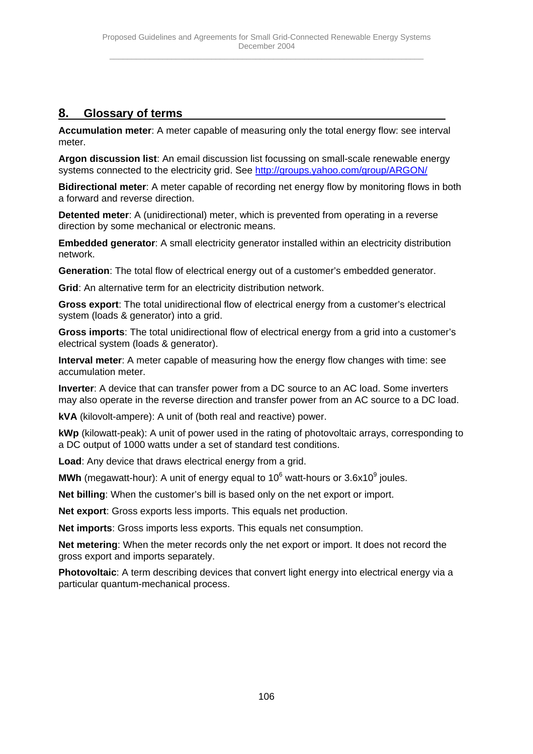## 8. Glossary of terms

**Accumulation meter**: A meter capable of measuring only the total energy flow: see interval meter.

**Argon discussion list**: An email discussion list focussing on small-scale renewable energy systems connected to the electricity grid. See http://groups.yahoo.com/group/ARGON/

**Bidirectional meter**: A meter capable of recording net energy flow by monitoring flows in both a forward and reverse direction.

**Detented meter**: A (unidirectional) meter, which is prevented from operating in a reverse direction by some mechanical or electronic means.

**Embedded generator**: A small electricity generator installed within an electricity distribution network.

**Generation**: The total flow of electrical energy out of a customer's embedded generator.

**Grid**: An alternative term for an electricity distribution network.

**Gross export**: The total unidirectional flow of electrical energy from a customer's electrical system (loads & generator) into a grid.

**Gross imports**: The total unidirectional flow of electrical energy from a grid into a customer's electrical system (loads & generator).

**Interval meter**: A meter capable of measuring how the energy flow changes with time: see accumulation meter.

**Inverter**: A device that can transfer power from a DC source to an AC load. Some inverters may also operate in the reverse direction and transfer power from an AC source to a DC load.

**kVA** (kilovolt-ampere): A unit of (both real and reactive) power.

**kWp** (kilowatt-peak): A unit of power used in the rating of photovoltaic arrays, corresponding to a DC output of 1000 watts under a set of standard test conditions.

**Load**: Any device that draws electrical energy from a grid.

**MWh** (megawatt-hour): A unit of energy equal to $10^6$ watt-hours or $3.6 \times 10^9$ joules.

**Net billing**: When the customer's bill is based only on the net export or import.

**Net export**: Gross exports less imports. This equals net production.

**Net imports**: Gross imports less exports. This equals net consumption.

**Net metering**: When the meter records only the net export or import. It does not record the gross export and imports separately.

**Photovoltaic**: A term describing devices that convert light energy into electrical energy via a particular quantum-mechanical process.